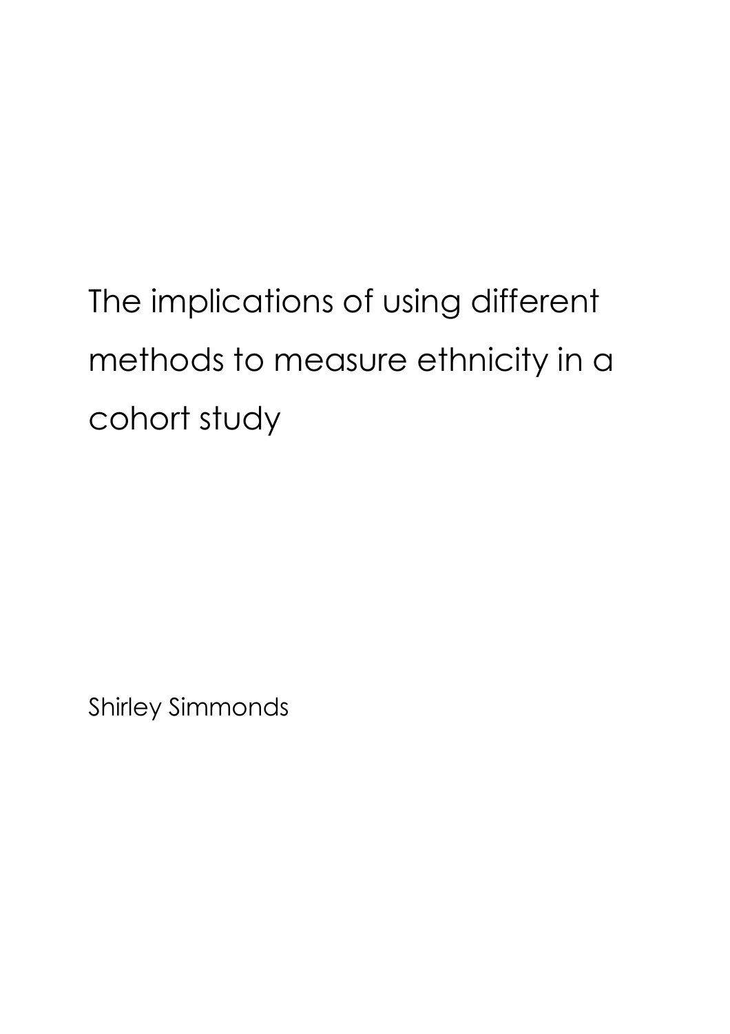# The implications of using different methods to measure ethnicity in a cohort study

Shirley Simmonds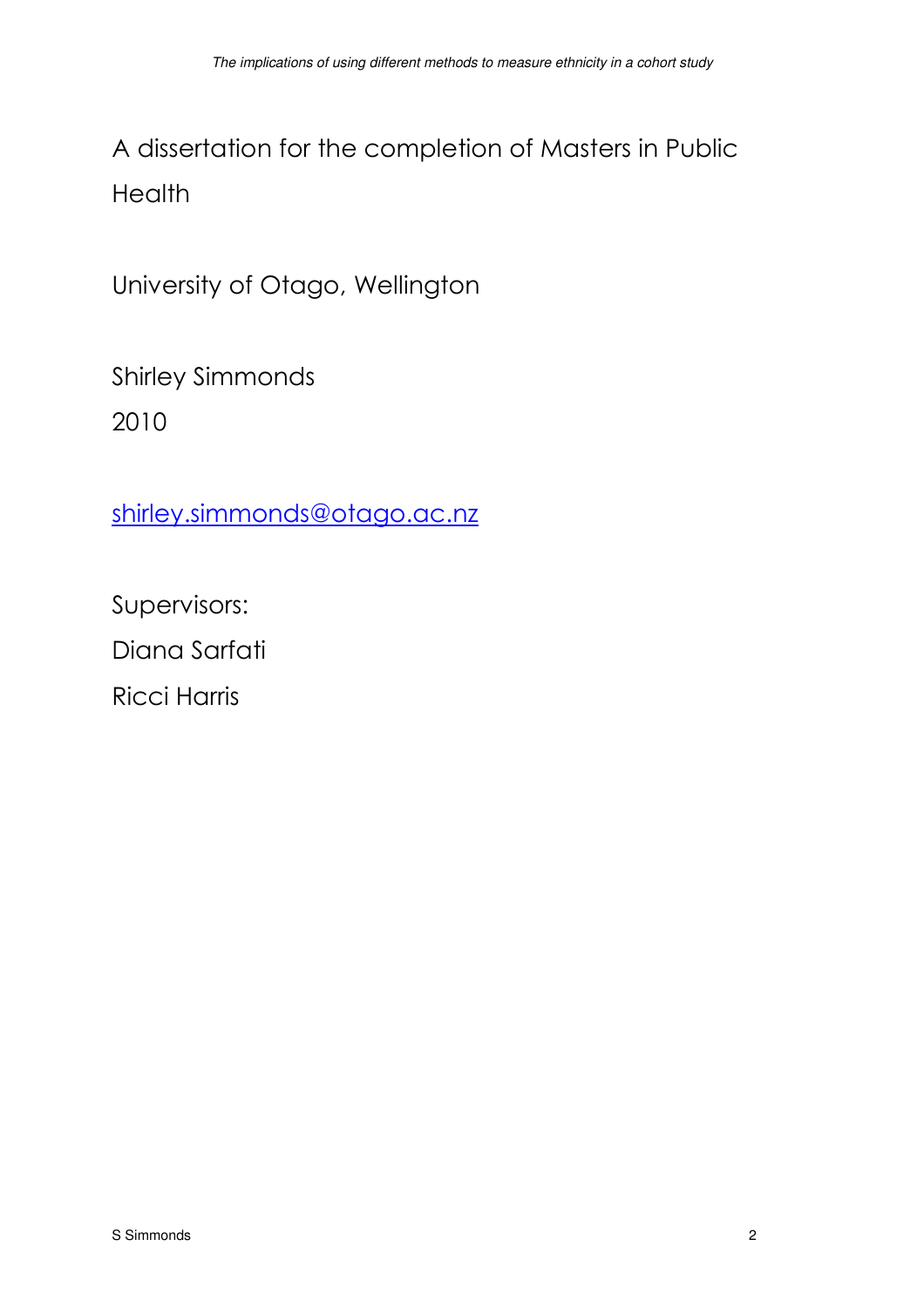A dissertation for the completion of Masters in Public Health

University of Otago, Wellington

Shirley Simmonds
2010

shirley.simmonds@otago.ac.nz

Supervisors:
Diana Sarfati
Ricci Harris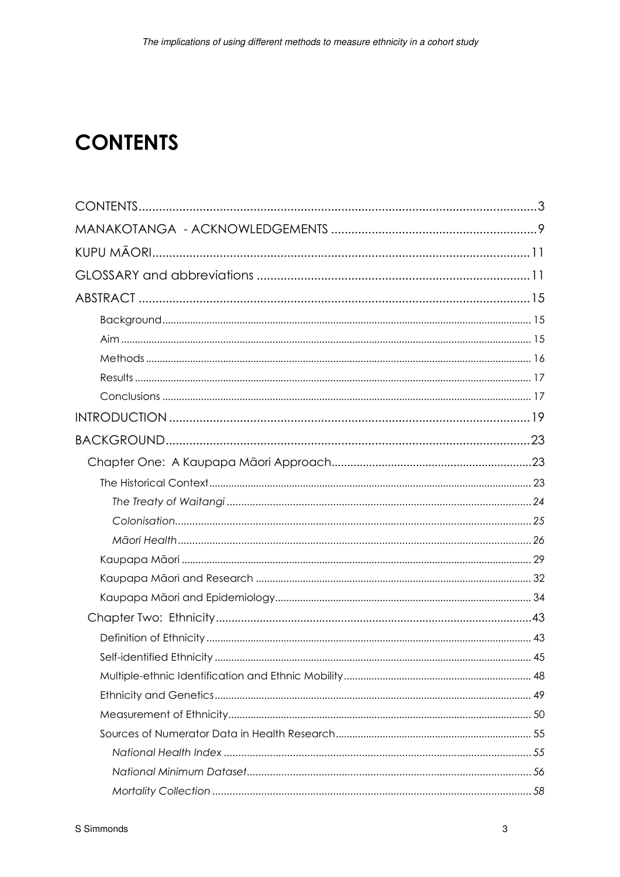# CONTENTS

CONTENTS .......... 3
MANAKOTANGA - ACKNOWLEDGEMENTS .......... 9
KUPU MĀORI .......... 11
GLOSSARY and abbreviations .......... 11
ABSTRACT .......... 15
- Background .......... 15
- Aim .......... 15
- Methods .......... 16
- Results .......... 17
- Conclusions .......... 17

INTRODUCTION .......... 19
BACKGROUND .......... 23
- Chapter One: A Kaupapa Māori Approach .......... 23
  - The Historical Context .......... 23
    - *The Treaty of Waitangi* .......... 24
    - *Colonisation* .......... 25
    - *Māori Health* .......... 26
  - Kaupapa Māori .......... 29
  - Kaupapa Māori and Research .......... 32
  - Kaupapa Māori and Epidemiology .......... 34
- Chapter Two: Ethnicity .......... 43
  - Definition of Ethnicity .......... 43
  - Self-identified Ethnicity .......... 45
  - Multiple-ethnic Identification and Ethnic Mobility .......... 48
  - Ethnicity and Genetics .......... 49
  - Measurement of Ethnicity .......... 50
  - Sources of Numerator Data in Health Research .......... 55
    - *National Health Index* .......... 55
    - *National Minimum Dataset* .......... 56
    - *Mortality Collection* .......... 58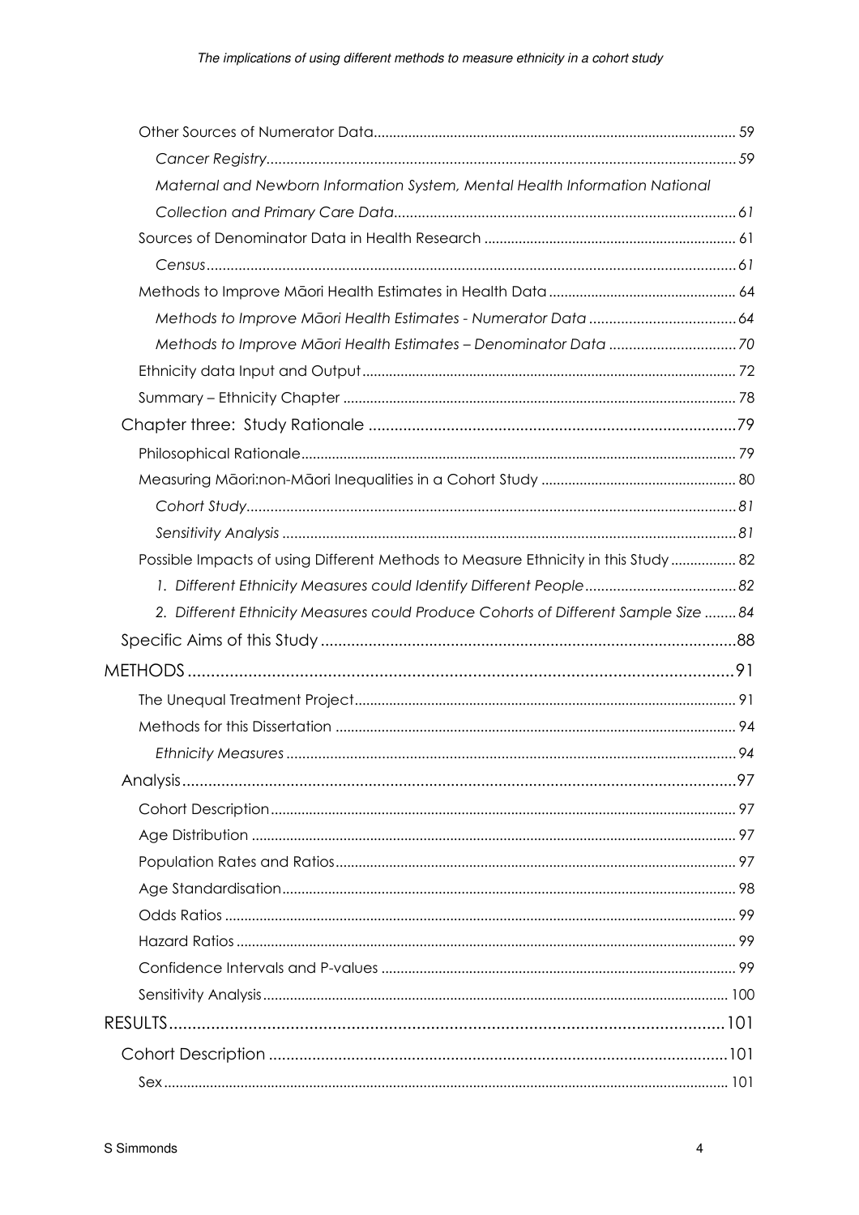Other Sources of Numerator Data ..... 59

*Cancer Registry* ..... 59

*Maternal and Newborn Information System, Mental Health Information National Collection and Primary Care Data* ..... 61

Sources of Denominator Data in Health Research ..... 61

*Census* ..... 61

Methods to Improve Māori Health Estimates in Health Data ..... 64

*Methods to Improve Māori Health Estimates - Numerator Data* ..... 64

*Methods to Improve Māori Health Estimates – Denominator Data* ..... 70

Ethnicity data Input and Output ..... 72

Summary – Ethnicity Chapter ..... 78

Chapter three: Study Rationale ..... 79

Philosophical Rationale ..... 79

Measuring Māori:non-Māori Inequalities in a Cohort Study ..... 80

*Cohort Study* ..... 81

*Sensitivity Analysis* ..... 81

Possible Impacts of using Different Methods to Measure Ethnicity in this Study ..... 82

*1. Different Ethnicity Measures could Identify Different People* ..... 82

*2. Different Ethnicity Measures could Produce Cohorts of Different Sample Size* ..... 84

Specific Aims of this Study ..... 88

METHODS ..... 91

The Unequal Treatment Project ..... 91

Methods for this Dissertation ..... 94

*Ethnicity Measures* ..... 94

Analysis ..... 97

Cohort Description ..... 97

Age Distribution ..... 97

Population Rates and Ratios ..... 97

Age Standardisation ..... 98

Odds Ratios ..... 99

Hazard Ratios ..... 99

Confidence Intervals and P-values ..... 99

Sensitivity Analysis ..... 100

RESULTS ..... 101

Cohort Description ..... 101

Sex ..... 101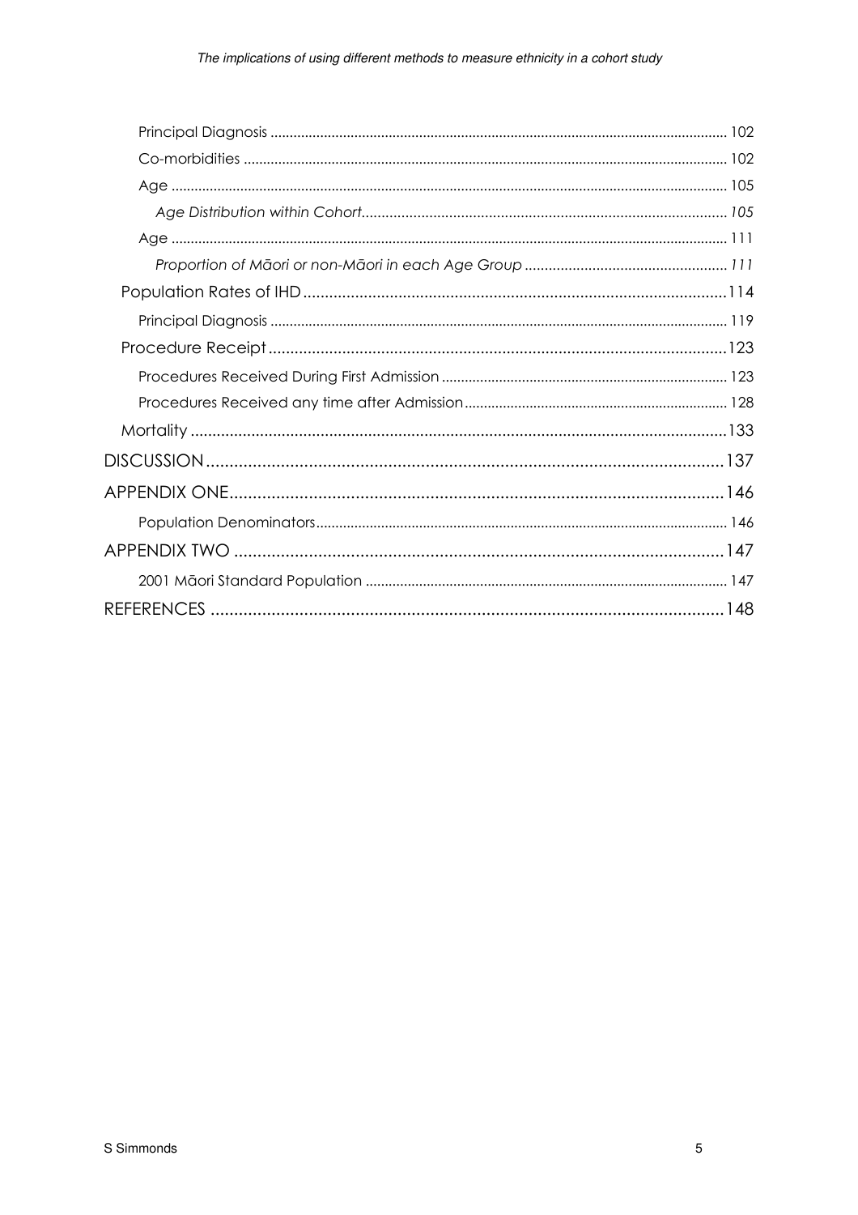Principal Diagnosis ........ 102

Co-morbidities ........ 102

Age ........ 105

*Age Distribution within Cohort* ........ *105*

Age ........ 111

*Proportion of Māori or non-Māori in each Age Group* ........ *111*

Population Rates of IHD ........ 114

Principal Diagnosis ........ 119

Procedure Receipt ........ 123

Procedures Received During First Admission ........ 123

Procedures Received any time after Admission ........ 128

Mortality ........ 133

DISCUSSION ........ 137

APPENDIX ONE ........ 146

Population Denominators ........ 146

APPENDIX TWO ........ 147

2001 Māori Standard Population ........ 147

REFERENCES ........ 148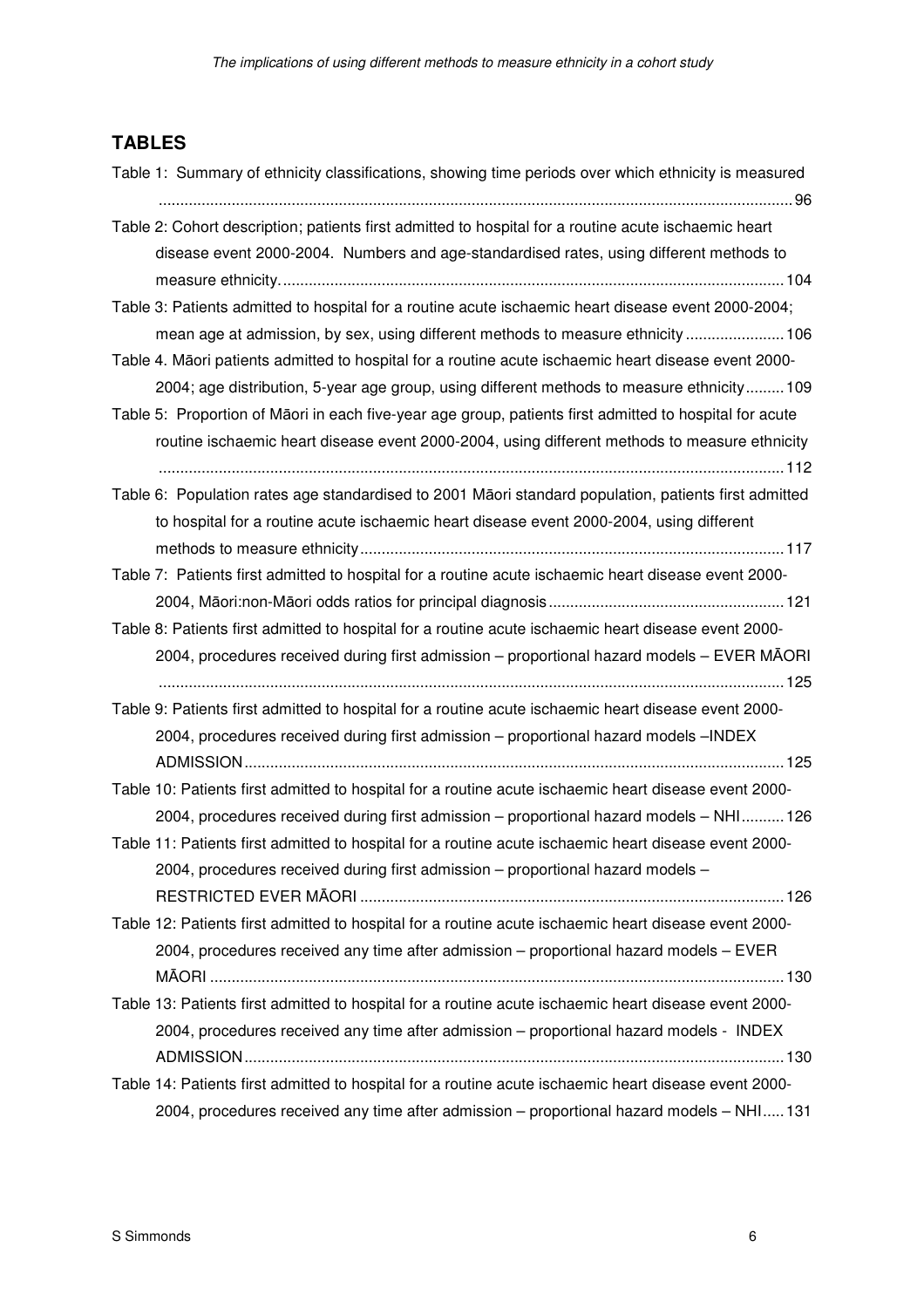## TABLES

Table 1: Summary of ethnicity classifications, showing time periods over which ethnicity is measured ...................................................................................................................................................96

Table 2: Cohort description; patients first admitted to hospital for a routine acute ischaemic heart disease event 2000-2004. Numbers and age-standardised rates, using different methods to measure ethnicity. ...................................................................................................................104

Table 3: Patients admitted to hospital for a routine acute ischaemic heart disease event 2000-2004; mean age at admission, by sex, using different methods to measure ethnicity .......................106

Table 4. Māori patients admitted to hospital for a routine acute ischaemic heart disease event 2000-2004; age distribution, 5-year age group, using different methods to measure ethnicity.........109

Table 5: Proportion of Māori in each five-year age group, patients first admitted to hospital for acute routine ischaemic heart disease event 2000-2004, using different methods to measure ethnicity ...................................................................................................................................................112

Table 6: Population rates age standardised to 2001 Māori standard population, patients first admitted to hospital for a routine acute ischaemic heart disease event 2000-2004, using different methods to measure ethnicity..................................................................................................117

Table 7: Patients first admitted to hospital for a routine acute ischaemic heart disease event 2000-2004, Māori:non-Māori odds ratios for principal diagnosis.......................................................121

Table 8: Patients first admitted to hospital for a routine acute ischaemic heart disease event 2000-2004, procedures received during first admission – proportional hazard models – EVER MĀORI ...................................................................................................................................................125

Table 9: Patients first admitted to hospital for a routine acute ischaemic heart disease event 2000-2004, procedures received during first admission – proportional hazard models –INDEX ADMISSION............................................................................................................................125

Table 10: Patients first admitted to hospital for a routine acute ischaemic heart disease event 2000-2004, procedures received during first admission – proportional hazard models – NHI..........126

Table 11: Patients first admitted to hospital for a routine acute ischaemic heart disease event 2000-2004, procedures received during first admission – proportional hazard models – RESTRICTED EVER MĀORI ..................................................................................................126

Table 12: Patients first admitted to hospital for a routine acute ischaemic heart disease event 2000-2004, procedures received any time after admission – proportional hazard models – EVER MĀORI ....................................................................................................................................130

Table 13: Patients first admitted to hospital for a routine acute ischaemic heart disease event 2000-2004, procedures received any time after admission – proportional hazard models - INDEX ADMISSION............................................................................................................................130

Table 14: Patients first admitted to hospital for a routine acute ischaemic heart disease event 2000-2004, procedures received any time after admission – proportional hazard models – NHI.....131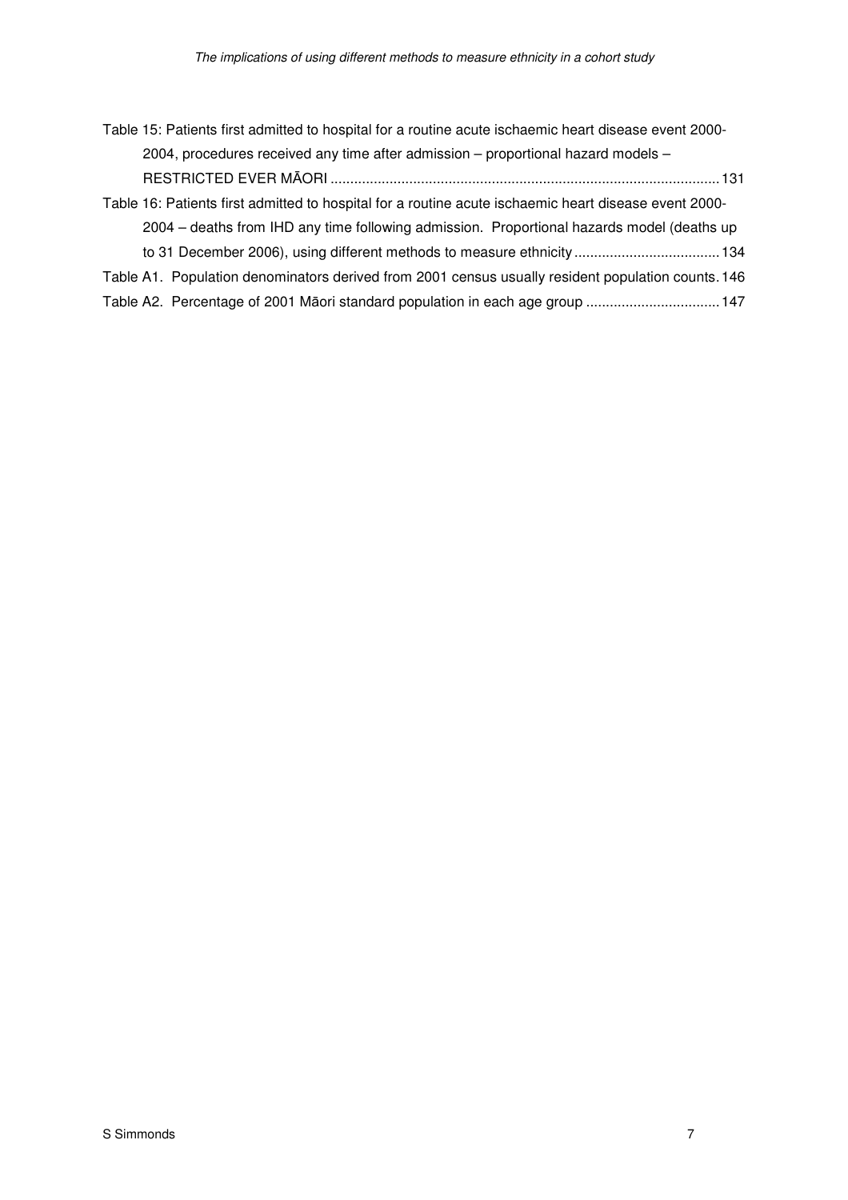Table 15: Patients first admitted to hospital for a routine acute ischaemic heart disease event 2000-2004, procedures received any time after admission – proportional hazard models – RESTRICTED EVER MĀORI ........................................................................................................ 131

Table 16: Patients first admitted to hospital for a routine acute ischaemic heart disease event 2000-2004 – deaths from IHD any time following admission. Proportional hazards model (deaths up to 31 December 2006), using different methods to measure ethnicity ..................................... 134

Table A1. Population denominators derived from 2001 census usually resident population counts. 146

Table A2. Percentage of 2001 Māori standard population in each age group .................................. 147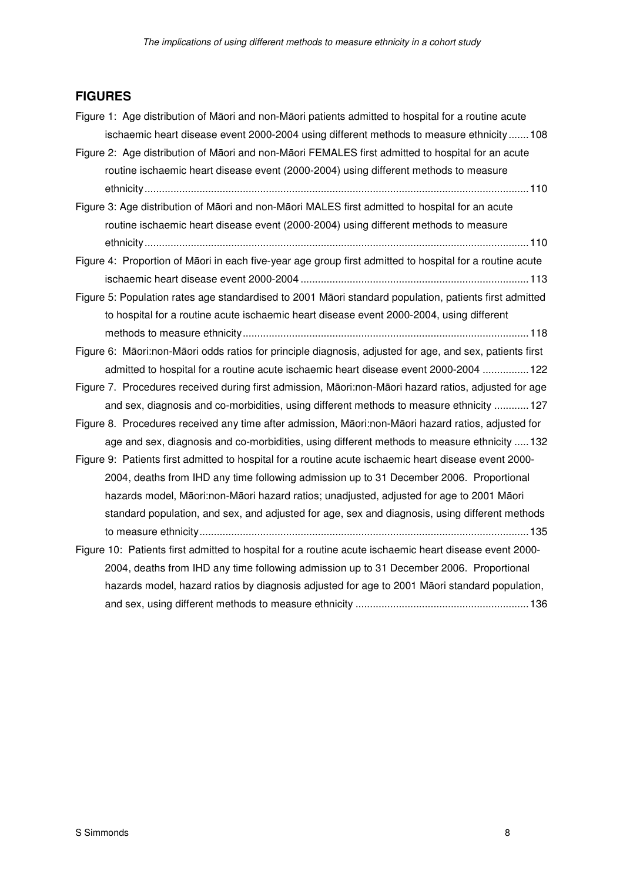## FIGURES

Figure 1: Age distribution of Māori and non-Māori patients admitted to hospital for a routine acute ischaemic heart disease event 2000-2004 using different methods to measure ethnicity ....... 108

Figure 2: Age distribution of Māori and non-Māori FEMALES first admitted to hospital for an acute routine ischaemic heart disease event (2000-2004) using different methods to measure ethnicity ....... 110

Figure 3: Age distribution of Māori and non-Māori MALES first admitted to hospital for an acute routine ischaemic heart disease event (2000-2004) using different methods to measure ethnicity ....... 110

Figure 4: Proportion of Māori in each five-year age group first admitted to hospital for a routine acute ischaemic heart disease event 2000-2004 ....... 113

Figure 5: Population rates age standardised to 2001 Māori standard population, patients first admitted to hospital for a routine acute ischaemic heart disease event 2000-2004, using different methods to measure ethnicity ....... 118

Figure 6: Māori:non-Māori odds ratios for principle diagnosis, adjusted for age, and sex, patients first admitted to hospital for a routine acute ischaemic heart disease event 2000-2004 ....... 122

Figure 7. Procedures received during first admission, Māori:non-Māori hazard ratios, adjusted for age and sex, diagnosis and co-morbidities, using different methods to measure ethnicity ....... 127

Figure 8. Procedures received any time after admission, Māori:non-Māori hazard ratios, adjusted for age and sex, diagnosis and co-morbidities, using different methods to measure ethnicity ....... 132

Figure 9: Patients first admitted to hospital for a routine acute ischaemic heart disease event 2000-2004, deaths from IHD any time following admission up to 31 December 2006. Proportional hazards model, Māori:non-Māori hazard ratios; unadjusted, adjusted for age to 2001 Māori standard population, and sex, and adjusted for age, sex and diagnosis, using different methods to measure ethnicity ....... 135

Figure 10: Patients first admitted to hospital for a routine acute ischaemic heart disease event 2000-2004, deaths from IHD any time following admission up to 31 December 2006. Proportional hazards model, hazard ratios by diagnosis adjusted for age to 2001 Māori standard population, and sex, using different methods to measure ethnicity ....... 136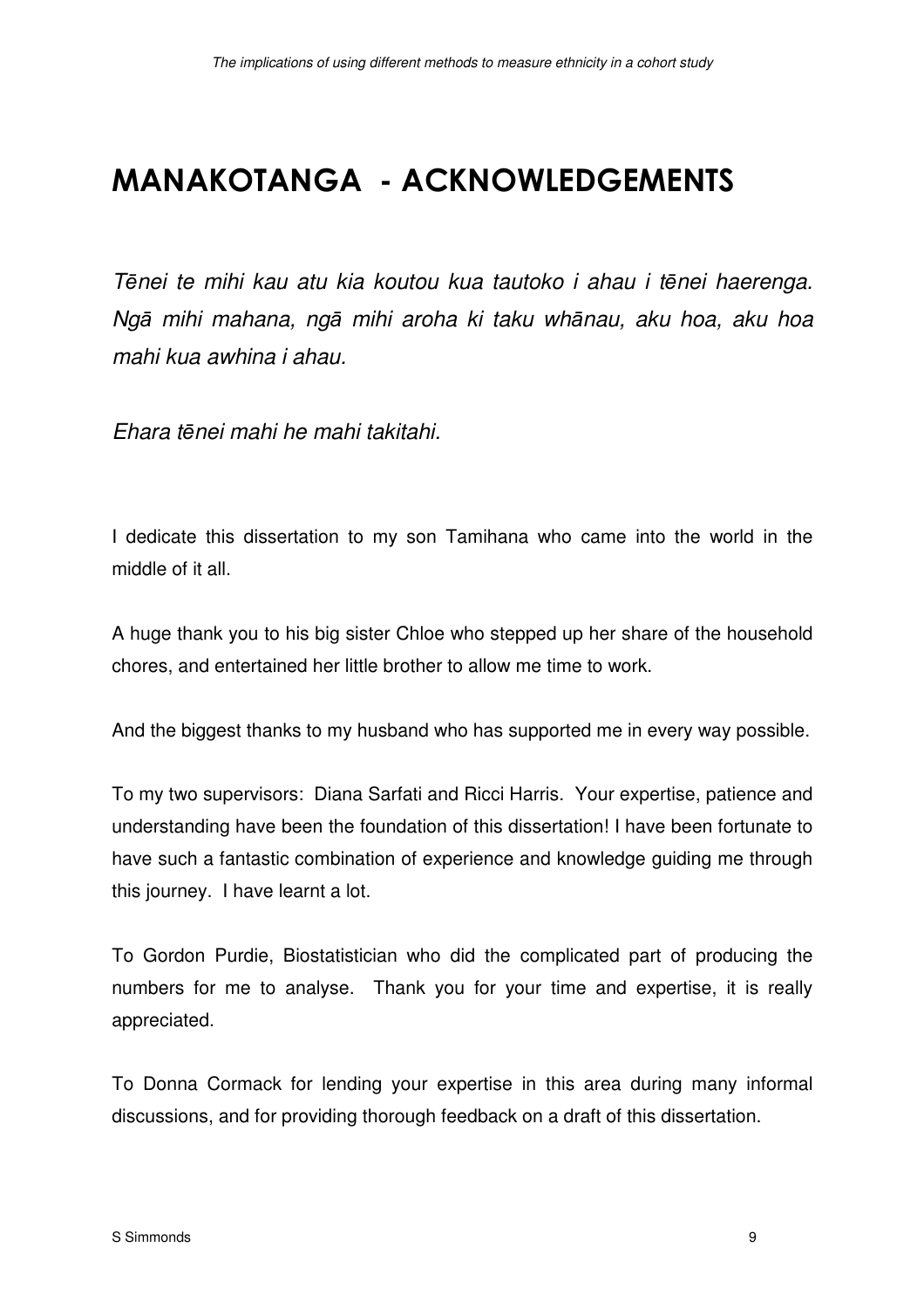# MANAKOTANGA - ACKNOWLEDGEMENTS

*Tēnei te mihi kau atu kia koutou kua tautoko i ahau i tēnei haerenga. Ngā mihi mahana, ngā mihi aroha ki taku whānau, aku hoa, aku hoa mahi kua awhina i ahau.*

*Ehara tēnei mahi he mahi takitahi.*

I dedicate this dissertation to my son Tamihana who came into the world in the middle of it all.

A huge thank you to his big sister Chloe who stepped up her share of the household chores, and entertained her little brother to allow me time to work.

And the biggest thanks to my husband who has supported me in every way possible.

To my two supervisors: Diana Sarfati and Ricci Harris. Your expertise, patience and understanding have been the foundation of this dissertation! I have been fortunate to have such a fantastic combination of experience and knowledge guiding me through this journey. I have learnt a lot.

To Gordon Purdie, Biostatistician who did the complicated part of producing the numbers for me to analyse. Thank you for your time and expertise, it is really appreciated.

To Donna Cormack for lending your expertise in this area during many informal discussions, and for providing thorough feedback on a draft of this dissertation.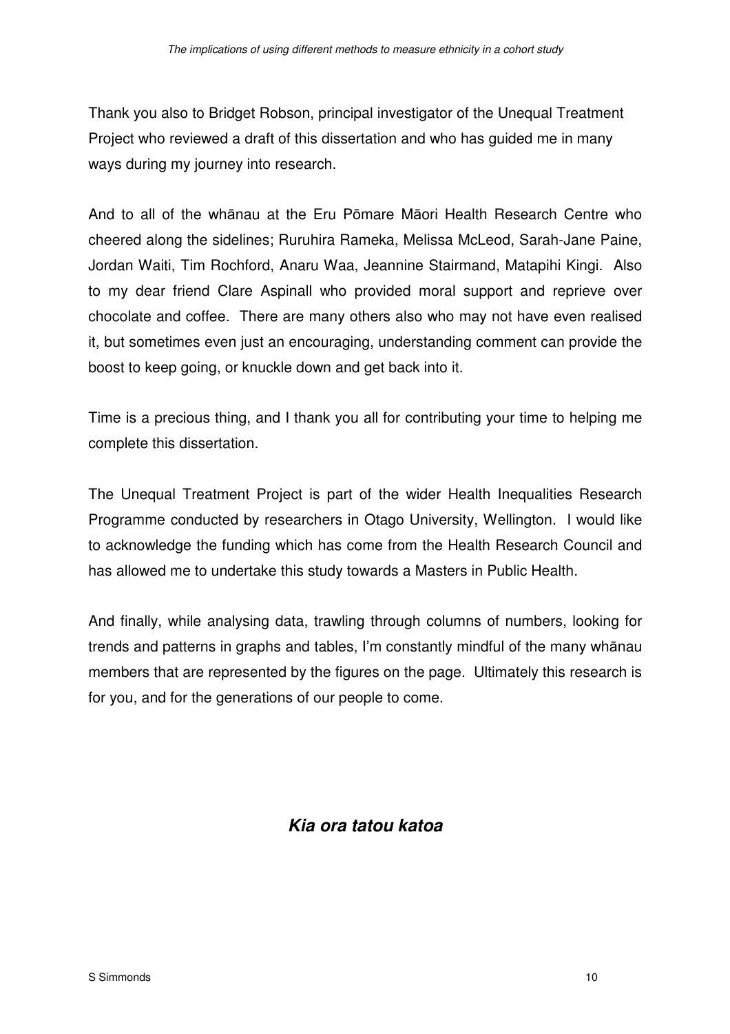Thank you also to Bridget Robson, principal investigator of the Unequal Treatment Project who reviewed a draft of this dissertation and who has guided me in many ways during my journey into research.

And to all of the whānau at the Eru Pōmare Māori Health Research Centre who cheered along the sidelines; Ruruhira Rameka, Melissa McLeod, Sarah-Jane Paine, Jordan Waiti, Tim Rochford, Anaru Waa, Jeannine Stairmand, Matapihi Kingi. Also to my dear friend Clare Aspinall who provided moral support and reprieve over chocolate and coffee. There are many others also who may not have even realised it, but sometimes even just an encouraging, understanding comment can provide the boost to keep going, or knuckle down and get back into it.

Time is a precious thing, and I thank you all for contributing your time to helping me complete this dissertation.

The Unequal Treatment Project is part of the wider Health Inequalities Research Programme conducted by researchers in Otago University, Wellington. I would like to acknowledge the funding which has come from the Health Research Council and has allowed me to undertake this study towards a Masters in Public Health.

And finally, while analysing data, trawling through columns of numbers, looking for trends and patterns in graphs and tables, I'm constantly mindful of the many whānau members that are represented by the figures on the page. Ultimately this research is for you, and for the generations of our people to come.

***Kia ora tatou katoa***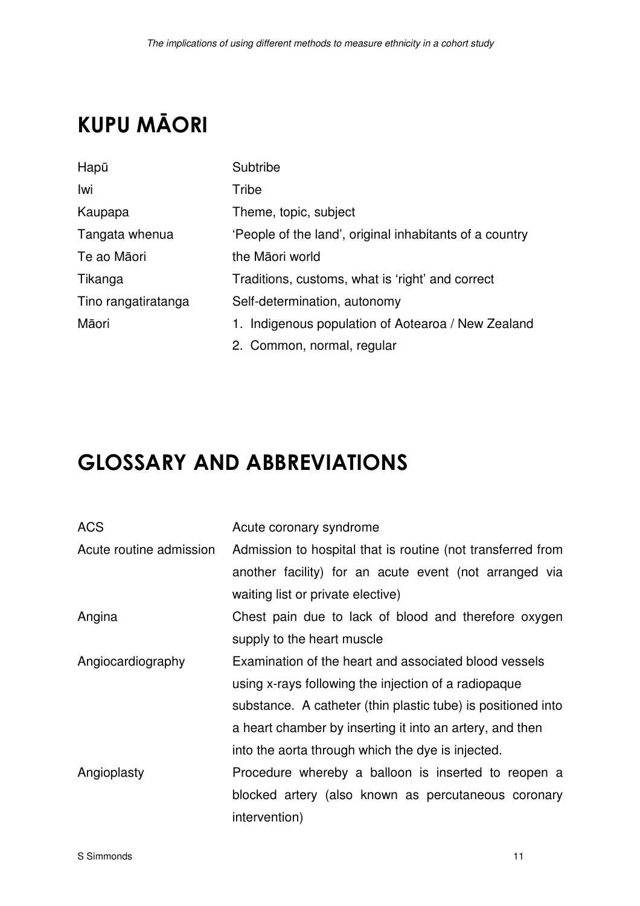# KUPU MĀORI

| | |
|---|---|
| Hapū | Subtribe |
| Iwi | Tribe |
| Kaupapa | Theme, topic, subject |
| Tangata whenua | 'People of the land', original inhabitants of a country |
| Te ao Māori | the Māori world |
| Tikanga | Traditions, customs, what is 'right' and correct |
| Tino rangatiratanga | Self-determination, autonomy |
| Māori | 1. Indigenous population of Aotearoa / New Zealand<br>2. Common, normal, regular |

# GLOSSARY AND ABBREVIATIONS

| | |
|---|---|
| ACS | Acute coronary syndrome |
| Acute routine admission | Admission to hospital that is routine (not transferred from another facility) for an acute event (not arranged via waiting list or private elective) |
| Angina | Chest pain due to lack of blood and therefore oxygen supply to the heart muscle |
| Angiocardiography | Examination of the heart and associated blood vessels using x-rays following the injection of a radiopaque substance. A catheter (thin plastic tube) is positioned into a heart chamber by inserting it into an artery, and then into the aorta through which the dye is injected. |
| Angioplasty | Procedure whereby a balloon is inserted to reopen a blocked artery (also known as percutaneous coronary intervention) |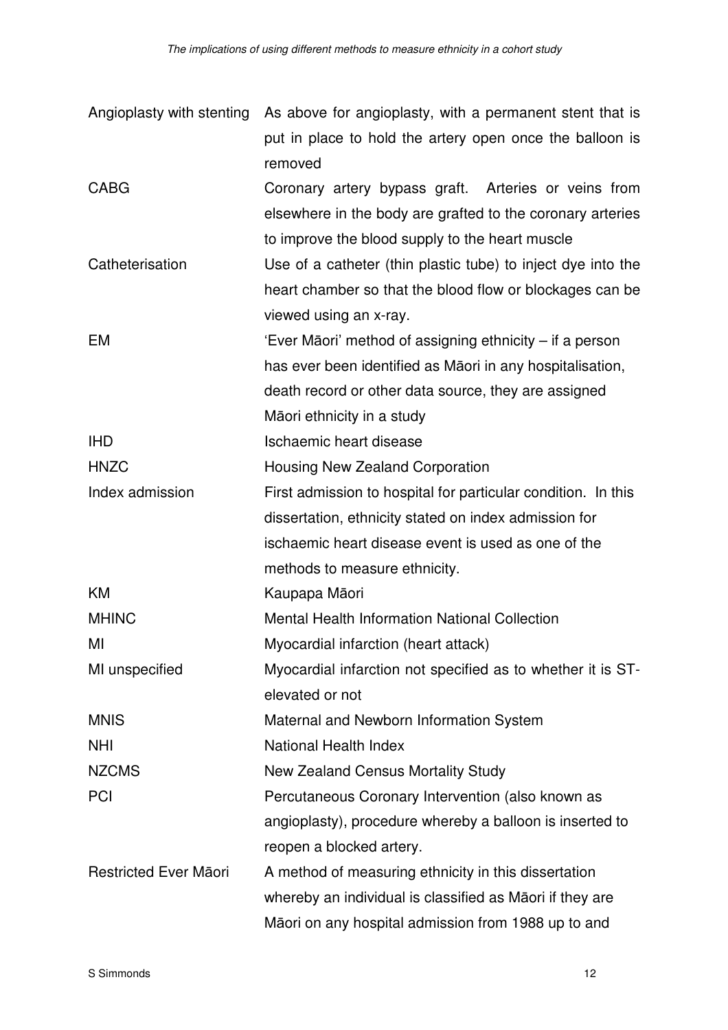| | |
|---|---|
| Angioplasty with stenting | As above for angioplasty, with a permanent stent that is put in place to hold the artery open once the balloon is removed |
| CABG | Coronary artery bypass graft. Arteries or veins from elsewhere in the body are grafted to the coronary arteries to improve the blood supply to the heart muscle |
| Catheterisation | Use of a catheter (thin plastic tube) to inject dye into the heart chamber so that the blood flow or blockages can be viewed using an x-ray. |
| EM | 'Ever Māori' method of assigning ethnicity – if a person has ever been identified as Māori in any hospitalisation, death record or other data source, they are assigned Māori ethnicity in a study |
| IHD | Ischaemic heart disease |
| HNZC | Housing New Zealand Corporation |
| Index admission | First admission to hospital for particular condition. In this dissertation, ethnicity stated on index admission for ischaemic heart disease event is used as one of the methods to measure ethnicity. |
| KM | Kaupapa Māori |
| MHINC | Mental Health Information National Collection |
| MI | Myocardial infarction (heart attack) |
| MI unspecified | Myocardial infarction not specified as to whether it is ST-elevated or not |
| MNIS | Maternal and Newborn Information System |
| NHI | National Health Index |
| NZCMS | New Zealand Census Mortality Study |
| PCI | Percutaneous Coronary Intervention (also known as angioplasty), procedure whereby a balloon is inserted to reopen a blocked artery. |
| Restricted Ever Māori | A method of measuring ethnicity in this dissertation whereby an individual is classified as Māori if they are Māori on any hospital admission from 1988 up to and |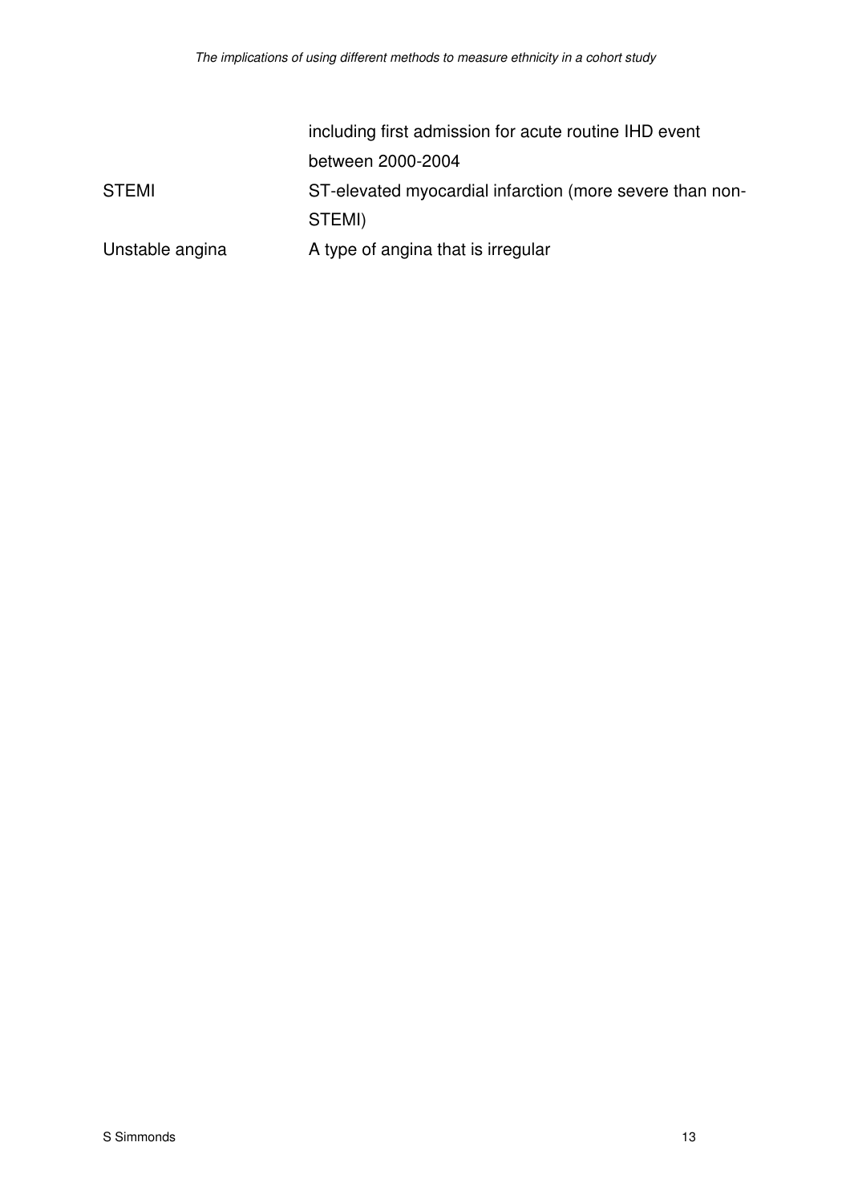| | |
|---|---|
| | including first admission for acute routine IHD event between 2000-2004 |
| STEMI | ST-elevated myocardial infarction (more severe than non-STEMI) |
| Unstable angina | A type of angina that is irregular |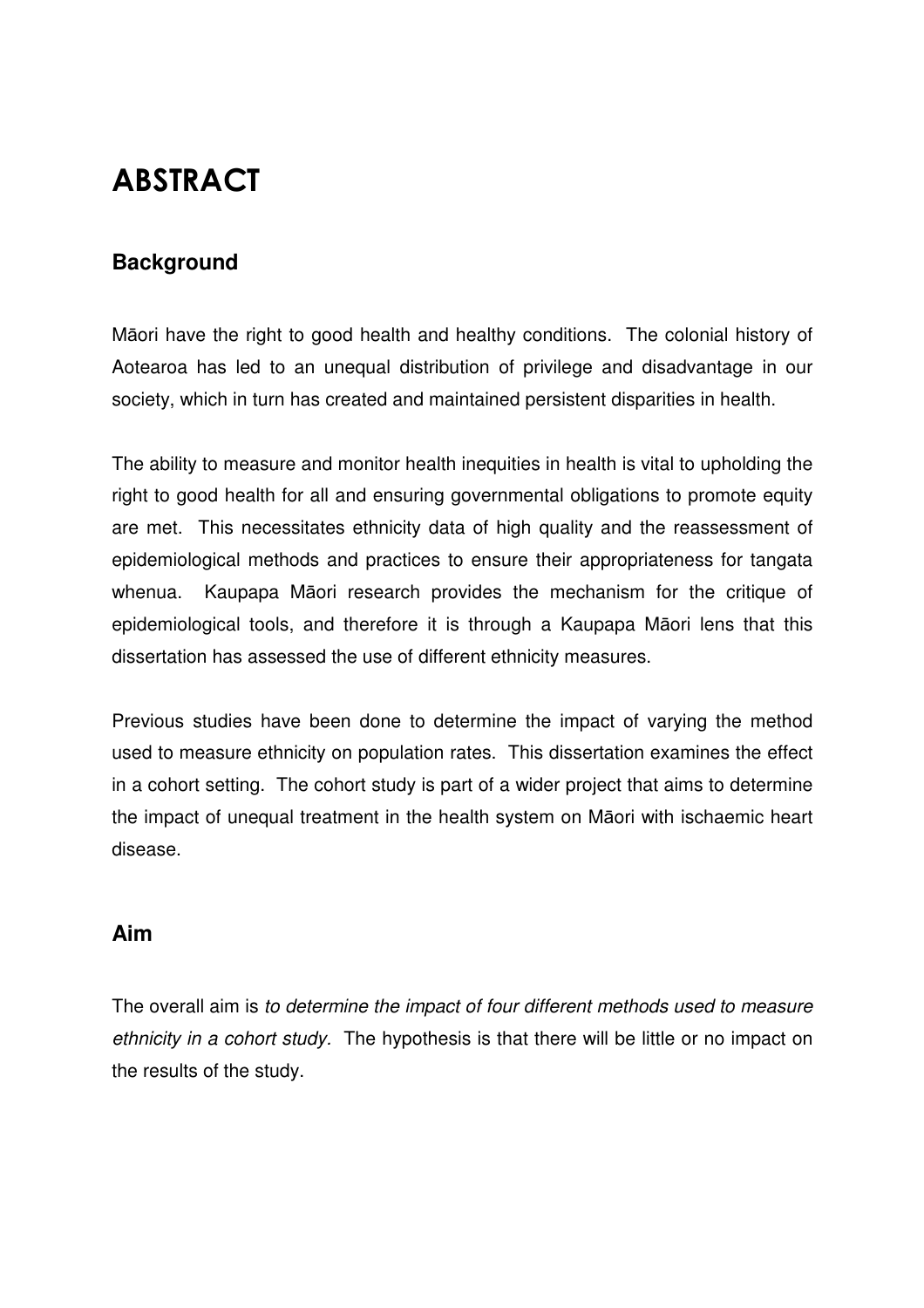# ABSTRACT

## Background

Māori have the right to good health and healthy conditions. The colonial history of Aotearoa has led to an unequal distribution of privilege and disadvantage in our society, which in turn has created and maintained persistent disparities in health.

The ability to measure and monitor health inequities in health is vital to upholding the right to good health for all and ensuring governmental obligations to promote equity are met. This necessitates ethnicity data of high quality and the reassessment of epidemiological methods and practices to ensure their appropriateness for tangata whenua. Kaupapa Māori research provides the mechanism for the critique of epidemiological tools, and therefore it is through a Kaupapa Māori lens that this dissertation has assessed the use of different ethnicity measures.

Previous studies have been done to determine the impact of varying the method used to measure ethnicity on population rates. This dissertation examines the effect in a cohort setting. The cohort study is part of a wider project that aims to determine the impact of unequal treatment in the health system on Māori with ischaemic heart disease.

## Aim

The overall aim is *to determine the impact of four different methods used to measure ethnicity in a cohort study.* The hypothesis is that there will be little or no impact on the results of the study.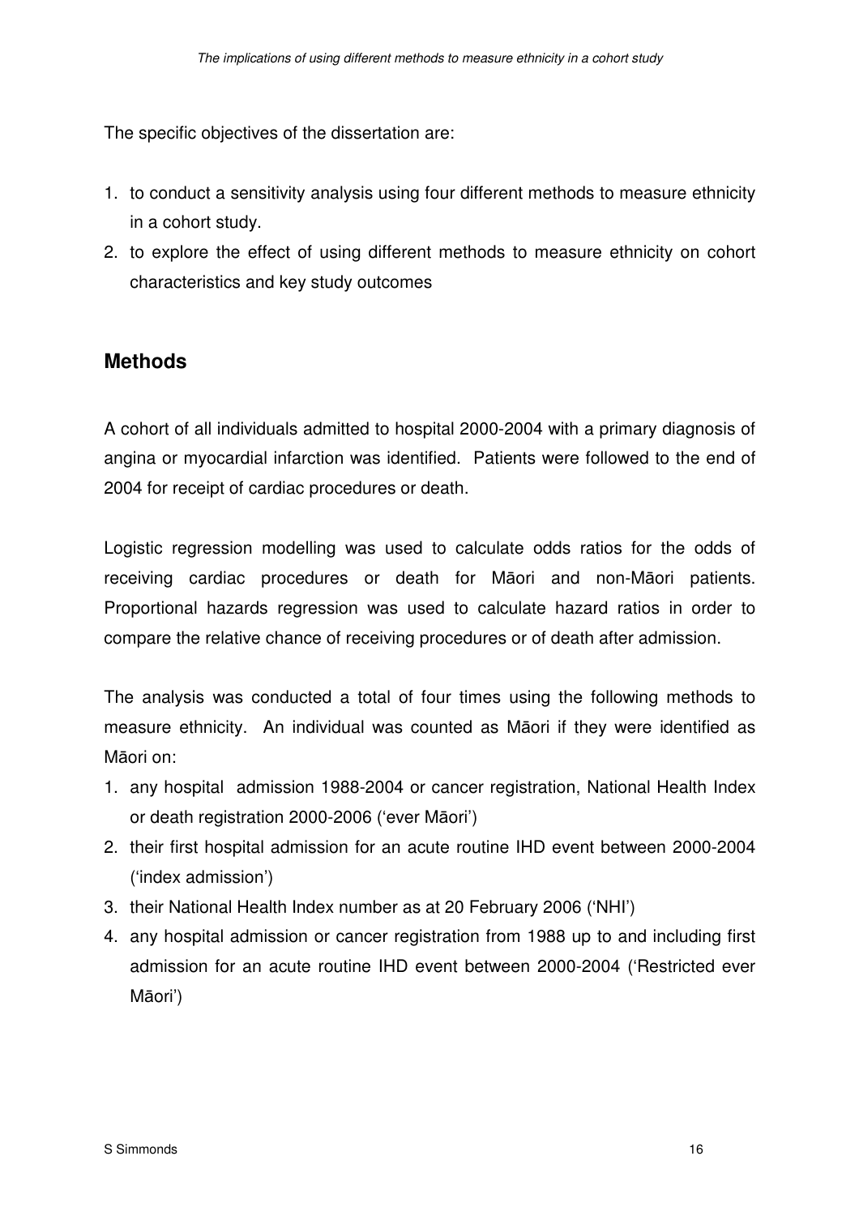The specific objectives of the dissertation are:

1. to conduct a sensitivity analysis using four different methods to measure ethnicity in a cohort study.
2. to explore the effect of using different methods to measure ethnicity on cohort characteristics and key study outcomes

## Methods

A cohort of all individuals admitted to hospital 2000-2004 with a primary diagnosis of angina or myocardial infarction was identified. Patients were followed to the end of 2004 for receipt of cardiac procedures or death.

Logistic regression modelling was used to calculate odds ratios for the odds of receiving cardiac procedures or death for Māori and non-Māori patients. Proportional hazards regression was used to calculate hazard ratios in order to compare the relative chance of receiving procedures or of death after admission.

The analysis was conducted a total of four times using the following methods to measure ethnicity. An individual was counted as Māori if they were identified as Māori on:

1. any hospital admission 1988-2004 or cancer registration, National Health Index or death registration 2000-2006 ('ever Māori')
2. their first hospital admission for an acute routine IHD event between 2000-2004 ('index admission')
3. their National Health Index number as at 20 February 2006 ('NHI')
4. any hospital admission or cancer registration from 1988 up to and including first admission for an acute routine IHD event between 2000-2004 ('Restricted ever Māori')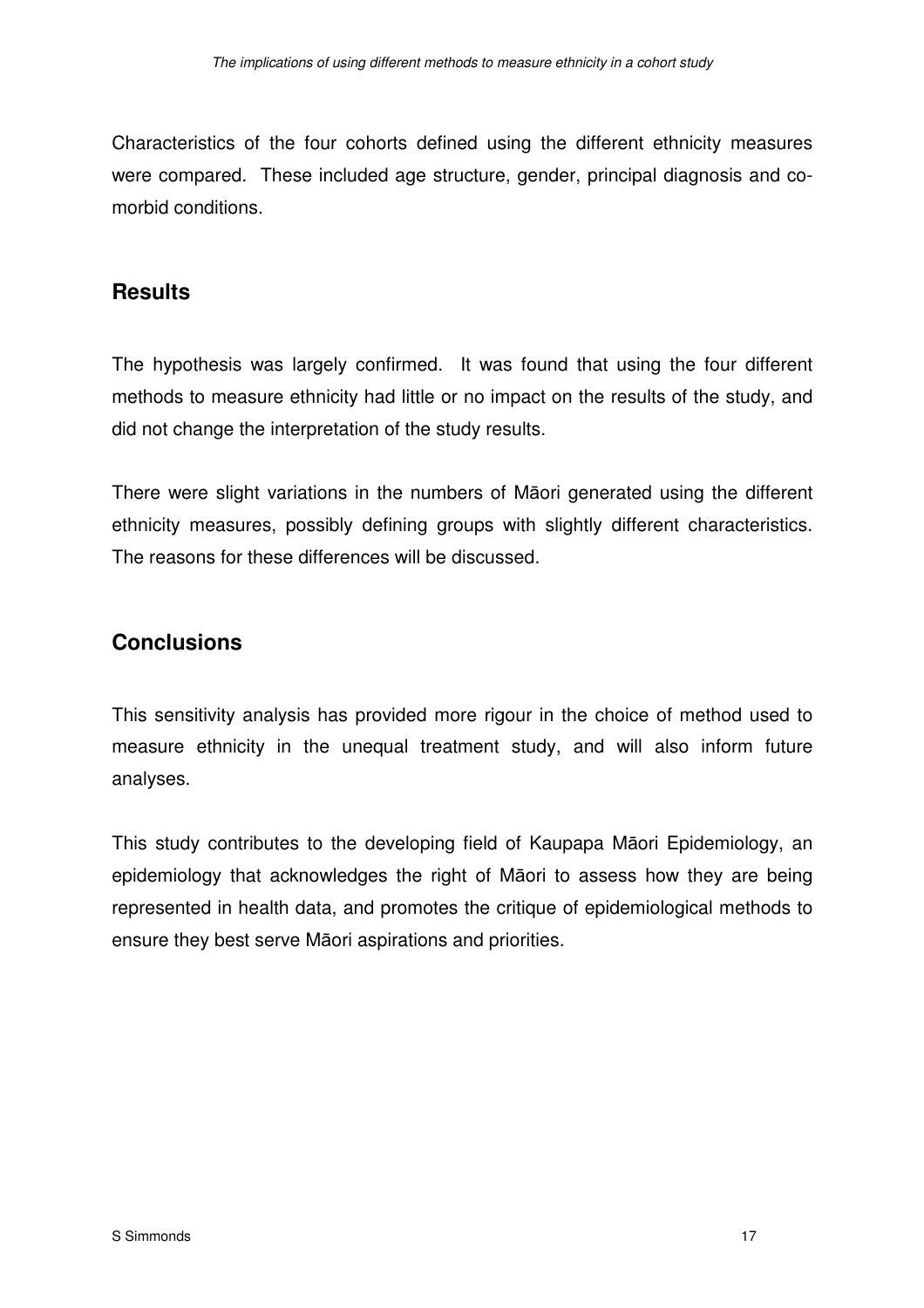Characteristics of the four cohorts defined using the different ethnicity measures were compared. These included age structure, gender, principal diagnosis and co-morbid conditions.

## Results

The hypothesis was largely confirmed. It was found that using the four different methods to measure ethnicity had little or no impact on the results of the study, and did not change the interpretation of the study results.

There were slight variations in the numbers of Māori generated using the different ethnicity measures, possibly defining groups with slightly different characteristics. The reasons for these differences will be discussed.

## Conclusions

This sensitivity analysis has provided more rigour in the choice of method used to measure ethnicity in the unequal treatment study, and will also inform future analyses.

This study contributes to the developing field of Kaupapa Māori Epidemiology, an epidemiology that acknowledges the right of Māori to assess how they are being represented in health data, and promotes the critique of epidemiological methods to ensure they best serve Māori aspirations and priorities.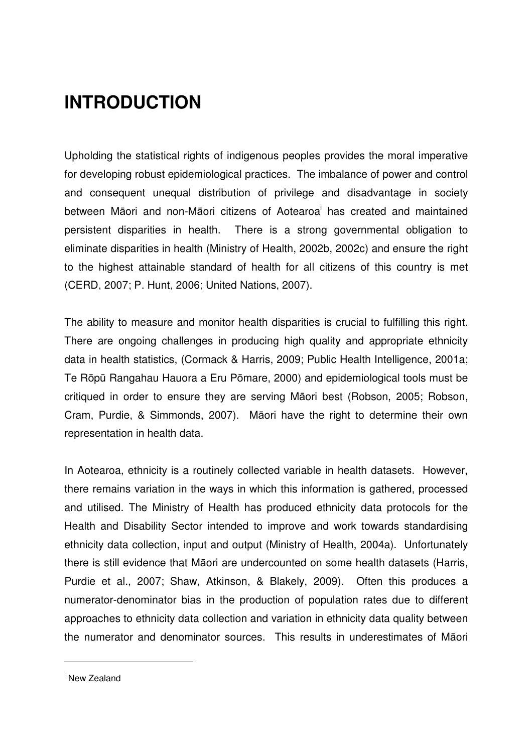# INTRODUCTION

Upholding the statistical rights of indigenous peoples provides the moral imperative for developing robust epidemiological practices. The imbalance of power and control and consequent unequal distribution of privilege and disadvantage in society between Māori and non-Māori citizens of Aotearoa[i] has created and maintained persistent disparities in health. There is a strong governmental obligation to eliminate disparities in health (Ministry of Health, 2002b, 2002c) and ensure the right to the highest attainable standard of health for all citizens of this country is met (CERD, 2007; P. Hunt, 2006; United Nations, 2007).

The ability to measure and monitor health disparities is crucial to fulfilling this right. There are ongoing challenges in producing high quality and appropriate ethnicity data in health statistics, (Cormack & Harris, 2009; Public Health Intelligence, 2001a; Te Rōpū Rangahau Hauora a Eru Pōmare, 2000) and epidemiological tools must be critiqued in order to ensure they are serving Māori best (Robson, 2005; Robson, Cram, Purdie, & Simmonds, 2007). Māori have the right to determine their own representation in health data.

In Aotearoa, ethnicity is a routinely collected variable in health datasets. However, there remains variation in the ways in which this information is gathered, processed and utilised. The Ministry of Health has produced ethnicity data protocols for the Health and Disability Sector intended to improve and work towards standardising ethnicity data collection, input and output (Ministry of Health, 2004a). Unfortunately there is still evidence that Māori are undercounted on some health datasets (Harris, Purdie et al., 2007; Shaw, Atkinson, & Blakely, 2009). Often this produces a numerator-denominator bias in the production of population rates due to different approaches to ethnicity data collection and variation in ethnicity data quality between the numerator and denominator sources. This results in underestimates of Māori

[i] New Zealand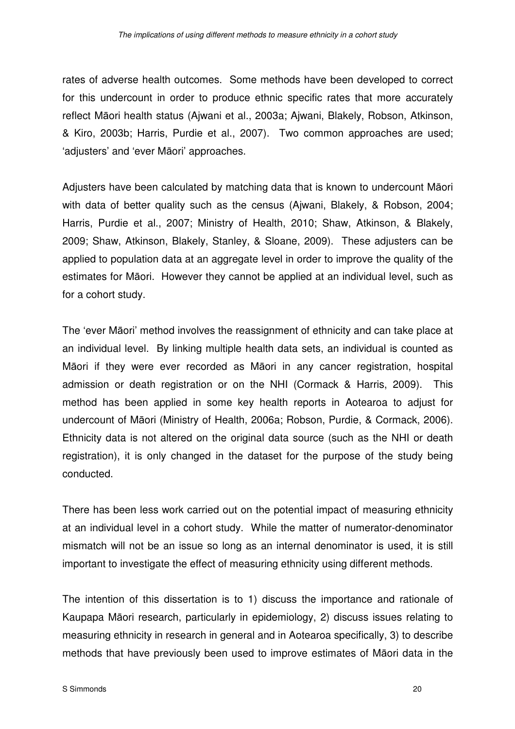rates of adverse health outcomes. Some methods have been developed to correct for this undercount in order to produce ethnic specific rates that more accurately reflect Māori health status (Ajwani et al., 2003a; Ajwani, Blakely, Robson, Atkinson, & Kiro, 2003b; Harris, Purdie et al., 2007). Two common approaches are used; 'adjusters' and 'ever Māori' approaches.

Adjusters have been calculated by matching data that is known to undercount Māori with data of better quality such as the census (Ajwani, Blakely, & Robson, 2004; Harris, Purdie et al., 2007; Ministry of Health, 2010; Shaw, Atkinson, & Blakely, 2009; Shaw, Atkinson, Blakely, Stanley, & Sloane, 2009). These adjusters can be applied to population data at an aggregate level in order to improve the quality of the estimates for Māori. However they cannot be applied at an individual level, such as for a cohort study.

The 'ever Māori' method involves the reassignment of ethnicity and can take place at an individual level. By linking multiple health data sets, an individual is counted as Māori if they were ever recorded as Māori in any cancer registration, hospital admission or death registration or on the NHI (Cormack & Harris, 2009). This method has been applied in some key health reports in Aotearoa to adjust for undercount of Māori (Ministry of Health, 2006a; Robson, Purdie, & Cormack, 2006). Ethnicity data is not altered on the original data source (such as the NHI or death registration), it is only changed in the dataset for the purpose of the study being conducted.

There has been less work carried out on the potential impact of measuring ethnicity at an individual level in a cohort study. While the matter of numerator-denominator mismatch will not be an issue so long as an internal denominator is used, it is still important to investigate the effect of measuring ethnicity using different methods.

The intention of this dissertation is to 1) discuss the importance and rationale of Kaupapa Māori research, particularly in epidemiology, 2) discuss issues relating to measuring ethnicity in research in general and in Aotearoa specifically, 3) to describe methods that have previously been used to improve estimates of Māori data in the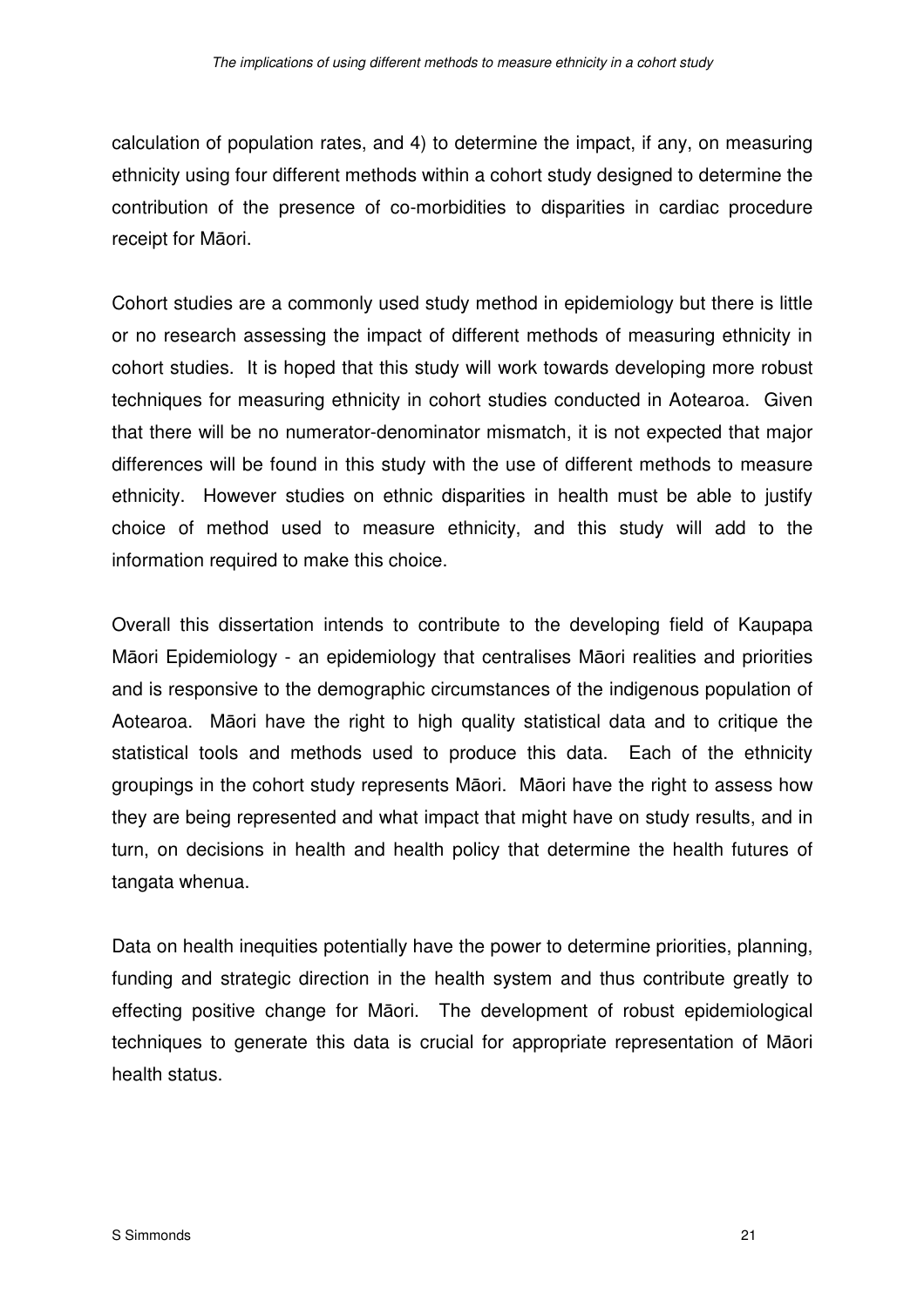calculation of population rates, and 4) to determine the impact, if any, on measuring ethnicity using four different methods within a cohort study designed to determine the contribution of the presence of co-morbidities to disparities in cardiac procedure receipt for Māori.

Cohort studies are a commonly used study method in epidemiology but there is little or no research assessing the impact of different methods of measuring ethnicity in cohort studies. It is hoped that this study will work towards developing more robust techniques for measuring ethnicity in cohort studies conducted in Aotearoa. Given that there will be no numerator-denominator mismatch, it is not expected that major differences will be found in this study with the use of different methods to measure ethnicity. However studies on ethnic disparities in health must be able to justify choice of method used to measure ethnicity, and this study will add to the information required to make this choice.

Overall this dissertation intends to contribute to the developing field of Kaupapa Māori Epidemiology - an epidemiology that centralises Māori realities and priorities and is responsive to the demographic circumstances of the indigenous population of Aotearoa. Māori have the right to high quality statistical data and to critique the statistical tools and methods used to produce this data. Each of the ethnicity groupings in the cohort study represents Māori. Māori have the right to assess how they are being represented and what impact that might have on study results, and in turn, on decisions in health and health policy that determine the health futures of tangata whenua.

Data on health inequities potentially have the power to determine priorities, planning, funding and strategic direction in the health system and thus contribute greatly to effecting positive change for Māori. The development of robust epidemiological techniques to generate this data is crucial for appropriate representation of Māori health status.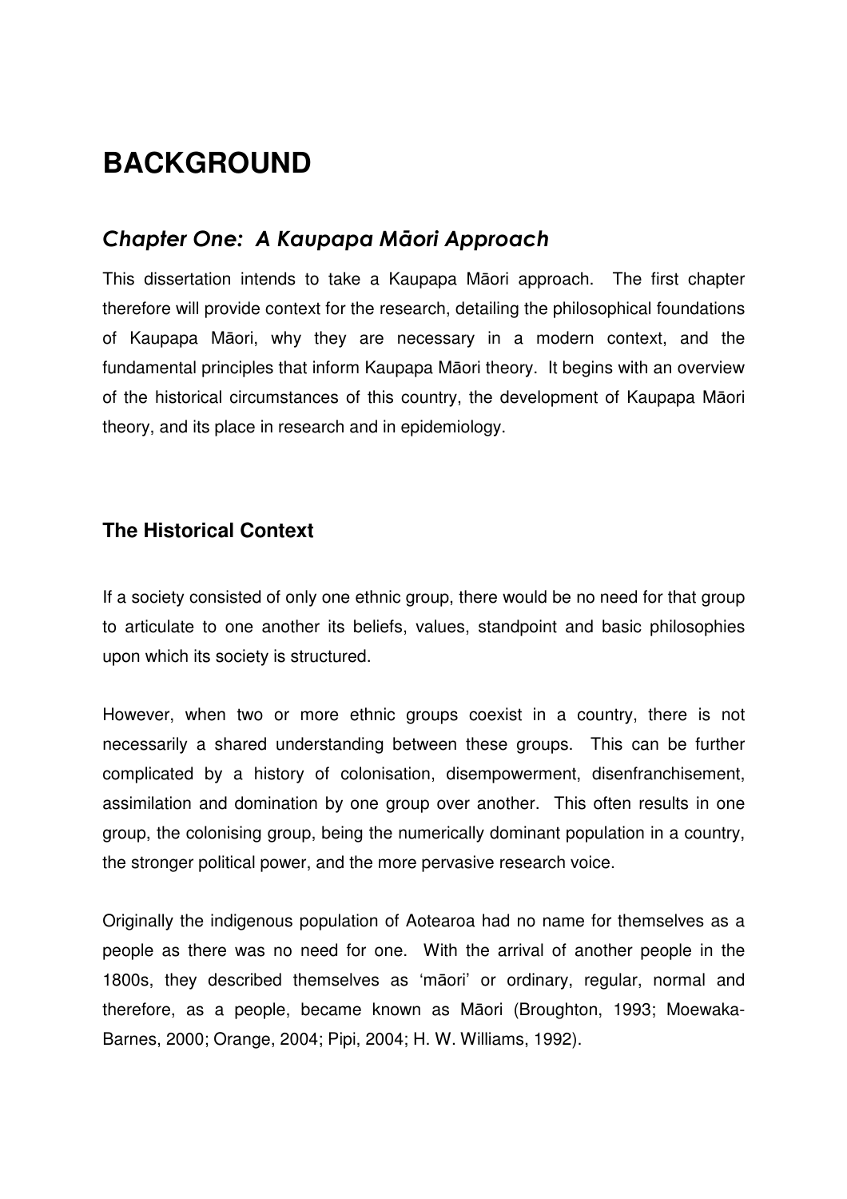# BACKGROUND

## *Chapter One: A Kaupapa Māori Approach*

This dissertation intends to take a Kaupapa Māori approach. The first chapter therefore will provide context for the research, detailing the philosophical foundations of Kaupapa Māori, why they are necessary in a modern context, and the fundamental principles that inform Kaupapa Māori theory. It begins with an overview of the historical circumstances of this country, the development of Kaupapa Māori theory, and its place in research and in epidemiology.

### The Historical Context

If a society consisted of only one ethnic group, there would be no need for that group to articulate to one another its beliefs, values, standpoint and basic philosophies upon which its society is structured.

However, when two or more ethnic groups coexist in a country, there is not necessarily a shared understanding between these groups. This can be further complicated by a history of colonisation, disempowerment, disenfranchisement, assimilation and domination by one group over another. This often results in one group, the colonising group, being the numerically dominant population in a country, the stronger political power, and the more pervasive research voice.

Originally the indigenous population of Aotearoa had no name for themselves as a people as there was no need for one. With the arrival of another people in the 1800s, they described themselves as 'māori' or ordinary, regular, normal and therefore, as a people, became known as Māori (Broughton, 1993; Moewaka-Barnes, 2000; Orange, 2004; Pipi, 2004; H. W. Williams, 1992).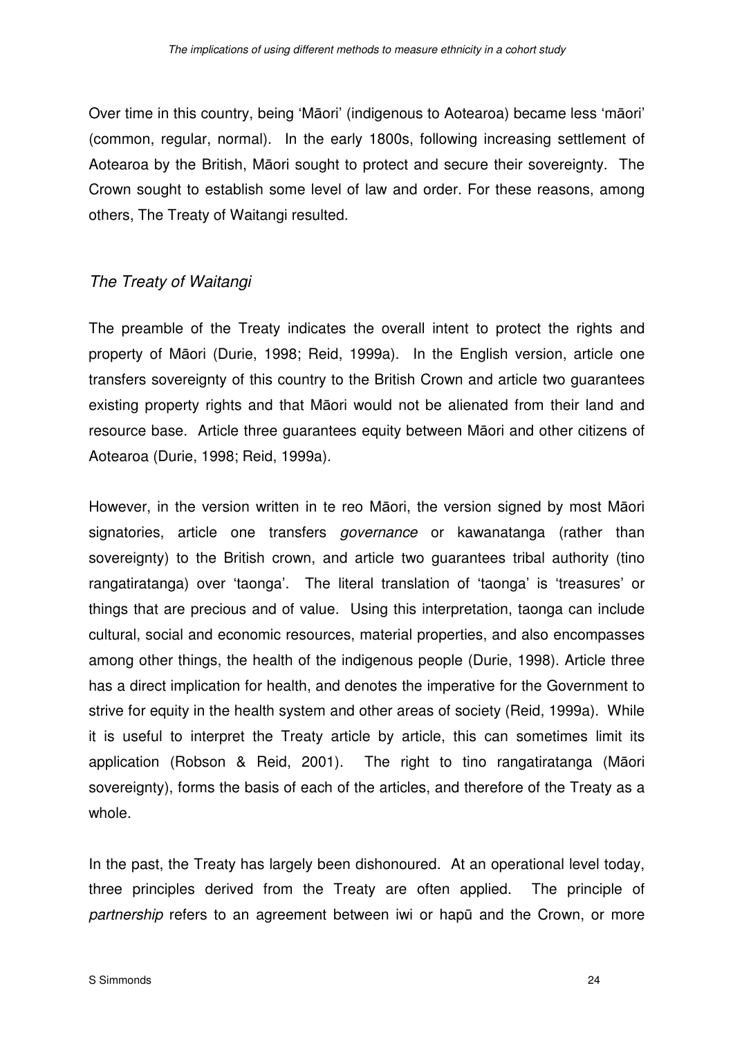Over time in this country, being 'Māori' (indigenous to Aotearoa) became less 'māori' (common, regular, normal). In the early 1800s, following increasing settlement of Aotearoa by the British, Māori sought to protect and secure their sovereignty. The Crown sought to establish some level of law and order. For these reasons, among others, The Treaty of Waitangi resulted.

### *The Treaty of Waitangi*

The preamble of the Treaty indicates the overall intent to protect the rights and property of Māori (Durie, 1998; Reid, 1999a). In the English version, article one transfers sovereignty of this country to the British Crown and article two guarantees existing property rights and that Māori would not be alienated from their land and resource base. Article three guarantees equity between Māori and other citizens of Aotearoa (Durie, 1998; Reid, 1999a).

However, in the version written in te reo Māori, the version signed by most Māori signatories, article one transfers *governance* or kawanatanga (rather than sovereignty) to the British crown, and article two guarantees tribal authority (tino rangatiratanga) over 'taonga'. The literal translation of 'taonga' is 'treasures' or things that are precious and of value. Using this interpretation, taonga can include cultural, social and economic resources, material properties, and also encompasses among other things, the health of the indigenous people (Durie, 1998). Article three has a direct implication for health, and denotes the imperative for the Government to strive for equity in the health system and other areas of society (Reid, 1999a). While it is useful to interpret the Treaty article by article, this can sometimes limit its application (Robson & Reid, 2001). The right to tino rangatiratanga (Māori sovereignty), forms the basis of each of the articles, and therefore of the Treaty as a whole.

In the past, the Treaty has largely been dishonoured. At an operational level today, three principles derived from the Treaty are often applied. The principle of *partnership* refers to an agreement between iwi or hapū and the Crown, or more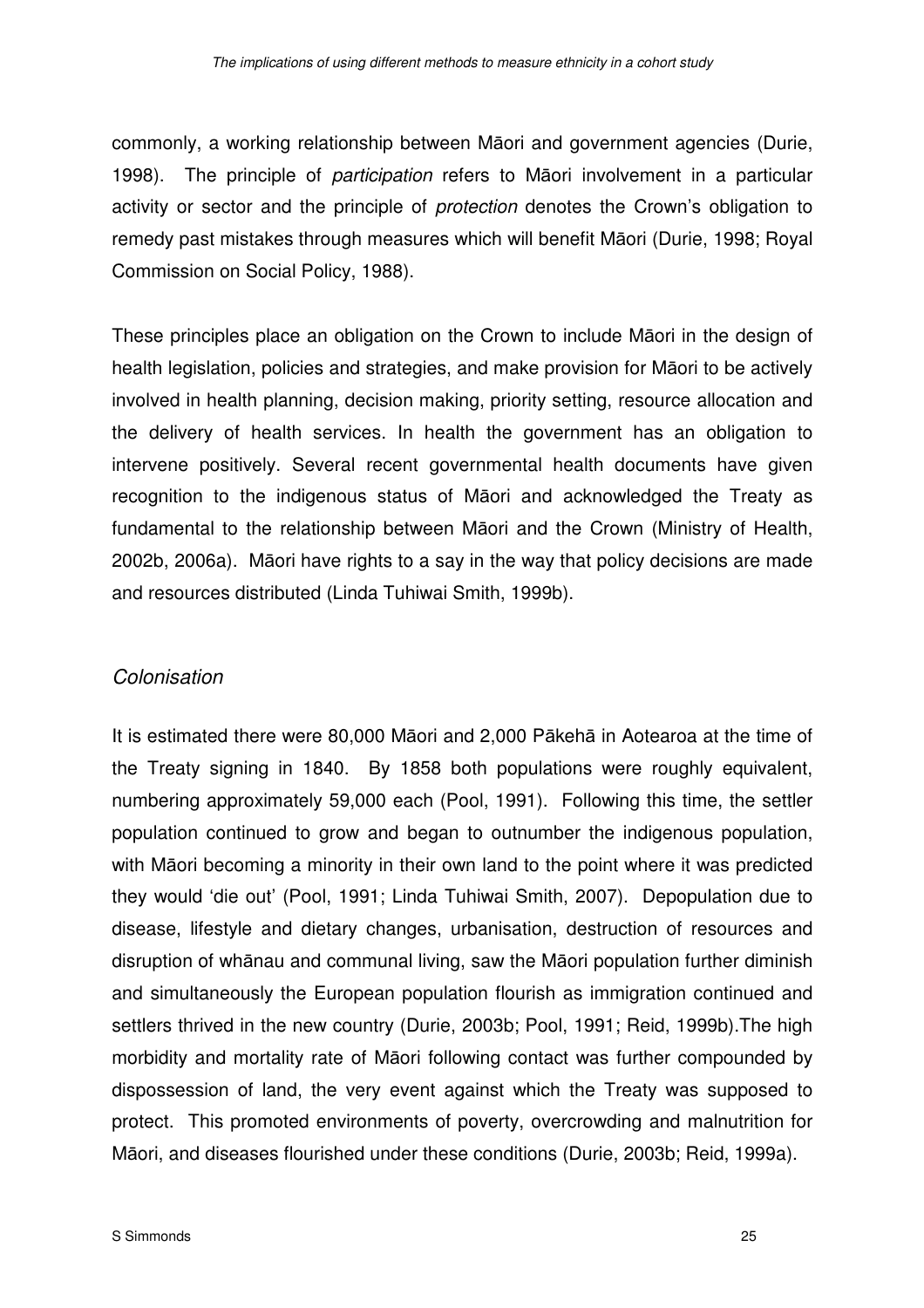commonly, a working relationship between Māori and government agencies (Durie, 1998). The principle of *participation* refers to Māori involvement in a particular activity or sector and the principle of *protection* denotes the Crown's obligation to remedy past mistakes through measures which will benefit Māori (Durie, 1998; Royal Commission on Social Policy, 1988).

These principles place an obligation on the Crown to include Māori in the design of health legislation, policies and strategies, and make provision for Māori to be actively involved in health planning, decision making, priority setting, resource allocation and the delivery of health services. In health the government has an obligation to intervene positively. Several recent governmental health documents have given recognition to the indigenous status of Māori and acknowledged the Treaty as fundamental to the relationship between Māori and the Crown (Ministry of Health, 2002b, 2006a). Māori have rights to a say in the way that policy decisions are made and resources distributed (Linda Tuhiwai Smith, 1999b).

### *Colonisation*

It is estimated there were 80,000 Māori and 2,000 Pākehā in Aotearoa at the time of the Treaty signing in 1840. By 1858 both populations were roughly equivalent, numbering approximately 59,000 each (Pool, 1991). Following this time, the settler population continued to grow and began to outnumber the indigenous population, with Māori becoming a minority in their own land to the point where it was predicted they would 'die out' (Pool, 1991; Linda Tuhiwai Smith, 2007). Depopulation due to disease, lifestyle and dietary changes, urbanisation, destruction of resources and disruption of whānau and communal living, saw the Māori population further diminish and simultaneously the European population flourish as immigration continued and settlers thrived in the new country (Durie, 2003b; Pool, 1991; Reid, 1999b).The high morbidity and mortality rate of Māori following contact was further compounded by dispossession of land, the very event against which the Treaty was supposed to protect. This promoted environments of poverty, overcrowding and malnutrition for Māori, and diseases flourished under these conditions (Durie, 2003b; Reid, 1999a).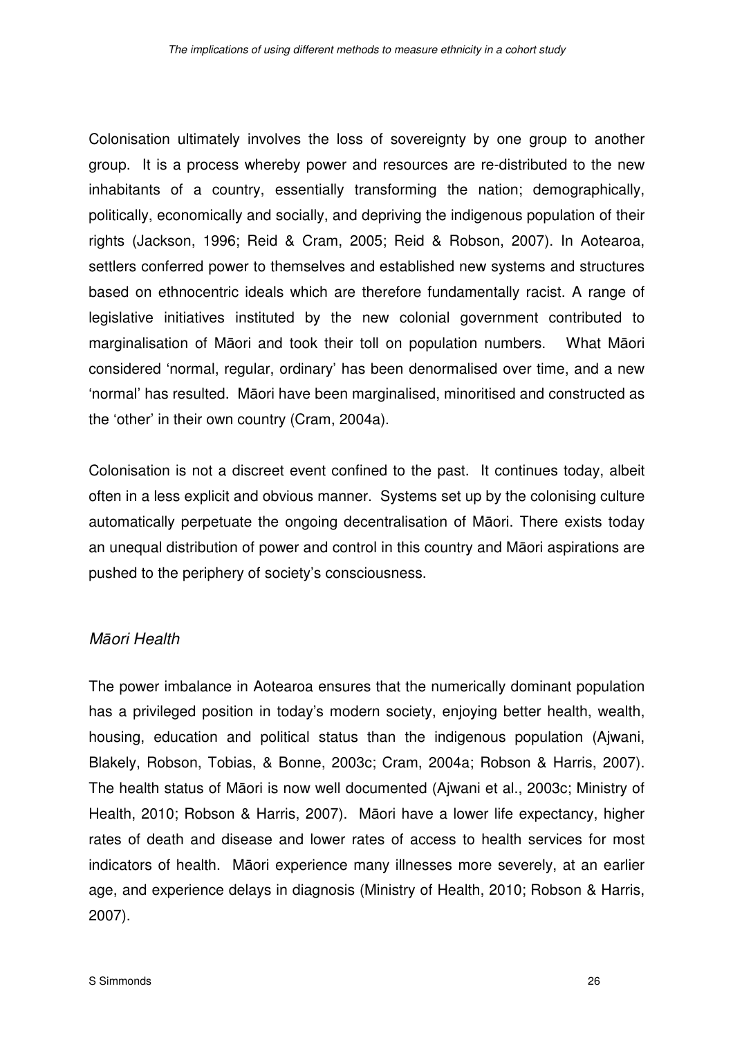Colonisation ultimately involves the loss of sovereignty by one group to another group. It is a process whereby power and resources are re-distributed to the new inhabitants of a country, essentially transforming the nation; demographically, politically, economically and socially, and depriving the indigenous population of their rights (Jackson, 1996; Reid & Cram, 2005; Reid & Robson, 2007). In Aotearoa, settlers conferred power to themselves and established new systems and structures based on ethnocentric ideals which are therefore fundamentally racist. A range of legislative initiatives instituted by the new colonial government contributed to marginalisation of Māori and took their toll on population numbers. What Māori considered 'normal, regular, ordinary' has been denormalised over time, and a new 'normal' has resulted. Māori have been marginalised, minoritised and constructed as the 'other' in their own country (Cram, 2004a).

Colonisation is not a discreet event confined to the past. It continues today, albeit often in a less explicit and obvious manner. Systems set up by the colonising culture automatically perpetuate the ongoing decentralisation of Māori. There exists today an unequal distribution of power and control in this country and Māori aspirations are pushed to the periphery of society's consciousness.

### *Māori Health*

The power imbalance in Aotearoa ensures that the numerically dominant population has a privileged position in today's modern society, enjoying better health, wealth, housing, education and political status than the indigenous population (Ajwani, Blakely, Robson, Tobias, & Bonne, 2003c; Cram, 2004a; Robson & Harris, 2007). The health status of Māori is now well documented (Ajwani et al., 2003c; Ministry of Health, 2010; Robson & Harris, 2007). Māori have a lower life expectancy, higher rates of death and disease and lower rates of access to health services for most indicators of health. Māori experience many illnesses more severely, at an earlier age, and experience delays in diagnosis (Ministry of Health, 2010; Robson & Harris, 2007).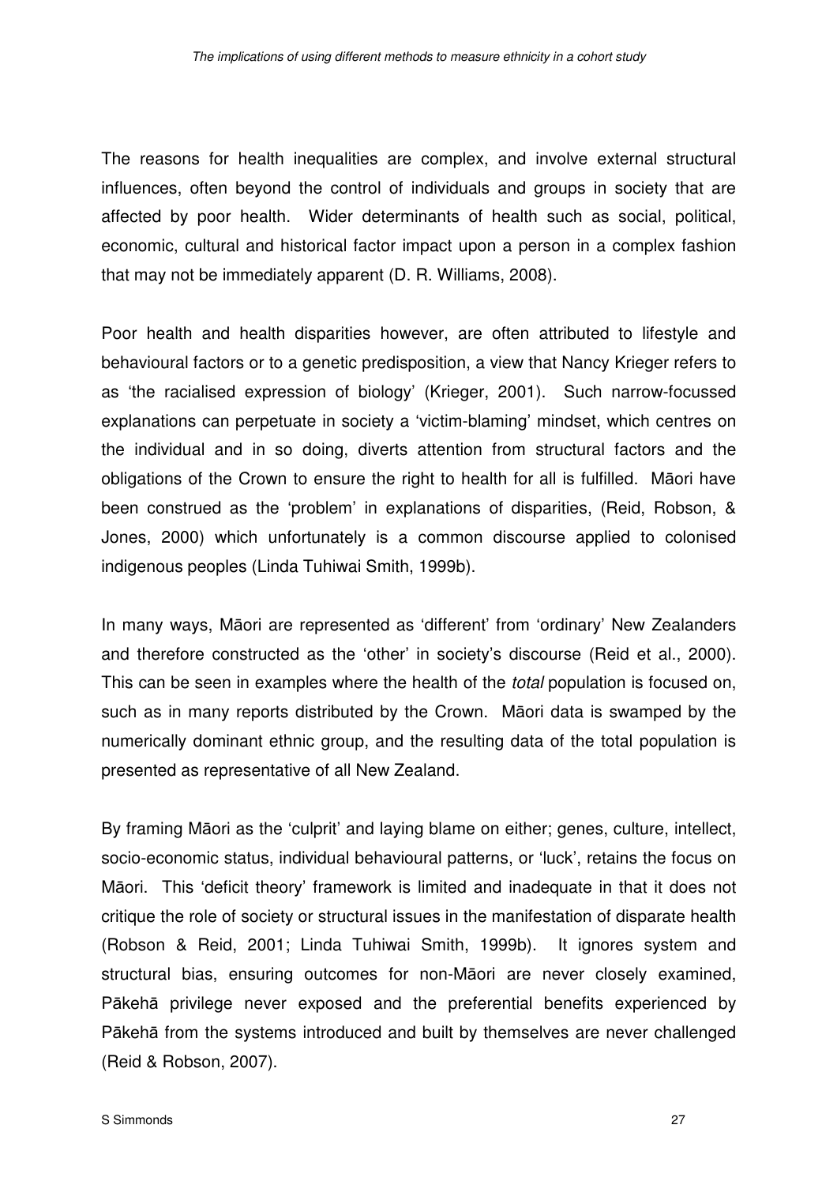The reasons for health inequalities are complex, and involve external structural influences, often beyond the control of individuals and groups in society that are affected by poor health. Wider determinants of health such as social, political, economic, cultural and historical factor impact upon a person in a complex fashion that may not be immediately apparent (D. R. Williams, 2008).

Poor health and health disparities however, are often attributed to lifestyle and behavioural factors or to a genetic predisposition, a view that Nancy Krieger refers to as 'the racialised expression of biology' (Krieger, 2001). Such narrow-focussed explanations can perpetuate in society a 'victim-blaming' mindset, which centres on the individual and in so doing, diverts attention from structural factors and the obligations of the Crown to ensure the right to health for all is fulfilled. Māori have been construed as the 'problem' in explanations of disparities, (Reid, Robson, & Jones, 2000) which unfortunately is a common discourse applied to colonised indigenous peoples (Linda Tuhiwai Smith, 1999b).

In many ways, Māori are represented as 'different' from 'ordinary' New Zealanders and therefore constructed as the 'other' in society's discourse (Reid et al., 2000). This can be seen in examples where the health of the *total* population is focused on, such as in many reports distributed by the Crown. Māori data is swamped by the numerically dominant ethnic group, and the resulting data of the total population is presented as representative of all New Zealand.

By framing Māori as the 'culprit' and laying blame on either; genes, culture, intellect, socio-economic status, individual behavioural patterns, or 'luck', retains the focus on Māori. This 'deficit theory' framework is limited and inadequate in that it does not critique the role of society or structural issues in the manifestation of disparate health (Robson & Reid, 2001; Linda Tuhiwai Smith, 1999b). It ignores system and structural bias, ensuring outcomes for non-Māori are never closely examined, Pākehā privilege never exposed and the preferential benefits experienced by Pākehā from the systems introduced and built by themselves are never challenged (Reid & Robson, 2007).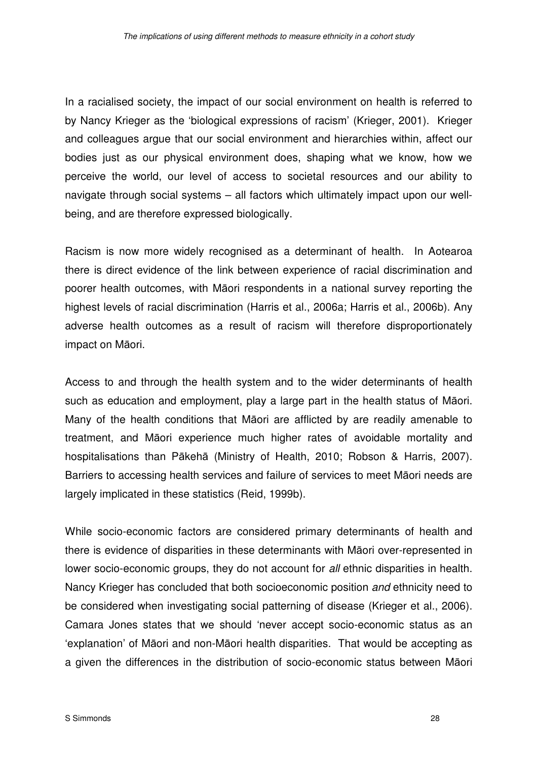In a racialised society, the impact of our social environment on health is referred to by Nancy Krieger as the 'biological expressions of racism' (Krieger, 2001). Krieger and colleagues argue that our social environment and hierarchies within, affect our bodies just as our physical environment does, shaping what we know, how we perceive the world, our level of access to societal resources and our ability to navigate through social systems – all factors which ultimately impact upon our well-being, and are therefore expressed biologically.

Racism is now more widely recognised as a determinant of health. In Aotearoa there is direct evidence of the link between experience of racial discrimination and poorer health outcomes, with Māori respondents in a national survey reporting the highest levels of racial discrimination (Harris et al., 2006a; Harris et al., 2006b). Any adverse health outcomes as a result of racism will therefore disproportionately impact on Māori.

Access to and through the health system and to the wider determinants of health such as education and employment, play a large part in the health status of Māori. Many of the health conditions that Māori are afflicted by are readily amenable to treatment, and Māori experience much higher rates of avoidable mortality and hospitalisations than Pākehā (Ministry of Health, 2010; Robson & Harris, 2007). Barriers to accessing health services and failure of services to meet Māori needs are largely implicated in these statistics (Reid, 1999b).

While socio-economic factors are considered primary determinants of health and there is evidence of disparities in these determinants with Māori over-represented in lower socio-economic groups, they do not account for *all* ethnic disparities in health. Nancy Krieger has concluded that both socioeconomic position *and* ethnicity need to be considered when investigating social patterning of disease (Krieger et al., 2006). Camara Jones states that we should 'never accept socio-economic status as an 'explanation' of Māori and non-Māori health disparities. That would be accepting as a given the differences in the distribution of socio-economic status between Māori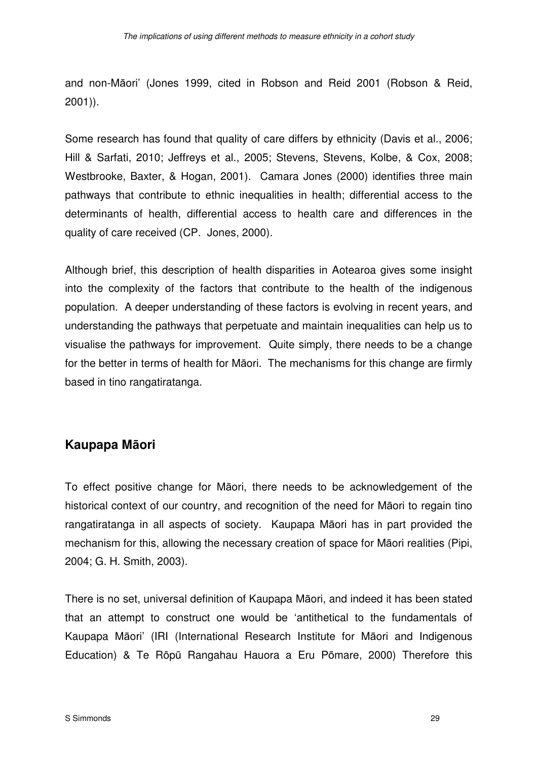and non-Māori' (Jones 1999, cited in Robson and Reid 2001 (Robson & Reid, 2001)).

Some research has found that quality of care differs by ethnicity (Davis et al., 2006; Hill & Sarfati, 2010; Jeffreys et al., 2005; Stevens, Stevens, Kolbe, & Cox, 2008; Westbrooke, Baxter, & Hogan, 2001). Camara Jones (2000) identifies three main pathways that contribute to ethnic inequalities in health; differential access to the determinants of health, differential access to health care and differences in the quality of care received (CP. Jones, 2000).

Although brief, this description of health disparities in Aotearoa gives some insight into the complexity of the factors that contribute to the health of the indigenous population. A deeper understanding of these factors is evolving in recent years, and understanding the pathways that perpetuate and maintain inequalities can help us to visualise the pathways for improvement. Quite simply, there needs to be a change for the better in terms of health for Māori. The mechanisms for this change are firmly based in tino rangatiratanga.

## Kaupapa Māori

To effect positive change for Māori, there needs to be acknowledgement of the historical context of our country, and recognition of the need for Māori to regain tino rangatiratanga in all aspects of society. Kaupapa Māori has in part provided the mechanism for this, allowing the necessary creation of space for Māori realities (Pipi, 2004; G. H. Smith, 2003).

There is no set, universal definition of Kaupapa Māori, and indeed it has been stated that an attempt to construct one would be 'antithetical to the fundamentals of Kaupapa Māori' (IRI (International Research Institute for Māori and Indigenous Education) & Te Rōpū Rangahau Hauora a Eru Pōmare, 2000) Therefore this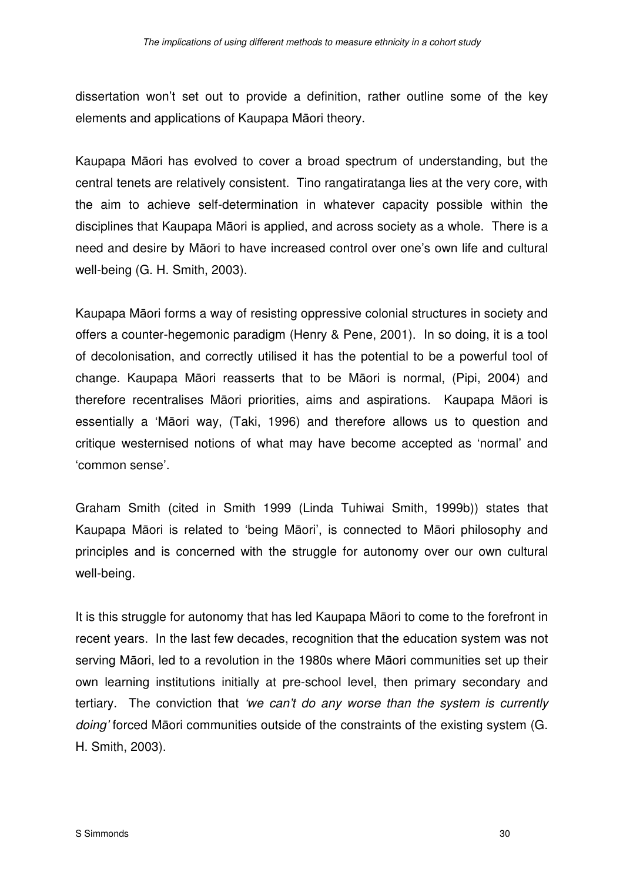dissertation won't set out to provide a definition, rather outline some of the key elements and applications of Kaupapa Māori theory.

Kaupapa Māori has evolved to cover a broad spectrum of understanding, but the central tenets are relatively consistent. Tino rangatiratanga lies at the very core, with the aim to achieve self-determination in whatever capacity possible within the disciplines that Kaupapa Māori is applied, and across society as a whole. There is a need and desire by Māori to have increased control over one's own life and cultural well-being (G. H. Smith, 2003).

Kaupapa Māori forms a way of resisting oppressive colonial structures in society and offers a counter-hegemonic paradigm (Henry & Pene, 2001). In so doing, it is a tool of decolonisation, and correctly utilised it has the potential to be a powerful tool of change. Kaupapa Māori reasserts that to be Māori is normal, (Pipi, 2004) and therefore recentralises Māori priorities, aims and aspirations. Kaupapa Māori is essentially a 'Māori way, (Taki, 1996) and therefore allows us to question and critique westernised notions of what may have become accepted as 'normal' and 'common sense'.

Graham Smith (cited in Smith 1999 (Linda Tuhiwai Smith, 1999b)) states that Kaupapa Māori is related to 'being Māori', is connected to Māori philosophy and principles and is concerned with the struggle for autonomy over our own cultural well-being.

It is this struggle for autonomy that has led Kaupapa Māori to come to the forefront in recent years. In the last few decades, recognition that the education system was not serving Māori, led to a revolution in the 1980s where Māori communities set up their own learning institutions initially at pre-school level, then primary secondary and tertiary. The conviction that *'we can't do any worse than the system is currently doing'* forced Māori communities outside of the constraints of the existing system (G. H. Smith, 2003).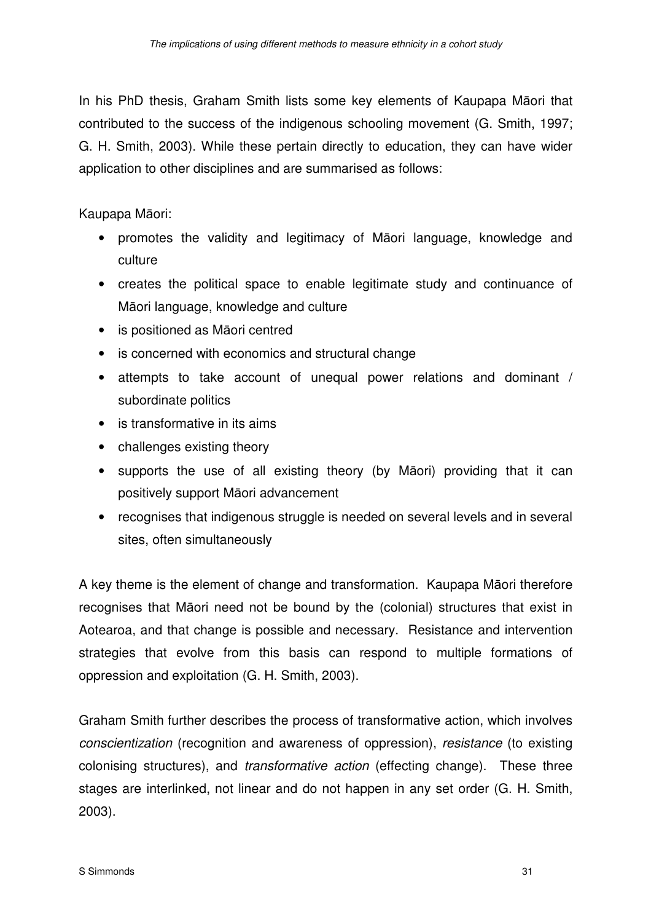In his PhD thesis, Graham Smith lists some key elements of Kaupapa Māori that contributed to the success of the indigenous schooling movement (G. Smith, 1997; G. H. Smith, 2003). While these pertain directly to education, they can have wider application to other disciplines and are summarised as follows:

Kaupapa Māori:

- promotes the validity and legitimacy of Māori language, knowledge and culture
- creates the political space to enable legitimate study and continuance of Māori language, knowledge and culture
- is positioned as Māori centred
- is concerned with economics and structural change
- attempts to take account of unequal power relations and dominant / subordinate politics
- is transformative in its aims
- challenges existing theory
- supports the use of all existing theory (by Māori) providing that it can positively support Māori advancement
- recognises that indigenous struggle is needed on several levels and in several sites, often simultaneously

A key theme is the element of change and transformation. Kaupapa Māori therefore recognises that Māori need not be bound by the (colonial) structures that exist in Aotearoa, and that change is possible and necessary. Resistance and intervention strategies that evolve from this basis can respond to multiple formations of oppression and exploitation (G. H. Smith, 2003).

Graham Smith further describes the process of transformative action, which involves *conscientization* (recognition and awareness of oppression), *resistance* (to existing colonising structures), and *transformative action* (effecting change). These three stages are interlinked, not linear and do not happen in any set order (G. H. Smith, 2003).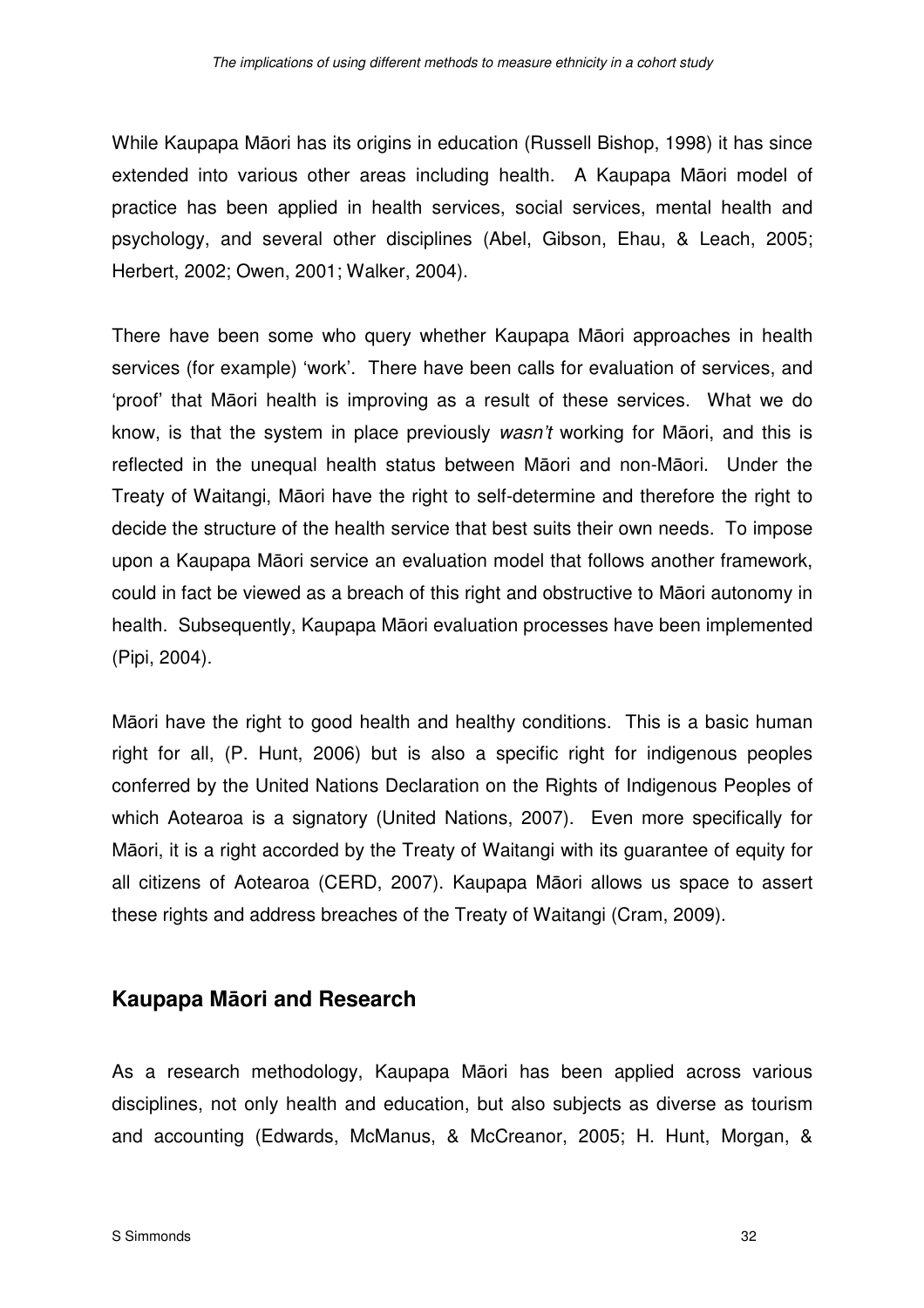While Kaupapa Māori has its origins in education (Russell Bishop, 1998) it has since extended into various other areas including health. A Kaupapa Māori model of practice has been applied in health services, social services, mental health and psychology, and several other disciplines (Abel, Gibson, Ehau, & Leach, 2005; Herbert, 2002; Owen, 2001; Walker, 2004).

There have been some who query whether Kaupapa Māori approaches in health services (for example) 'work'. There have been calls for evaluation of services, and 'proof' that Māori health is improving as a result of these services. What we do know, is that the system in place previously *wasn't* working for Māori, and this is reflected in the unequal health status between Māori and non-Māori. Under the Treaty of Waitangi, Māori have the right to self-determine and therefore the right to decide the structure of the health service that best suits their own needs. To impose upon a Kaupapa Māori service an evaluation model that follows another framework, could in fact be viewed as a breach of this right and obstructive to Māori autonomy in health. Subsequently, Kaupapa Māori evaluation processes have been implemented (Pipi, 2004).

Māori have the right to good health and healthy conditions. This is a basic human right for all, (P. Hunt, 2006) but is also a specific right for indigenous peoples conferred by the United Nations Declaration on the Rights of Indigenous Peoples of which Aotearoa is a signatory (United Nations, 2007). Even more specifically for Māori, it is a right accorded by the Treaty of Waitangi with its guarantee of equity for all citizens of Aotearoa (CERD, 2007). Kaupapa Māori allows us space to assert these rights and address breaches of the Treaty of Waitangi (Cram, 2009).

## Kaupapa Māori and Research

As a research methodology, Kaupapa Māori has been applied across various disciplines, not only health and education, but also subjects as diverse as tourism and accounting (Edwards, McManus, & McCreanor, 2005; H. Hunt, Morgan, &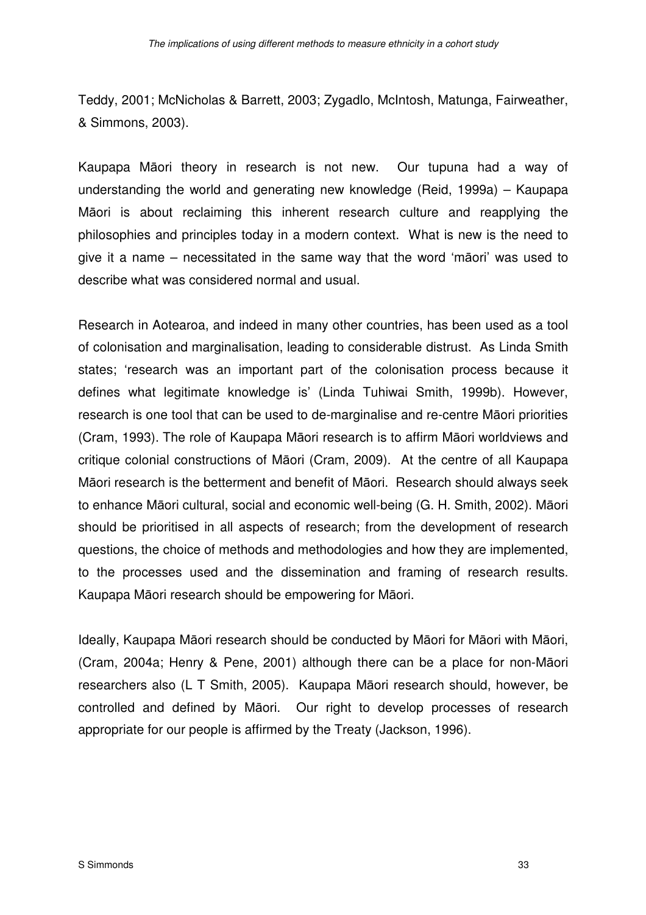Teddy, 2001; McNicholas & Barrett, 2003; Zygadlo, McIntosh, Matunga, Fairweather, & Simmons, 2003).

Kaupapa Māori theory in research is not new. Our tupuna had a way of understanding the world and generating new knowledge (Reid, 1999a) – Kaupapa Māori is about reclaiming this inherent research culture and reapplying the philosophies and principles today in a modern context. What is new is the need to give it a name – necessitated in the same way that the word 'māori' was used to describe what was considered normal and usual.

Research in Aotearoa, and indeed in many other countries, has been used as a tool of colonisation and marginalisation, leading to considerable distrust. As Linda Smith states; 'research was an important part of the colonisation process because it defines what legitimate knowledge is' (Linda Tuhiwai Smith, 1999b). However, research is one tool that can be used to de-marginalise and re-centre Māori priorities (Cram, 1993). The role of Kaupapa Māori research is to affirm Māori worldviews and critique colonial constructions of Māori (Cram, 2009). At the centre of all Kaupapa Māori research is the betterment and benefit of Māori. Research should always seek to enhance Māori cultural, social and economic well-being (G. H. Smith, 2002). Māori should be prioritised in all aspects of research; from the development of research questions, the choice of methods and methodologies and how they are implemented, to the processes used and the dissemination and framing of research results. Kaupapa Māori research should be empowering for Māori.

Ideally, Kaupapa Māori research should be conducted by Māori for Māori with Māori, (Cram, 2004a; Henry & Pene, 2001) although there can be a place for non-Māori researchers also (L T Smith, 2005). Kaupapa Māori research should, however, be controlled and defined by Māori. Our right to develop processes of research appropriate for our people is affirmed by the Treaty (Jackson, 1996).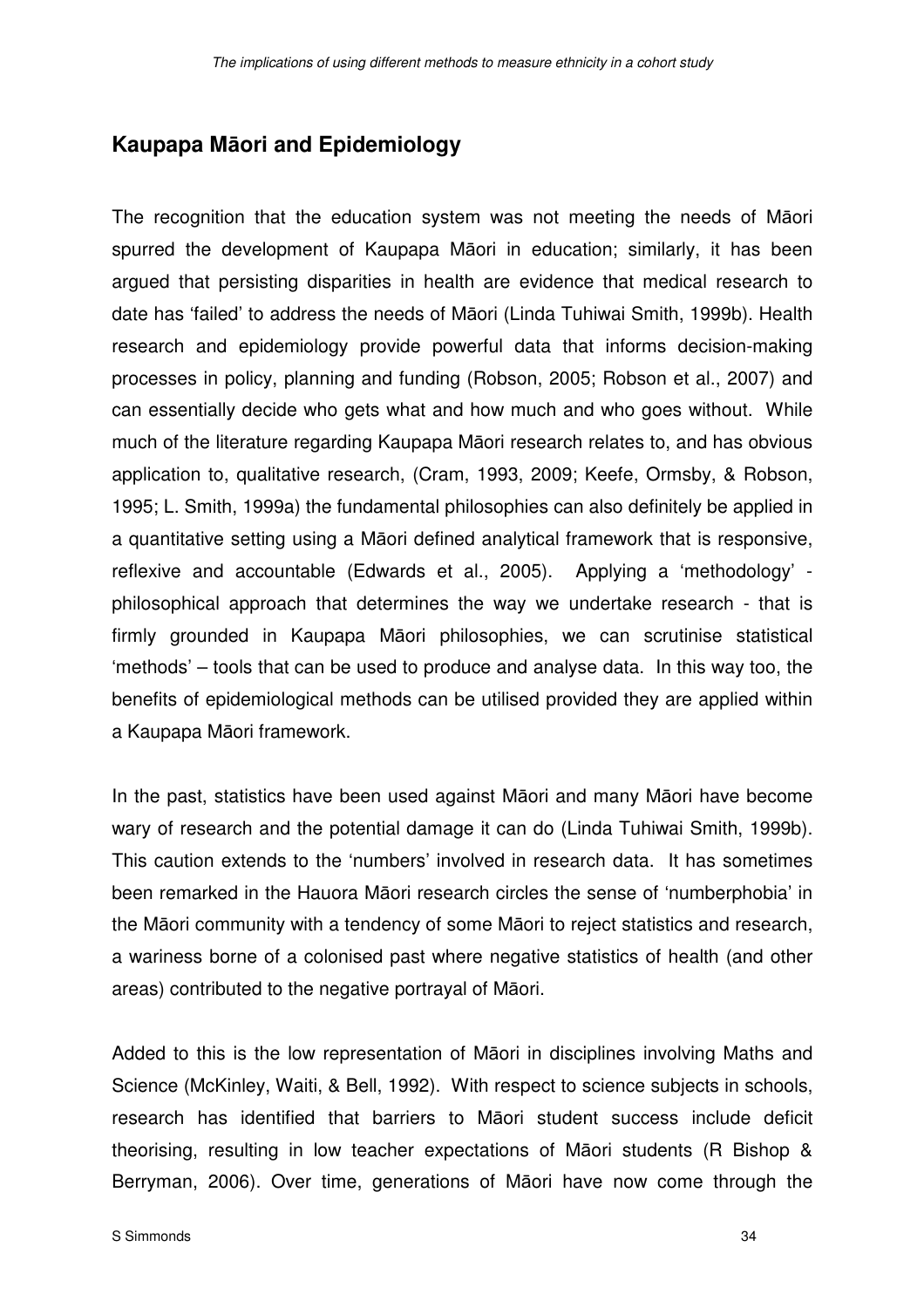## Kaupapa Māori and Epidemiology

The recognition that the education system was not meeting the needs of Māori spurred the development of Kaupapa Māori in education; similarly, it has been argued that persisting disparities in health are evidence that medical research to date has 'failed' to address the needs of Māori (Linda Tuhiwai Smith, 1999b). Health research and epidemiology provide powerful data that informs decision-making processes in policy, planning and funding (Robson, 2005; Robson et al., 2007) and can essentially decide who gets what and how much and who goes without. While much of the literature regarding Kaupapa Māori research relates to, and has obvious application to, qualitative research, (Cram, 1993, 2009; Keefe, Ormsby, & Robson, 1995; L. Smith, 1999a) the fundamental philosophies can also definitely be applied in a quantitative setting using a Māori defined analytical framework that is responsive, reflexive and accountable (Edwards et al., 2005). Applying a 'methodology' - philosophical approach that determines the way we undertake research - that is firmly grounded in Kaupapa Māori philosophies, we can scrutinise statistical 'methods' – tools that can be used to produce and analyse data. In this way too, the benefits of epidemiological methods can be utilised provided they are applied within a Kaupapa Māori framework.

In the past, statistics have been used against Māori and many Māori have become wary of research and the potential damage it can do (Linda Tuhiwai Smith, 1999b). This caution extends to the 'numbers' involved in research data. It has sometimes been remarked in the Hauora Māori research circles the sense of 'numberphobia' in the Māori community with a tendency of some Māori to reject statistics and research, a wariness borne of a colonised past where negative statistics of health (and other areas) contributed to the negative portrayal of Māori.

Added to this is the low representation of Māori in disciplines involving Maths and Science (McKinley, Waiti, & Bell, 1992). With respect to science subjects in schools, research has identified that barriers to Māori student success include deficit theorising, resulting in low teacher expectations of Māori students (R Bishop & Berryman, 2006). Over time, generations of Māori have now come through the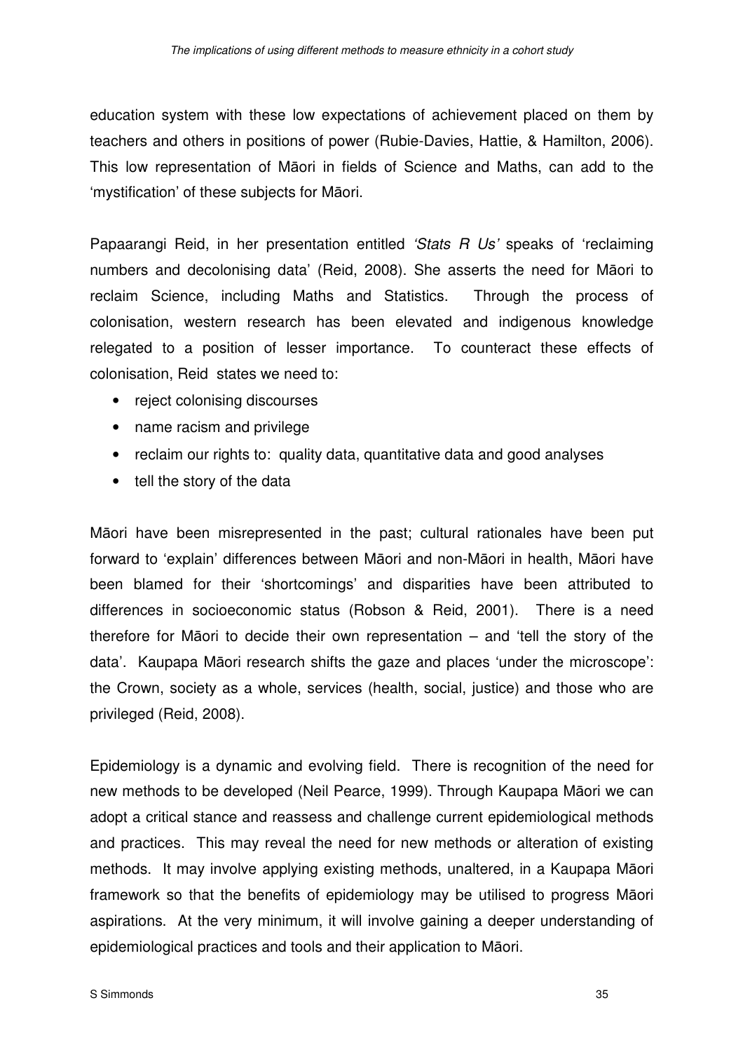education system with these low expectations of achievement placed on them by teachers and others in positions of power (Rubie-Davies, Hattie, & Hamilton, 2006). This low representation of Māori in fields of Science and Maths, can add to the 'mystification' of these subjects for Māori.

Papaarangi Reid, in her presentation entitled *'Stats R Us'* speaks of 'reclaiming numbers and decolonising data' (Reid, 2008). She asserts the need for Māori to reclaim Science, including Maths and Statistics. Through the process of colonisation, western research has been elevated and indigenous knowledge relegated to a position of lesser importance. To counteract these effects of colonisation, Reid states we need to:

- reject colonising discourses
- name racism and privilege
- reclaim our rights to: quality data, quantitative data and good analyses
- tell the story of the data

Māori have been misrepresented in the past; cultural rationales have been put forward to 'explain' differences between Māori and non-Māori in health, Māori have been blamed for their 'shortcomings' and disparities have been attributed to differences in socioeconomic status (Robson & Reid, 2001). There is a need therefore for Māori to decide their own representation – and 'tell the story of the data'. Kaupapa Māori research shifts the gaze and places 'under the microscope': the Crown, society as a whole, services (health, social, justice) and those who are privileged (Reid, 2008).

Epidemiology is a dynamic and evolving field. There is recognition of the need for new methods to be developed (Neil Pearce, 1999). Through Kaupapa Māori we can adopt a critical stance and reassess and challenge current epidemiological methods and practices. This may reveal the need for new methods or alteration of existing methods. It may involve applying existing methods, unaltered, in a Kaupapa Māori framework so that the benefits of epidemiology may be utilised to progress Māori aspirations. At the very minimum, it will involve gaining a deeper understanding of epidemiological practices and tools and their application to Māori.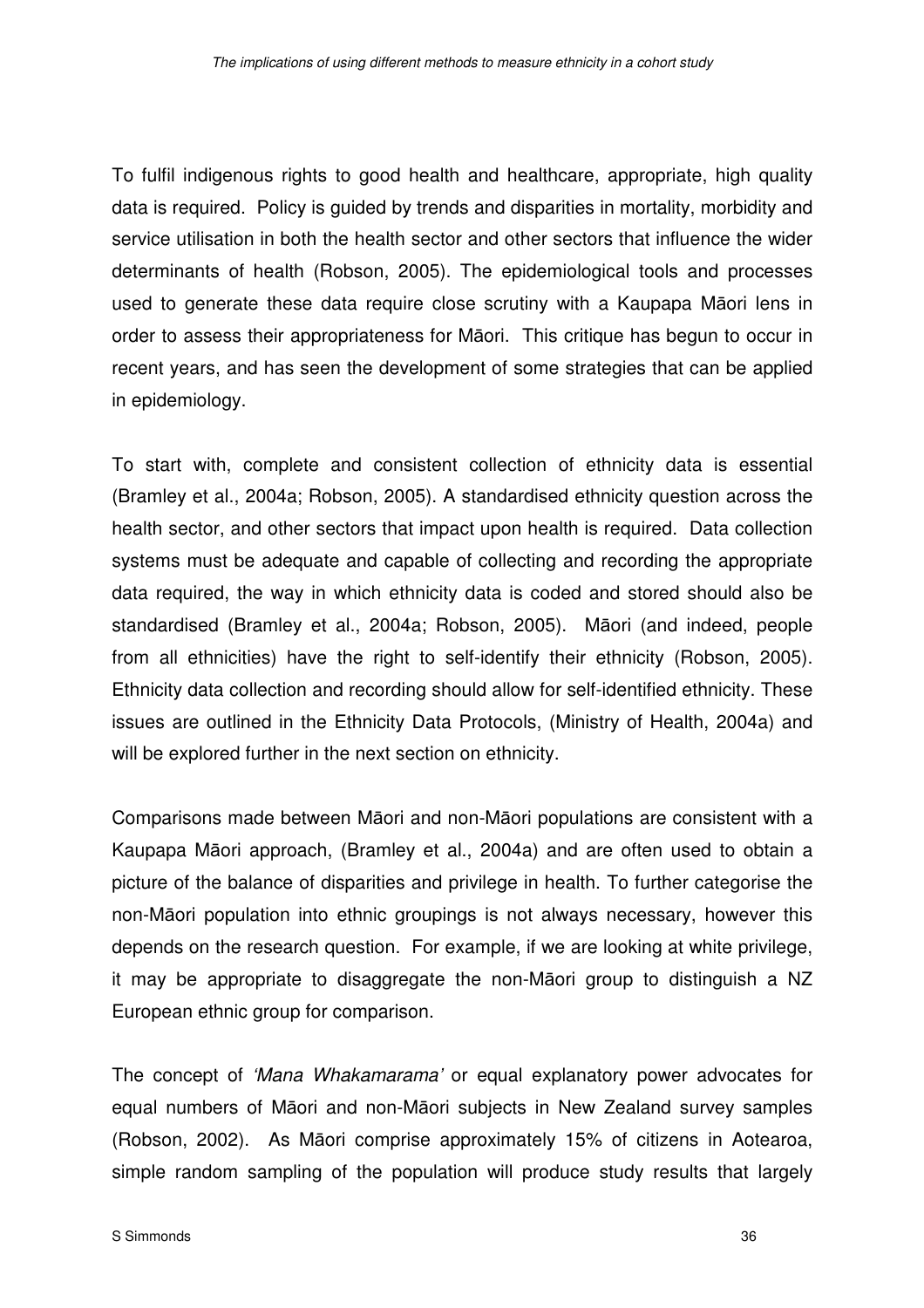To fulfil indigenous rights to good health and healthcare, appropriate, high quality data is required. Policy is guided by trends and disparities in mortality, morbidity and service utilisation in both the health sector and other sectors that influence the wider determinants of health (Robson, 2005). The epidemiological tools and processes used to generate these data require close scrutiny with a Kaupapa Māori lens in order to assess their appropriateness for Māori. This critique has begun to occur in recent years, and has seen the development of some strategies that can be applied in epidemiology.

To start with, complete and consistent collection of ethnicity data is essential (Bramley et al., 2004a; Robson, 2005). A standardised ethnicity question across the health sector, and other sectors that impact upon health is required. Data collection systems must be adequate and capable of collecting and recording the appropriate data required, the way in which ethnicity data is coded and stored should also be standardised (Bramley et al., 2004a; Robson, 2005). Māori (and indeed, people from all ethnicities) have the right to self-identify their ethnicity (Robson, 2005). Ethnicity data collection and recording should allow for self-identified ethnicity. These issues are outlined in the Ethnicity Data Protocols, (Ministry of Health, 2004a) and will be explored further in the next section on ethnicity.

Comparisons made between Māori and non-Māori populations are consistent with a Kaupapa Māori approach, (Bramley et al., 2004a) and are often used to obtain a picture of the balance of disparities and privilege in health. To further categorise the non-Māori population into ethnic groupings is not always necessary, however this depends on the research question. For example, if we are looking at white privilege, it may be appropriate to disaggregate the non-Māori group to distinguish a NZ European ethnic group for comparison.

The concept of *'Mana Whakamarama'* or equal explanatory power advocates for equal numbers of Māori and non-Māori subjects in New Zealand survey samples (Robson, 2002). As Māori comprise approximately 15% of citizens in Aotearoa, simple random sampling of the population will produce study results that largely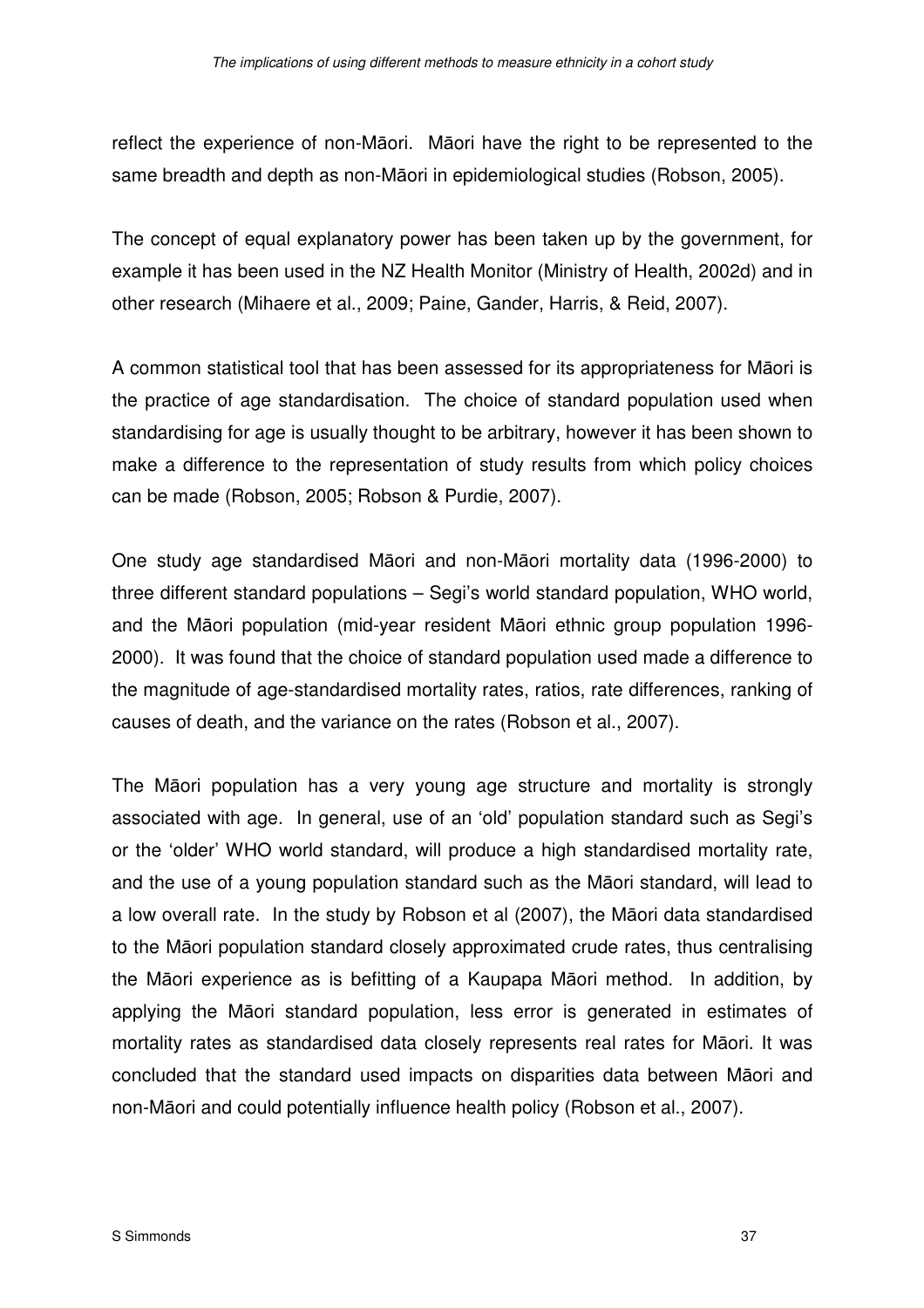reflect the experience of non-Māori. Māori have the right to be represented to the same breadth and depth as non-Māori in epidemiological studies (Robson, 2005).

The concept of equal explanatory power has been taken up by the government, for example it has been used in the NZ Health Monitor (Ministry of Health, 2002d) and in other research (Mihaere et al., 2009; Paine, Gander, Harris, & Reid, 2007).

A common statistical tool that has been assessed for its appropriateness for Māori is the practice of age standardisation. The choice of standard population used when standardising for age is usually thought to be arbitrary, however it has been shown to make a difference to the representation of study results from which policy choices can be made (Robson, 2005; Robson & Purdie, 2007).

One study age standardised Māori and non-Māori mortality data (1996-2000) to three different standard populations – Segi's world standard population, WHO world, and the Māori population (mid-year resident Māori ethnic group population 1996-2000). It was found that the choice of standard population used made a difference to the magnitude of age-standardised mortality rates, ratios, rate differences, ranking of causes of death, and the variance on the rates (Robson et al., 2007).

The Māori population has a very young age structure and mortality is strongly associated with age. In general, use of an 'old' population standard such as Segi's or the 'older' WHO world standard, will produce a high standardised mortality rate, and the use of a young population standard such as the Māori standard, will lead to a low overall rate. In the study by Robson et al (2007), the Māori data standardised to the Māori population standard closely approximated crude rates, thus centralising the Māori experience as is befitting of a Kaupapa Māori method. In addition, by applying the Māori standard population, less error is generated in estimates of mortality rates as standardised data closely represents real rates for Māori. It was concluded that the standard used impacts on disparities data between Māori and non-Māori and could potentially influence health policy (Robson et al., 2007).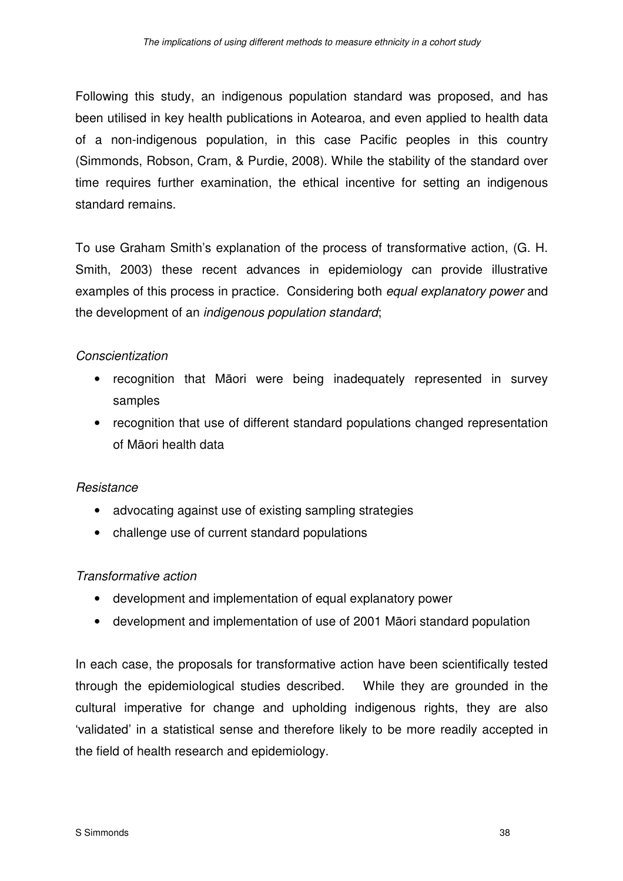Following this study, an indigenous population standard was proposed, and has been utilised in key health publications in Aotearoa, and even applied to health data of a non-indigenous population, in this case Pacific peoples in this country (Simmonds, Robson, Cram, & Purdie, 2008). While the stability of the standard over time requires further examination, the ethical incentive for setting an indigenous standard remains.

To use Graham Smith's explanation of the process of transformative action, (G. H. Smith, 2003) these recent advances in epidemiology can provide illustrative examples of this process in practice. Considering both *equal explanatory power* and the development of an *indigenous population standard*;

*Conscientization*

- recognition that Māori were being inadequately represented in survey samples
- recognition that use of different standard populations changed representation of Māori health data

*Resistance*

- advocating against use of existing sampling strategies
- challenge use of current standard populations

*Transformative action*

- development and implementation of equal explanatory power
- development and implementation of use of 2001 Māori standard population

In each case, the proposals for transformative action have been scientifically tested through the epidemiological studies described. While they are grounded in the cultural imperative for change and upholding indigenous rights, they are also 'validated' in a statistical sense and therefore likely to be more readily accepted in the field of health research and epidemiology.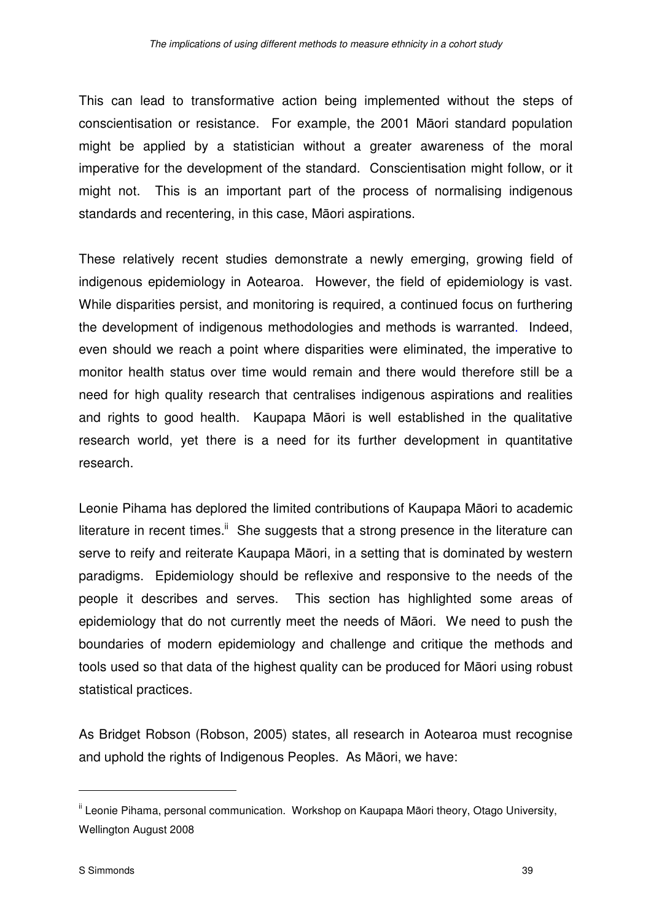This can lead to transformative action being implemented without the steps of conscientisation or resistance. For example, the 2001 Māori standard population might be applied by a statistician without a greater awareness of the moral imperative for the development of the standard. Conscientisation might follow, or it might not. This is an important part of the process of normalising indigenous standards and recentering, in this case, Māori aspirations.

These relatively recent studies demonstrate a newly emerging, growing field of indigenous epidemiology in Aotearoa. However, the field of epidemiology is vast. While disparities persist, and monitoring is required, a continued focus on furthering the development of indigenous methodologies and methods is warranted. Indeed, even should we reach a point where disparities were eliminated, the imperative to monitor health status over time would remain and there would therefore still be a need for high quality research that centralises indigenous aspirations and realities and rights to good health. Kaupapa Māori is well established in the qualitative research world, yet there is a need for its further development in quantitative research.

Leonie Pihama has deplored the limited contributions of Kaupapa Māori to academic literature in recent times.[ii] She suggests that a strong presence in the literature can serve to reify and reiterate Kaupapa Māori, in a setting that is dominated by western paradigms. Epidemiology should be reflexive and responsive to the needs of the people it describes and serves. This section has highlighted some areas of epidemiology that do not currently meet the needs of Māori. We need to push the boundaries of modern epidemiology and challenge and critique the methods and tools used so that data of the highest quality can be produced for Māori using robust statistical practices.

As Bridget Robson (Robson, 2005) states, all research in Aotearoa must recognise and uphold the rights of Indigenous Peoples. As Māori, we have:

---

[ii] Leonie Pihama, personal communication. Workshop on Kaupapa Māori theory, Otago University, Wellington August 2008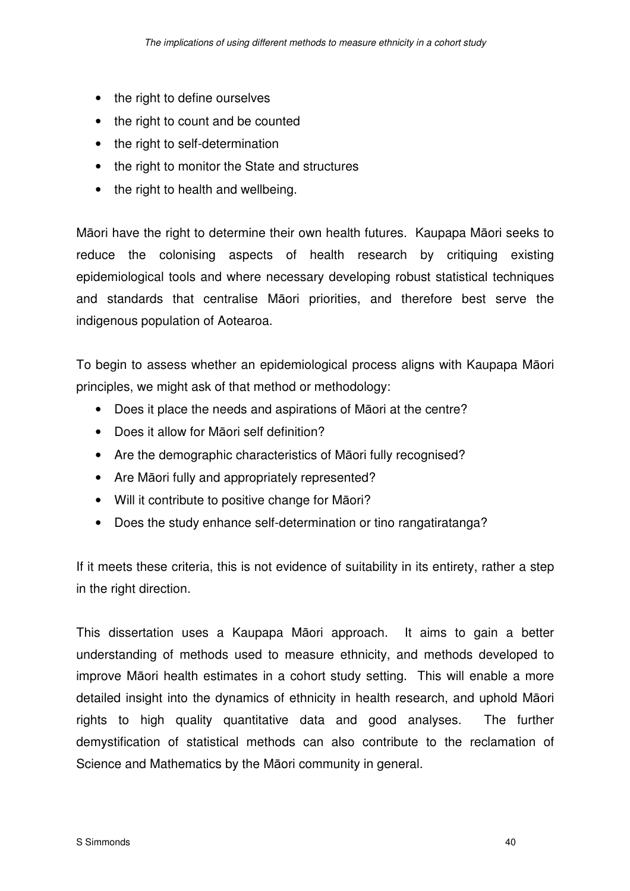- the right to define ourselves
- the right to count and be counted
- the right to self-determination
- the right to monitor the State and structures
- the right to health and wellbeing.

Māori have the right to determine their own health futures. Kaupapa Māori seeks to reduce the colonising aspects of health research by critiquing existing epidemiological tools and where necessary developing robust statistical techniques and standards that centralise Māori priorities, and therefore best serve the indigenous population of Aotearoa.

To begin to assess whether an epidemiological process aligns with Kaupapa Māori principles, we might ask of that method or methodology:

- Does it place the needs and aspirations of Māori at the centre?
- Does it allow for Māori self definition?
- Are the demographic characteristics of Māori fully recognised?
- Are Māori fully and appropriately represented?
- Will it contribute to positive change for Māori?
- Does the study enhance self-determination or tino rangatiratanga?

If it meets these criteria, this is not evidence of suitability in its entirety, rather a step in the right direction.

This dissertation uses a Kaupapa Māori approach. It aims to gain a better understanding of methods used to measure ethnicity, and methods developed to improve Māori health estimates in a cohort study setting. This will enable a more detailed insight into the dynamics of ethnicity in health research, and uphold Māori rights to high quality quantitative data and good analyses. The further demystification of statistical methods can also contribute to the reclamation of Science and Mathematics by the Māori community in general.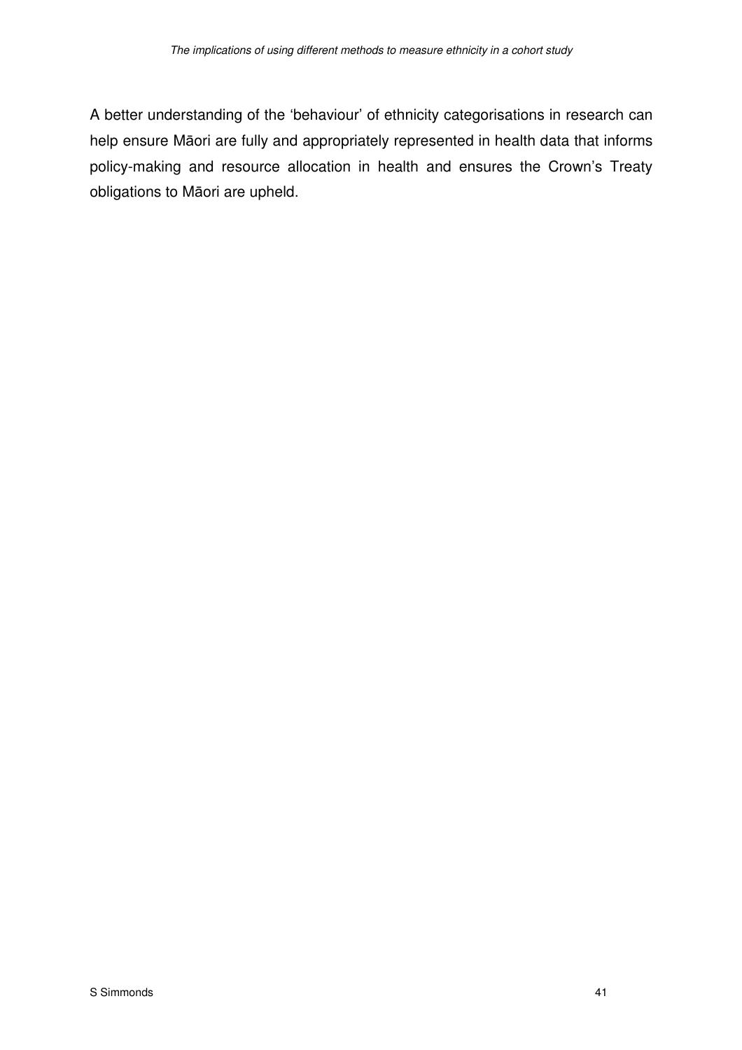A better understanding of the 'behaviour' of ethnicity categorisations in research can help ensure Māori are fully and appropriately represented in health data that informs policy-making and resource allocation in health and ensures the Crown's Treaty obligations to Māori are upheld.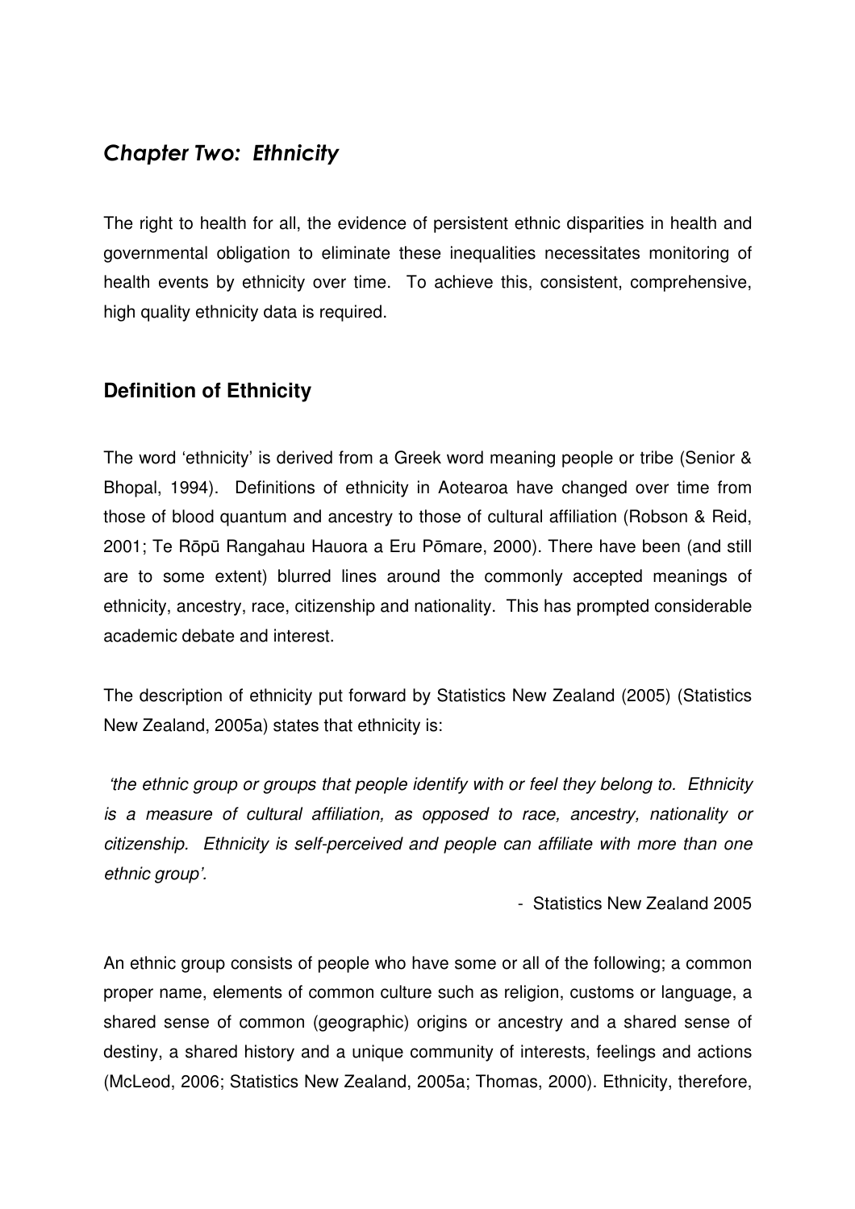## *Chapter Two: Ethnicity*

The right to health for all, the evidence of persistent ethnic disparities in health and governmental obligation to eliminate these inequalities necessitates monitoring of health events by ethnicity over time. To achieve this, consistent, comprehensive, high quality ethnicity data is required.

### Definition of Ethnicity

The word 'ethnicity' is derived from a Greek word meaning people or tribe (Senior & Bhopal, 1994). Definitions of ethnicity in Aotearoa have changed over time from those of blood quantum and ancestry to those of cultural affiliation (Robson & Reid, 2001; Te Rōpū Rangahau Hauora a Eru Pōmare, 2000). There have been (and still are to some extent) blurred lines around the commonly accepted meanings of ethnicity, ancestry, race, citizenship and nationality. This has prompted considerable academic debate and interest.

The description of ethnicity put forward by Statistics New Zealand (2005) (Statistics New Zealand, 2005a) states that ethnicity is:

*'the ethnic group or groups that people identify with or feel they belong to. Ethnicity is a measure of cultural affiliation, as opposed to race, ancestry, nationality or citizenship. Ethnicity is self-perceived and people can affiliate with more than one ethnic group'.*

- Statistics New Zealand 2005

An ethnic group consists of people who have some or all of the following; a common proper name, elements of common culture such as religion, customs or language, a shared sense of common (geographic) origins or ancestry and a shared sense of destiny, a shared history and a unique community of interests, feelings and actions (McLeod, 2006; Statistics New Zealand, 2005a; Thomas, 2000). Ethnicity, therefore,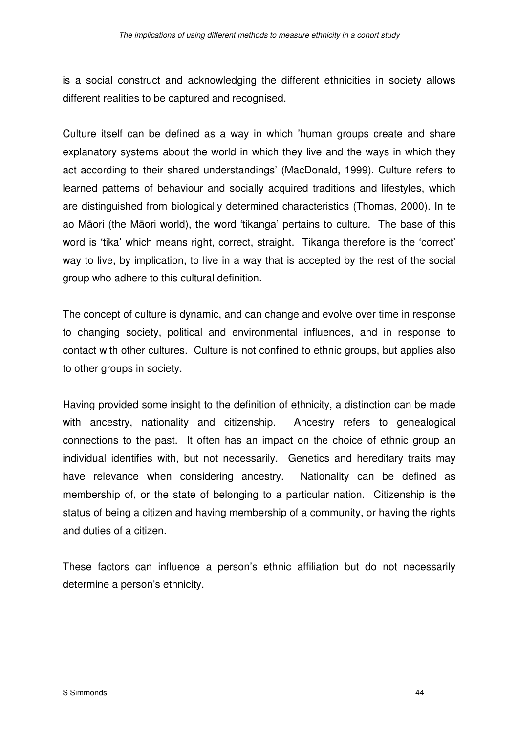is a social construct and acknowledging the different ethnicities in society allows different realities to be captured and recognised.

Culture itself can be defined as a way in which 'human groups create and share explanatory systems about the world in which they live and the ways in which they act according to their shared understandings' (MacDonald, 1999). Culture refers to learned patterns of behaviour and socially acquired traditions and lifestyles, which are distinguished from biologically determined characteristics (Thomas, 2000). In te ao Māori (the Māori world), the word 'tikanga' pertains to culture. The base of this word is 'tika' which means right, correct, straight. Tikanga therefore is the 'correct' way to live, by implication, to live in a way that is accepted by the rest of the social group who adhere to this cultural definition.

The concept of culture is dynamic, and can change and evolve over time in response to changing society, political and environmental influences, and in response to contact with other cultures. Culture is not confined to ethnic groups, but applies also to other groups in society.

Having provided some insight to the definition of ethnicity, a distinction can be made with ancestry, nationality and citizenship. Ancestry refers to genealogical connections to the past. It often has an impact on the choice of ethnic group an individual identifies with, but not necessarily. Genetics and hereditary traits may have relevance when considering ancestry. Nationality can be defined as membership of, or the state of belonging to a particular nation. Citizenship is the status of being a citizen and having membership of a community, or having the rights and duties of a citizen.

These factors can influence a person's ethnic affiliation but do not necessarily determine a person's ethnicity.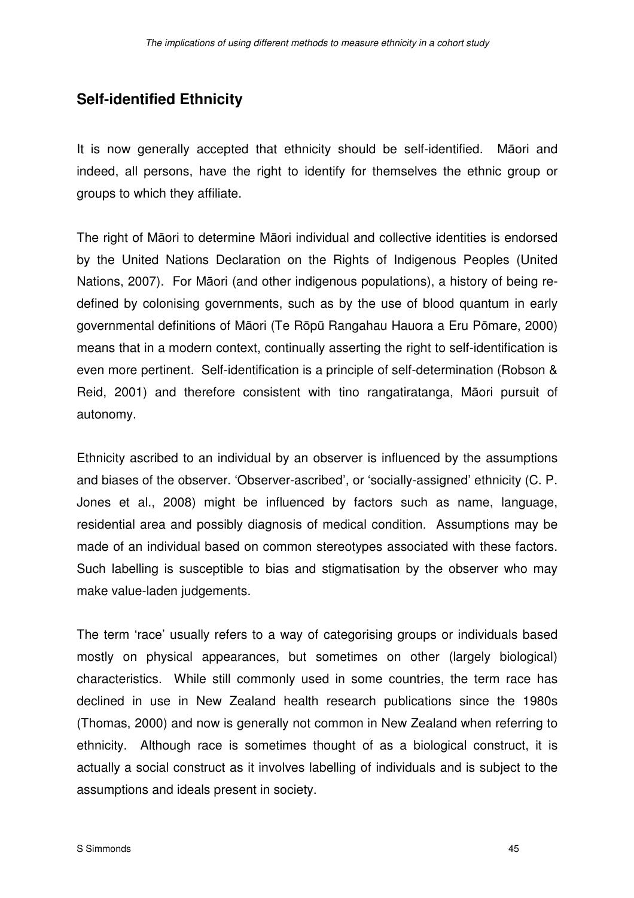## Self-identified Ethnicity

It is now generally accepted that ethnicity should be self-identified. Māori and indeed, all persons, have the right to identify for themselves the ethnic group or groups to which they affiliate.

The right of Māori to determine Māori individual and collective identities is endorsed by the United Nations Declaration on the Rights of Indigenous Peoples (United Nations, 2007). For Māori (and other indigenous populations), a history of being re-defined by colonising governments, such as by the use of blood quantum in early governmental definitions of Māori (Te Rōpū Rangahau Hauora a Eru Pōmare, 2000) means that in a modern context, continually asserting the right to self-identification is even more pertinent. Self-identification is a principle of self-determination (Robson & Reid, 2001) and therefore consistent with tino rangatiratanga, Māori pursuit of autonomy.

Ethnicity ascribed to an individual by an observer is influenced by the assumptions and biases of the observer. 'Observer-ascribed', or 'socially-assigned' ethnicity (C. P. Jones et al., 2008) might be influenced by factors such as name, language, residential area and possibly diagnosis of medical condition. Assumptions may be made of an individual based on common stereotypes associated with these factors. Such labelling is susceptible to bias and stigmatisation by the observer who may make value-laden judgements.

The term 'race' usually refers to a way of categorising groups or individuals based mostly on physical appearances, but sometimes on other (largely biological) characteristics. While still commonly used in some countries, the term race has declined in use in New Zealand health research publications since the 1980s (Thomas, 2000) and now is generally not common in New Zealand when referring to ethnicity. Although race is sometimes thought of as a biological construct, it is actually a social construct as it involves labelling of individuals and is subject to the assumptions and ideals present in society.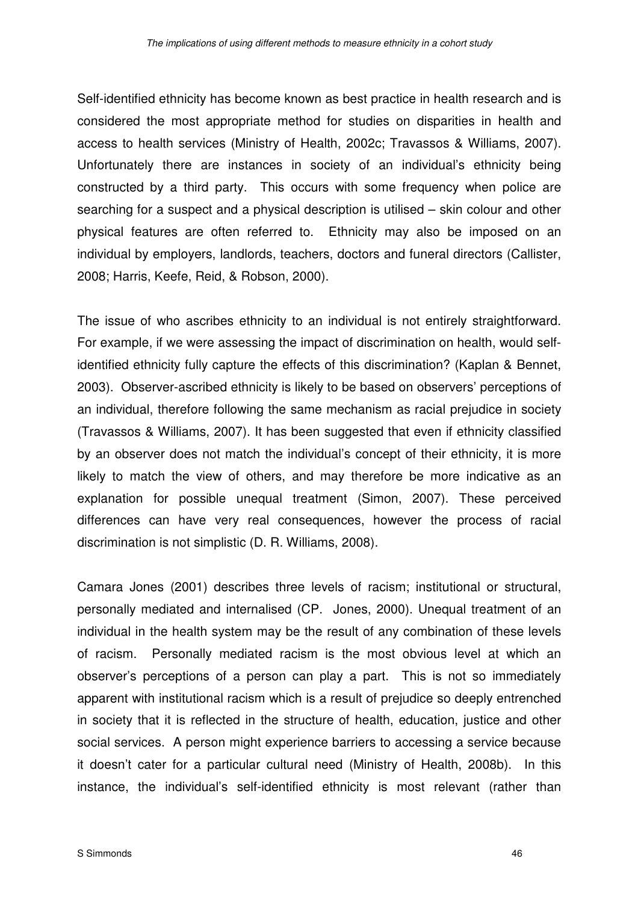Self-identified ethnicity has become known as best practice in health research and is considered the most appropriate method for studies on disparities in health and access to health services (Ministry of Health, 2002c; Travassos & Williams, 2007). Unfortunately there are instances in society of an individual's ethnicity being constructed by a third party. This occurs with some frequency when police are searching for a suspect and a physical description is utilised – skin colour and other physical features are often referred to. Ethnicity may also be imposed on an individual by employers, landlords, teachers, doctors and funeral directors (Callister, 2008; Harris, Keefe, Reid, & Robson, 2000).

The issue of who ascribes ethnicity to an individual is not entirely straightforward. For example, if we were assessing the impact of discrimination on health, would self-identified ethnicity fully capture the effects of this discrimination? (Kaplan & Bennet, 2003). Observer-ascribed ethnicity is likely to be based on observers' perceptions of an individual, therefore following the same mechanism as racial prejudice in society (Travassos & Williams, 2007). It has been suggested that even if ethnicity classified by an observer does not match the individual's concept of their ethnicity, it is more likely to match the view of others, and may therefore be more indicative as an explanation for possible unequal treatment (Simon, 2007). These perceived differences can have very real consequences, however the process of racial discrimination is not simplistic (D. R. Williams, 2008).

Camara Jones (2001) describes three levels of racism; institutional or structural, personally mediated and internalised (CP. Jones, 2000). Unequal treatment of an individual in the health system may be the result of any combination of these levels of racism. Personally mediated racism is the most obvious level at which an observer's perceptions of a person can play a part. This is not so immediately apparent with institutional racism which is a result of prejudice so deeply entrenched in society that it is reflected in the structure of health, education, justice and other social services. A person might experience barriers to accessing a service because it doesn't cater for a particular cultural need (Ministry of Health, 2008b). In this instance, the individual's self-identified ethnicity is most relevant (rather than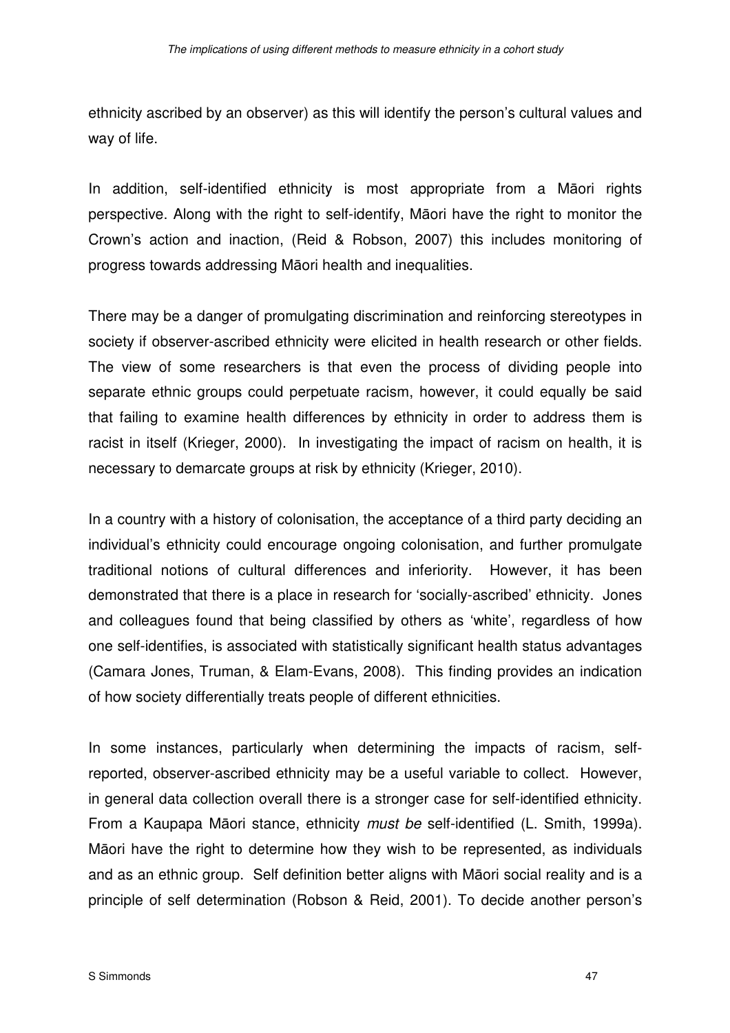ethnicity ascribed by an observer) as this will identify the person's cultural values and way of life.

In addition, self-identified ethnicity is most appropriate from a Māori rights perspective. Along with the right to self-identify, Māori have the right to monitor the Crown's action and inaction, (Reid & Robson, 2007) this includes monitoring of progress towards addressing Māori health and inequalities.

There may be a danger of promulgating discrimination and reinforcing stereotypes in society if observer-ascribed ethnicity were elicited in health research or other fields. The view of some researchers is that even the process of dividing people into separate ethnic groups could perpetuate racism, however, it could equally be said that failing to examine health differences by ethnicity in order to address them is racist in itself (Krieger, 2000). In investigating the impact of racism on health, it is necessary to demarcate groups at risk by ethnicity (Krieger, 2010).

In a country with a history of colonisation, the acceptance of a third party deciding an individual's ethnicity could encourage ongoing colonisation, and further promulgate traditional notions of cultural differences and inferiority. However, it has been demonstrated that there is a place in research for 'socially-ascribed' ethnicity. Jones and colleagues found that being classified by others as 'white', regardless of how one self-identifies, is associated with statistically significant health status advantages (Camara Jones, Truman, & Elam-Evans, 2008). This finding provides an indication of how society differentially treats people of different ethnicities.

In some instances, particularly when determining the impacts of racism, self-reported, observer-ascribed ethnicity may be a useful variable to collect. However, in general data collection overall there is a stronger case for self-identified ethnicity. From a Kaupapa Māori stance, ethnicity *must be* self-identified (L. Smith, 1999a). Māori have the right to determine how they wish to be represented, as individuals and as an ethnic group. Self definition better aligns with Māori social reality and is a principle of self determination (Robson & Reid, 2001). To decide another person's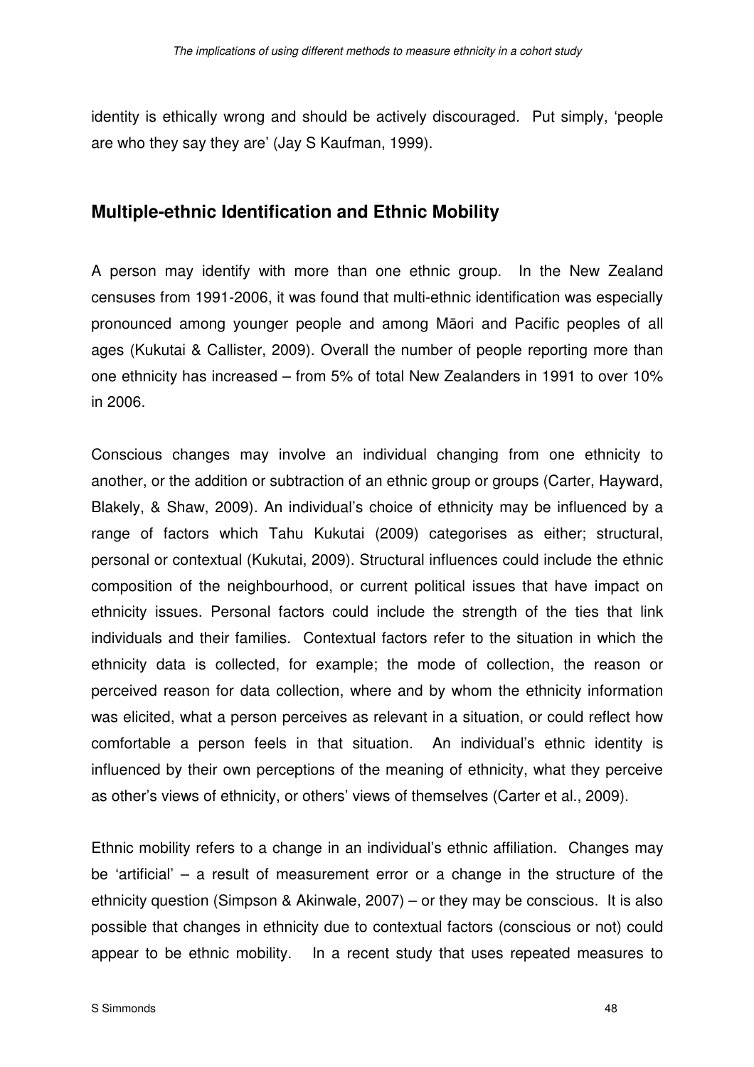identity is ethically wrong and should be actively discouraged. Put simply, 'people are who they say they are' (Jay S Kaufman, 1999).

## Multiple-ethnic Identification and Ethnic Mobility

A person may identify with more than one ethnic group. In the New Zealand censuses from 1991-2006, it was found that multi-ethnic identification was especially pronounced among younger people and among Māori and Pacific peoples of all ages (Kukutai & Callister, 2009). Overall the number of people reporting more than one ethnicity has increased – from 5% of total New Zealanders in 1991 to over 10% in 2006.

Conscious changes may involve an individual changing from one ethnicity to another, or the addition or subtraction of an ethnic group or groups (Carter, Hayward, Blakely, & Shaw, 2009). An individual's choice of ethnicity may be influenced by a range of factors which Tahu Kukutai (2009) categorises as either; structural, personal or contextual (Kukutai, 2009). Structural influences could include the ethnic composition of the neighbourhood, or current political issues that have impact on ethnicity issues. Personal factors could include the strength of the ties that link individuals and their families. Contextual factors refer to the situation in which the ethnicity data is collected, for example; the mode of collection, the reason or perceived reason for data collection, where and by whom the ethnicity information was elicited, what a person perceives as relevant in a situation, or could reflect how comfortable a person feels in that situation. An individual's ethnic identity is influenced by their own perceptions of the meaning of ethnicity, what they perceive as other's views of ethnicity, or others' views of themselves (Carter et al., 2009).

Ethnic mobility refers to a change in an individual's ethnic affiliation. Changes may be 'artificial' – a result of measurement error or a change in the structure of the ethnicity question (Simpson & Akinwale, 2007) – or they may be conscious. It is also possible that changes in ethnicity due to contextual factors (conscious or not) could appear to be ethnic mobility. In a recent study that uses repeated measures to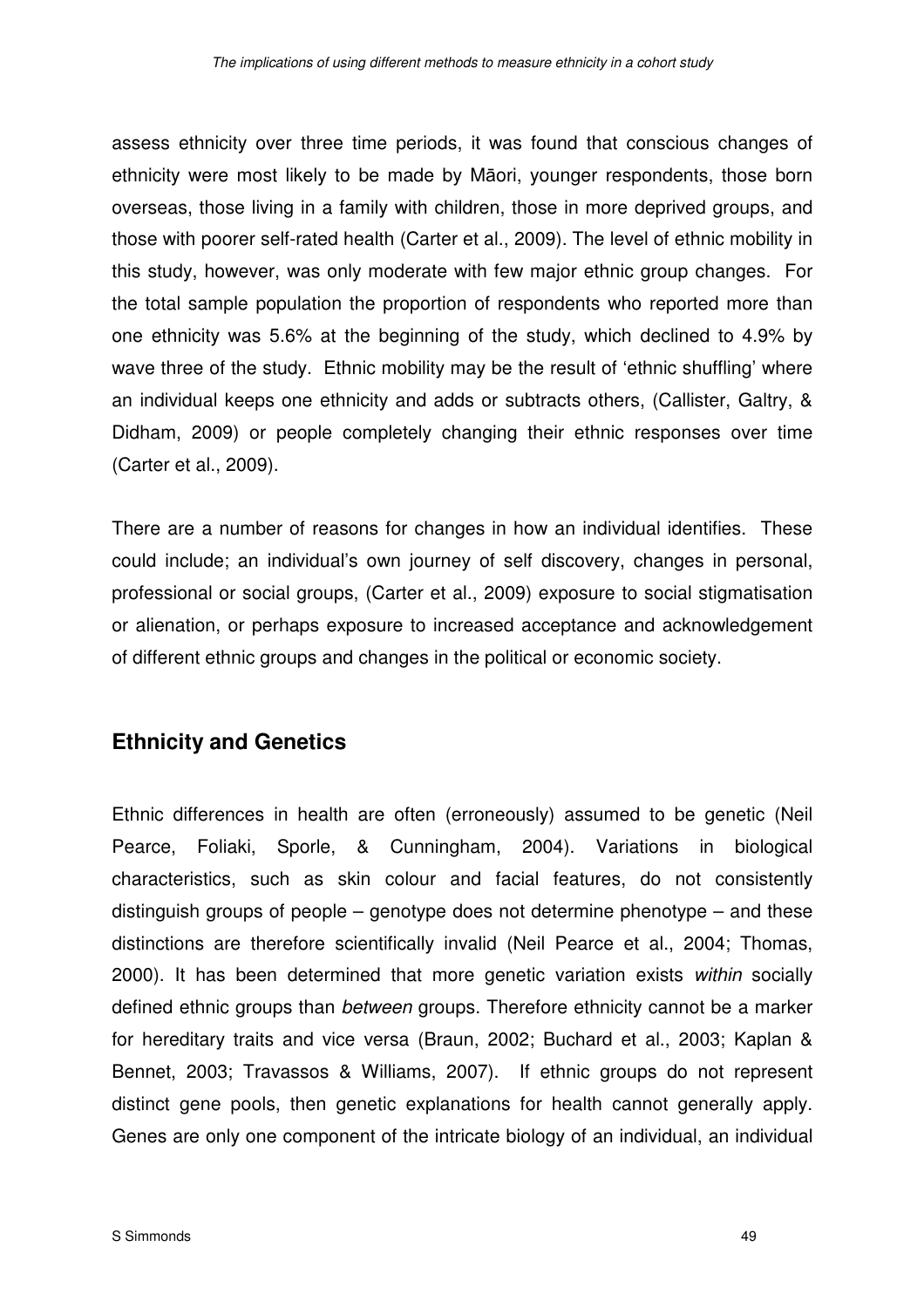assess ethnicity over three time periods, it was found that conscious changes of ethnicity were most likely to be made by Māori, younger respondents, those born overseas, those living in a family with children, those in more deprived groups, and those with poorer self-rated health (Carter et al., 2009). The level of ethnic mobility in this study, however, was only moderate with few major ethnic group changes. For the total sample population the proportion of respondents who reported more than one ethnicity was 5.6% at the beginning of the study, which declined to 4.9% by wave three of the study. Ethnic mobility may be the result of 'ethnic shuffling' where an individual keeps one ethnicity and adds or subtracts others, (Callister, Galtry, & Didham, 2009) or people completely changing their ethnic responses over time (Carter et al., 2009).

There are a number of reasons for changes in how an individual identifies. These could include; an individual's own journey of self discovery, changes in personal, professional or social groups, (Carter et al., 2009) exposure to social stigmatisation or alienation, or perhaps exposure to increased acceptance and acknowledgement of different ethnic groups and changes in the political or economic society.

## Ethnicity and Genetics

Ethnic differences in health are often (erroneously) assumed to be genetic (Neil Pearce, Foliaki, Sporle, & Cunningham, 2004). Variations in biological characteristics, such as skin colour and facial features, do not consistently distinguish groups of people – genotype does not determine phenotype – and these distinctions are therefore scientifically invalid (Neil Pearce et al., 2004; Thomas, 2000). It has been determined that more genetic variation exists *within* socially defined ethnic groups than *between* groups. Therefore ethnicity cannot be a marker for hereditary traits and vice versa (Braun, 2002; Buchard et al., 2003; Kaplan & Bennet, 2003; Travassos & Williams, 2007). If ethnic groups do not represent distinct gene pools, then genetic explanations for health cannot generally apply. Genes are only one component of the intricate biology of an individual, an individual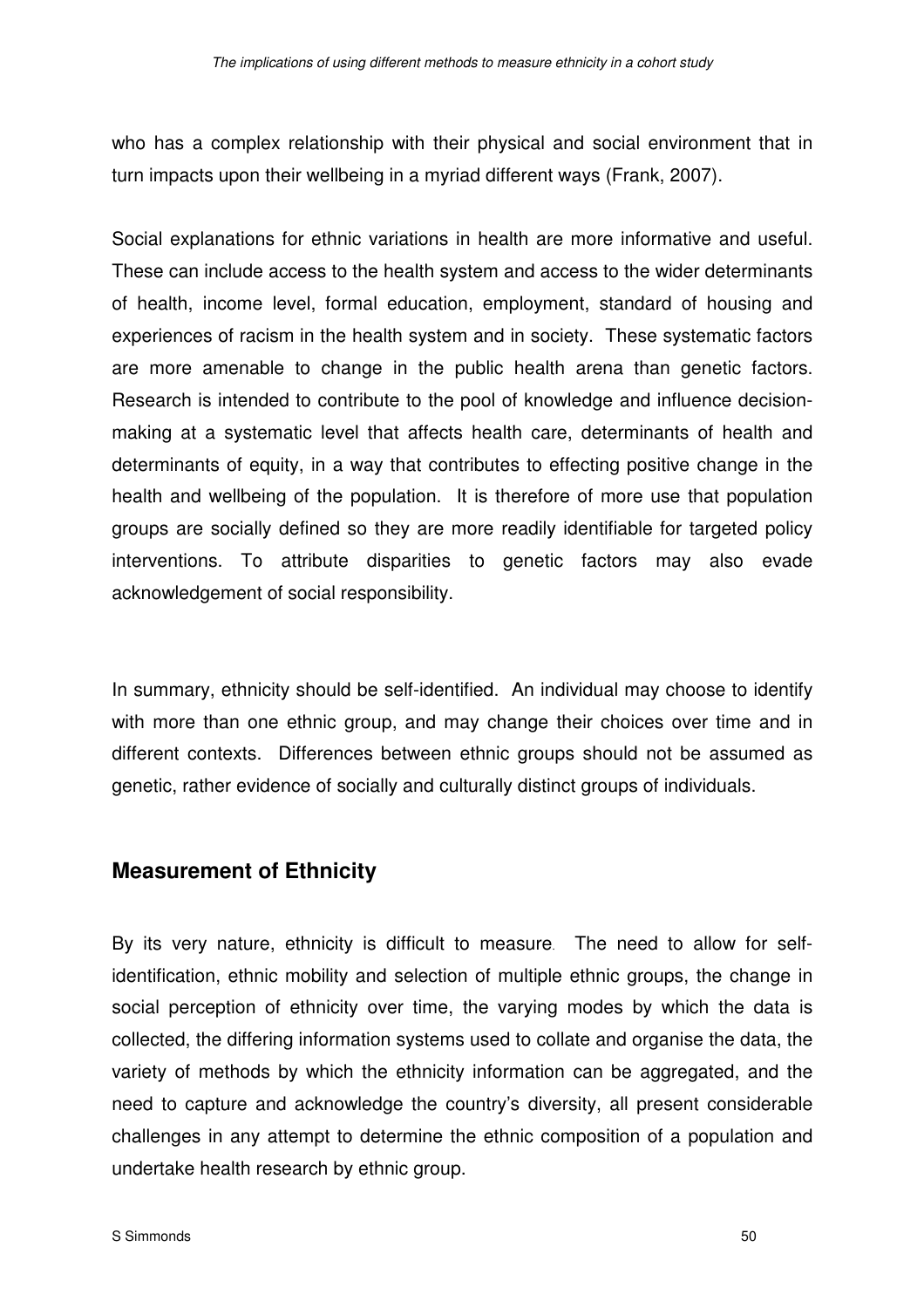who has a complex relationship with their physical and social environment that in turn impacts upon their wellbeing in a myriad different ways (Frank, 2007).

Social explanations for ethnic variations in health are more informative and useful. These can include access to the health system and access to the wider determinants of health, income level, formal education, employment, standard of housing and experiences of racism in the health system and in society. These systematic factors are more amenable to change in the public health arena than genetic factors. Research is intended to contribute to the pool of knowledge and influence decision-making at a systematic level that affects health care, determinants of health and determinants of equity, in a way that contributes to effecting positive change in the health and wellbeing of the population. It is therefore of more use that population groups are socially defined so they are more readily identifiable for targeted policy interventions. To attribute disparities to genetic factors may also evade acknowledgement of social responsibility.

In summary, ethnicity should be self-identified. An individual may choose to identify with more than one ethnic group, and may change their choices over time and in different contexts. Differences between ethnic groups should not be assumed as genetic, rather evidence of socially and culturally distinct groups of individuals.

## Measurement of Ethnicity

By its very nature, ethnicity is difficult to measure. The need to allow for self-identification, ethnic mobility and selection of multiple ethnic groups, the change in social perception of ethnicity over time, the varying modes by which the data is collected, the differing information systems used to collate and organise the data, the variety of methods by which the ethnicity information can be aggregated, and the need to capture and acknowledge the country's diversity, all present considerable challenges in any attempt to determine the ethnic composition of a population and undertake health research by ethnic group.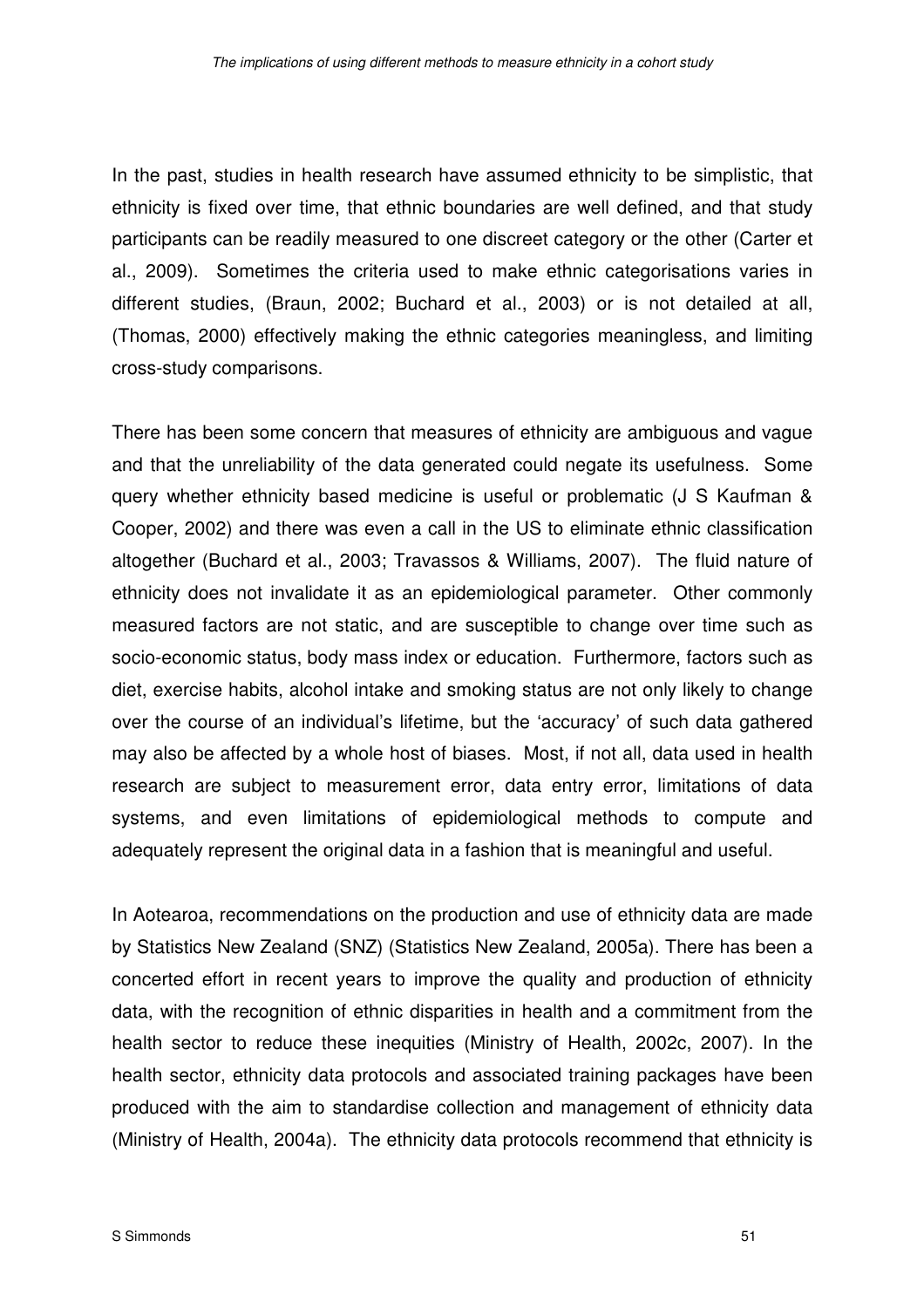In the past, studies in health research have assumed ethnicity to be simplistic, that ethnicity is fixed over time, that ethnic boundaries are well defined, and that study participants can be readily measured to one discreet category or the other (Carter et al., 2009). Sometimes the criteria used to make ethnic categorisations varies in different studies, (Braun, 2002; Buchard et al., 2003) or is not detailed at all, (Thomas, 2000) effectively making the ethnic categories meaningless, and limiting cross-study comparisons.

There has been some concern that measures of ethnicity are ambiguous and vague and that the unreliability of the data generated could negate its usefulness. Some query whether ethnicity based medicine is useful or problematic (J S Kaufman & Cooper, 2002) and there was even a call in the US to eliminate ethnic classification altogether (Buchard et al., 2003; Travassos & Williams, 2007). The fluid nature of ethnicity does not invalidate it as an epidemiological parameter. Other commonly measured factors are not static, and are susceptible to change over time such as socio-economic status, body mass index or education. Furthermore, factors such as diet, exercise habits, alcohol intake and smoking status are not only likely to change over the course of an individual's lifetime, but the 'accuracy' of such data gathered may also be affected by a whole host of biases. Most, if not all, data used in health research are subject to measurement error, data entry error, limitations of data systems, and even limitations of epidemiological methods to compute and adequately represent the original data in a fashion that is meaningful and useful.

In Aotearoa, recommendations on the production and use of ethnicity data are made by Statistics New Zealand (SNZ) (Statistics New Zealand, 2005a). There has been a concerted effort in recent years to improve the quality and production of ethnicity data, with the recognition of ethnic disparities in health and a commitment from the health sector to reduce these inequities (Ministry of Health, 2002c, 2007). In the health sector, ethnicity data protocols and associated training packages have been produced with the aim to standardise collection and management of ethnicity data (Ministry of Health, 2004a). The ethnicity data protocols recommend that ethnicity is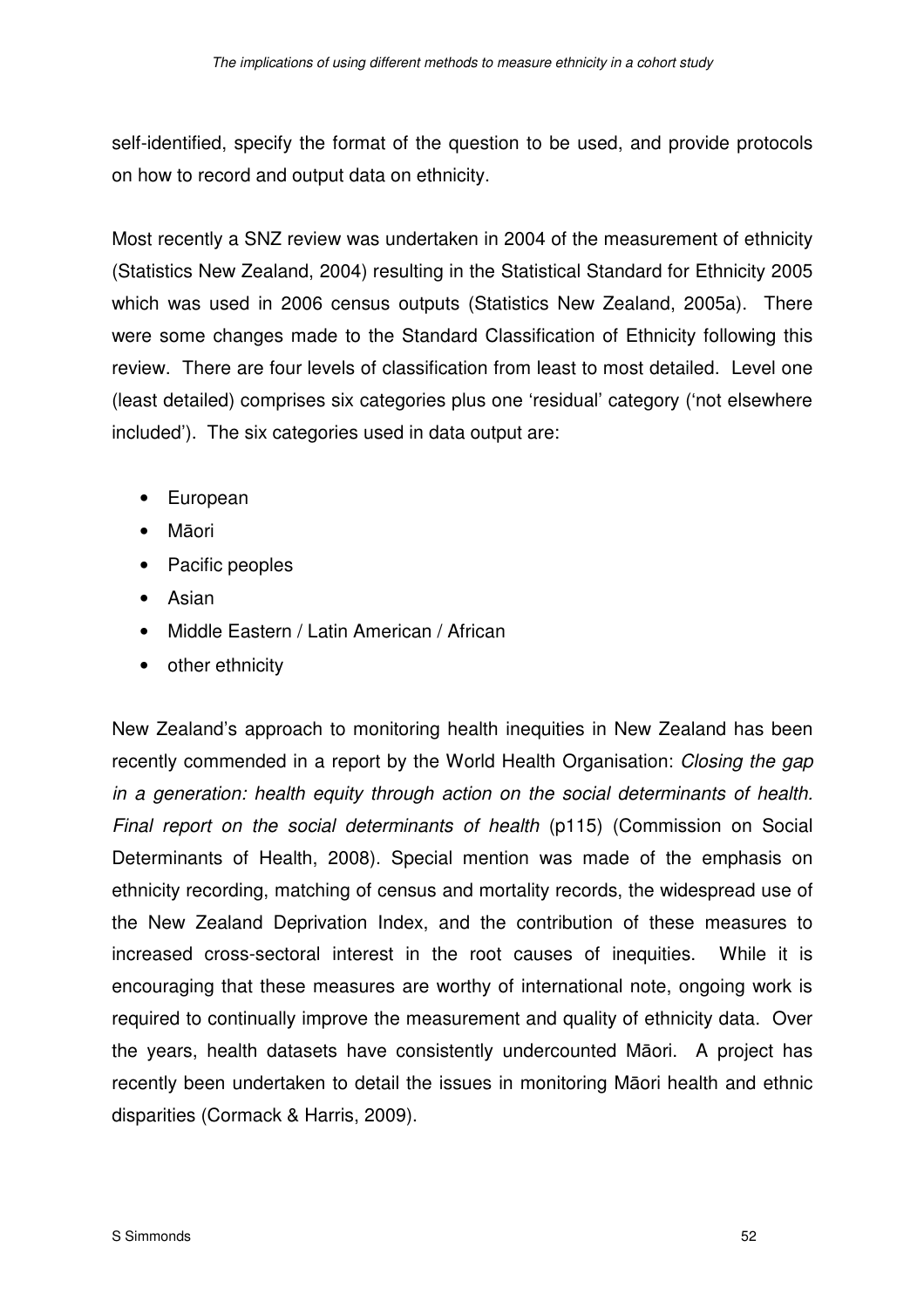self-identified, specify the format of the question to be used, and provide protocols on how to record and output data on ethnicity.

Most recently a SNZ review was undertaken in 2004 of the measurement of ethnicity (Statistics New Zealand, 2004) resulting in the Statistical Standard for Ethnicity 2005 which was used in 2006 census outputs (Statistics New Zealand, 2005a). There were some changes made to the Standard Classification of Ethnicity following this review. There are four levels of classification from least to most detailed. Level one (least detailed) comprises six categories plus one 'residual' category ('not elsewhere included'). The six categories used in data output are:

- European
- Māori
- Pacific peoples
- Asian
- Middle Eastern / Latin American / African
- other ethnicity

New Zealand's approach to monitoring health inequities in New Zealand has been recently commended in a report by the World Health Organisation: *Closing the gap in a generation: health equity through action on the social determinants of health. Final report on the social determinants of health* (p115) (Commission on Social Determinants of Health, 2008). Special mention was made of the emphasis on ethnicity recording, matching of census and mortality records, the widespread use of the New Zealand Deprivation Index, and the contribution of these measures to increased cross-sectoral interest in the root causes of inequities. While it is encouraging that these measures are worthy of international note, ongoing work is required to continually improve the measurement and quality of ethnicity data. Over the years, health datasets have consistently undercounted Māori. A project has recently been undertaken to detail the issues in monitoring Māori health and ethnic disparities (Cormack & Harris, 2009).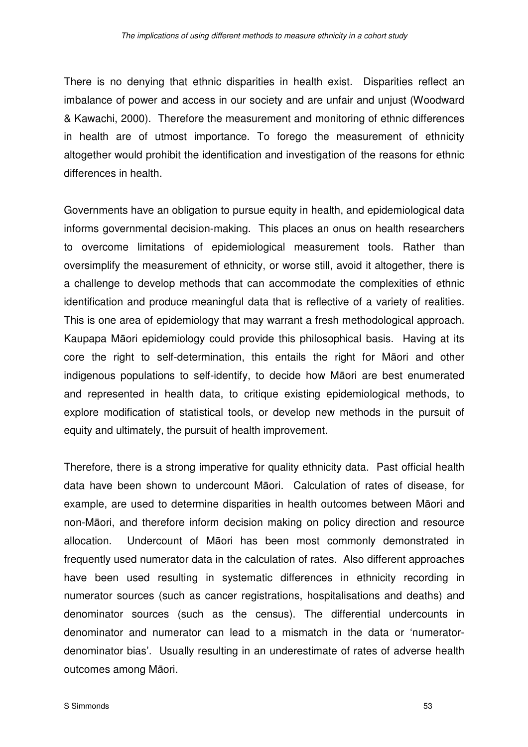There is no denying that ethnic disparities in health exist. Disparities reflect an imbalance of power and access in our society and are unfair and unjust (Woodward & Kawachi, 2000). Therefore the measurement and monitoring of ethnic differences in health are of utmost importance. To forego the measurement of ethnicity altogether would prohibit the identification and investigation of the reasons for ethnic differences in health.

Governments have an obligation to pursue equity in health, and epidemiological data informs governmental decision-making. This places an onus on health researchers to overcome limitations of epidemiological measurement tools. Rather than oversimplify the measurement of ethnicity, or worse still, avoid it altogether, there is a challenge to develop methods that can accommodate the complexities of ethnic identification and produce meaningful data that is reflective of a variety of realities. This is one area of epidemiology that may warrant a fresh methodological approach. Kaupapa Māori epidemiology could provide this philosophical basis. Having at its core the right to self-determination, this entails the right for Māori and other indigenous populations to self-identify, to decide how Māori are best enumerated and represented in health data, to critique existing epidemiological methods, to explore modification of statistical tools, or develop new methods in the pursuit of equity and ultimately, the pursuit of health improvement.

Therefore, there is a strong imperative for quality ethnicity data. Past official health data have been shown to undercount Māori. Calculation of rates of disease, for example, are used to determine disparities in health outcomes between Māori and non-Māori, and therefore inform decision making on policy direction and resource allocation. Undercount of Māori has been most commonly demonstrated in frequently used numerator data in the calculation of rates. Also different approaches have been used resulting in systematic differences in ethnicity recording in numerator sources (such as cancer registrations, hospitalisations and deaths) and denominator sources (such as the census). The differential undercounts in denominator and numerator can lead to a mismatch in the data or 'numerator-denominator bias'. Usually resulting in an underestimate of rates of adverse health outcomes among Māori.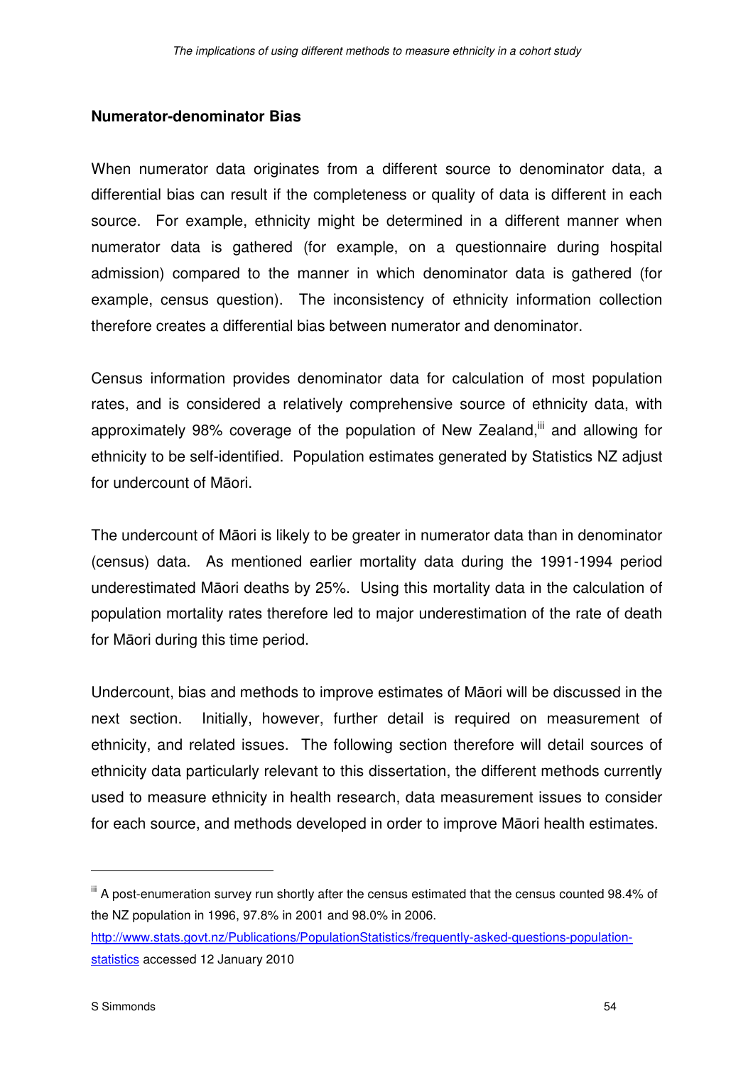**Numerator-denominator Bias**

When numerator data originates from a different source to denominator data, a differential bias can result if the completeness or quality of data is different in each source. For example, ethnicity might be determined in a different manner when numerator data is gathered (for example, on a questionnaire during hospital admission) compared to the manner in which denominator data is gathered (for example, census question). The inconsistency of ethnicity information collection therefore creates a differential bias between numerator and denominator.

Census information provides denominator data for calculation of most population rates, and is considered a relatively comprehensive source of ethnicity data, with approximately 98% coverage of the population of New Zealand,[iii] and allowing for ethnicity to be self-identified. Population estimates generated by Statistics NZ adjust for undercount of Māori.

The undercount of Māori is likely to be greater in numerator data than in denominator (census) data. As mentioned earlier mortality data during the 1991-1994 period underestimated Māori deaths by 25%. Using this mortality data in the calculation of population mortality rates therefore led to major underestimation of the rate of death for Māori during this time period.

Undercount, bias and methods to improve estimates of Māori will be discussed in the next section. Initially, however, further detail is required on measurement of ethnicity, and related issues. The following section therefore will detail sources of ethnicity data particularly relevant to this dissertation, the different methods currently used to measure ethnicity in health research, data measurement issues to consider for each source, and methods developed in order to improve Māori health estimates.

---

[iii] A post-enumeration survey run shortly after the census estimated that the census counted 98.4% of the NZ population in 1996, 97.8% in 2001 and 98.0% in 2006. http://www.stats.govt.nz/Publications/PopulationStatistics/frequently-asked-questions-population-statistics accessed 12 January 2010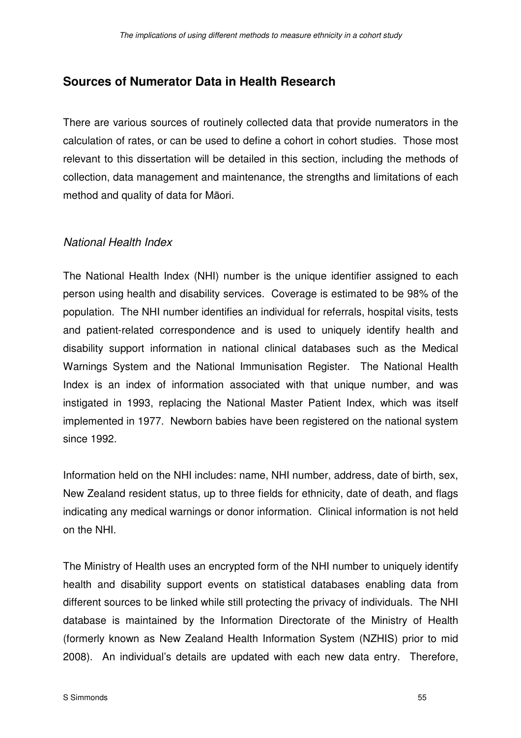## Sources of Numerator Data in Health Research

There are various sources of routinely collected data that provide numerators in the calculation of rates, or can be used to define a cohort in cohort studies. Those most relevant to this dissertation will be detailed in this section, including the methods of collection, data management and maintenance, the strengths and limitations of each method and quality of data for Māori.

### *National Health Index*

The National Health Index (NHI) number is the unique identifier assigned to each person using health and disability services. Coverage is estimated to be 98% of the population. The NHI number identifies an individual for referrals, hospital visits, tests and patient-related correspondence and is used to uniquely identify health and disability support information in national clinical databases such as the Medical Warnings System and the National Immunisation Register. The National Health Index is an index of information associated with that unique number, and was instigated in 1993, replacing the National Master Patient Index, which was itself implemented in 1977. Newborn babies have been registered on the national system since 1992.

Information held on the NHI includes: name, NHI number, address, date of birth, sex, New Zealand resident status, up to three fields for ethnicity, date of death, and flags indicating any medical warnings or donor information. Clinical information is not held on the NHI.

The Ministry of Health uses an encrypted form of the NHI number to uniquely identify health and disability support events on statistical databases enabling data from different sources to be linked while still protecting the privacy of individuals. The NHI database is maintained by the Information Directorate of the Ministry of Health (formerly known as New Zealand Health Information System (NZHIS) prior to mid 2008). An individual's details are updated with each new data entry. Therefore,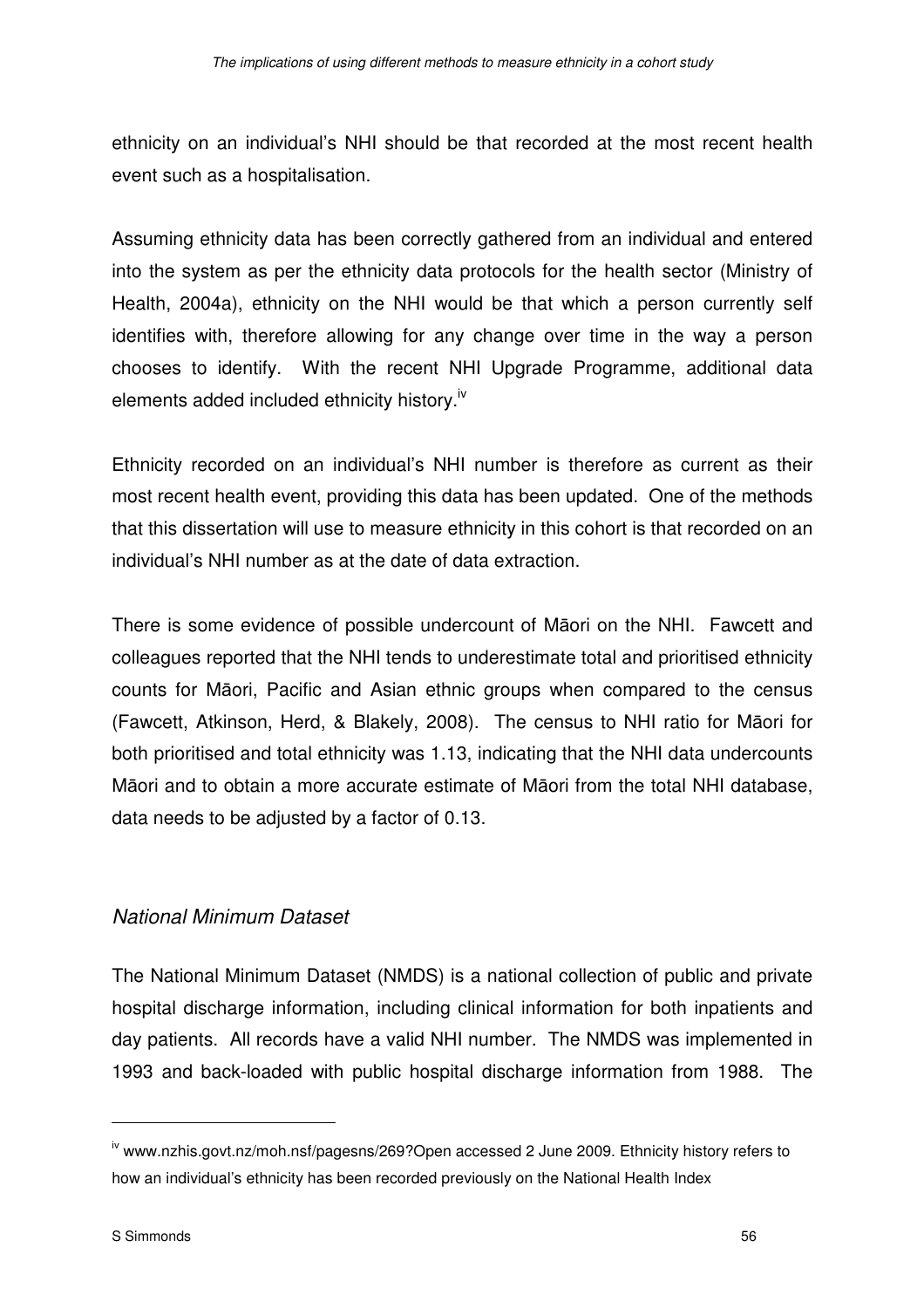ethnicity on an individual's NHI should be that recorded at the most recent health event such as a hospitalisation.

Assuming ethnicity data has been correctly gathered from an individual and entered into the system as per the ethnicity data protocols for the health sector (Ministry of Health, 2004a), ethnicity on the NHI would be that which a person currently self identifies with, therefore allowing for any change over time in the way a person chooses to identify. With the recent NHI Upgrade Programme, additional data elements added included ethnicity history.[iv]

Ethnicity recorded on an individual's NHI number is therefore as current as their most recent health event, providing this data has been updated. One of the methods that this dissertation will use to measure ethnicity in this cohort is that recorded on an individual's NHI number as at the date of data extraction.

There is some evidence of possible undercount of Māori on the NHI. Fawcett and colleagues reported that the NHI tends to underestimate total and prioritised ethnicity counts for Māori, Pacific and Asian ethnic groups when compared to the census (Fawcett, Atkinson, Herd, & Blakely, 2008). The census to NHI ratio for Māori for both prioritised and total ethnicity was 1.13, indicating that the NHI data undercounts Māori and to obtain a more accurate estimate of Māori from the total NHI database, data needs to be adjusted by a factor of 0.13.

### *National Minimum Dataset*

The National Minimum Dataset (NMDS) is a national collection of public and private hospital discharge information, including clinical information for both inpatients and day patients. All records have a valid NHI number. The NMDS was implemented in 1993 and back-loaded with public hospital discharge information from 1988. The

---

[iv] www.nzhis.govt.nz/moh.nsf/pagesns/269?Open accessed 2 June 2009. Ethnicity history refers to how an individual's ethnicity has been recorded previously on the National Health Index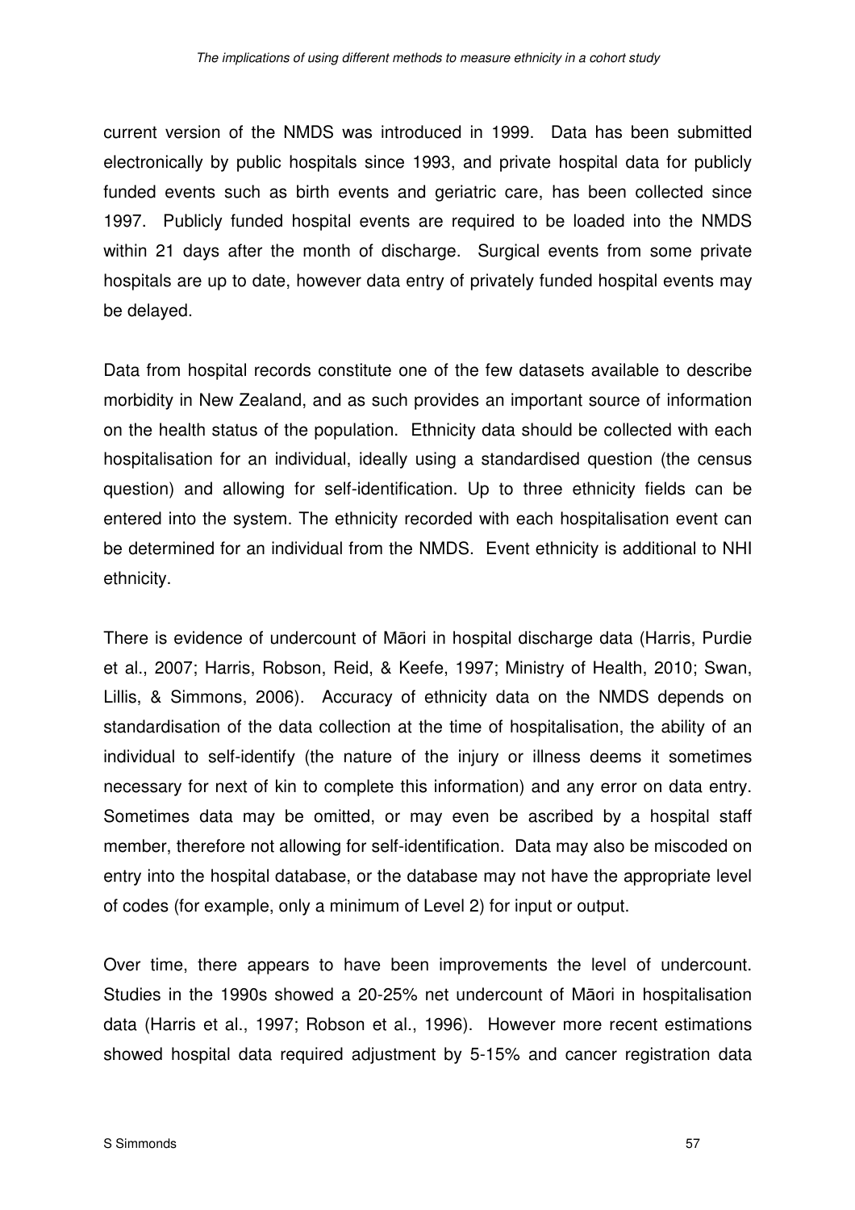current version of the NMDS was introduced in 1999. Data has been submitted electronically by public hospitals since 1993, and private hospital data for publicly funded events such as birth events and geriatric care, has been collected since 1997. Publicly funded hospital events are required to be loaded into the NMDS within 21 days after the month of discharge. Surgical events from some private hospitals are up to date, however data entry of privately funded hospital events may be delayed.

Data from hospital records constitute one of the few datasets available to describe morbidity in New Zealand, and as such provides an important source of information on the health status of the population. Ethnicity data should be collected with each hospitalisation for an individual, ideally using a standardised question (the census question) and allowing for self-identification. Up to three ethnicity fields can be entered into the system. The ethnicity recorded with each hospitalisation event can be determined for an individual from the NMDS. Event ethnicity is additional to NHI ethnicity.

There is evidence of undercount of Māori in hospital discharge data (Harris, Purdie et al., 2007; Harris, Robson, Reid, & Keefe, 1997; Ministry of Health, 2010; Swan, Lillis, & Simmons, 2006). Accuracy of ethnicity data on the NMDS depends on standardisation of the data collection at the time of hospitalisation, the ability of an individual to self-identify (the nature of the injury or illness deems it sometimes necessary for next of kin to complete this information) and any error on data entry. Sometimes data may be omitted, or may even be ascribed by a hospital staff member, therefore not allowing for self-identification. Data may also be miscoded on entry into the hospital database, or the database may not have the appropriate level of codes (for example, only a minimum of Level 2) for input or output.

Over time, there appears to have been improvements the level of undercount. Studies in the 1990s showed a 20-25% net undercount of Māori in hospitalisation data (Harris et al., 1997; Robson et al., 1996). However more recent estimations showed hospital data required adjustment by 5-15% and cancer registration data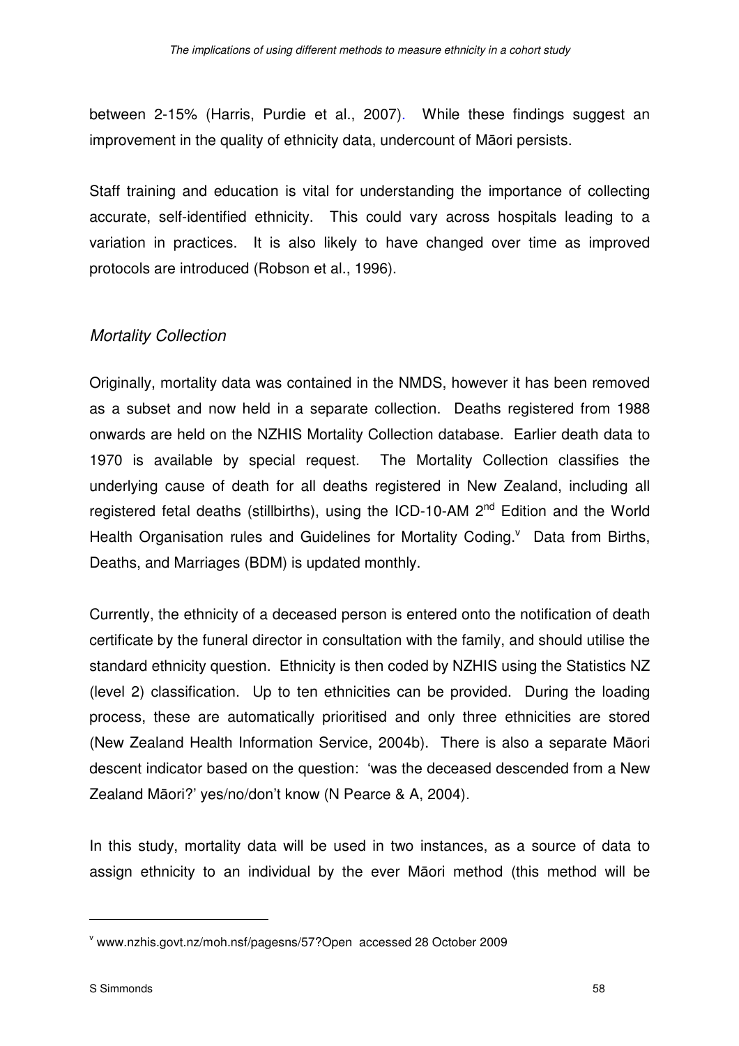between 2-15% (Harris, Purdie et al., 2007). While these findings suggest an improvement in the quality of ethnicity data, undercount of Māori persists.

Staff training and education is vital for understanding the importance of collecting accurate, self-identified ethnicity. This could vary across hospitals leading to a variation in practices. It is also likely to have changed over time as improved protocols are introduced (Robson et al., 1996).

### *Mortality Collection*

Originally, mortality data was contained in the NMDS, however it has been removed as a subset and now held in a separate collection. Deaths registered from 1988 onwards are held on the NZHIS Mortality Collection database. Earlier death data to 1970 is available by special request. The Mortality Collection classifies the underlying cause of death for all deaths registered in New Zealand, including all registered fetal deaths (stillbirths), using the ICD-10-AM 2nd Edition and the World Health Organisation rules and Guidelines for Mortality Coding.[v] Data from Births, Deaths, and Marriages (BDM) is updated monthly.

Currently, the ethnicity of a deceased person is entered onto the notification of death certificate by the funeral director in consultation with the family, and should utilise the standard ethnicity question. Ethnicity is then coded by NZHIS using the Statistics NZ (level 2) classification. Up to ten ethnicities can be provided. During the loading process, these are automatically prioritised and only three ethnicities are stored (New Zealand Health Information Service, 2004b). There is also a separate Māori descent indicator based on the question: 'was the deceased descended from a New Zealand Māori?' yes/no/don't know (N Pearce & A, 2004).

In this study, mortality data will be used in two instances, as a source of data to assign ethnicity to an individual by the ever Māori method (this method will be

---

[v] www.nzhis.govt.nz/moh.nsf/pagesns/57?Open accessed 28 October 2009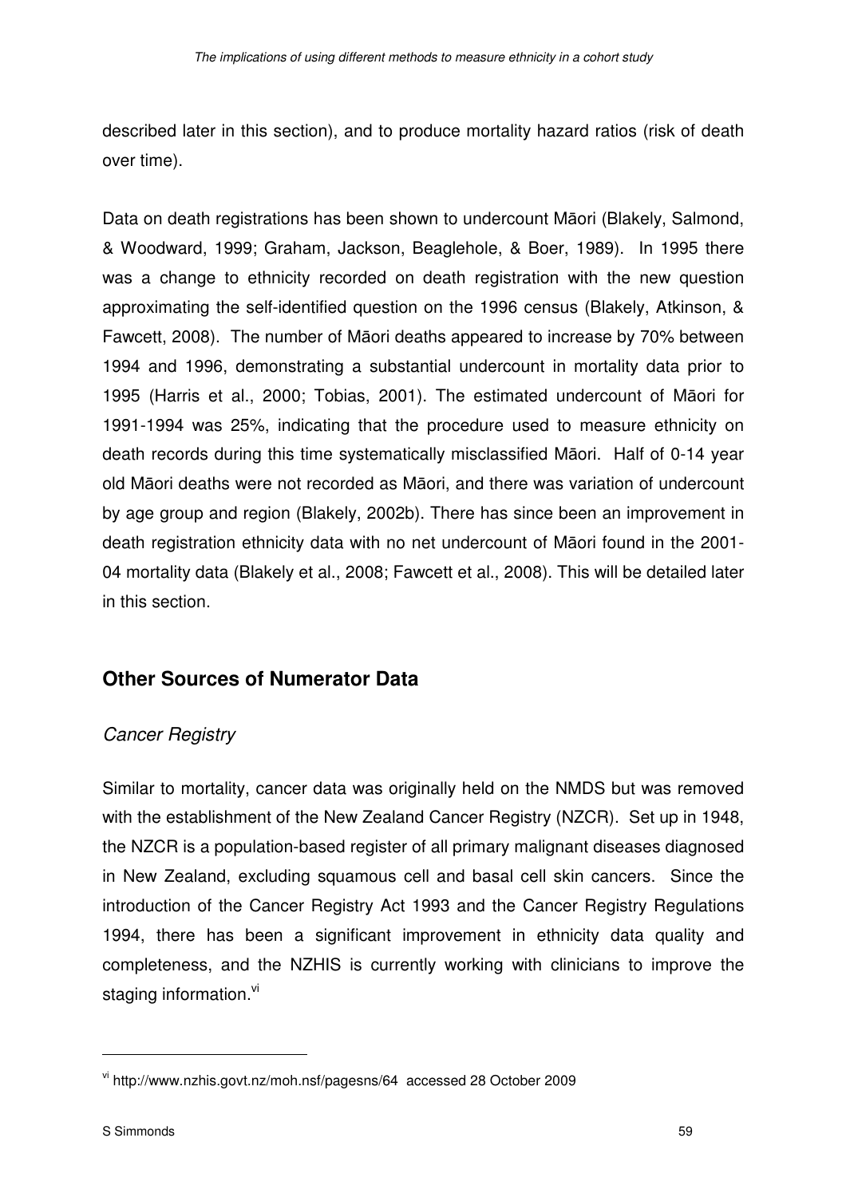described later in this section), and to produce mortality hazard ratios (risk of death over time).

Data on death registrations has been shown to undercount Māori (Blakely, Salmond, & Woodward, 1999; Graham, Jackson, Beaglehole, & Boer, 1989). In 1995 there was a change to ethnicity recorded on death registration with the new question approximating the self-identified question on the 1996 census (Blakely, Atkinson, & Fawcett, 2008). The number of Māori deaths appeared to increase by 70% between 1994 and 1996, demonstrating a substantial undercount in mortality data prior to 1995 (Harris et al., 2000; Tobias, 2001). The estimated undercount of Māori for 1991-1994 was 25%, indicating that the procedure used to measure ethnicity on death records during this time systematically misclassified Māori. Half of 0-14 year old Māori deaths were not recorded as Māori, and there was variation of undercount by age group and region (Blakely, 2002b). There has since been an improvement in death registration ethnicity data with no net undercount of Māori found in the 2001-04 mortality data (Blakely et al., 2008; Fawcett et al., 2008). This will be detailed later in this section.

## Other Sources of Numerator Data

### *Cancer Registry*

Similar to mortality, cancer data was originally held on the NMDS but was removed with the establishment of the New Zealand Cancer Registry (NZCR). Set up in 1948, the NZCR is a population-based register of all primary malignant diseases diagnosed in New Zealand, excluding squamous cell and basal cell skin cancers. Since the introduction of the Cancer Registry Act 1993 and the Cancer Registry Regulations 1994, there has been a significant improvement in ethnicity data quality and completeness, and the NZHIS is currently working with clinicians to improve the staging information.[vi]

---

[vi] http://www.nzhis.govt.nz/moh.nsf/pagesns/64 accessed 28 October 2009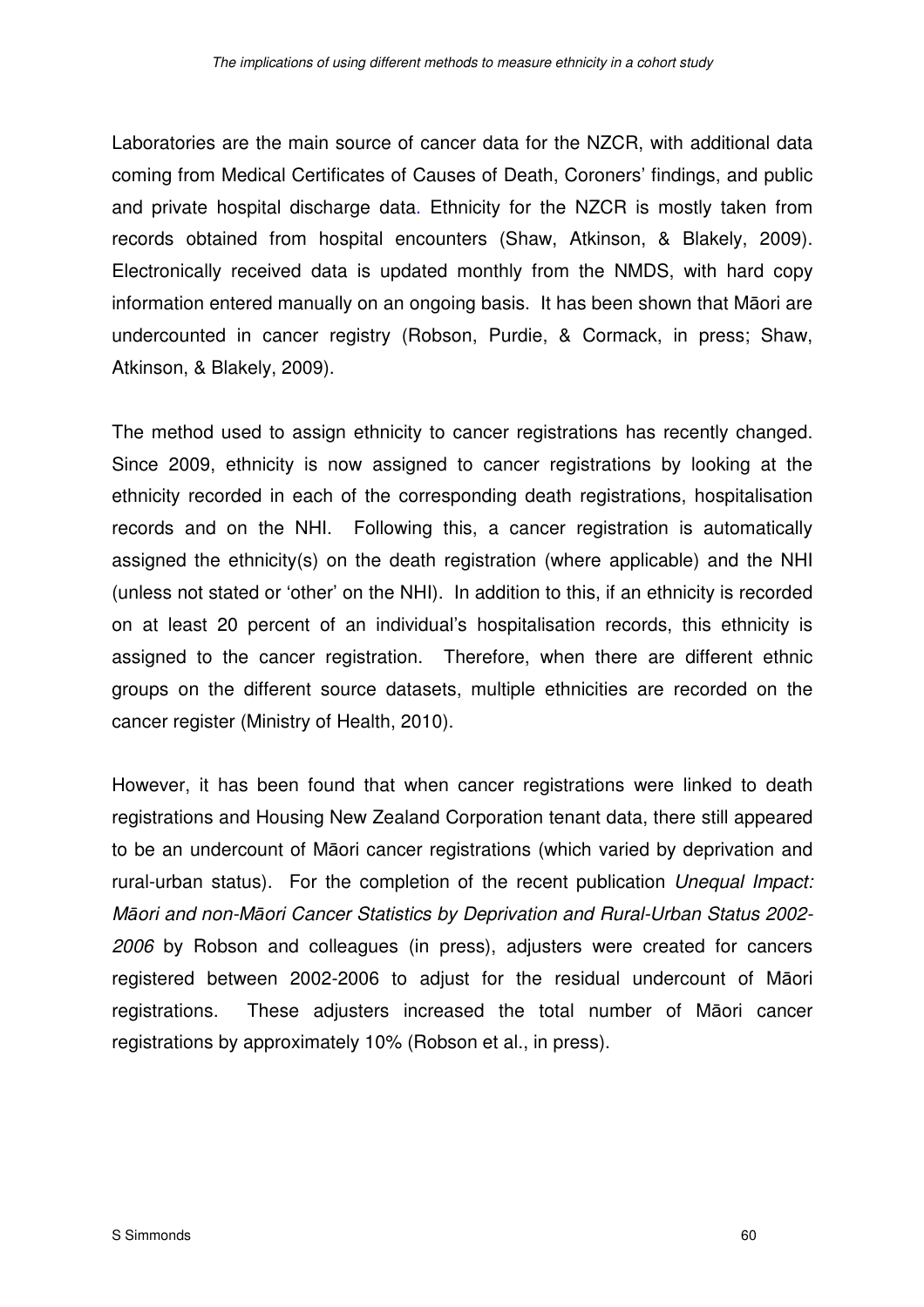Laboratories are the main source of cancer data for the NZCR, with additional data coming from Medical Certificates of Causes of Death, Coroners' findings, and public and private hospital discharge data. Ethnicity for the NZCR is mostly taken from records obtained from hospital encounters (Shaw, Atkinson, & Blakely, 2009). Electronically received data is updated monthly from the NMDS, with hard copy information entered manually on an ongoing basis. It has been shown that Māori are undercounted in cancer registry (Robson, Purdie, & Cormack, in press; Shaw, Atkinson, & Blakely, 2009).

The method used to assign ethnicity to cancer registrations has recently changed. Since 2009, ethnicity is now assigned to cancer registrations by looking at the ethnicity recorded in each of the corresponding death registrations, hospitalisation records and on the NHI. Following this, a cancer registration is automatically assigned the ethnicity(s) on the death registration (where applicable) and the NHI (unless not stated or 'other' on the NHI). In addition to this, if an ethnicity is recorded on at least 20 percent of an individual's hospitalisation records, this ethnicity is assigned to the cancer registration. Therefore, when there are different ethnic groups on the different source datasets, multiple ethnicities are recorded on the cancer register (Ministry of Health, 2010).

However, it has been found that when cancer registrations were linked to death registrations and Housing New Zealand Corporation tenant data, there still appeared to be an undercount of Māori cancer registrations (which varied by deprivation and rural-urban status). For the completion of the recent publication *Unequal Impact: Māori and non-Māori Cancer Statistics by Deprivation and Rural-Urban Status 2002-2006* by Robson and colleagues (in press), adjusters were created for cancers registered between 2002-2006 to adjust for the residual undercount of Māori registrations. These adjusters increased the total number of Māori cancer registrations by approximately 10% (Robson et al., in press).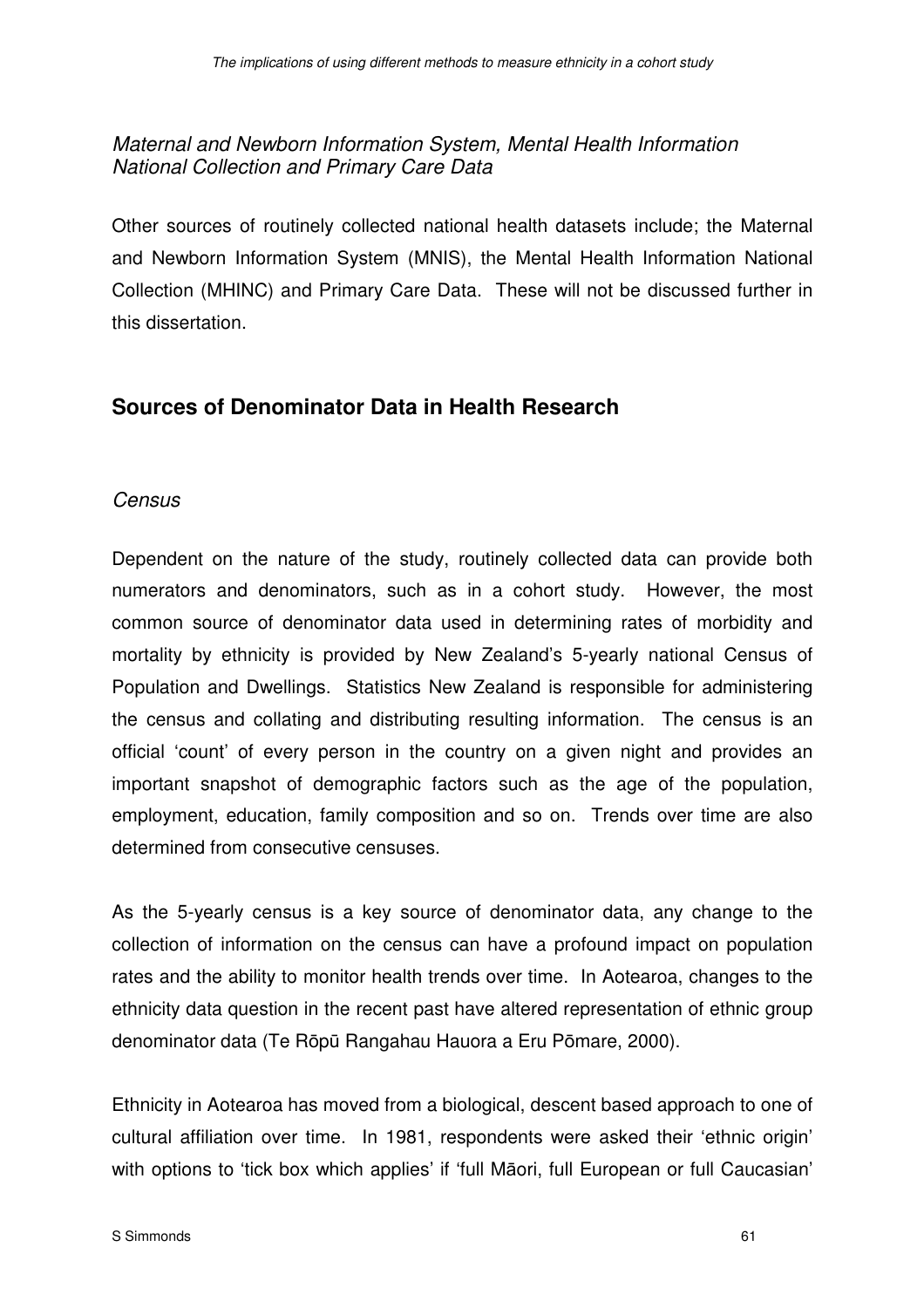*Maternal and Newborn Information System, Mental Health Information National Collection and Primary Care Data*

Other sources of routinely collected national health datasets include; the Maternal and Newborn Information System (MNIS), the Mental Health Information National Collection (MHINC) and Primary Care Data. These will not be discussed further in this dissertation.

## Sources of Denominator Data in Health Research

*Census*

Dependent on the nature of the study, routinely collected data can provide both numerators and denominators, such as in a cohort study. However, the most common source of denominator data used in determining rates of morbidity and mortality by ethnicity is provided by New Zealand's 5-yearly national Census of Population and Dwellings. Statistics New Zealand is responsible for administering the census and collating and distributing resulting information. The census is an official 'count' of every person in the country on a given night and provides an important snapshot of demographic factors such as the age of the population, employment, education, family composition and so on. Trends over time are also determined from consecutive censuses.

As the 5-yearly census is a key source of denominator data, any change to the collection of information on the census can have a profound impact on population rates and the ability to monitor health trends over time. In Aotearoa, changes to the ethnicity data question in the recent past have altered representation of ethnic group denominator data (Te Rōpū Rangahau Hauora a Eru Pōmare, 2000).

Ethnicity in Aotearoa has moved from a biological, descent based approach to one of cultural affiliation over time. In 1981, respondents were asked their 'ethnic origin' with options to 'tick box which applies' if 'full Māori, full European or full Caucasian'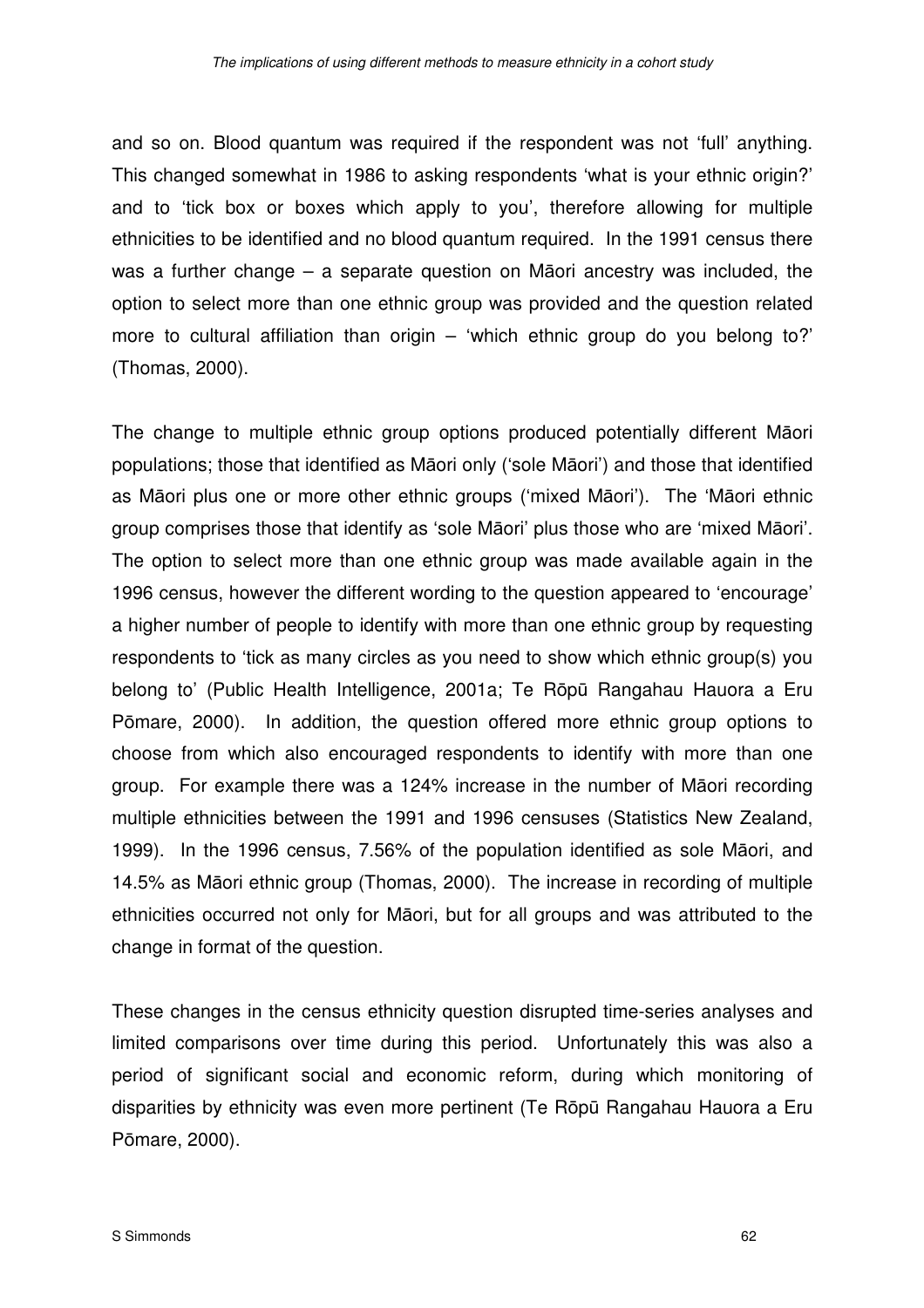and so on. Blood quantum was required if the respondent was not 'full' anything. This changed somewhat in 1986 to asking respondents 'what is your ethnic origin?' and to 'tick box or boxes which apply to you', therefore allowing for multiple ethnicities to be identified and no blood quantum required. In the 1991 census there was a further change – a separate question on Māori ancestry was included, the option to select more than one ethnic group was provided and the question related more to cultural affiliation than origin – 'which ethnic group do you belong to?' (Thomas, 2000).

The change to multiple ethnic group options produced potentially different Māori populations; those that identified as Māori only ('sole Māori') and those that identified as Māori plus one or more other ethnic groups ('mixed Māori'). The 'Māori ethnic group comprises those that identify as 'sole Māori' plus those who are 'mixed Māori'. The option to select more than one ethnic group was made available again in the 1996 census, however the different wording to the question appeared to 'encourage' a higher number of people to identify with more than one ethnic group by requesting respondents to 'tick as many circles as you need to show which ethnic group(s) you belong to' (Public Health Intelligence, 2001a; Te Rōpū Rangahau Hauora a Eru Pōmare, 2000). In addition, the question offered more ethnic group options to choose from which also encouraged respondents to identify with more than one group. For example there was a 124% increase in the number of Māori recording multiple ethnicities between the 1991 and 1996 censuses (Statistics New Zealand, 1999). In the 1996 census, 7.56% of the population identified as sole Māori, and 14.5% as Māori ethnic group (Thomas, 2000). The increase in recording of multiple ethnicities occurred not only for Māori, but for all groups and was attributed to the change in format of the question.

These changes in the census ethnicity question disrupted time-series analyses and limited comparisons over time during this period. Unfortunately this was also a period of significant social and economic reform, during which monitoring of disparities by ethnicity was even more pertinent (Te Rōpū Rangahau Hauora a Eru Pōmare, 2000).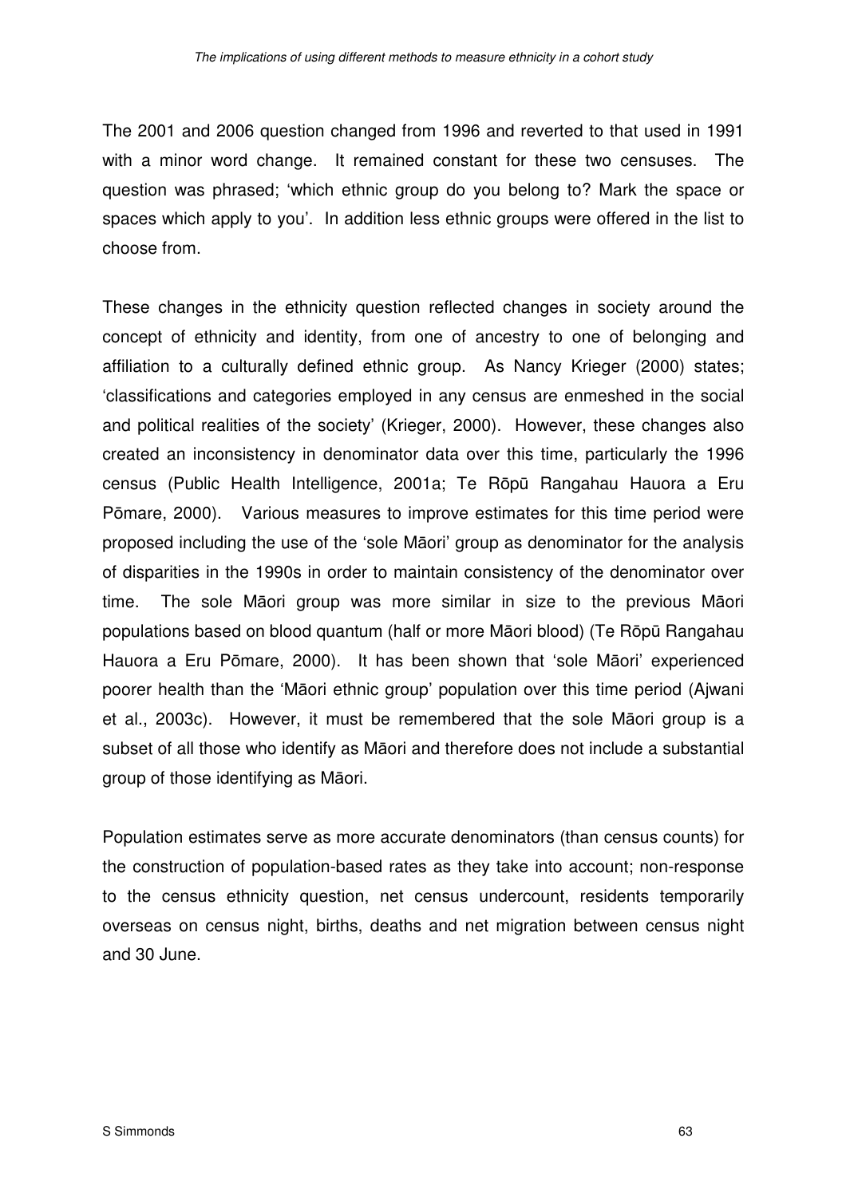The 2001 and 2006 question changed from 1996 and reverted to that used in 1991 with a minor word change. It remained constant for these two censuses. The question was phrased; 'which ethnic group do you belong to? Mark the space or spaces which apply to you'. In addition less ethnic groups were offered in the list to choose from.

These changes in the ethnicity question reflected changes in society around the concept of ethnicity and identity, from one of ancestry to one of belonging and affiliation to a culturally defined ethnic group. As Nancy Krieger (2000) states; 'classifications and categories employed in any census are enmeshed in the social and political realities of the society' (Krieger, 2000). However, these changes also created an inconsistency in denominator data over this time, particularly the 1996 census (Public Health Intelligence, 2001a; Te Rōpū Rangahau Hauora a Eru Pōmare, 2000). Various measures to improve estimates for this time period were proposed including the use of the 'sole Māori' group as denominator for the analysis of disparities in the 1990s in order to maintain consistency of the denominator over time. The sole Māori group was more similar in size to the previous Māori populations based on blood quantum (half or more Māori blood) (Te Rōpū Rangahau Hauora a Eru Pōmare, 2000). It has been shown that 'sole Māori' experienced poorer health than the 'Māori ethnic group' population over this time period (Ajwani et al., 2003c). However, it must be remembered that the sole Māori group is a subset of all those who identify as Māori and therefore does not include a substantial group of those identifying as Māori.

Population estimates serve as more accurate denominators (than census counts) for the construction of population-based rates as they take into account; non-response to the census ethnicity question, net census undercount, residents temporarily overseas on census night, births, deaths and net migration between census night and 30 June.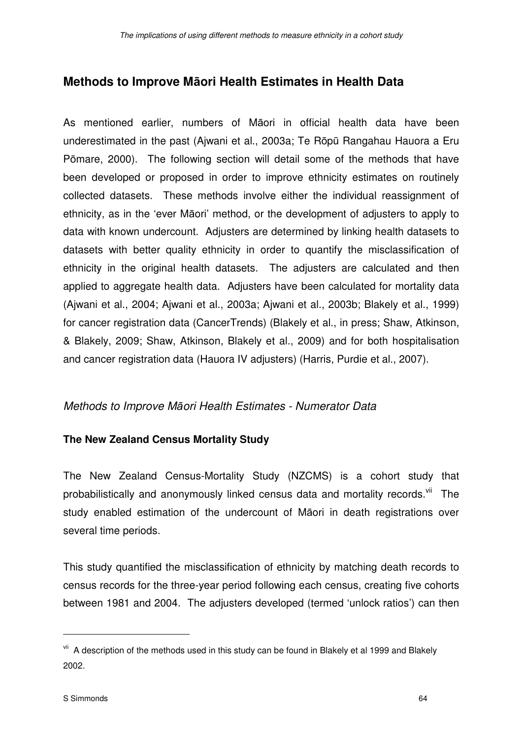## Methods to Improve Māori Health Estimates in Health Data

As mentioned earlier, numbers of Māori in official health data have been underestimated in the past (Ajwani et al., 2003a; Te Rōpū Rangahau Hauora a Eru Pōmare, 2000). The following section will detail some of the methods that have been developed or proposed in order to improve ethnicity estimates on routinely collected datasets. These methods involve either the individual reassignment of ethnicity, as in the 'ever Māori' method, or the development of adjusters to apply to data with known undercount. Adjusters are determined by linking health datasets to datasets with better quality ethnicity in order to quantify the misclassification of ethnicity in the original health datasets. The adjusters are calculated and then applied to aggregate health data. Adjusters have been calculated for mortality data (Ajwani et al., 2004; Ajwani et al., 2003a; Ajwani et al., 2003b; Blakely et al., 1999) for cancer registration data (CancerTrends) (Blakely et al., in press; Shaw, Atkinson, & Blakely, 2009; Shaw, Atkinson, Blakely et al., 2009) and for both hospitalisation and cancer registration data (Hauora IV adjusters) (Harris, Purdie et al., 2007).

### *Methods to Improve Māori Health Estimates - Numerator Data*

#### The New Zealand Census Mortality Study

The New Zealand Census-Mortality Study (NZCMS) is a cohort study that probabilistically and anonymously linked census data and mortality records.[vii] The study enabled estimation of the undercount of Māori in death registrations over several time periods.

This study quantified the misclassification of ethnicity by matching death records to census records for the three-year period following each census, creating five cohorts between 1981 and 2004. The adjusters developed (termed 'unlock ratios') can then

---

[vii] A description of the methods used in this study can be found in Blakely et al 1999 and Blakely 2002.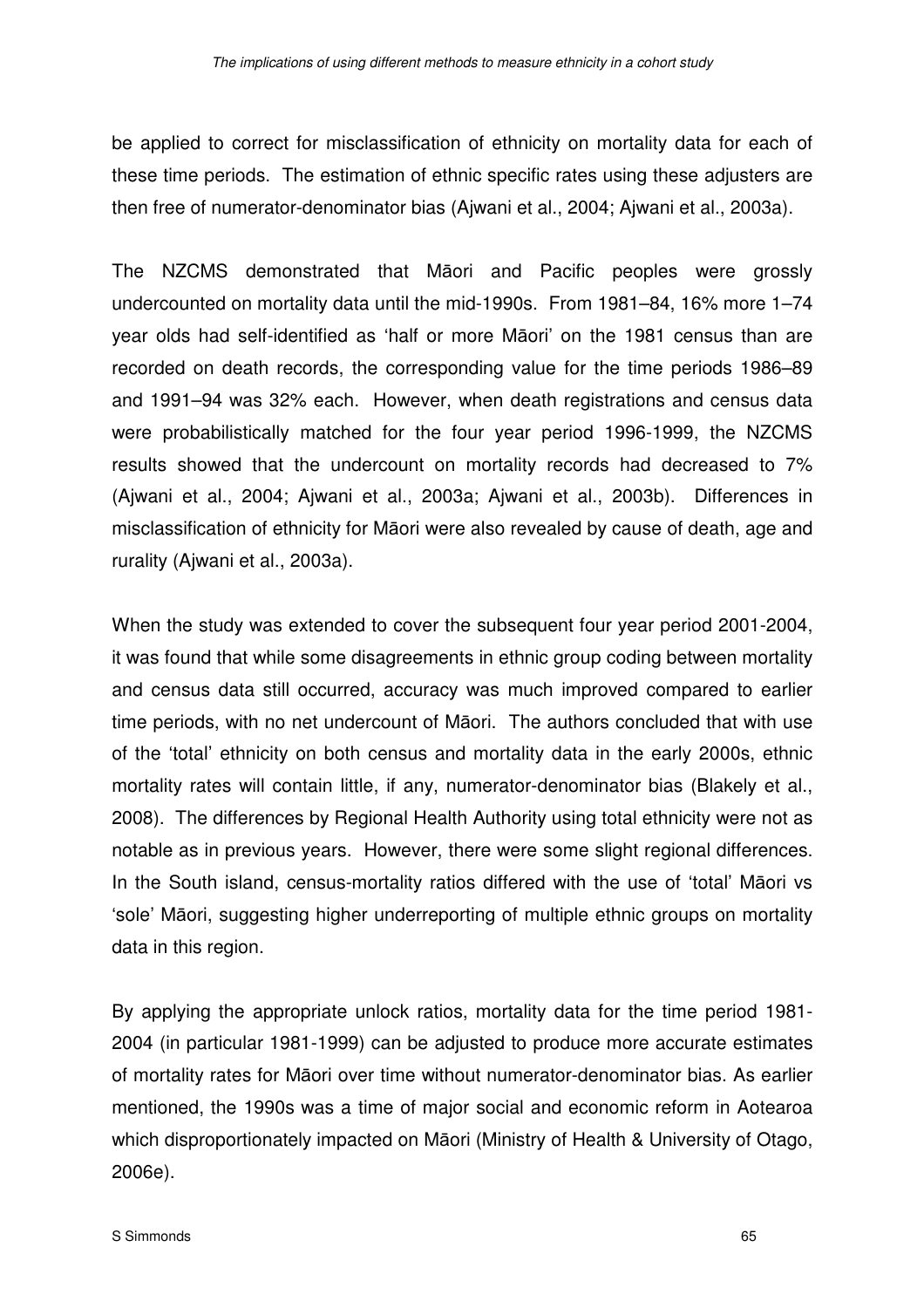be applied to correct for misclassification of ethnicity on mortality data for each of these time periods. The estimation of ethnic specific rates using these adjusters are then free of numerator-denominator bias (Ajwani et al., 2004; Ajwani et al., 2003a).

The NZCMS demonstrated that Māori and Pacific peoples were grossly undercounted on mortality data until the mid-1990s. From 1981–84, 16% more 1–74 year olds had self-identified as 'half or more Māori' on the 1981 census than are recorded on death records, the corresponding value for the time periods 1986–89 and 1991–94 was 32% each. However, when death registrations and census data were probabilistically matched for the four year period 1996-1999, the NZCMS results showed that the undercount on mortality records had decreased to 7% (Ajwani et al., 2004; Ajwani et al., 2003a; Ajwani et al., 2003b). Differences in misclassification of ethnicity for Māori were also revealed by cause of death, age and rurality (Ajwani et al., 2003a).

When the study was extended to cover the subsequent four year period 2001-2004, it was found that while some disagreements in ethnic group coding between mortality and census data still occurred, accuracy was much improved compared to earlier time periods, with no net undercount of Māori. The authors concluded that with use of the 'total' ethnicity on both census and mortality data in the early 2000s, ethnic mortality rates will contain little, if any, numerator-denominator bias (Blakely et al., 2008). The differences by Regional Health Authority using total ethnicity were not as notable as in previous years. However, there were some slight regional differences. In the South island, census-mortality ratios differed with the use of 'total' Māori vs 'sole' Māori, suggesting higher underreporting of multiple ethnic groups on mortality data in this region.

By applying the appropriate unlock ratios, mortality data for the time period 1981-2004 (in particular 1981-1999) can be adjusted to produce more accurate estimates of mortality rates for Māori over time without numerator-denominator bias. As earlier mentioned, the 1990s was a time of major social and economic reform in Aotearoa which disproportionately impacted on Māori (Ministry of Health & University of Otago, 2006e).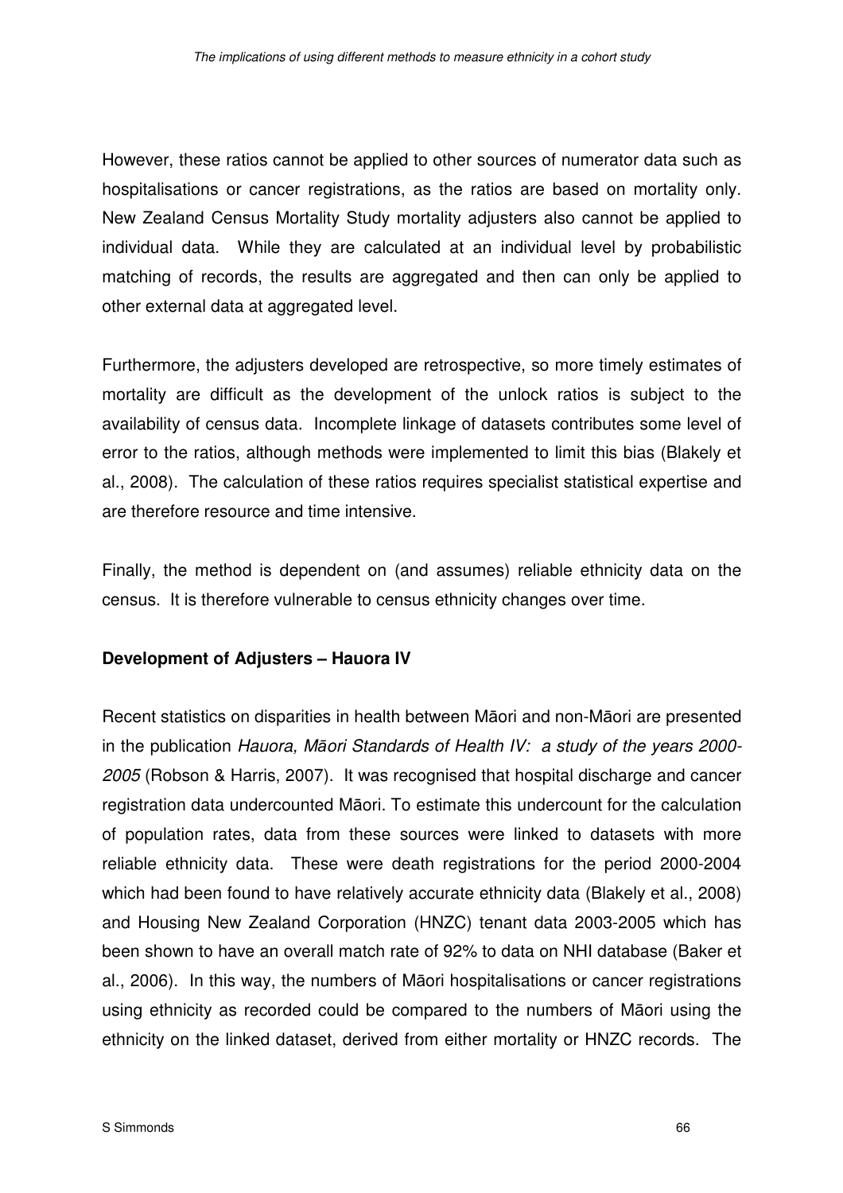However, these ratios cannot be applied to other sources of numerator data such as hospitalisations or cancer registrations, as the ratios are based on mortality only. New Zealand Census Mortality Study mortality adjusters also cannot be applied to individual data. While they are calculated at an individual level by probabilistic matching of records, the results are aggregated and then can only be applied to other external data at aggregated level.

Furthermore, the adjusters developed are retrospective, so more timely estimates of mortality are difficult as the development of the unlock ratios is subject to the availability of census data. Incomplete linkage of datasets contributes some level of error to the ratios, although methods were implemented to limit this bias (Blakely et al., 2008). The calculation of these ratios requires specialist statistical expertise and are therefore resource and time intensive.

Finally, the method is dependent on (and assumes) reliable ethnicity data on the census. It is therefore vulnerable to census ethnicity changes over time.

**Development of Adjusters – Hauora IV**

Recent statistics on disparities in health between Māori and non-Māori are presented in the publication *Hauora, Māori Standards of Health IV: a study of the years 2000-2005* (Robson & Harris, 2007). It was recognised that hospital discharge and cancer registration data undercounted Māori. To estimate this undercount for the calculation of population rates, data from these sources were linked to datasets with more reliable ethnicity data. These were death registrations for the period 2000-2004 which had been found to have relatively accurate ethnicity data (Blakely et al., 2008) and Housing New Zealand Corporation (HNZC) tenant data 2003-2005 which has been shown to have an overall match rate of 92% to data on NHI database (Baker et al., 2006). In this way, the numbers of Māori hospitalisations or cancer registrations using ethnicity as recorded could be compared to the numbers of Māori using the ethnicity on the linked dataset, derived from either mortality or HNZC records. The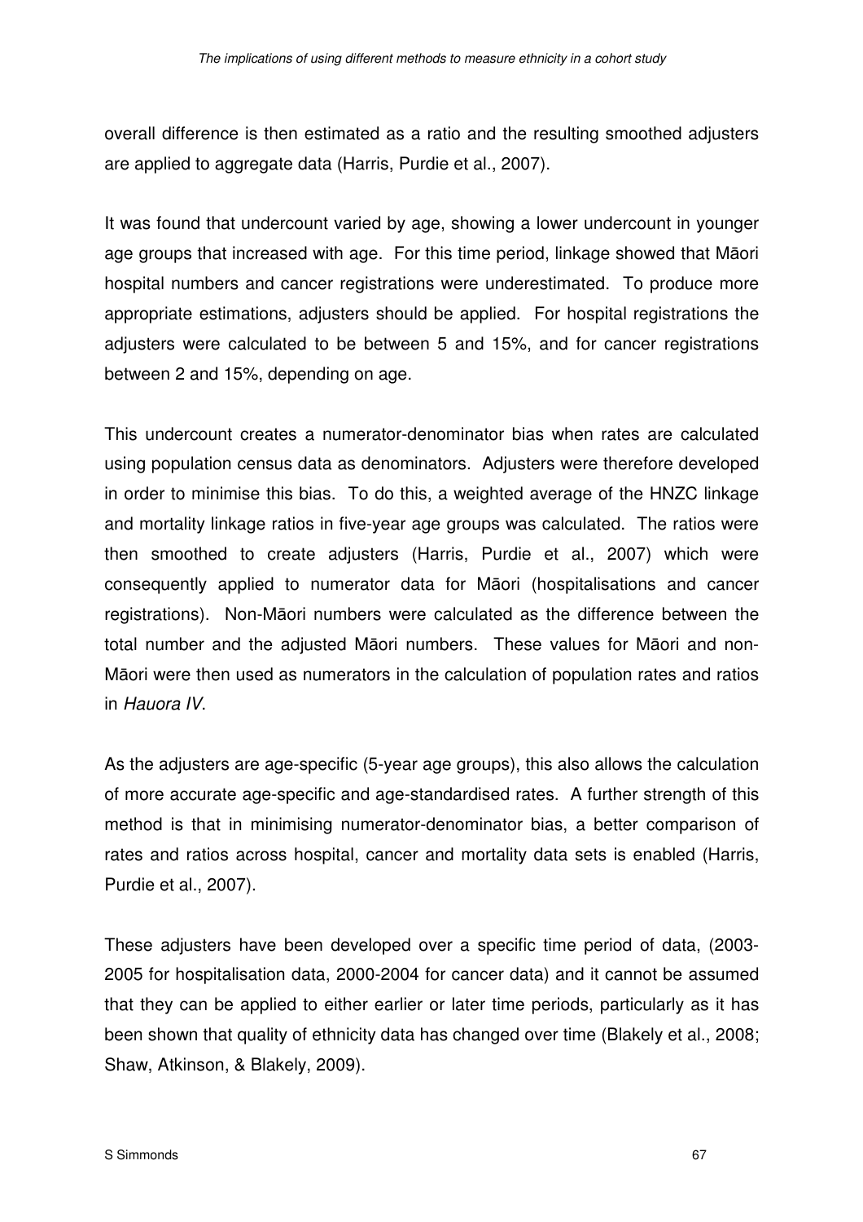overall difference is then estimated as a ratio and the resulting smoothed adjusters are applied to aggregate data (Harris, Purdie et al., 2007).

It was found that undercount varied by age, showing a lower undercount in younger age groups that increased with age. For this time period, linkage showed that Māori hospital numbers and cancer registrations were underestimated. To produce more appropriate estimations, adjusters should be applied. For hospital registrations the adjusters were calculated to be between 5 and 15%, and for cancer registrations between 2 and 15%, depending on age.

This undercount creates a numerator-denominator bias when rates are calculated using population census data as denominators. Adjusters were therefore developed in order to minimise this bias. To do this, a weighted average of the HNZC linkage and mortality linkage ratios in five-year age groups was calculated. The ratios were then smoothed to create adjusters (Harris, Purdie et al., 2007) which were consequently applied to numerator data for Māori (hospitalisations and cancer registrations). Non-Māori numbers were calculated as the difference between the total number and the adjusted Māori numbers. These values for Māori and non-Māori were then used as numerators in the calculation of population rates and ratios in *Hauora IV*.

As the adjusters are age-specific (5-year age groups), this also allows the calculation of more accurate age-specific and age-standardised rates. A further strength of this method is that in minimising numerator-denominator bias, a better comparison of rates and ratios across hospital, cancer and mortality data sets is enabled (Harris, Purdie et al., 2007).

These adjusters have been developed over a specific time period of data, (2003-2005 for hospitalisation data, 2000-2004 for cancer data) and it cannot be assumed that they can be applied to either earlier or later time periods, particularly as it has been shown that quality of ethnicity data has changed over time (Blakely et al., 2008; Shaw, Atkinson, & Blakely, 2009).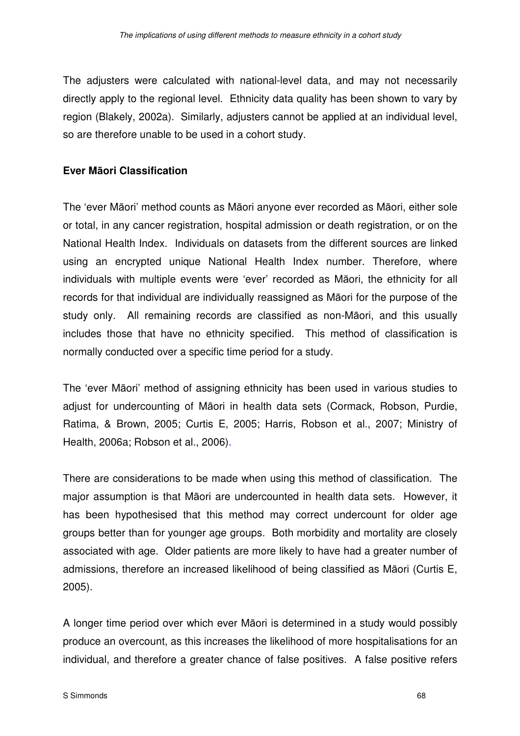The adjusters were calculated with national-level data, and may not necessarily directly apply to the regional level. Ethnicity data quality has been shown to vary by region (Blakely, 2002a). Similarly, adjusters cannot be applied at an individual level, so are therefore unable to be used in a cohort study.

**Ever Māori Classification**

The 'ever Māori' method counts as Māori anyone ever recorded as Māori, either sole or total, in any cancer registration, hospital admission or death registration, or on the National Health Index. Individuals on datasets from the different sources are linked using an encrypted unique National Health Index number. Therefore, where individuals with multiple events were 'ever' recorded as Māori, the ethnicity for all records for that individual are individually reassigned as Māori for the purpose of the study only. All remaining records are classified as non-Māori, and this usually includes those that have no ethnicity specified. This method of classification is normally conducted over a specific time period for a study.

The 'ever Māori' method of assigning ethnicity has been used in various studies to adjust for undercounting of Māori in health data sets (Cormack, Robson, Purdie, Ratima, & Brown, 2005; Curtis E, 2005; Harris, Robson et al., 2007; Ministry of Health, 2006a; Robson et al., 2006).

There are considerations to be made when using this method of classification. The major assumption is that Māori are undercounted in health data sets. However, it has been hypothesised that this method may correct undercount for older age groups better than for younger age groups. Both morbidity and mortality are closely associated with age. Older patients are more likely to have had a greater number of admissions, therefore an increased likelihood of being classified as Māori (Curtis E, 2005).

A longer time period over which ever Māori is determined in a study would possibly produce an overcount, as this increases the likelihood of more hospitalisations for an individual, and therefore a greater chance of false positives. A false positive refers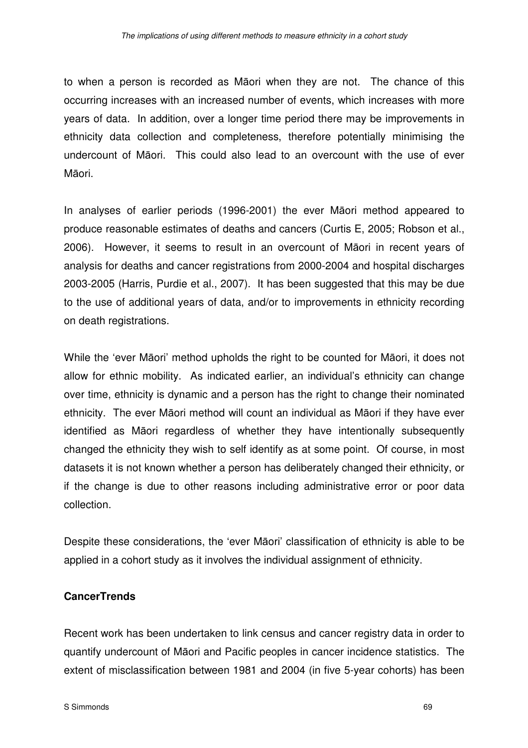to when a person is recorded as Māori when they are not. The chance of this occurring increases with an increased number of events, which increases with more years of data. In addition, over a longer time period there may be improvements in ethnicity data collection and completeness, therefore potentially minimising the undercount of Māori. This could also lead to an overcount with the use of ever Māori.

In analyses of earlier periods (1996-2001) the ever Māori method appeared to produce reasonable estimates of deaths and cancers (Curtis E, 2005; Robson et al., 2006). However, it seems to result in an overcount of Māori in recent years of analysis for deaths and cancer registrations from 2000-2004 and hospital discharges 2003-2005 (Harris, Purdie et al., 2007). It has been suggested that this may be due to the use of additional years of data, and/or to improvements in ethnicity recording on death registrations.

While the 'ever Māori' method upholds the right to be counted for Māori, it does not allow for ethnic mobility. As indicated earlier, an individual's ethnicity can change over time, ethnicity is dynamic and a person has the right to change their nominated ethnicity. The ever Māori method will count an individual as Māori if they have ever identified as Māori regardless of whether they have intentionally subsequently changed the ethnicity they wish to self identify as at some point. Of course, in most datasets it is not known whether a person has deliberately changed their ethnicity, or if the change is due to other reasons including administrative error or poor data collection.

Despite these considerations, the 'ever Māori' classification of ethnicity is able to be applied in a cohort study as it involves the individual assignment of ethnicity.

**CancerTrends**

Recent work has been undertaken to link census and cancer registry data in order to quantify undercount of Māori and Pacific peoples in cancer incidence statistics. The extent of misclassification between 1981 and 2004 (in five 5-year cohorts) has been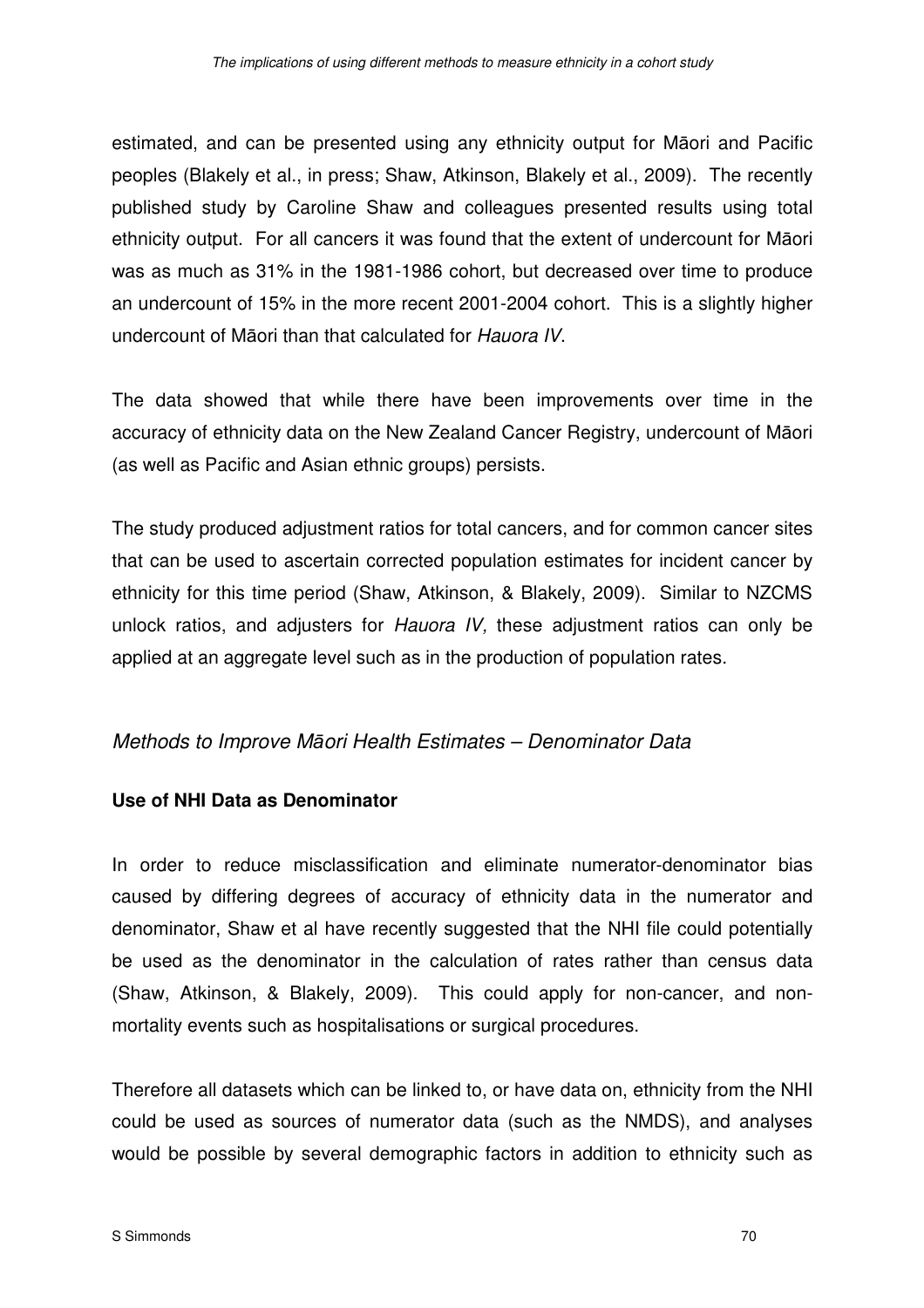estimated, and can be presented using any ethnicity output for Māori and Pacific peoples (Blakely et al., in press; Shaw, Atkinson, Blakely et al., 2009). The recently published study by Caroline Shaw and colleagues presented results using total ethnicity output. For all cancers it was found that the extent of undercount for Māori was as much as 31% in the 1981-1986 cohort, but decreased over time to produce an undercount of 15% in the more recent 2001-2004 cohort. This is a slightly higher undercount of Māori than that calculated for *Hauora IV*.

The data showed that while there have been improvements over time in the accuracy of ethnicity data on the New Zealand Cancer Registry, undercount of Māori (as well as Pacific and Asian ethnic groups) persists.

The study produced adjustment ratios for total cancers, and for common cancer sites that can be used to ascertain corrected population estimates for incident cancer by ethnicity for this time period (Shaw, Atkinson, & Blakely, 2009). Similar to NZCMS unlock ratios, and adjusters for *Hauora IV,* these adjustment ratios can only be applied at an aggregate level such as in the production of population rates.

## *Methods to Improve Māori Health Estimates – Denominator Data*

### **Use of NHI Data as Denominator**

In order to reduce misclassification and eliminate numerator-denominator bias caused by differing degrees of accuracy of ethnicity data in the numerator and denominator, Shaw et al have recently suggested that the NHI file could potentially be used as the denominator in the calculation of rates rather than census data (Shaw, Atkinson, & Blakely, 2009). This could apply for non-cancer, and non-mortality events such as hospitalisations or surgical procedures.

Therefore all datasets which can be linked to, or have data on, ethnicity from the NHI could be used as sources of numerator data (such as the NMDS), and analyses would be possible by several demographic factors in addition to ethnicity such as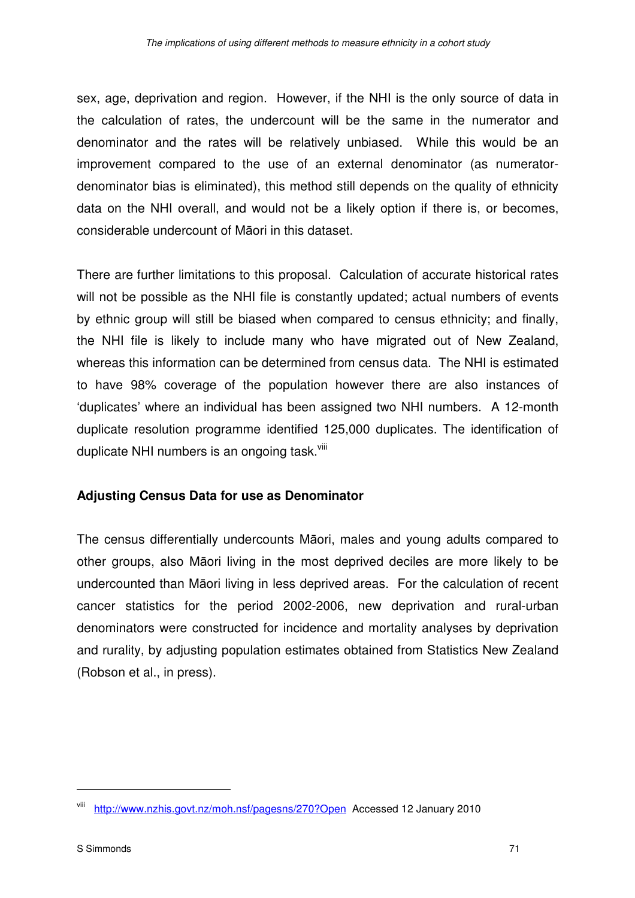sex, age, deprivation and region. However, if the NHI is the only source of data in the calculation of rates, the undercount will be the same in the numerator and denominator and the rates will be relatively unbiased. While this would be an improvement compared to the use of an external denominator (as numerator-denominator bias is eliminated), this method still depends on the quality of ethnicity data on the NHI overall, and would not be a likely option if there is, or becomes, considerable undercount of Māori in this dataset.

There are further limitations to this proposal. Calculation of accurate historical rates will not be possible as the NHI file is constantly updated; actual numbers of events by ethnic group will still be biased when compared to census ethnicity; and finally, the NHI file is likely to include many who have migrated out of New Zealand, whereas this information can be determined from census data. The NHI is estimated to have 98% coverage of the population however there are also instances of 'duplicates' where an individual has been assigned two NHI numbers. A 12-month duplicate resolution programme identified 125,000 duplicates. The identification of duplicate NHI numbers is an ongoing task.[viii]

**Adjusting Census Data for use as Denominator**

The census differentially undercounts Māori, males and young adults compared to other groups, also Māori living in the most deprived deciles are more likely to be undercounted than Māori living in less deprived areas. For the calculation of recent cancer statistics for the period 2002-2006, new deprivation and rural-urban denominators were constructed for incidence and mortality analyses by deprivation and rurality, by adjusting population estimates obtained from Statistics New Zealand (Robson et al., in press).

---

[viii] http://www.nzhis.govt.nz/moh.nsf/pagesns/270?Open Accessed 12 January 2010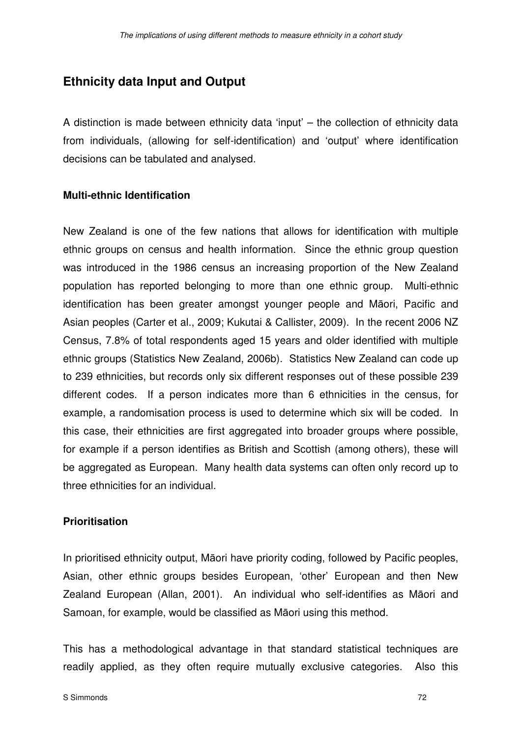## Ethnicity data Input and Output

A distinction is made between ethnicity data 'input' – the collection of ethnicity data from individuals, (allowing for self-identification) and 'output' where identification decisions can be tabulated and analysed.

### Multi-ethnic Identification

New Zealand is one of the few nations that allows for identification with multiple ethnic groups on census and health information. Since the ethnic group question was introduced in the 1986 census an increasing proportion of the New Zealand population has reported belonging to more than one ethnic group. Multi-ethnic identification has been greater amongst younger people and Māori, Pacific and Asian peoples (Carter et al., 2009; Kukutai & Callister, 2009). In the recent 2006 NZ Census, 7.8% of total respondents aged 15 years and older identified with multiple ethnic groups (Statistics New Zealand, 2006b). Statistics New Zealand can code up to 239 ethnicities, but records only six different responses out of these possible 239 different codes. If a person indicates more than 6 ethnicities in the census, for example, a randomisation process is used to determine which six will be coded. In this case, their ethnicities are first aggregated into broader groups where possible, for example if a person identifies as British and Scottish (among others), these will be aggregated as European. Many health data systems can often only record up to three ethnicities for an individual.

### Prioritisation

In prioritised ethnicity output, Māori have priority coding, followed by Pacific peoples, Asian, other ethnic groups besides European, 'other' European and then New Zealand European (Allan, 2001). An individual who self-identifies as Māori and Samoan, for example, would be classified as Māori using this method.

This has a methodological advantage in that standard statistical techniques are readily applied, as they often require mutually exclusive categories. Also this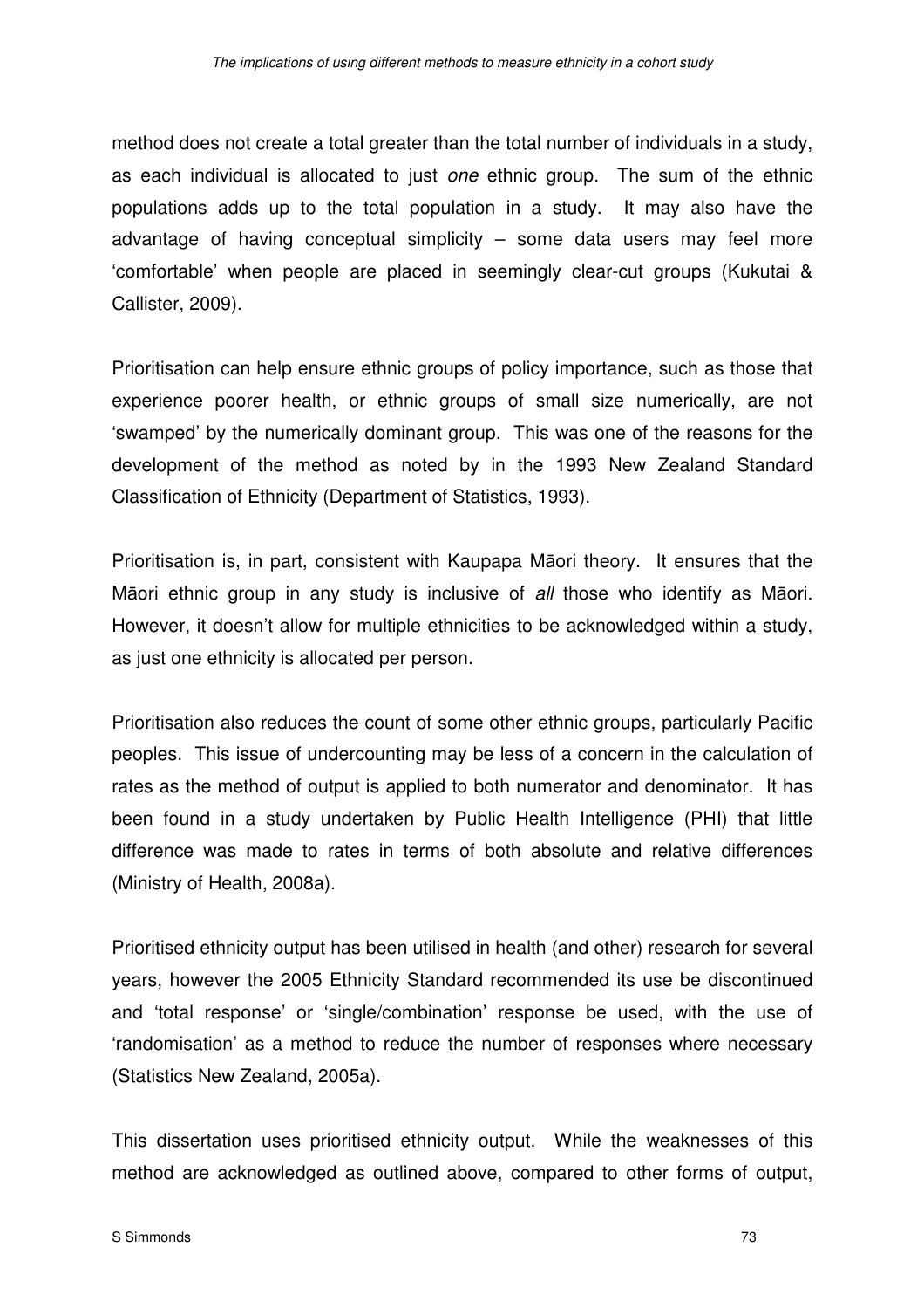method does not create a total greater than the total number of individuals in a study, as each individual is allocated to just *one* ethnic group. The sum of the ethnic populations adds up to the total population in a study. It may also have the advantage of having conceptual simplicity – some data users may feel more 'comfortable' when people are placed in seemingly clear-cut groups (Kukutai & Callister, 2009).

Prioritisation can help ensure ethnic groups of policy importance, such as those that experience poorer health, or ethnic groups of small size numerically, are not 'swamped' by the numerically dominant group. This was one of the reasons for the development of the method as noted by in the 1993 New Zealand Standard Classification of Ethnicity (Department of Statistics, 1993).

Prioritisation is, in part, consistent with Kaupapa Māori theory. It ensures that the Māori ethnic group in any study is inclusive of *all* those who identify as Māori. However, it doesn't allow for multiple ethnicities to be acknowledged within a study, as just one ethnicity is allocated per person.

Prioritisation also reduces the count of some other ethnic groups, particularly Pacific peoples. This issue of undercounting may be less of a concern in the calculation of rates as the method of output is applied to both numerator and denominator. It has been found in a study undertaken by Public Health Intelligence (PHI) that little difference was made to rates in terms of both absolute and relative differences (Ministry of Health, 2008a).

Prioritised ethnicity output has been utilised in health (and other) research for several years, however the 2005 Ethnicity Standard recommended its use be discontinued and 'total response' or 'single/combination' response be used, with the use of 'randomisation' as a method to reduce the number of responses where necessary (Statistics New Zealand, 2005a).

This dissertation uses prioritised ethnicity output. While the weaknesses of this method are acknowledged as outlined above, compared to other forms of output,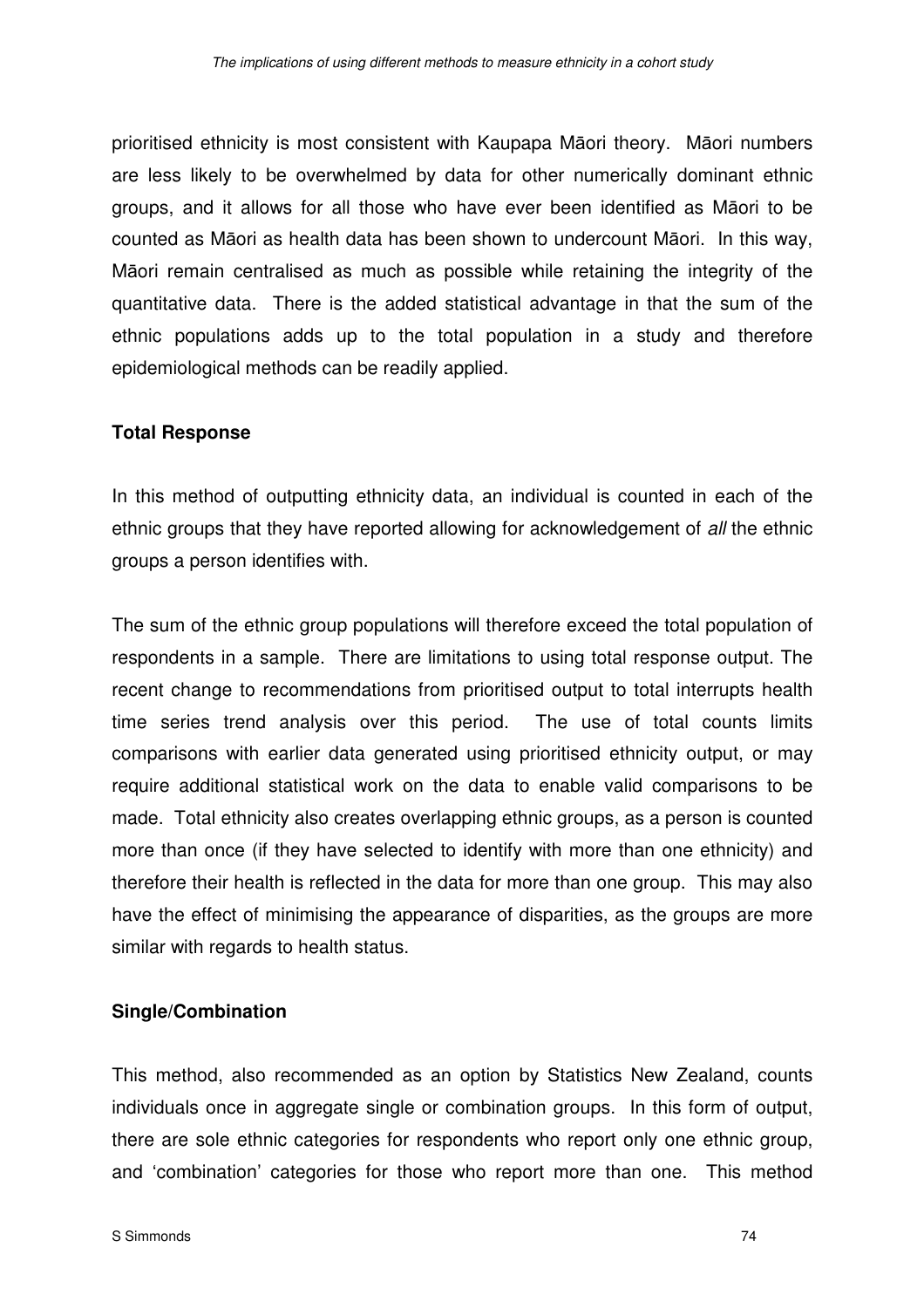prioritised ethnicity is most consistent with Kaupapa Māori theory. Māori numbers are less likely to be overwhelmed by data for other numerically dominant ethnic groups, and it allows for all those who have ever been identified as Māori to be counted as Māori as health data has been shown to undercount Māori. In this way, Māori remain centralised as much as possible while retaining the integrity of the quantitative data. There is the added statistical advantage in that the sum of the ethnic populations adds up to the total population in a study and therefore epidemiological methods can be readily applied.

**Total Response**

In this method of outputting ethnicity data, an individual is counted in each of the ethnic groups that they have reported allowing for acknowledgement of *all* the ethnic groups a person identifies with.

The sum of the ethnic group populations will therefore exceed the total population of respondents in a sample. There are limitations to using total response output. The recent change to recommendations from prioritised output to total interrupts health time series trend analysis over this period. The use of total counts limits comparisons with earlier data generated using prioritised ethnicity output, or may require additional statistical work on the data to enable valid comparisons to be made. Total ethnicity also creates overlapping ethnic groups, as a person is counted more than once (if they have selected to identify with more than one ethnicity) and therefore their health is reflected in the data for more than one group. This may also have the effect of minimising the appearance of disparities, as the groups are more similar with regards to health status.

**Single/Combination**

This method, also recommended as an option by Statistics New Zealand, counts individuals once in aggregate single or combination groups. In this form of output, there are sole ethnic categories for respondents who report only one ethnic group, and 'combination' categories for those who report more than one. This method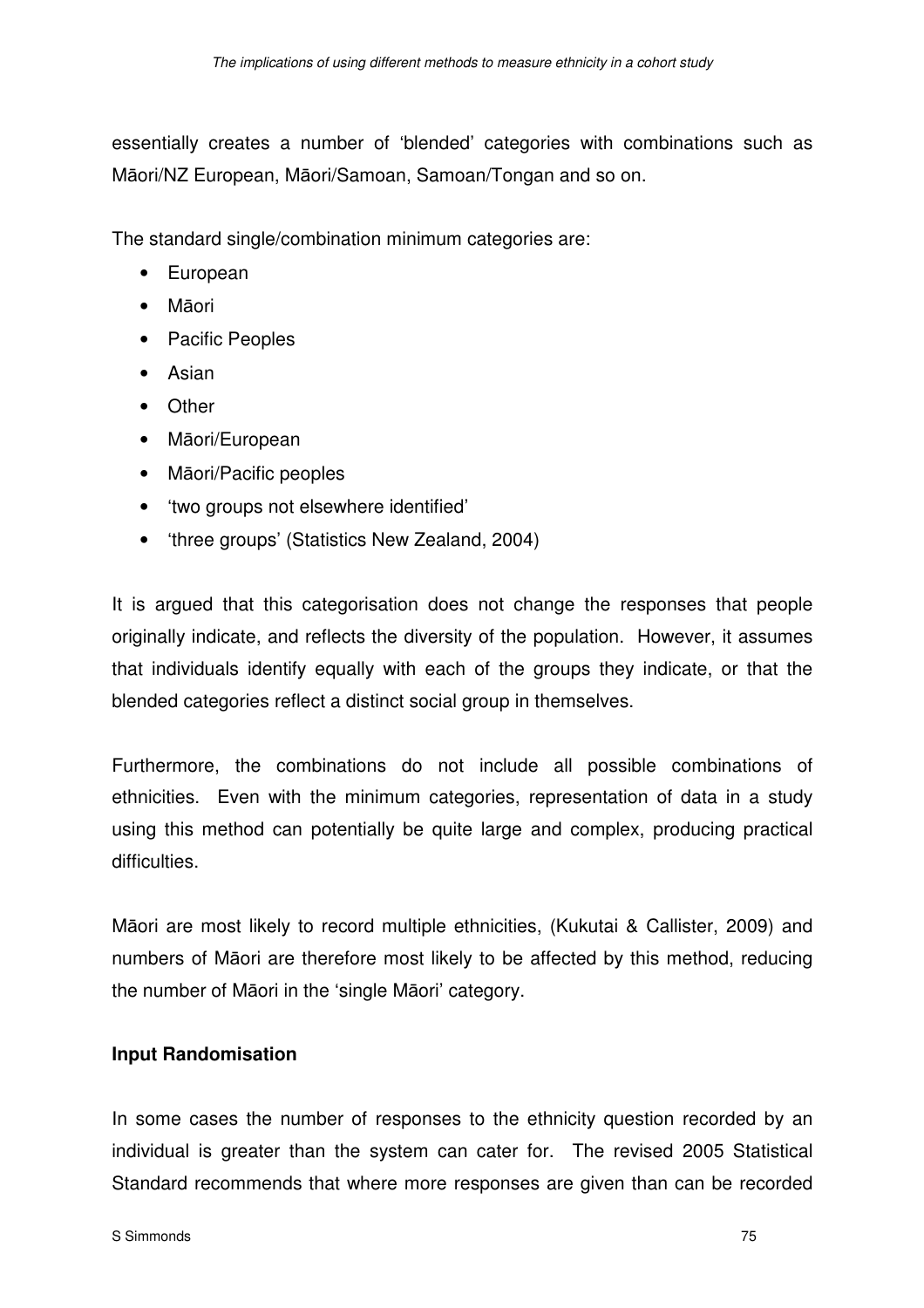essentially creates a number of 'blended' categories with combinations such as Māori/NZ European, Māori/Samoan, Samoan/Tongan and so on.

The standard single/combination minimum categories are:

- European
- Māori
- Pacific Peoples
- Asian
- Other
- Māori/European
- Māori/Pacific peoples
- 'two groups not elsewhere identified'
- 'three groups' (Statistics New Zealand, 2004)

It is argued that this categorisation does not change the responses that people originally indicate, and reflects the diversity of the population. However, it assumes that individuals identify equally with each of the groups they indicate, or that the blended categories reflect a distinct social group in themselves.

Furthermore, the combinations do not include all possible combinations of ethnicities. Even with the minimum categories, representation of data in a study using this method can potentially be quite large and complex, producing practical difficulties.

Māori are most likely to record multiple ethnicities, (Kukutai & Callister, 2009) and numbers of Māori are therefore most likely to be affected by this method, reducing the number of Māori in the 'single Māori' category.

**Input Randomisation**

In some cases the number of responses to the ethnicity question recorded by an individual is greater than the system can cater for. The revised 2005 Statistical Standard recommends that where more responses are given than can be recorded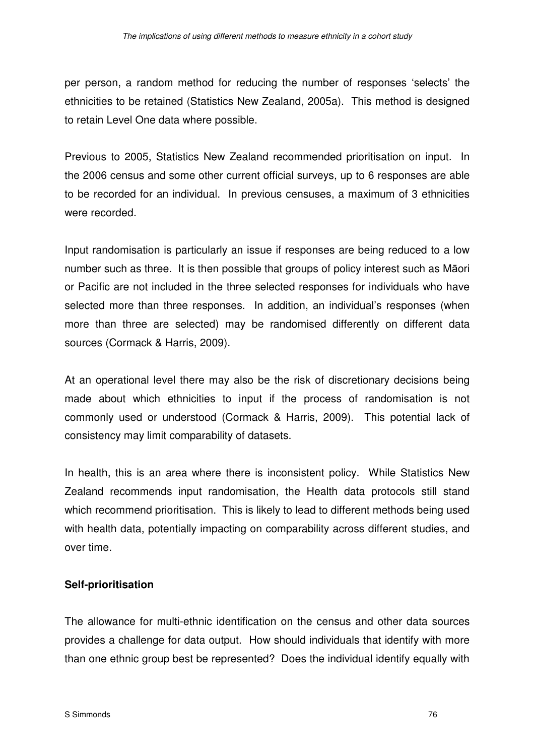per person, a random method for reducing the number of responses 'selects' the ethnicities to be retained (Statistics New Zealand, 2005a). This method is designed to retain Level One data where possible.

Previous to 2005, Statistics New Zealand recommended prioritisation on input. In the 2006 census and some other current official surveys, up to 6 responses are able to be recorded for an individual. In previous censuses, a maximum of 3 ethnicities were recorded.

Input randomisation is particularly an issue if responses are being reduced to a low number such as three. It is then possible that groups of policy interest such as Māori or Pacific are not included in the three selected responses for individuals who have selected more than three responses. In addition, an individual's responses (when more than three are selected) may be randomised differently on different data sources (Cormack & Harris, 2009).

At an operational level there may also be the risk of discretionary decisions being made about which ethnicities to input if the process of randomisation is not commonly used or understood (Cormack & Harris, 2009). This potential lack of consistency may limit comparability of datasets.

In health, this is an area where there is inconsistent policy. While Statistics New Zealand recommends input randomisation, the Health data protocols still stand which recommend prioritisation. This is likely to lead to different methods being used with health data, potentially impacting on comparability across different studies, and over time.

**Self-prioritisation**

The allowance for multi-ethnic identification on the census and other data sources provides a challenge for data output. How should individuals that identify with more than one ethnic group best be represented? Does the individual identify equally with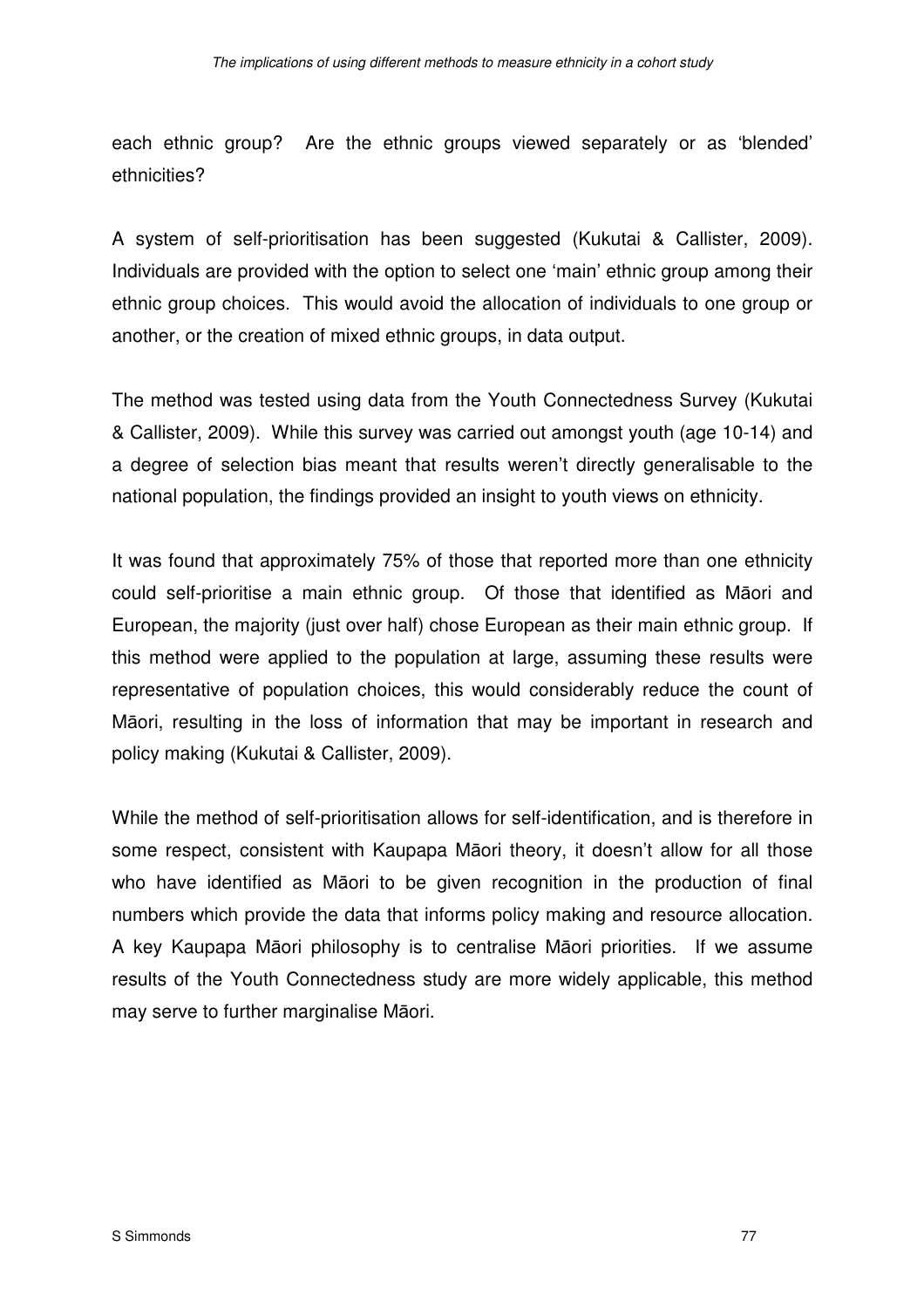each ethnic group? Are the ethnic groups viewed separately or as 'blended' ethnicities?

A system of self-prioritisation has been suggested (Kukutai & Callister, 2009). Individuals are provided with the option to select one 'main' ethnic group among their ethnic group choices. This would avoid the allocation of individuals to one group or another, or the creation of mixed ethnic groups, in data output.

The method was tested using data from the Youth Connectedness Survey (Kukutai & Callister, 2009). While this survey was carried out amongst youth (age 10-14) and a degree of selection bias meant that results weren't directly generalisable to the national population, the findings provided an insight to youth views on ethnicity.

It was found that approximately 75% of those that reported more than one ethnicity could self-prioritise a main ethnic group. Of those that identified as Māori and European, the majority (just over half) chose European as their main ethnic group. If this method were applied to the population at large, assuming these results were representative of population choices, this would considerably reduce the count of Māori, resulting in the loss of information that may be important in research and policy making (Kukutai & Callister, 2009).

While the method of self-prioritisation allows for self-identification, and is therefore in some respect, consistent with Kaupapa Māori theory, it doesn't allow for all those who have identified as Māori to be given recognition in the production of final numbers which provide the data that informs policy making and resource allocation. A key Kaupapa Māori philosophy is to centralise Māori priorities. If we assume results of the Youth Connectedness study are more widely applicable, this method may serve to further marginalise Māori.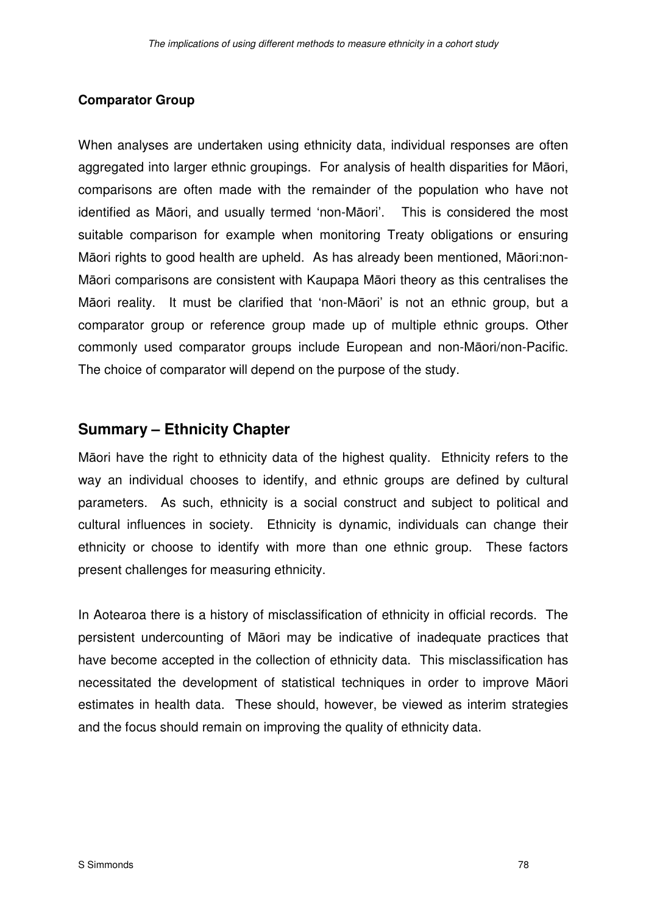**Comparator Group**

When analyses are undertaken using ethnicity data, individual responses are often aggregated into larger ethnic groupings. For analysis of health disparities for Māori, comparisons are often made with the remainder of the population who have not identified as Māori, and usually termed 'non-Māori'. This is considered the most suitable comparison for example when monitoring Treaty obligations or ensuring Māori rights to good health are upheld. As has already been mentioned, Māori:non-Māori comparisons are consistent with Kaupapa Māori theory as this centralises the Māori reality. It must be clarified that 'non-Māori' is not an ethnic group, but a comparator group or reference group made up of multiple ethnic groups. Other commonly used comparator groups include European and non-Māori/non-Pacific. The choice of comparator will depend on the purpose of the study.

## Summary – Ethnicity Chapter

Māori have the right to ethnicity data of the highest quality. Ethnicity refers to the way an individual chooses to identify, and ethnic groups are defined by cultural parameters. As such, ethnicity is a social construct and subject to political and cultural influences in society. Ethnicity is dynamic, individuals can change their ethnicity or choose to identify with more than one ethnic group. These factors present challenges for measuring ethnicity.

In Aotearoa there is a history of misclassification of ethnicity in official records. The persistent undercounting of Māori may be indicative of inadequate practices that have become accepted in the collection of ethnicity data. This misclassification has necessitated the development of statistical techniques in order to improve Māori estimates in health data. These should, however, be viewed as interim strategies and the focus should remain on improving the quality of ethnicity data.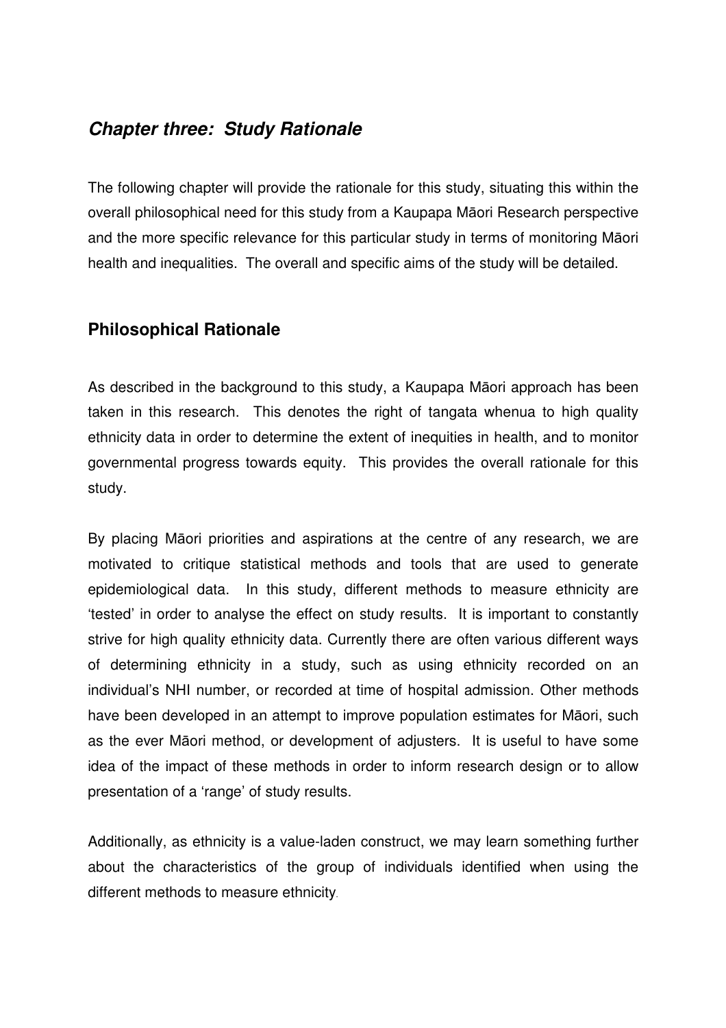## ***Chapter three: Study Rationale***

The following chapter will provide the rationale for this study, situating this within the overall philosophical need for this study from a Kaupapa Māori Research perspective and the more specific relevance for this particular study in terms of monitoring Māori health and inequalities. The overall and specific aims of the study will be detailed.

### **Philosophical Rationale**

As described in the background to this study, a Kaupapa Māori approach has been taken in this research. This denotes the right of tangata whenua to high quality ethnicity data in order to determine the extent of inequities in health, and to monitor governmental progress towards equity. This provides the overall rationale for this study.

By placing Māori priorities and aspirations at the centre of any research, we are motivated to critique statistical methods and tools that are used to generate epidemiological data. In this study, different methods to measure ethnicity are 'tested' in order to analyse the effect on study results. It is important to constantly strive for high quality ethnicity data. Currently there are often various different ways of determining ethnicity in a study, such as using ethnicity recorded on an individual's NHI number, or recorded at time of hospital admission. Other methods have been developed in an attempt to improve population estimates for Māori, such as the ever Māori method, or development of adjusters. It is useful to have some idea of the impact of these methods in order to inform research design or to allow presentation of a 'range' of study results.

Additionally, as ethnicity is a value-laden construct, we may learn something further about the characteristics of the group of individuals identified when using the different methods to measure ethnicity.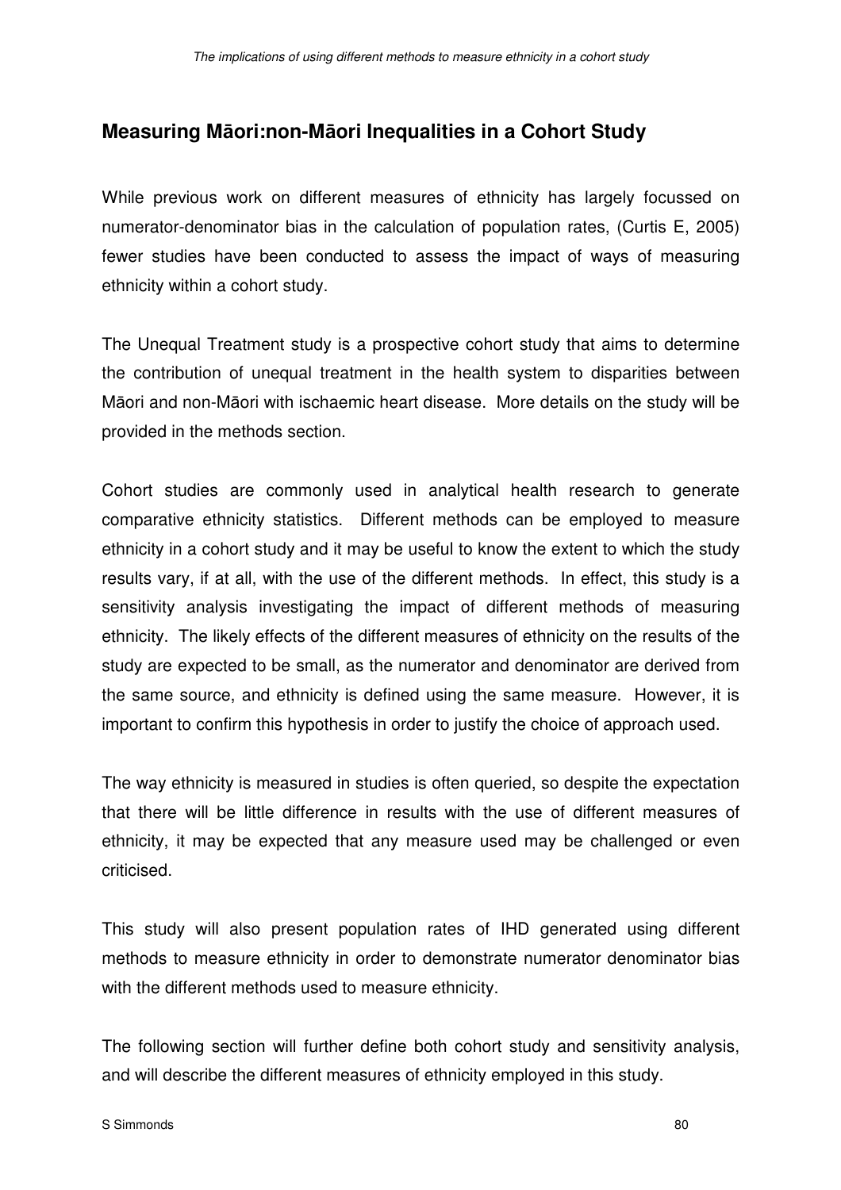## Measuring Māori:non-Māori Inequalities in a Cohort Study

While previous work on different measures of ethnicity has largely focussed on numerator-denominator bias in the calculation of population rates, (Curtis E, 2005) fewer studies have been conducted to assess the impact of ways of measuring ethnicity within a cohort study.

The Unequal Treatment study is a prospective cohort study that aims to determine the contribution of unequal treatment in the health system to disparities between Māori and non-Māori with ischaemic heart disease. More details on the study will be provided in the methods section.

Cohort studies are commonly used in analytical health research to generate comparative ethnicity statistics. Different methods can be employed to measure ethnicity in a cohort study and it may be useful to know the extent to which the study results vary, if at all, with the use of the different methods. In effect, this study is a sensitivity analysis investigating the impact of different methods of measuring ethnicity. The likely effects of the different measures of ethnicity on the results of the study are expected to be small, as the numerator and denominator are derived from the same source, and ethnicity is defined using the same measure. However, it is important to confirm this hypothesis in order to justify the choice of approach used.

The way ethnicity is measured in studies is often queried, so despite the expectation that there will be little difference in results with the use of different measures of ethnicity, it may be expected that any measure used may be challenged or even criticised.

This study will also present population rates of IHD generated using different methods to measure ethnicity in order to demonstrate numerator denominator bias with the different methods used to measure ethnicity.

The following section will further define both cohort study and sensitivity analysis, and will describe the different measures of ethnicity employed in this study.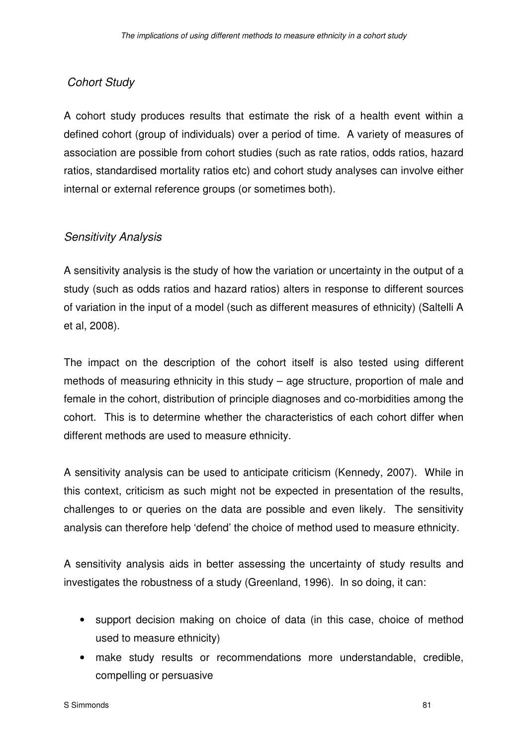*Cohort Study*

A cohort study produces results that estimate the risk of a health event within a defined cohort (group of individuals) over a period of time. A variety of measures of association are possible from cohort studies (such as rate ratios, odds ratios, hazard ratios, standardised mortality ratios etc) and cohort study analyses can involve either internal or external reference groups (or sometimes both).

*Sensitivity Analysis*

A sensitivity analysis is the study of how the variation or uncertainty in the output of a study (such as odds ratios and hazard ratios) alters in response to different sources of variation in the input of a model (such as different measures of ethnicity) (Saltelli A et al, 2008).

The impact on the description of the cohort itself is also tested using different methods of measuring ethnicity in this study – age structure, proportion of male and female in the cohort, distribution of principle diagnoses and co-morbidities among the cohort. This is to determine whether the characteristics of each cohort differ when different methods are used to measure ethnicity.

A sensitivity analysis can be used to anticipate criticism (Kennedy, 2007). While in this context, criticism as such might not be expected in presentation of the results, challenges to or queries on the data are possible and even likely. The sensitivity analysis can therefore help 'defend' the choice of method used to measure ethnicity.

A sensitivity analysis aids in better assessing the uncertainty of study results and investigates the robustness of a study (Greenland, 1996). In so doing, it can:

- support decision making on choice of data (in this case, choice of method used to measure ethnicity)
- make study results or recommendations more understandable, credible, compelling or persuasive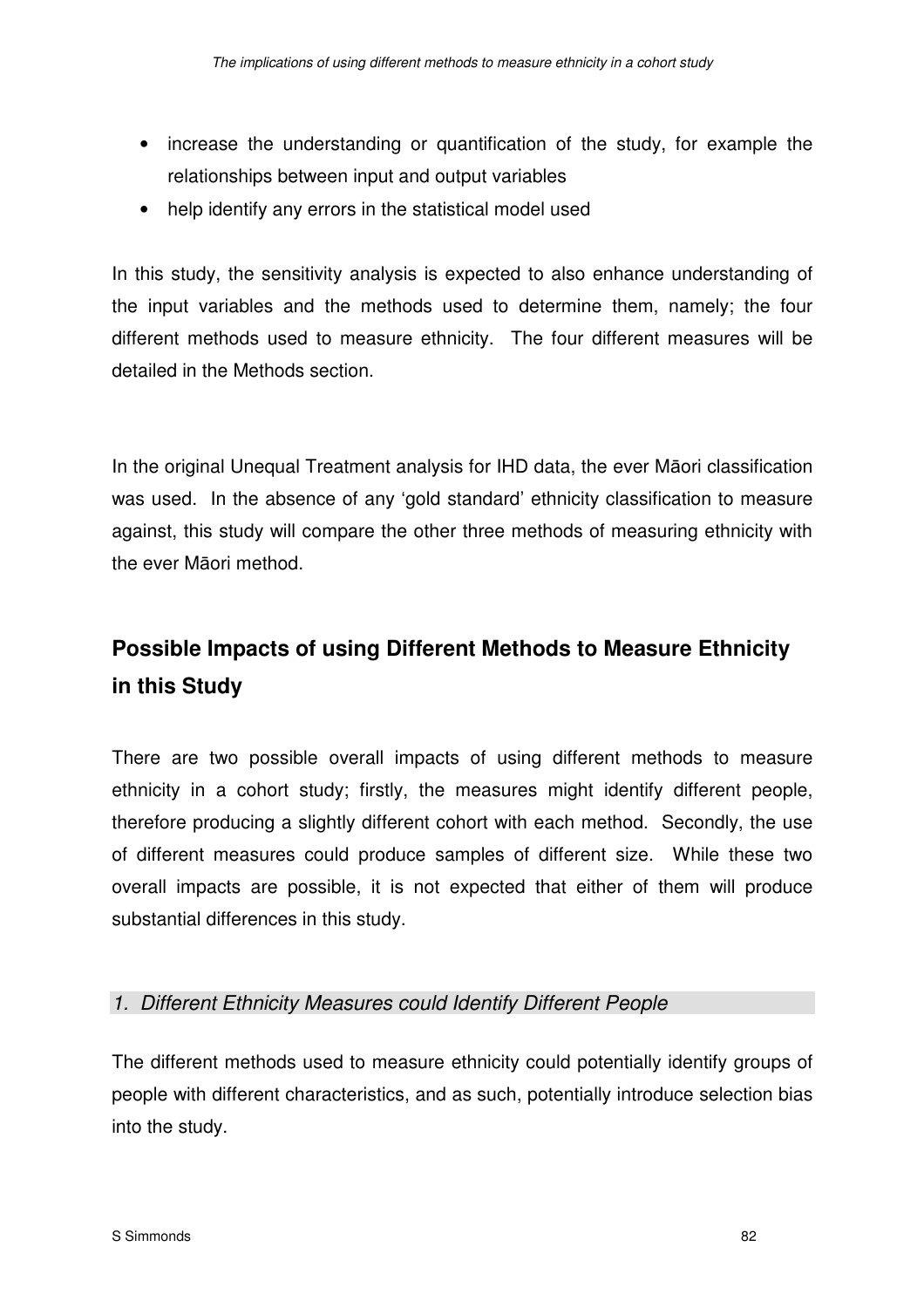- increase the understanding or quantification of the study, for example the relationships between input and output variables
- help identify any errors in the statistical model used

In this study, the sensitivity analysis is expected to also enhance understanding of the input variables and the methods used to determine them, namely; the four different methods used to measure ethnicity. The four different measures will be detailed in the Methods section.

In the original Unequal Treatment analysis for IHD data, the ever Māori classification was used. In the absence of any 'gold standard' ethnicity classification to measure against, this study will compare the other three methods of measuring ethnicity with the ever Māori method.

## Possible Impacts of using Different Methods to Measure Ethnicity in this Study

There are two possible overall impacts of using different methods to measure ethnicity in a cohort study; firstly, the measures might identify different people, therefore producing a slightly different cohort with each method. Secondly, the use of different measures could produce samples of different size. While these two overall impacts are possible, it is not expected that either of them will produce substantial differences in this study.

### *1. Different Ethnicity Measures could Identify Different People*

The different methods used to measure ethnicity could potentially identify groups of people with different characteristics, and as such, potentially introduce selection bias into the study.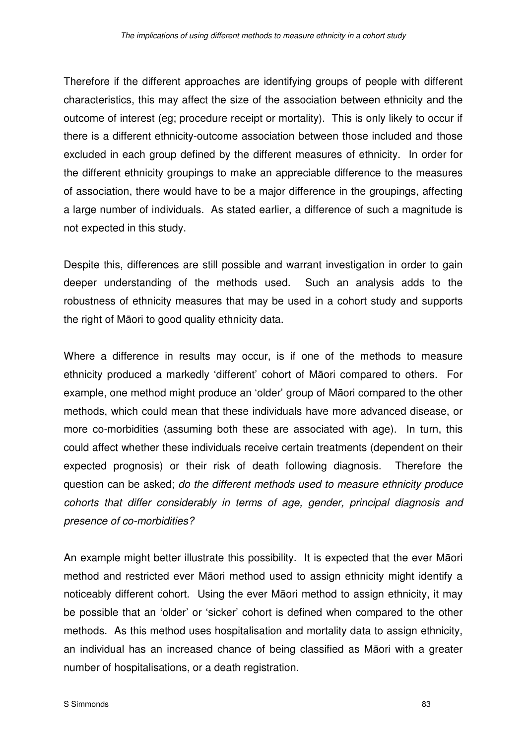Therefore if the different approaches are identifying groups of people with different characteristics, this may affect the size of the association between ethnicity and the outcome of interest (eg; procedure receipt or mortality). This is only likely to occur if there is a different ethnicity-outcome association between those included and those excluded in each group defined by the different measures of ethnicity. In order for the different ethnicity groupings to make an appreciable difference to the measures of association, there would have to be a major difference in the groupings, affecting a large number of individuals. As stated earlier, a difference of such a magnitude is not expected in this study.

Despite this, differences are still possible and warrant investigation in order to gain deeper understanding of the methods used. Such an analysis adds to the robustness of ethnicity measures that may be used in a cohort study and supports the right of Māori to good quality ethnicity data.

Where a difference in results may occur, is if one of the methods to measure ethnicity produced a markedly 'different' cohort of Māori compared to others. For example, one method might produce an 'older' group of Māori compared to the other methods, which could mean that these individuals have more advanced disease, or more co-morbidities (assuming both these are associated with age). In turn, this could affect whether these individuals receive certain treatments (dependent on their expected prognosis) or their risk of death following diagnosis. Therefore the question can be asked; *do the different methods used to measure ethnicity produce cohorts that differ considerably in terms of age, gender, principal diagnosis and presence of co-morbidities?*

An example might better illustrate this possibility. It is expected that the ever Māori method and restricted ever Māori method used to assign ethnicity might identify a noticeably different cohort. Using the ever Māori method to assign ethnicity, it may be possible that an 'older' or 'sicker' cohort is defined when compared to the other methods. As this method uses hospitalisation and mortality data to assign ethnicity, an individual has an increased chance of being classified as Māori with a greater number of hospitalisations, or a death registration.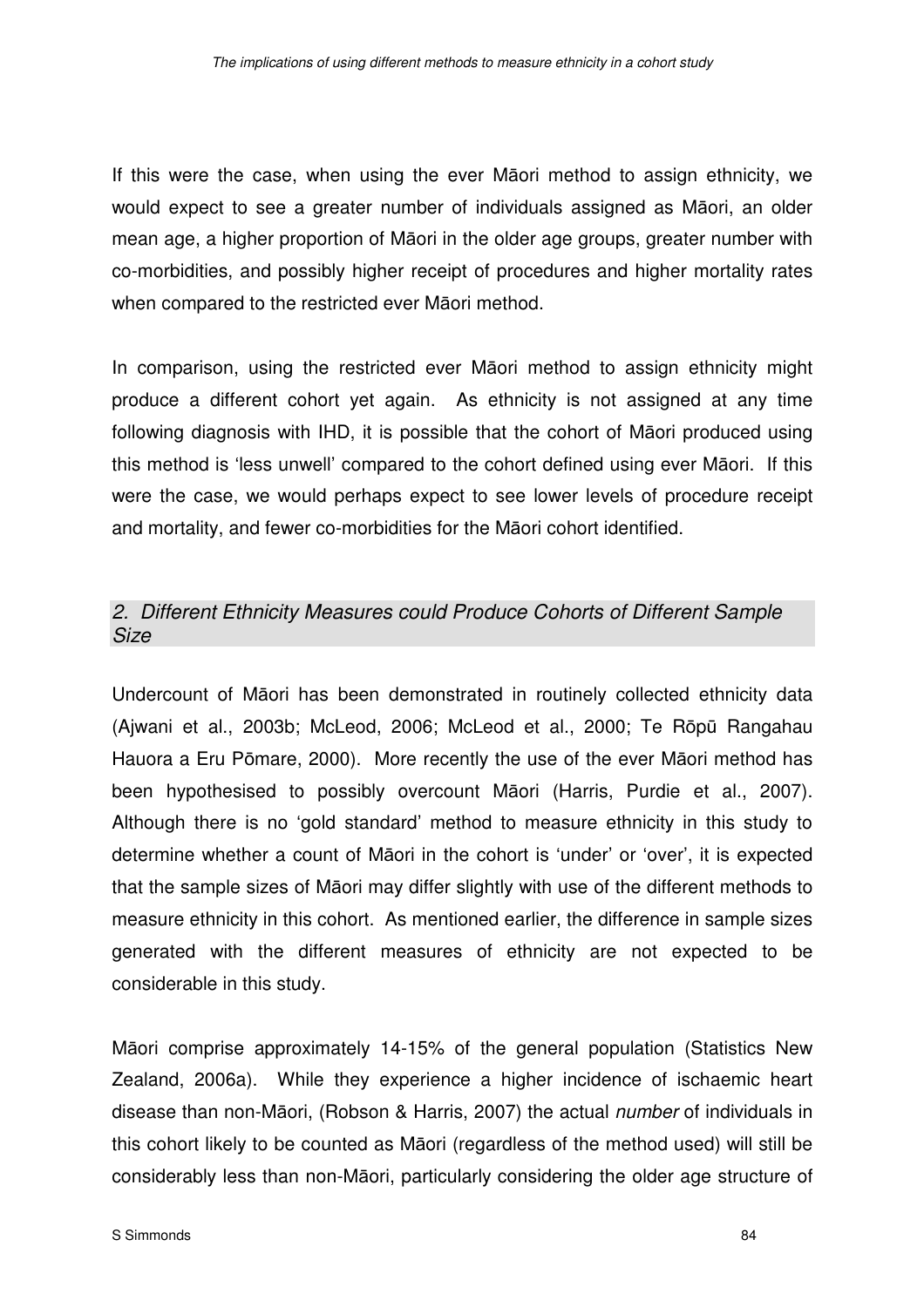If this were the case, when using the ever Māori method to assign ethnicity, we would expect to see a greater number of individuals assigned as Māori, an older mean age, a higher proportion of Māori in the older age groups, greater number with co-morbidities, and possibly higher receipt of procedures and higher mortality rates when compared to the restricted ever Māori method.

In comparison, using the restricted ever Māori method to assign ethnicity might produce a different cohort yet again. As ethnicity is not assigned at any time following diagnosis with IHD, it is possible that the cohort of Māori produced using this method is 'less unwell' compared to the cohort defined using ever Māori. If this were the case, we would perhaps expect to see lower levels of procedure receipt and mortality, and fewer co-morbidities for the Māori cohort identified.

### *2. Different Ethnicity Measures could Produce Cohorts of Different Sample Size*

Undercount of Māori has been demonstrated in routinely collected ethnicity data (Ajwani et al., 2003b; McLeod, 2006; McLeod et al., 2000; Te Rōpū Rangahau Hauora a Eru Pōmare, 2000). More recently the use of the ever Māori method has been hypothesised to possibly overcount Māori (Harris, Purdie et al., 2007). Although there is no 'gold standard' method to measure ethnicity in this study to determine whether a count of Māori in the cohort is 'under' or 'over', it is expected that the sample sizes of Māori may differ slightly with use of the different methods to measure ethnicity in this cohort. As mentioned earlier, the difference in sample sizes generated with the different measures of ethnicity are not expected to be considerable in this study.

Māori comprise approximately 14-15% of the general population (Statistics New Zealand, 2006a). While they experience a higher incidence of ischaemic heart disease than non-Māori, (Robson & Harris, 2007) the actual *number* of individuals in this cohort likely to be counted as Māori (regardless of the method used) will still be considerably less than non-Māori, particularly considering the older age structure of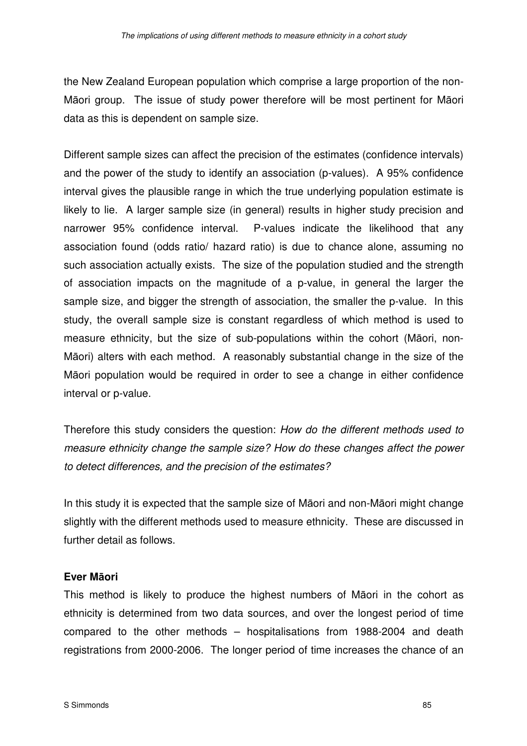the New Zealand European population which comprise a large proportion of the non-Māori group. The issue of study power therefore will be most pertinent for Māori data as this is dependent on sample size.

Different sample sizes can affect the precision of the estimates (confidence intervals) and the power of the study to identify an association (p-values). A 95% confidence interval gives the plausible range in which the true underlying population estimate is likely to lie. A larger sample size (in general) results in higher study precision and narrower 95% confidence interval. P-values indicate the likelihood that any association found (odds ratio/ hazard ratio) is due to chance alone, assuming no such association actually exists. The size of the population studied and the strength of association impacts on the magnitude of a p-value, in general the larger the sample size, and bigger the strength of association, the smaller the p-value. In this study, the overall sample size is constant regardless of which method is used to measure ethnicity, but the size of sub-populations within the cohort (Māori, non-Māori) alters with each method. A reasonably substantial change in the size of the Māori population would be required in order to see a change in either confidence interval or p-value.

Therefore this study considers the question: *How do the different methods used to measure ethnicity change the sample size? How do these changes affect the power to detect differences, and the precision of the estimates?*

In this study it is expected that the sample size of Māori and non-Māori might change slightly with the different methods used to measure ethnicity. These are discussed in further detail as follows.

**Ever Māori**

This method is likely to produce the highest numbers of Māori in the cohort as ethnicity is determined from two data sources, and over the longest period of time compared to the other methods – hospitalisations from 1988-2004 and death registrations from 2000-2006. The longer period of time increases the chance of an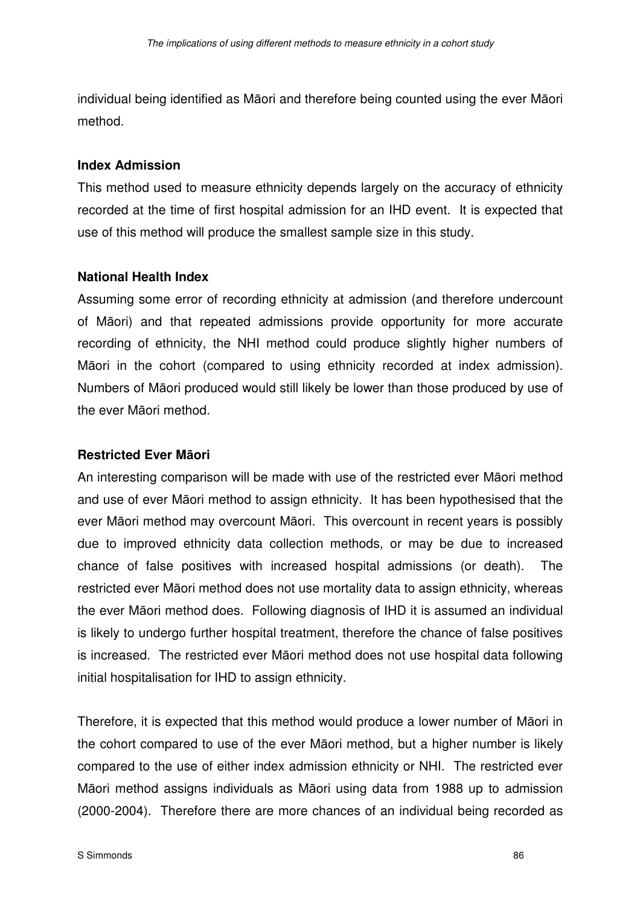individual being identified as Māori and therefore being counted using the ever Māori method.

**Index Admission**

This method used to measure ethnicity depends largely on the accuracy of ethnicity recorded at the time of first hospital admission for an IHD event. It is expected that use of this method will produce the smallest sample size in this study.

**National Health Index**

Assuming some error of recording ethnicity at admission (and therefore undercount of Māori) and that repeated admissions provide opportunity for more accurate recording of ethnicity, the NHI method could produce slightly higher numbers of Māori in the cohort (compared to using ethnicity recorded at index admission). Numbers of Māori produced would still likely be lower than those produced by use of the ever Māori method.

**Restricted Ever Māori**

An interesting comparison will be made with use of the restricted ever Māori method and use of ever Māori method to assign ethnicity. It has been hypothesised that the ever Māori method may overcount Māori. This overcount in recent years is possibly due to improved ethnicity data collection methods, or may be due to increased chance of false positives with increased hospital admissions (or death). The restricted ever Māori method does not use mortality data to assign ethnicity, whereas the ever Māori method does. Following diagnosis of IHD it is assumed an individual is likely to undergo further hospital treatment, therefore the chance of false positives is increased. The restricted ever Māori method does not use hospital data following initial hospitalisation for IHD to assign ethnicity.

Therefore, it is expected that this method would produce a lower number of Māori in the cohort compared to use of the ever Māori method, but a higher number is likely compared to the use of either index admission ethnicity or NHI. The restricted ever Māori method assigns individuals as Māori using data from 1988 up to admission (2000-2004). Therefore there are more chances of an individual being recorded as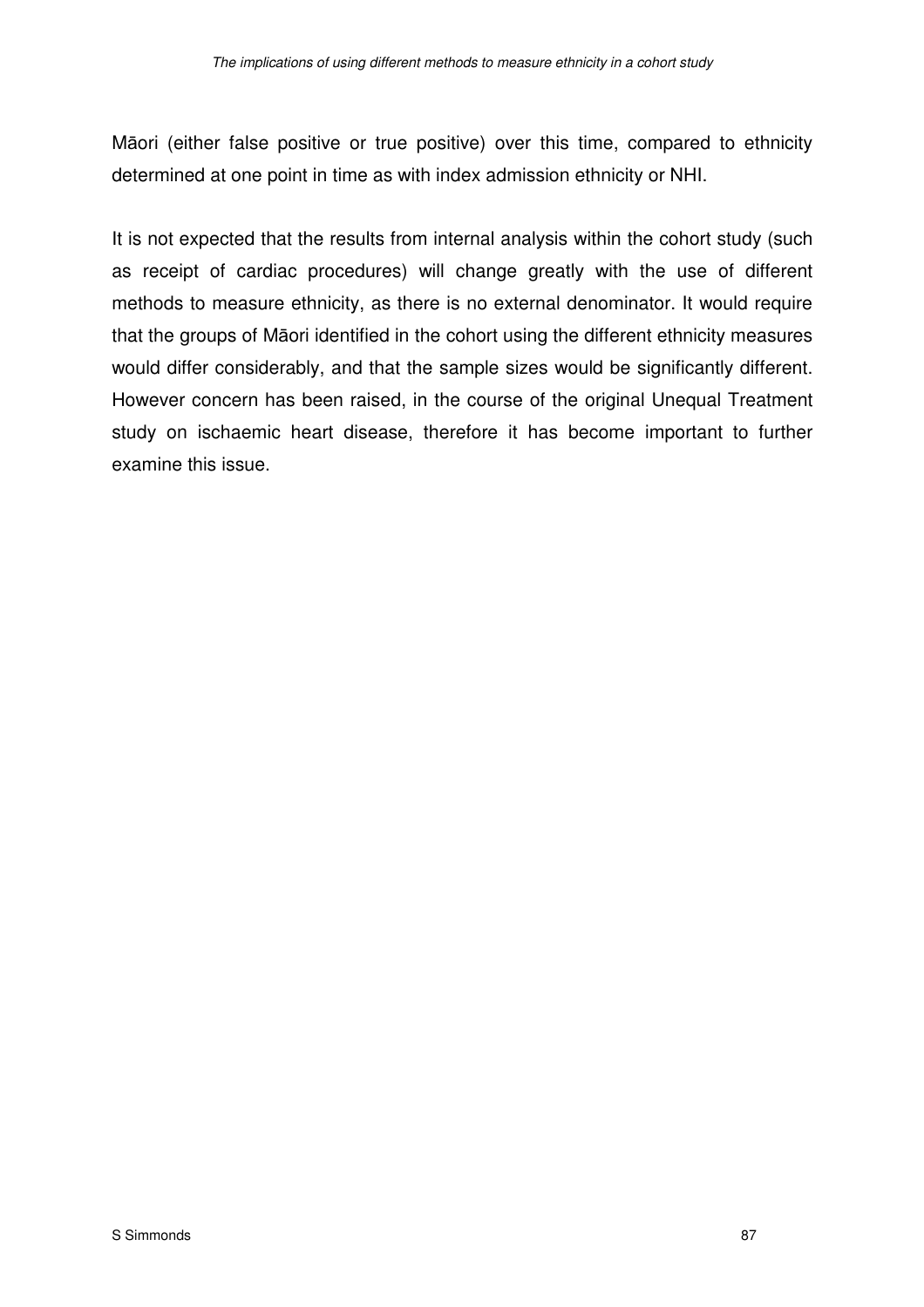Māori (either false positive or true positive) over this time, compared to ethnicity determined at one point in time as with index admission ethnicity or NHI.

It is not expected that the results from internal analysis within the cohort study (such as receipt of cardiac procedures) will change greatly with the use of different methods to measure ethnicity, as there is no external denominator. It would require that the groups of Māori identified in the cohort using the different ethnicity measures would differ considerably, and that the sample sizes would be significantly different. However concern has been raised, in the course of the original Unequal Treatment study on ischaemic heart disease, therefore it has become important to further examine this issue.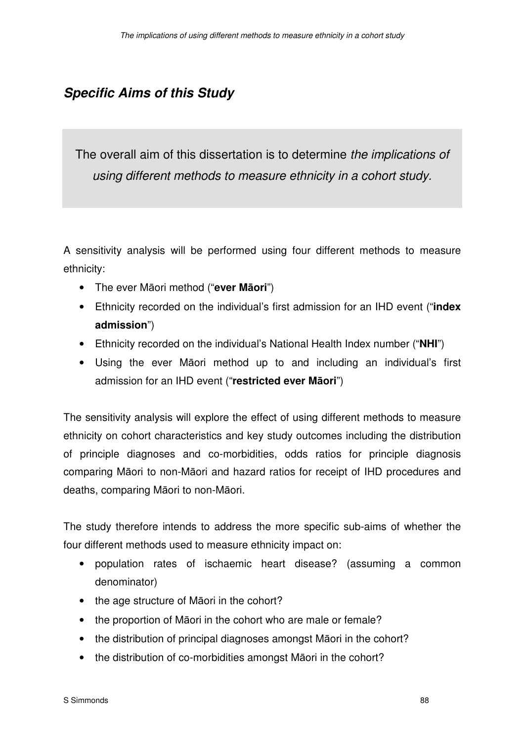## *Specific Aims of this Study*

The overall aim of this dissertation is to determine *the implications of using different methods to measure ethnicity in a cohort study.*

A sensitivity analysis will be performed using four different methods to measure ethnicity:

- The ever Māori method ("**ever Māori**")
- Ethnicity recorded on the individual's first admission for an IHD event ("**index admission**")
- Ethnicity recorded on the individual's National Health Index number ("**NHI**")
- Using the ever Māori method up to and including an individual's first admission for an IHD event ("**restricted ever Māori**")

The sensitivity analysis will explore the effect of using different methods to measure ethnicity on cohort characteristics and key study outcomes including the distribution of principle diagnoses and co-morbidities, odds ratios for principle diagnosis comparing Māori to non-Māori and hazard ratios for receipt of IHD procedures and deaths, comparing Māori to non-Māori.

The study therefore intends to address the more specific sub-aims of whether the four different methods used to measure ethnicity impact on:

- population rates of ischaemic heart disease? (assuming a common denominator)
- the age structure of Māori in the cohort?
- the proportion of Māori in the cohort who are male or female?
- the distribution of principal diagnoses amongst Māori in the cohort?
- the distribution of co-morbidities amongst Māori in the cohort?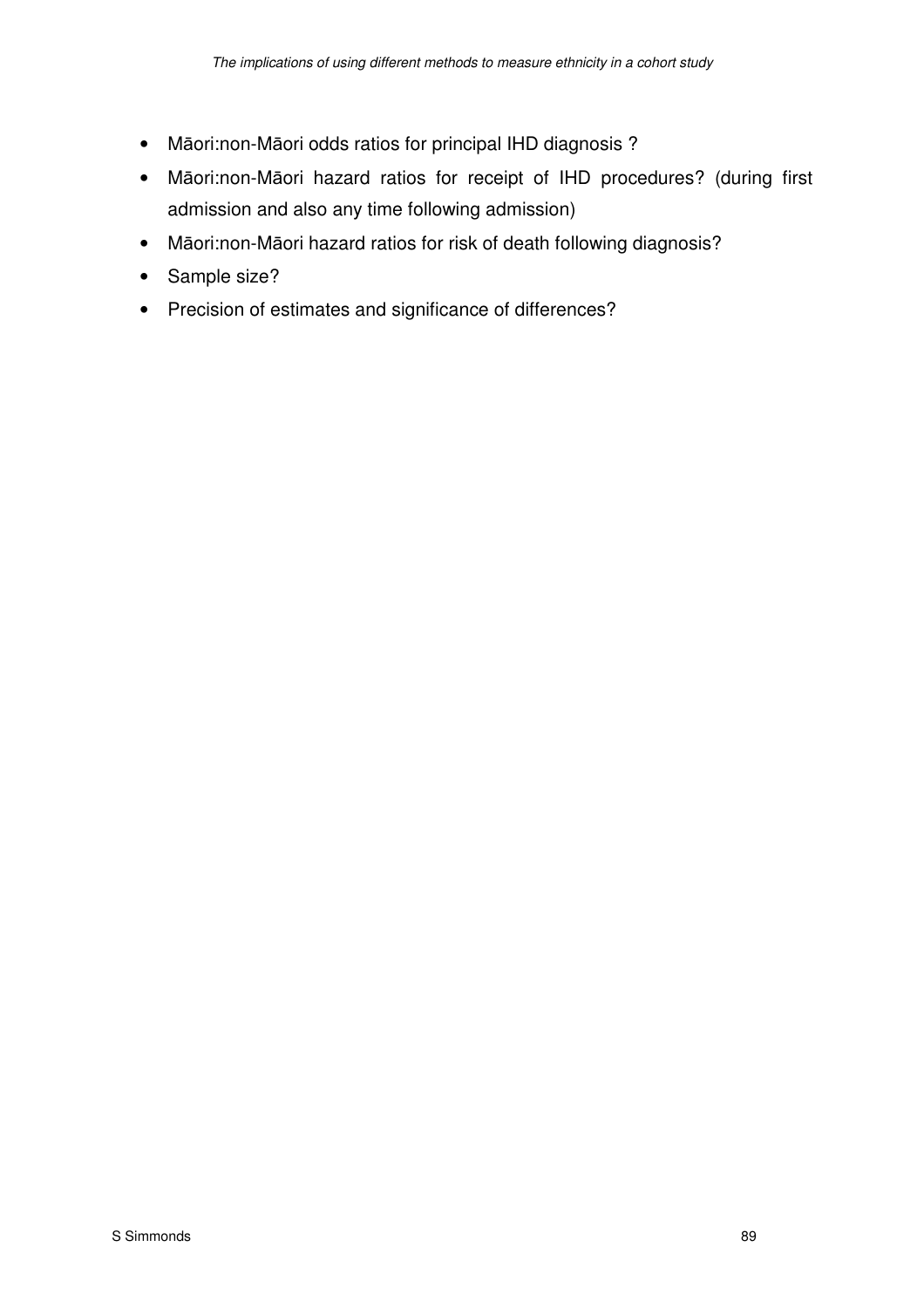- Māori:non-Māori odds ratios for principal IHD diagnosis ?
- Māori:non-Māori hazard ratios for receipt of IHD procedures? (during first admission and also any time following admission)
- Māori:non-Māori hazard ratios for risk of death following diagnosis?
- Sample size?
- Precision of estimates and significance of differences?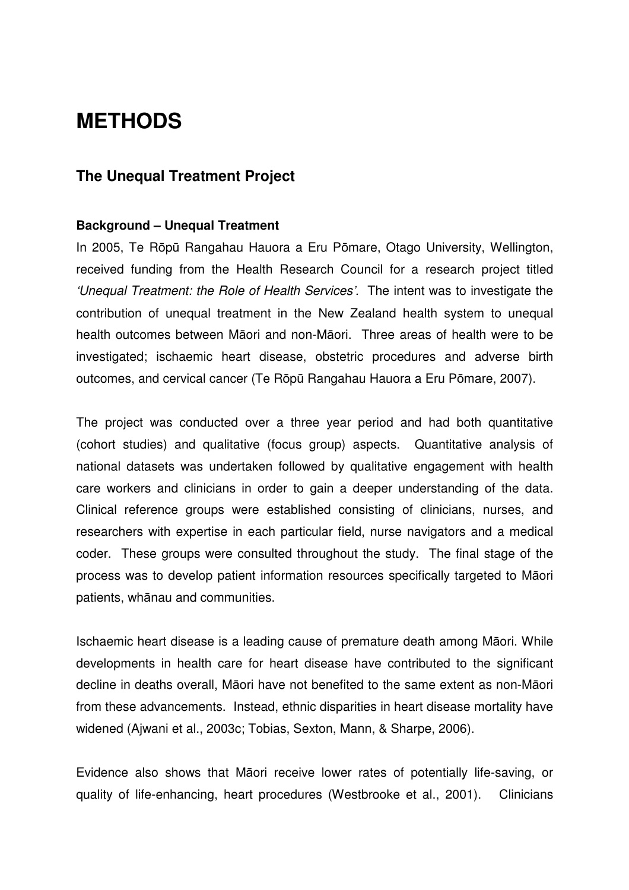# METHODS

## The Unequal Treatment Project

### Background – Unequal Treatment

In 2005, Te Rōpū Rangahau Hauora a Eru Pōmare, Otago University, Wellington, received funding from the Health Research Council for a research project titled *'Unequal Treatment: the Role of Health Services'.* The intent was to investigate the contribution of unequal treatment in the New Zealand health system to unequal health outcomes between Māori and non-Māori. Three areas of health were to be investigated; ischaemic heart disease, obstetric procedures and adverse birth outcomes, and cervical cancer (Te Rōpū Rangahau Hauora a Eru Pōmare, 2007).

The project was conducted over a three year period and had both quantitative (cohort studies) and qualitative (focus group) aspects. Quantitative analysis of national datasets was undertaken followed by qualitative engagement with health care workers and clinicians in order to gain a deeper understanding of the data. Clinical reference groups were established consisting of clinicians, nurses, and researchers with expertise in each particular field, nurse navigators and a medical coder. These groups were consulted throughout the study. The final stage of the process was to develop patient information resources specifically targeted to Māori patients, whānau and communities.

Ischaemic heart disease is a leading cause of premature death among Māori. While developments in health care for heart disease have contributed to the significant decline in deaths overall, Māori have not benefited to the same extent as non-Māori from these advancements. Instead, ethnic disparities in heart disease mortality have widened (Ajwani et al., 2003c; Tobias, Sexton, Mann, & Sharpe, 2006).

Evidence also shows that Māori receive lower rates of potentially life-saving, or quality of life-enhancing, heart procedures (Westbrooke et al., 2001). Clinicians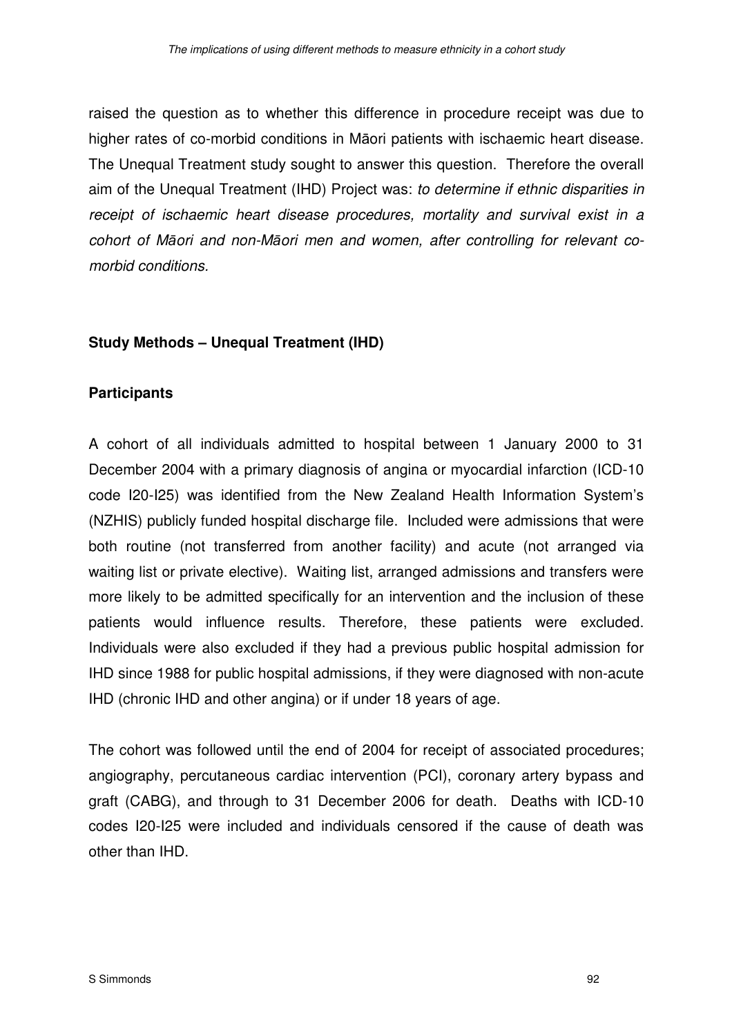raised the question as to whether this difference in procedure receipt was due to higher rates of co-morbid conditions in Māori patients with ischaemic heart disease. The Unequal Treatment study sought to answer this question. Therefore the overall aim of the Unequal Treatment (IHD) Project was: *to determine if ethnic disparities in receipt of ischaemic heart disease procedures, mortality and survival exist in a cohort of Māori and non-Māori men and women, after controlling for relevant co-morbid conditions.*

## Study Methods – Unequal Treatment (IHD)

### Participants

A cohort of all individuals admitted to hospital between 1 January 2000 to 31 December 2004 with a primary diagnosis of angina or myocardial infarction (ICD-10 code I20-I25) was identified from the New Zealand Health Information System's (NZHIS) publicly funded hospital discharge file. Included were admissions that were both routine (not transferred from another facility) and acute (not arranged via waiting list or private elective). Waiting list, arranged admissions and transfers were more likely to be admitted specifically for an intervention and the inclusion of these patients would influence results. Therefore, these patients were excluded. Individuals were also excluded if they had a previous public hospital admission for IHD since 1988 for public hospital admissions, if they were diagnosed with non-acute IHD (chronic IHD and other angina) or if under 18 years of age.

The cohort was followed until the end of 2004 for receipt of associated procedures; angiography, percutaneous cardiac intervention (PCI), coronary artery bypass and graft (CABG), and through to 31 December 2006 for death. Deaths with ICD-10 codes I20-I25 were included and individuals censored if the cause of death was other than IHD.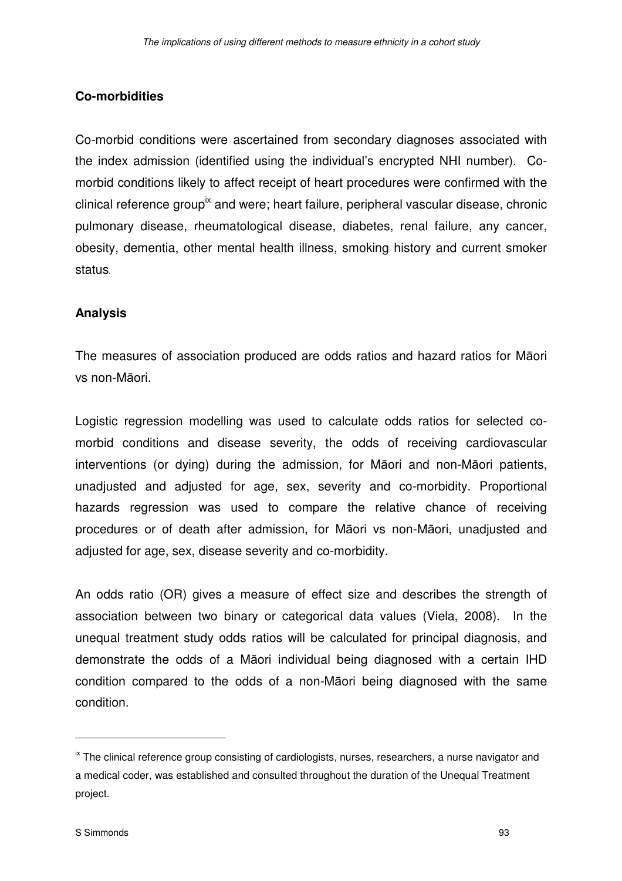**Co-morbidities**

Co-morbid conditions were ascertained from secondary diagnoses associated with the index admission (identified using the individual's encrypted NHI number). Co-morbid conditions likely to affect receipt of heart procedures were confirmed with the clinical reference group[ix] and were; heart failure, peripheral vascular disease, chronic pulmonary disease, rheumatological disease, diabetes, renal failure, any cancer, obesity, dementia, other mental health illness, smoking history and current smoker status.

**Analysis**

The measures of association produced are odds ratios and hazard ratios for Māori vs non-Māori.

Logistic regression modelling was used to calculate odds ratios for selected co-morbid conditions and disease severity, the odds of receiving cardiovascular interventions (or dying) during the admission, for Māori and non-Māori patients, unadjusted and adjusted for age, sex, severity and co-morbidity. Proportional hazards regression was used to compare the relative chance of receiving procedures or of death after admission, for Māori vs non-Māori, unadjusted and adjusted for age, sex, disease severity and co-morbidity.

An odds ratio (OR) gives a measure of effect size and describes the strength of association between two binary or categorical data values (Viela, 2008). In the unequal treatment study odds ratios will be calculated for principal diagnosis, and demonstrate the odds of a Māori individual being diagnosed with a certain IHD condition compared to the odds of a non-Māori being diagnosed with the same condition.

---

[ix] The clinical reference group consisting of cardiologists, nurses, researchers, a nurse navigator and a medical coder, was established and consulted throughout the duration of the Unequal Treatment project.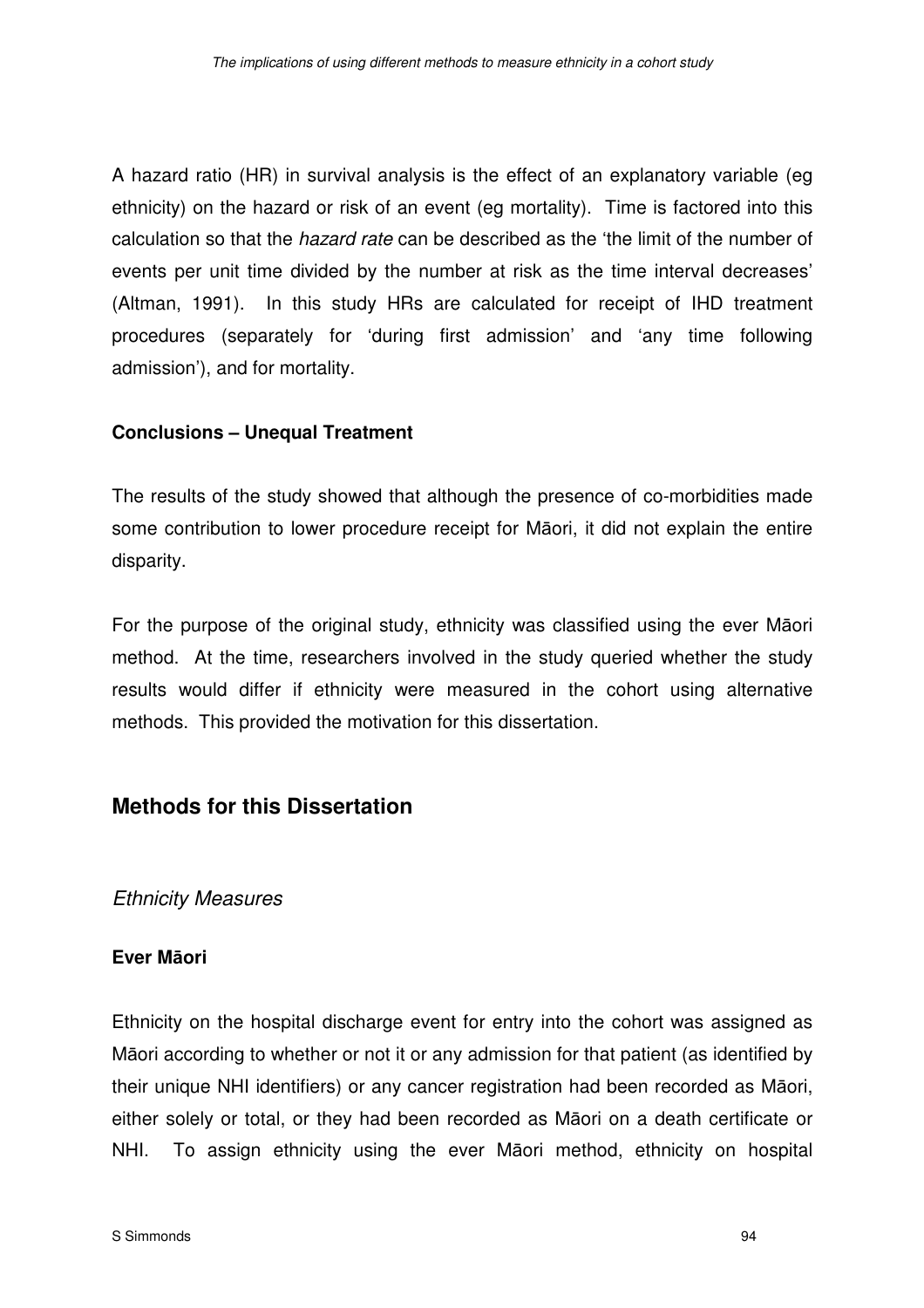A hazard ratio (HR) in survival analysis is the effect of an explanatory variable (eg ethnicity) on the hazard or risk of an event (eg mortality). Time is factored into this calculation so that the *hazard rate* can be described as the 'the limit of the number of events per unit time divided by the number at risk as the time interval decreases' (Altman, 1991). In this study HRs are calculated for receipt of IHD treatment procedures (separately for 'during first admission' and 'any time following admission'), and for mortality.

**Conclusions – Unequal Treatment**

The results of the study showed that although the presence of co-morbidities made some contribution to lower procedure receipt for Māori, it did not explain the entire disparity.

For the purpose of the original study, ethnicity was classified using the ever Māori method. At the time, researchers involved in the study queried whether the study results would differ if ethnicity were measured in the cohort using alternative methods. This provided the motivation for this dissertation.

## Methods for this Dissertation

### *Ethnicity Measures*

**Ever Māori**

Ethnicity on the hospital discharge event for entry into the cohort was assigned as Māori according to whether or not it or any admission for that patient (as identified by their unique NHI identifiers) or any cancer registration had been recorded as Māori, either solely or total, or they had been recorded as Māori on a death certificate or NHI. To assign ethnicity using the ever Māori method, ethnicity on hospital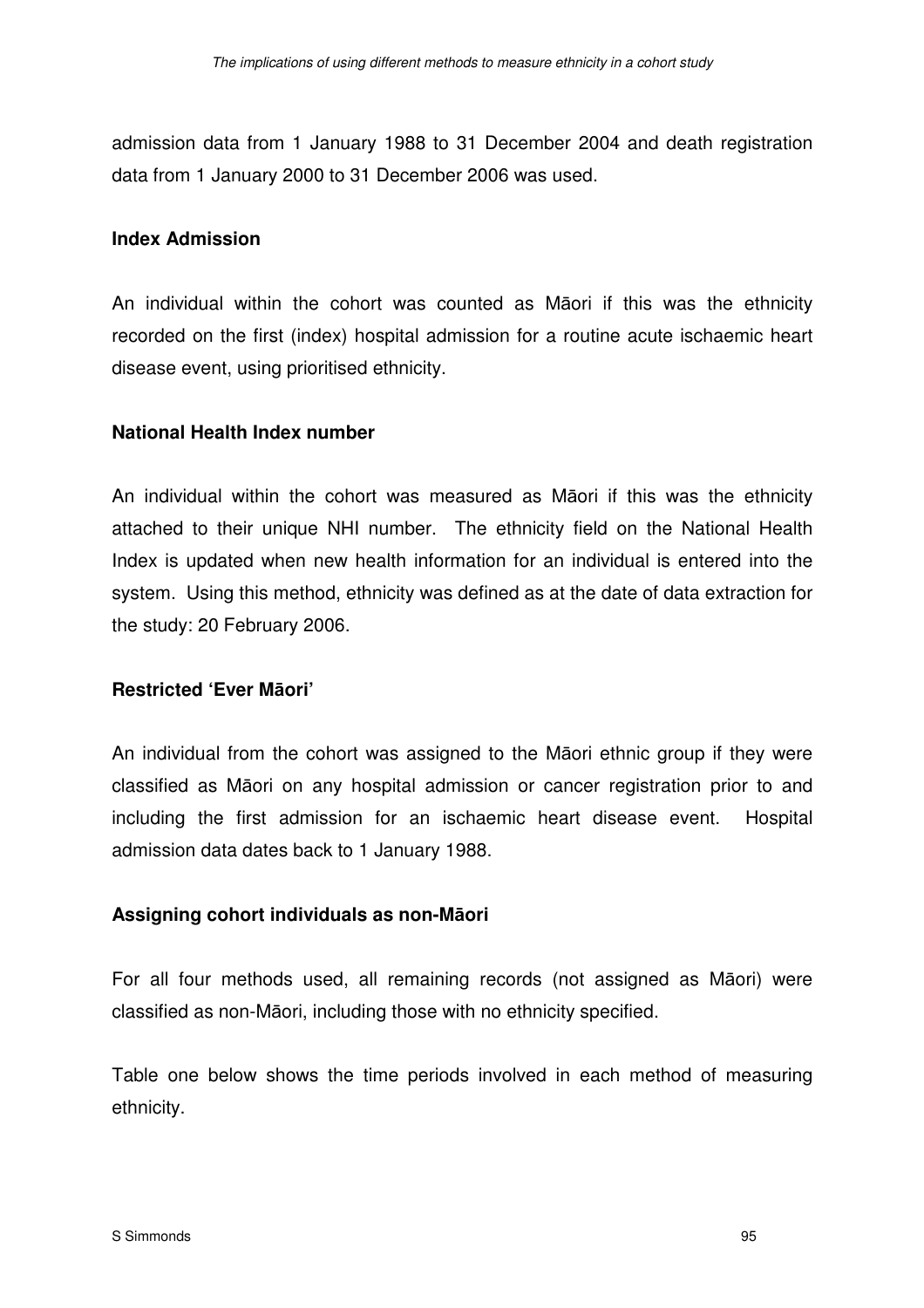admission data from 1 January 1988 to 31 December 2004 and death registration data from 1 January 2000 to 31 December 2006 was used.

**Index Admission**

An individual within the cohort was counted as Māori if this was the ethnicity recorded on the first (index) hospital admission for a routine acute ischaemic heart disease event, using prioritised ethnicity.

**National Health Index number**

An individual within the cohort was measured as Māori if this was the ethnicity attached to their unique NHI number. The ethnicity field on the National Health Index is updated when new health information for an individual is entered into the system. Using this method, ethnicity was defined as at the date of data extraction for the study: 20 February 2006.

**Restricted 'Ever Māori'**

An individual from the cohort was assigned to the Māori ethnic group if they were classified as Māori on any hospital admission or cancer registration prior to and including the first admission for an ischaemic heart disease event. Hospital admission data dates back to 1 January 1988.

**Assigning cohort individuals as non-Māori**

For all four methods used, all remaining records (not assigned as Māori) were classified as non-Māori, including those with no ethnicity specified.

Table one below shows the time periods involved in each method of measuring ethnicity.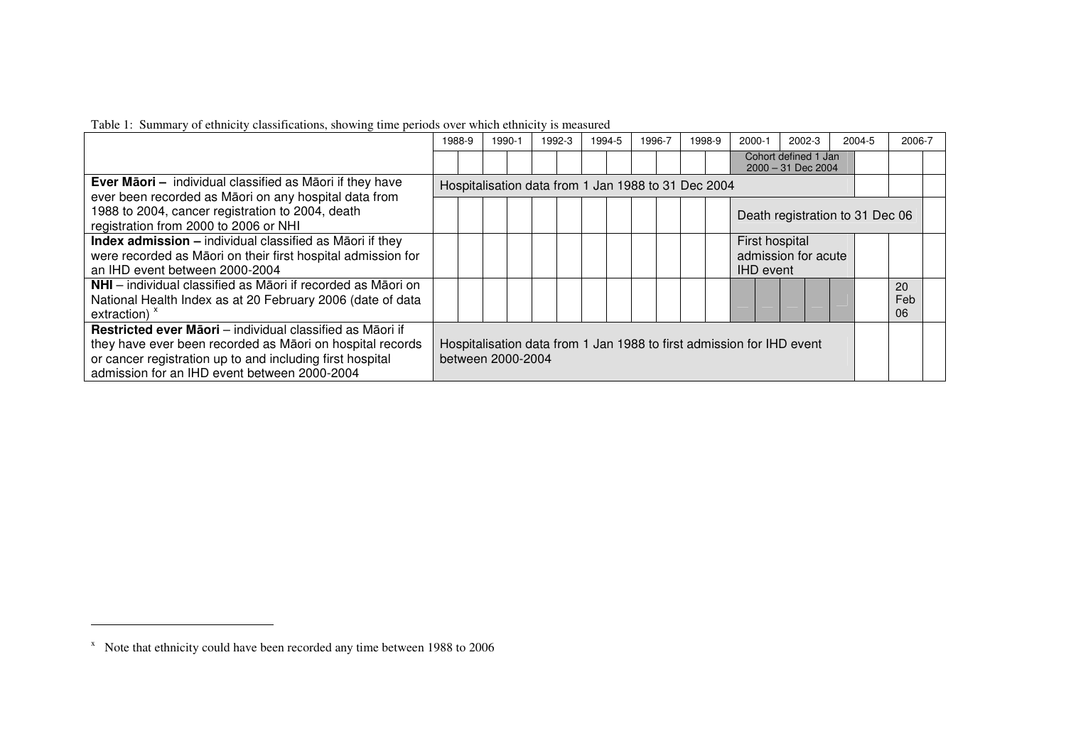Table 1: Summary of ethnicity classifications, showing time periods over which ethnicity is measured

| | 1988-9 | 1990-1 | 1992-3 | 1994-5 | 1996-7 | 1998-9 | 2000-1 | 2002-3 | 2004-5 | 2006-7 |
|---|---|---|---|---|---|---|---|---|---|---|
| | | | | | | | Cohort defined 1 Jan 2000 – 31 Dec 2004 | | | |
| **Ever Māori –** individual classified as Māori if they have ever been recorded as Māori on any hospital data from 1988 to 2004, cancer registration to 2004, death registration from 2000 to 2006 or NHI | Hospitalisation data from 1 Jan 1988 to 31 Dec 2004 | | | | | | | | | |
| | | | | | | | Death registration to 31 Dec 06 | | | |
| **Index admission –** individual classified as Māori if they were recorded as Māori on their first hospital admission for an IHD event between 2000-2004 | | | | | | | First hospital admission for acute IHD event | | | |
| **NHI** – individual classified as Māori if recorded as Māori on National Health Index as at 20 February 2006 (date of data extraction) [x] | | | | | | | | | | 20 Feb 06 |
| **Restricted ever Māori** – individual classified as Māori if they have ever been recorded as Māori on hospital records or cancer registration up to and including first hospital admission for an IHD event between 2000-2004 | Hospitalisation data from 1 Jan 1988 to first admission for IHD event between 2000-2004 | | | | | | | | | |

[x] Note that ethnicity could have been recorded any time between 1988 to 2006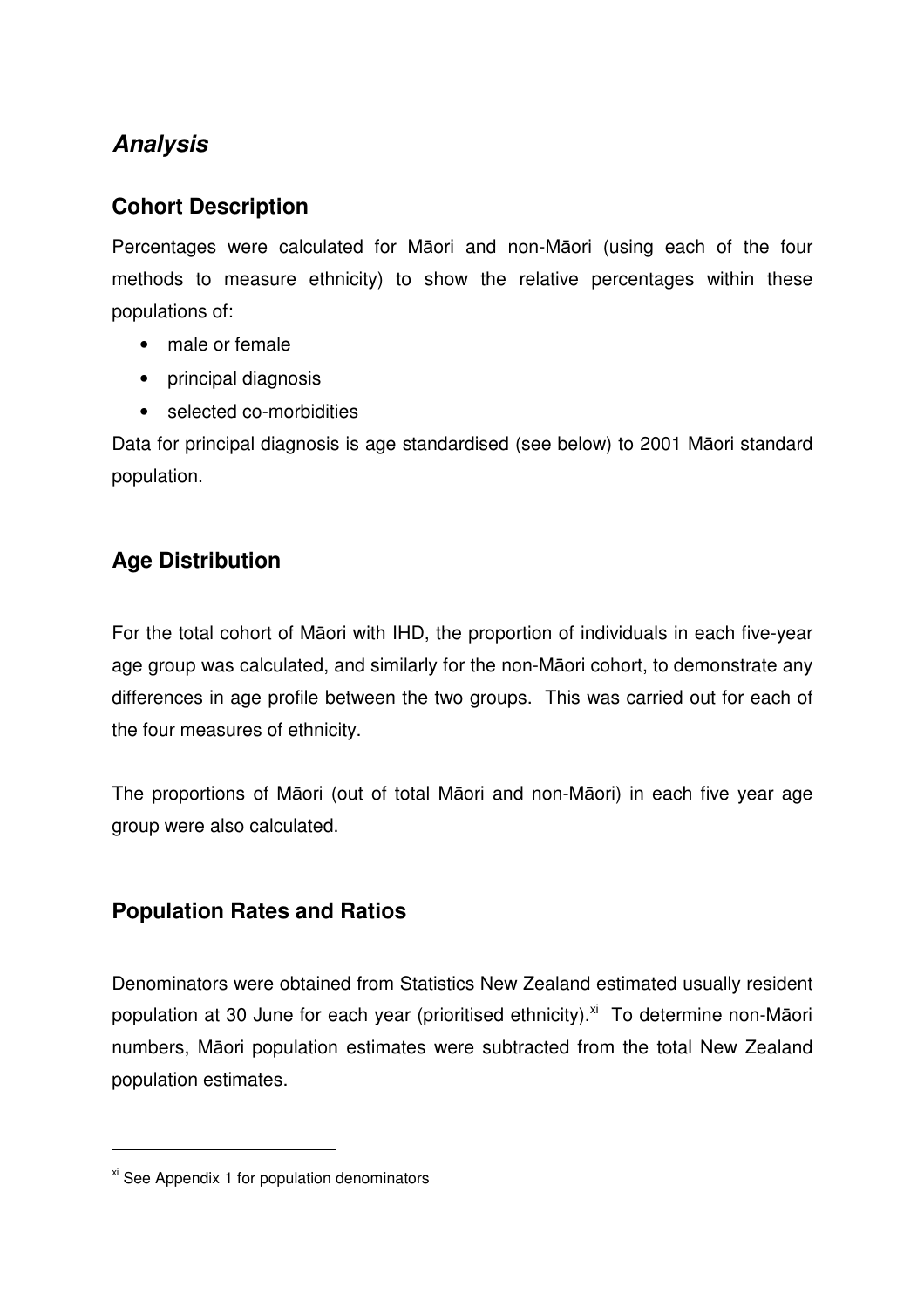## *Analysis*

### Cohort Description

Percentages were calculated for Māori and non-Māori (using each of the four methods to measure ethnicity) to show the relative percentages within these populations of:

- male or female
- principal diagnosis
- selected co-morbidities

Data for principal diagnosis is age standardised (see below) to 2001 Māori standard population.

### Age Distribution

For the total cohort of Māori with IHD, the proportion of individuals in each five-year age group was calculated, and similarly for the non-Māori cohort, to demonstrate any differences in age profile between the two groups. This was carried out for each of the four measures of ethnicity.

The proportions of Māori (out of total Māori and non-Māori) in each five year age group were also calculated.

### Population Rates and Ratios

Denominators were obtained from Statistics New Zealand estimated usually resident population at 30 June for each year (prioritised ethnicity).[xi] To determine non-Māori numbers, Māori population estimates were subtracted from the total New Zealand population estimates.

---

[xi] See Appendix 1 for population denominators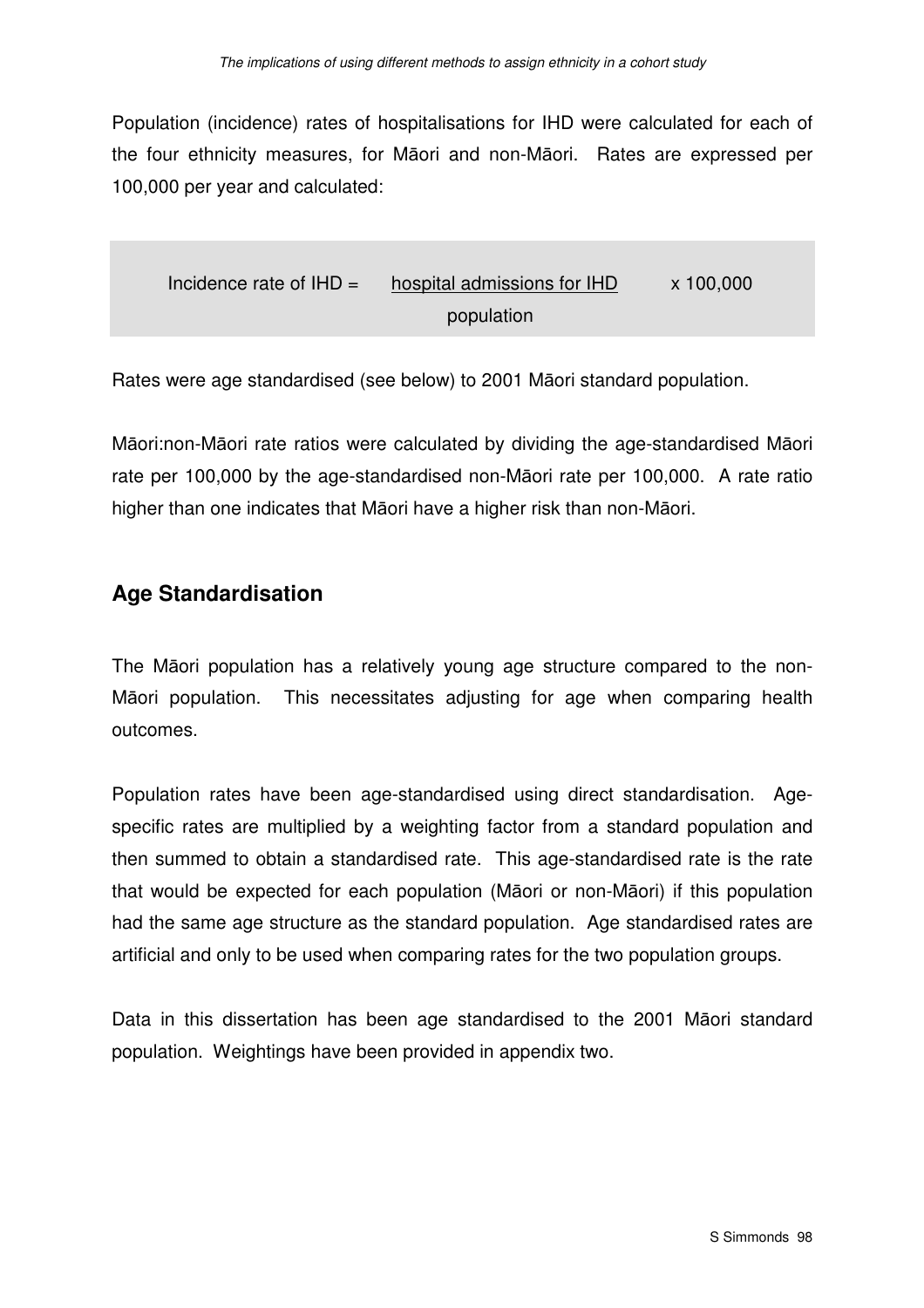Population (incidence) rates of hospitalisations for IHD were calculated for each of the four ethnicity measures, for Māori and non-Māori. Rates are expressed per 100,000 per year and calculated:

$$\text{Incidence rate of IHD} = \frac{\text{hospital admissions for IHD}}{\text{population}} \times 100{,}000$$

Rates were age standardised (see below) to 2001 Māori standard population.

Māori:non-Māori rate ratios were calculated by dividing the age-standardised Māori rate per 100,000 by the age-standardised non-Māori rate per 100,000. A rate ratio higher than one indicates that Māori have a higher risk than non-Māori.

## Age Standardisation

The Māori population has a relatively young age structure compared to the non-Māori population. This necessitates adjusting for age when comparing health outcomes.

Population rates have been age-standardised using direct standardisation. Age-specific rates are multiplied by a weighting factor from a standard population and then summed to obtain a standardised rate. This age-standardised rate is the rate that would be expected for each population (Māori or non-Māori) if this population had the same age structure as the standard population. Age standardised rates are artificial and only to be used when comparing rates for the two population groups.

Data in this dissertation has been age standardised to the 2001 Māori standard population. Weightings have been provided in appendix two.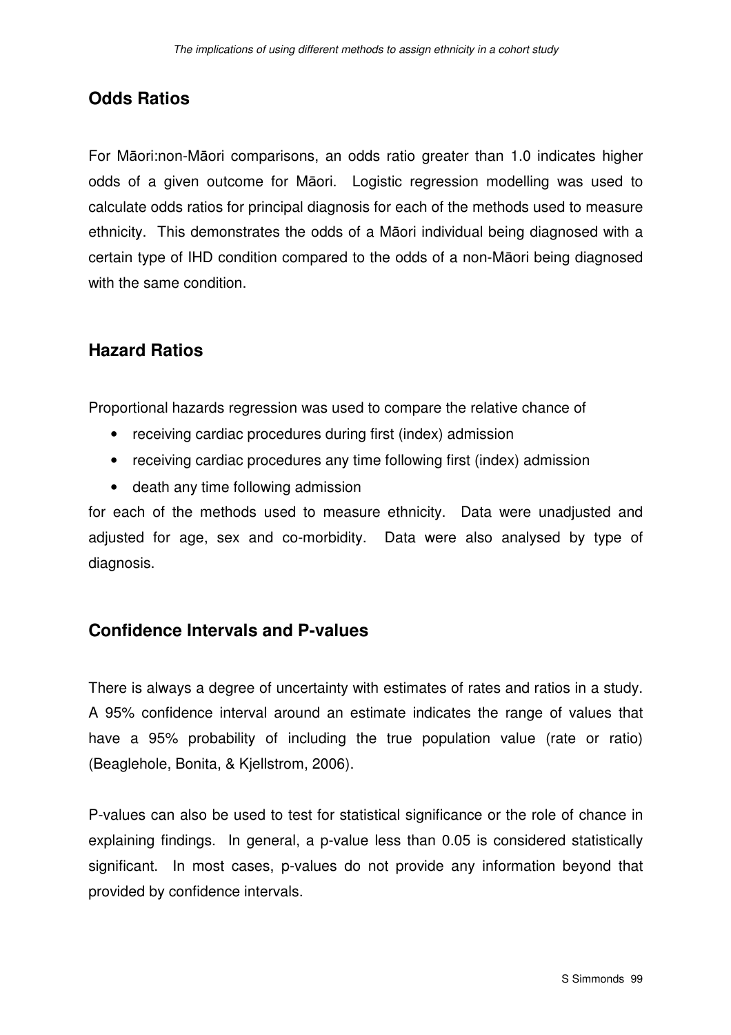## Odds Ratios

For Māori:non-Māori comparisons, an odds ratio greater than 1.0 indicates higher odds of a given outcome for Māori. Logistic regression modelling was used to calculate odds ratios for principal diagnosis for each of the methods used to measure ethnicity. This demonstrates the odds of a Māori individual being diagnosed with a certain type of IHD condition compared to the odds of a non-Māori being diagnosed with the same condition.

## Hazard Ratios

Proportional hazards regression was used to compare the relative chance of

- receiving cardiac procedures during first (index) admission
- receiving cardiac procedures any time following first (index) admission
- death any time following admission

for each of the methods used to measure ethnicity. Data were unadjusted and adjusted for age, sex and co-morbidity. Data were also analysed by type of diagnosis.

## Confidence Intervals and P-values

There is always a degree of uncertainty with estimates of rates and ratios in a study. A 95% confidence interval around an estimate indicates the range of values that have a 95% probability of including the true population value (rate or ratio) (Beaglehole, Bonita, & Kjellstrom, 2006).

P-values can also be used to test for statistical significance or the role of chance in explaining findings. In general, a p-value less than 0.05 is considered statistically significant. In most cases, p-values do not provide any information beyond that provided by confidence intervals.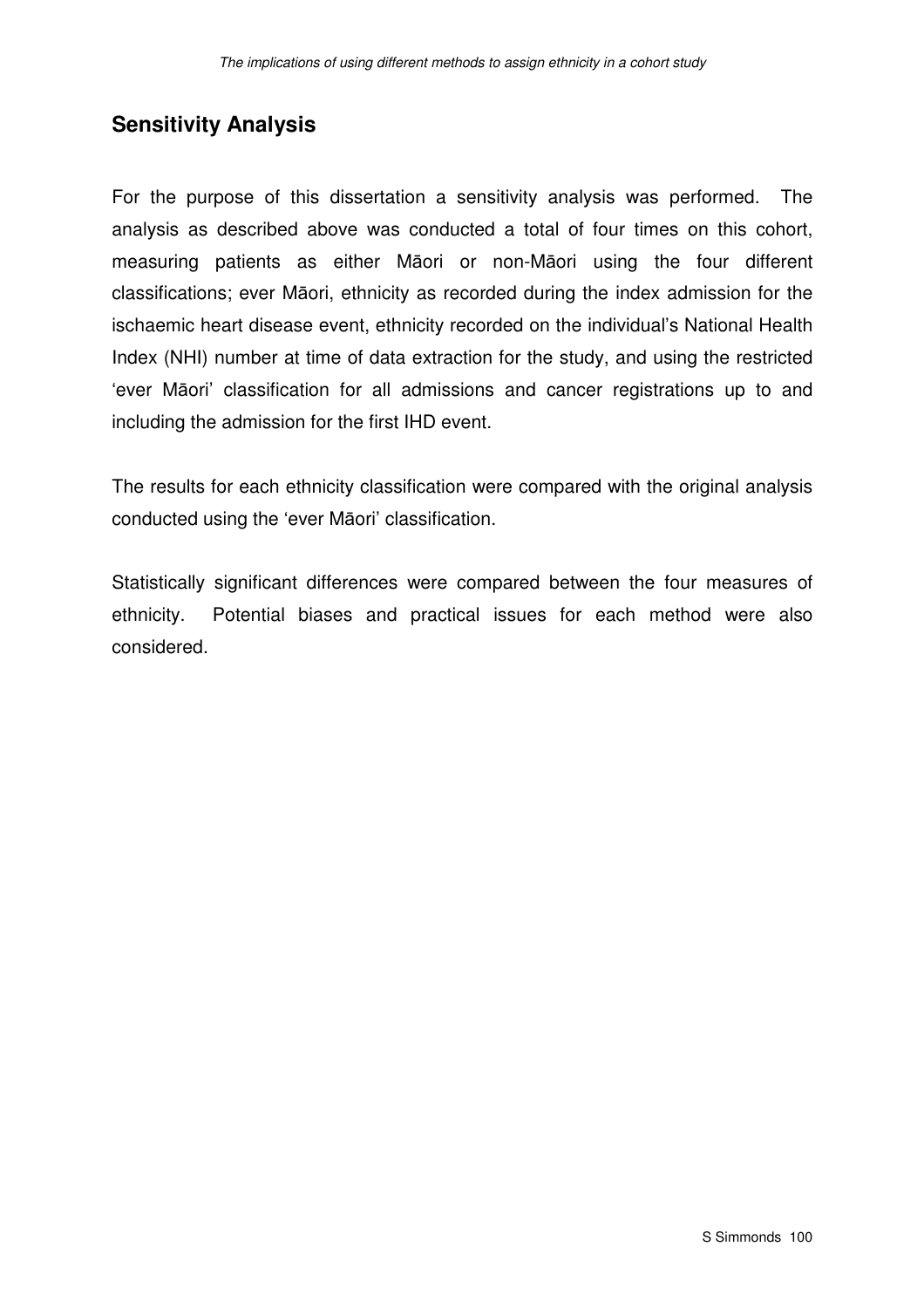## Sensitivity Analysis

For the purpose of this dissertation a sensitivity analysis was performed. The analysis as described above was conducted a total of four times on this cohort, measuring patients as either Māori or non-Māori using the four different classifications; ever Māori, ethnicity as recorded during the index admission for the ischaemic heart disease event, ethnicity recorded on the individual's National Health Index (NHI) number at time of data extraction for the study, and using the restricted 'ever Māori' classification for all admissions and cancer registrations up to and including the admission for the first IHD event.

The results for each ethnicity classification were compared with the original analysis conducted using the 'ever Māori' classification.

Statistically significant differences were compared between the four measures of ethnicity. Potential biases and practical issues for each method were also considered.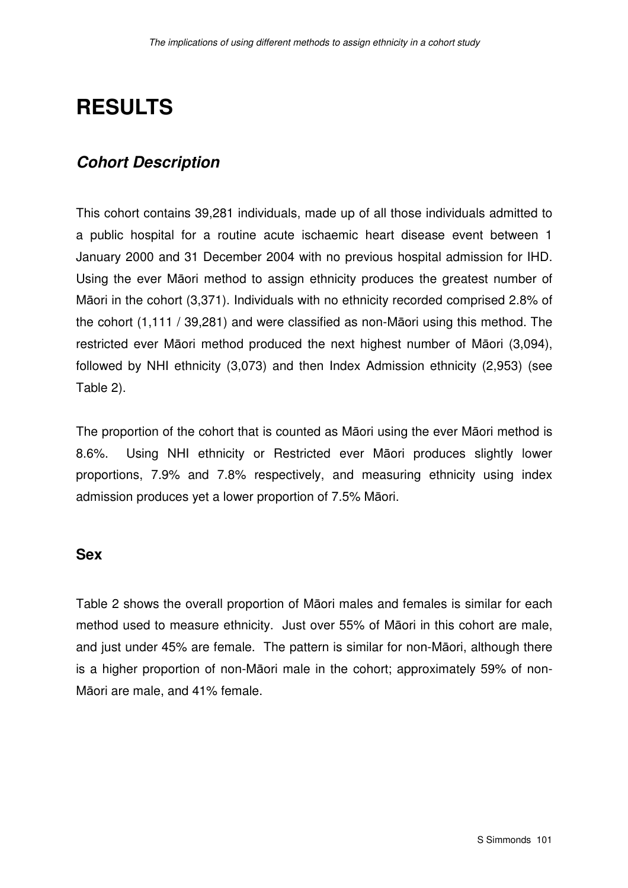# RESULTS

## *Cohort Description*

This cohort contains 39,281 individuals, made up of all those individuals admitted to a public hospital for a routine acute ischaemic heart disease event between 1 January 2000 and 31 December 2004 with no previous hospital admission for IHD. Using the ever Māori method to assign ethnicity produces the greatest number of Māori in the cohort (3,371). Individuals with no ethnicity recorded comprised 2.8% of the cohort (1,111 / 39,281) and were classified as non-Māori using this method. The restricted ever Māori method produced the next highest number of Māori (3,094), followed by NHI ethnicity (3,073) and then Index Admission ethnicity (2,953) (see Table 2).

The proportion of the cohort that is counted as Māori using the ever Māori method is 8.6%. Using NHI ethnicity or Restricted ever Māori produces slightly lower proportions, 7.9% and 7.8% respectively, and measuring ethnicity using index admission produces yet a lower proportion of 7.5% Māori.

### Sex

Table 2 shows the overall proportion of Māori males and females is similar for each method used to measure ethnicity. Just over 55% of Māori in this cohort are male, and just under 45% are female. The pattern is similar for non-Māori, although there is a higher proportion of non-Māori male in the cohort; approximately 59% of non-Māori are male, and 41% female.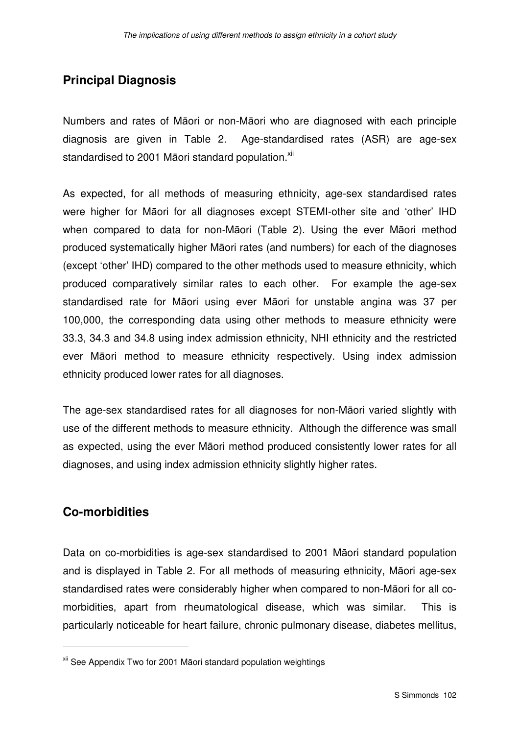## Principal Diagnosis

Numbers and rates of Māori or non-Māori who are diagnosed with each principle diagnosis are given in Table 2. Age-standardised rates (ASR) are age-sex standardised to 2001 Māori standard population.[xii]

As expected, for all methods of measuring ethnicity, age-sex standardised rates were higher for Māori for all diagnoses except STEMI-other site and 'other' IHD when compared to data for non-Māori (Table 2). Using the ever Māori method produced systematically higher Māori rates (and numbers) for each of the diagnoses (except 'other' IHD) compared to the other methods used to measure ethnicity, which produced comparatively similar rates to each other. For example the age-sex standardised rate for Māori using ever Māori for unstable angina was 37 per 100,000, the corresponding data using other methods to measure ethnicity were 33.3, 34.3 and 34.8 using index admission ethnicity, NHI ethnicity and the restricted ever Māori method to measure ethnicity respectively. Using index admission ethnicity produced lower rates for all diagnoses.

The age-sex standardised rates for all diagnoses for non-Māori varied slightly with use of the different methods to measure ethnicity. Although the difference was small as expected, using the ever Māori method produced consistently lower rates for all diagnoses, and using index admission ethnicity slightly higher rates.

## Co-morbidities

Data on co-morbidities is age-sex standardised to 2001 Māori standard population and is displayed in Table 2. For all methods of measuring ethnicity, Māori age-sex standardised rates were considerably higher when compared to non-Māori for all co-morbidities, apart from rheumatological disease, which was similar. This is particularly noticeable for heart failure, chronic pulmonary disease, diabetes mellitus,

[xii] See Appendix Two for 2001 Māori standard population weightings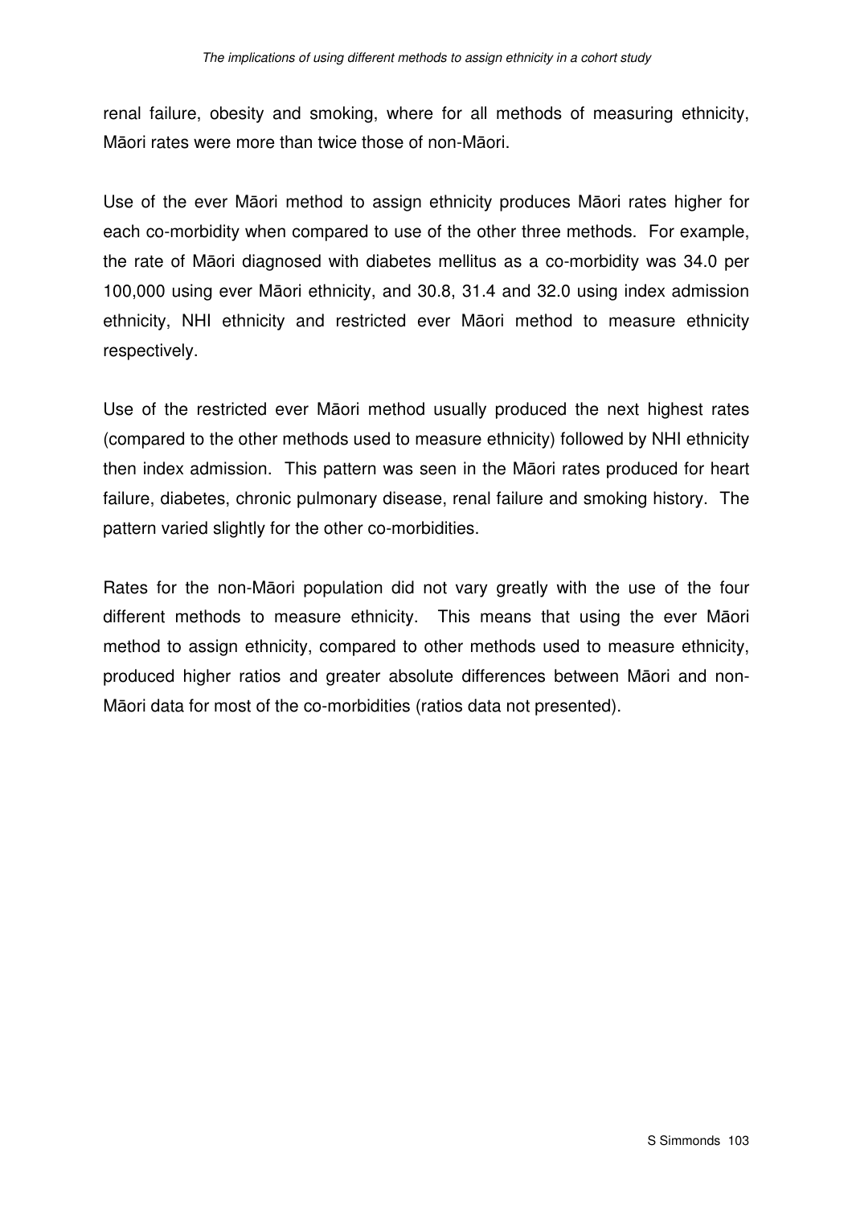renal failure, obesity and smoking, where for all methods of measuring ethnicity, Māori rates were more than twice those of non-Māori.

Use of the ever Māori method to assign ethnicity produces Māori rates higher for each co-morbidity when compared to use of the other three methods. For example, the rate of Māori diagnosed with diabetes mellitus as a co-morbidity was 34.0 per 100,000 using ever Māori ethnicity, and 30.8, 31.4 and 32.0 using index admission ethnicity, NHI ethnicity and restricted ever Māori method to measure ethnicity respectively.

Use of the restricted ever Māori method usually produced the next highest rates (compared to the other methods used to measure ethnicity) followed by NHI ethnicity then index admission. This pattern was seen in the Māori rates produced for heart failure, diabetes, chronic pulmonary disease, renal failure and smoking history. The pattern varied slightly for the other co-morbidities.

Rates for the non-Māori population did not vary greatly with the use of the four different methods to measure ethnicity. This means that using the ever Māori method to assign ethnicity, compared to other methods used to measure ethnicity, produced higher ratios and greater absolute differences between Māori and non-Māori data for most of the co-morbidities (ratios data not presented).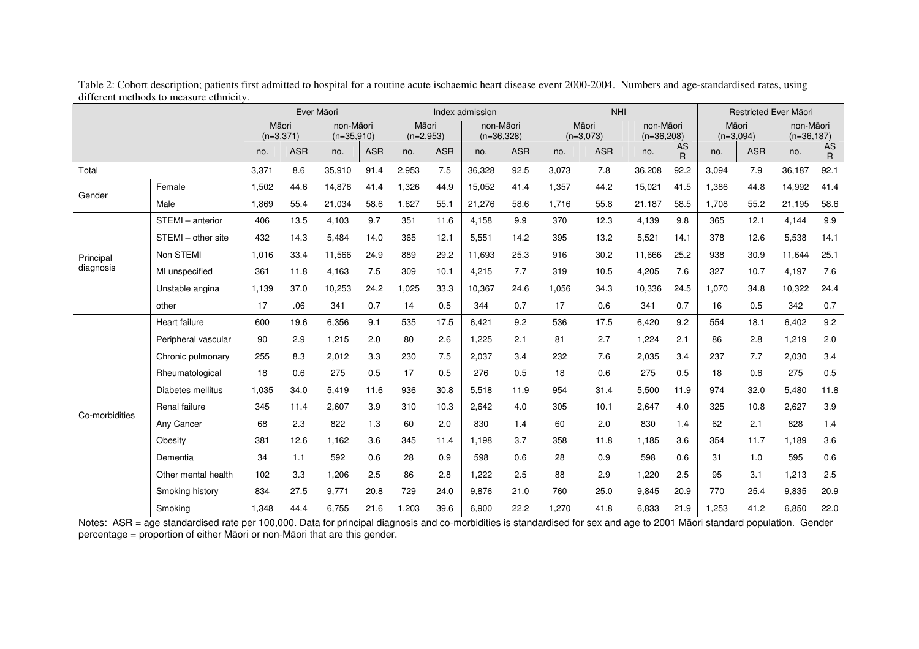Table 2: Cohort description; patients first admitted to hospital for a routine acute ischaemic heart disease event 2000-2004. Numbers and age-standardised rates, using different methods to measure ethnicity.

| | | Ever Māori | | | | Index admission | | | | NHI | | | | Restricted Ever Māori | | | |
|---|---|---|---|---|---|---|---|---|---|---|---|---|---|---|---|---|---|
| | | Māori (n=3,371) | | non-Māori (n=35,910) | | Māori (n=2,953) | | non-Māori (n=36,328) | | Māori (n=3,073) | | non-Māori (n=36,208) | | Māori (n=3,094) | | non-Māori (n=36,187) | |
| | | no. | ASR | no. | ASR | no. | ASR | no. | ASR | no. | ASR | no. | ASR | no. | ASR | no. | ASR |
| Total | | 3,371 | 8.6 | 35,910 | 91.4 | 2,953 | 7.5 | 36,328 | 92.5 | 3,073 | 7.8 | 36,208 | 92.2 | 3,094 | 7.9 | 36,187 | 92.1 |
| Gender | Female | 1,502 | 44.6 | 14,876 | 41.4 | 1,326 | 44.9 | 15,052 | 41.4 | 1,357 | 44.2 | 15,021 | 41.5 | 1,386 | 44.8 | 14,992 | 41.4 |
| | Male | 1,869 | 55.4 | 21,034 | 58.6 | 1,627 | 55.1 | 21,276 | 58.6 | 1,716 | 55.8 | 21,187 | 58.5 | 1,708 | 55.2 | 21,195 | 58.6 |
| Principal diagnosis | STEMI – anterior | 406 | 13.5 | 4,103 | 9.7 | 351 | 11.6 | 4,158 | 9.9 | 370 | 12.3 | 4,139 | 9.8 | 365 | 12.1 | 4,144 | 9.9 |
| | STEMI – other site | 432 | 14.3 | 5,484 | 14.0 | 365 | 12.1 | 5,551 | 14.2 | 395 | 13.2 | 5,521 | 14.1 | 378 | 12.6 | 5,538 | 14.1 |
| | Non STEMI | 1,016 | 33.4 | 11,566 | 24.9 | 889 | 29.2 | 11,693 | 25.3 | 916 | 30.2 | 11,666 | 25.2 | 938 | 30.9 | 11,644 | 25.1 |
| | MI unspecified | 361 | 11.8 | 4,163 | 7.5 | 309 | 10.1 | 4,215 | 7.7 | 319 | 10.5 | 4,205 | 7.6 | 327 | 10.7 | 4,197 | 7.6 |
| | Unstable angina | 1,139 | 37.0 | 10,253 | 24.2 | 1,025 | 33.3 | 10,367 | 24.6 | 1,056 | 34.3 | 10,336 | 24.5 | 1,070 | 34.8 | 10,322 | 24.4 |
| | other | 17 | .06 | 341 | 0.7 | 14 | 0.5 | 344 | 0.7 | 17 | 0.6 | 341 | 0.7 | 16 | 0.5 | 342 | 0.7 |
| Co-morbidities | Heart failure | 600 | 19.6 | 6,356 | 9.1 | 535 | 17.5 | 6,421 | 9.2 | 536 | 17.5 | 6,420 | 9.2 | 554 | 18.1 | 6,402 | 9.2 |
| | Peripheral vascular | 90 | 2.9 | 1,215 | 2.0 | 80 | 2.6 | 1,225 | 2.1 | 81 | 2.7 | 1,224 | 2.1 | 86 | 2.8 | 1,219 | 2.0 |
| | Chronic pulmonary | 255 | 8.3 | 2,012 | 3.3 | 230 | 7.5 | 2,037 | 3.4 | 232 | 7.6 | 2,035 | 3.4 | 237 | 7.7 | 2,030 | 3.4 |
| | Rheumatological | 18 | 0.6 | 275 | 0.5 | 17 | 0.5 | 276 | 0.5 | 18 | 0.6 | 275 | 0.5 | 18 | 0.6 | 275 | 0.5 |
| | Diabetes mellitus | 1,035 | 34.0 | 5,419 | 11.6 | 936 | 30.8 | 5,518 | 11.9 | 954 | 31.4 | 5,500 | 11.9 | 974 | 32.0 | 5,480 | 11.8 |
| | Renal failure | 345 | 11.4 | 2,607 | 3.9 | 310 | 10.3 | 2,642 | 4.0 | 305 | 10.1 | 2,647 | 4.0 | 325 | 10.8 | 2,627 | 3.9 |
| | Any Cancer | 68 | 2.3 | 822 | 1.3 | 60 | 2.0 | 830 | 1.4 | 60 | 2.0 | 830 | 1.4 | 62 | 2.1 | 828 | 1.4 |
| | Obesity | 381 | 12.6 | 1,162 | 3.6 | 345 | 11.4 | 1,198 | 3.7 | 358 | 11.8 | 1,185 | 3.6 | 354 | 11.7 | 1,189 | 3.6 |
| | Dementia | 34 | 1.1 | 592 | 0.6 | 28 | 0.9 | 598 | 0.6 | 28 | 0.9 | 598 | 0.6 | 31 | 1.0 | 595 | 0.6 |
| | Other mental health | 102 | 3.3 | 1,206 | 2.5 | 86 | 2.8 | 1,222 | 2.5 | 88 | 2.9 | 1,220 | 2.5 | 95 | 3.1 | 1,213 | 2.5 |
| | Smoking history | 834 | 27.5 | 9,771 | 20.8 | 729 | 24.0 | 9,876 | 21.0 | 760 | 25.0 | 9,845 | 20.9 | 770 | 25.4 | 9,835 | 20.9 |
| | Smoking | 1,348 | 44.4 | 6,755 | 21.6 | 1,203 | 39.6 | 6,900 | 22.2 | 1,270 | 41.8 | 6,833 | 21.9 | 1,253 | 41.2 | 6,850 | 22.0 |

Notes: ASR = age standardised rate per 100,000. Data for principal diagnosis and co-morbidities is standardised for sex and age to 2001 Māori standard population. Gender percentage = proportion of either Māori or non-Māori that are this gender.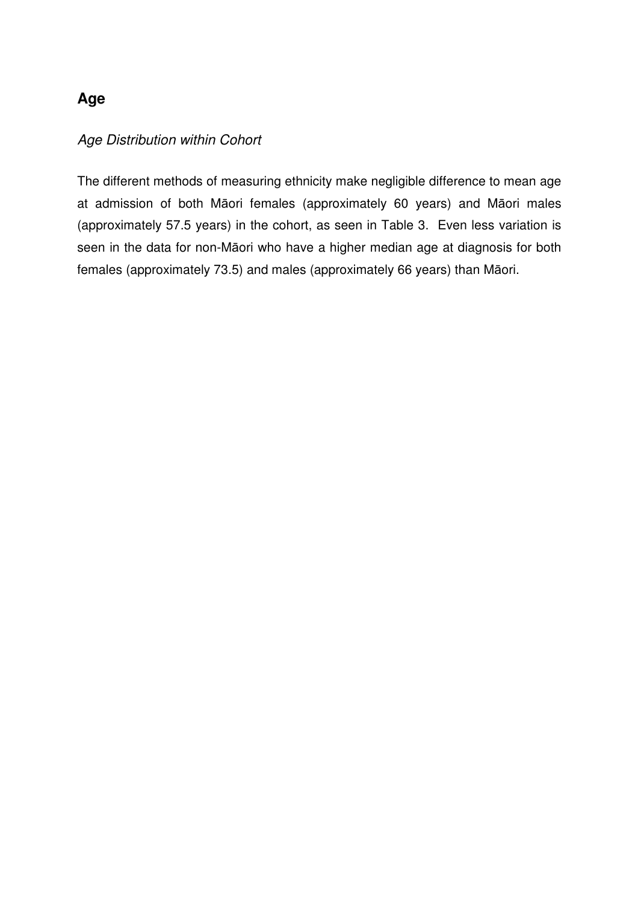## Age

### *Age Distribution within Cohort*

The different methods of measuring ethnicity make negligible difference to mean age at admission of both Māori females (approximately 60 years) and Māori males (approximately 57.5 years) in the cohort, as seen in Table 3. Even less variation is seen in the data for non-Māori who have a higher median age at diagnosis for both females (approximately 73.5) and males (approximately 66 years) than Māori.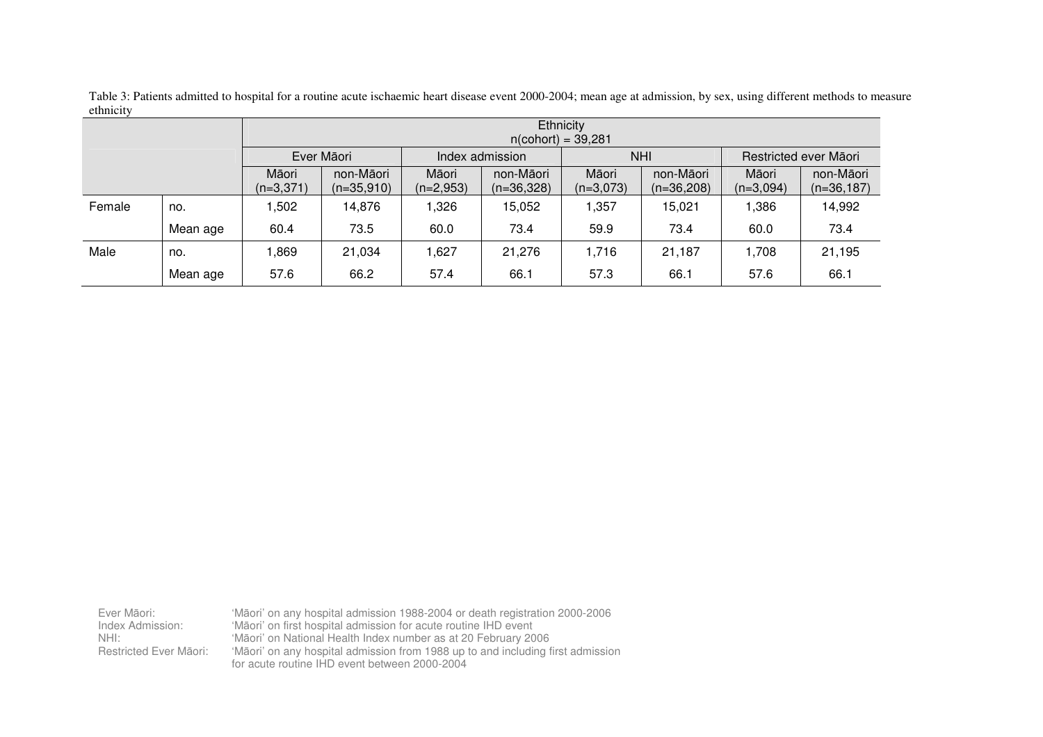Table 3: Patients admitted to hospital for a routine acute ischaemic heart disease event 2000-2004; mean age at admission, by sex, using different methods to measure ethnicity

| | | Ethnicity n(cohort) = 39,281 | | | | | | | |
|---|---|---|---|---|---|---|---|---|---|
| | | Ever Māori | | Index admission | | NHI | | Restricted ever Māori | |
| | | Māori (n=3,371) | non-Māori (n=35,910) | Māori (n=2,953) | non-Māori (n=36,328) | Māori (n=3,073) | non-Māori (n=36,208) | Māori (n=3,094) | non-Māori (n=36,187) |
| Female | no. | 1,502 | 14,876 | 1,326 | 15,052 | 1,357 | 15,021 | 1,386 | 14,992 |
| | Mean age | 60.4 | 73.5 | 60.0 | 73.4 | 59.9 | 73.4 | 60.0 | 73.4 |
| Male | no. | 1,869 | 21,034 | 1,627 | 21,276 | 1,716 | 21,187 | 1,708 | 21,195 |
| | Mean age | 57.6 | 66.2 | 57.4 | 66.1 | 57.3 | 66.1 | 57.6 | 66.1 |

Ever Māori: 'Māori' on any hospital admission 1988-2004 or death registration 2000-2006
Index Admission: 'Māori' on first hospital admission for acute routine IHD event
NHI: 'Māori' on National Health Index number as at 20 February 2006
Restricted Ever Māori: 'Māori' on any hospital admission from 1988 up to and including first admission for acute routine IHD event between 2000-2004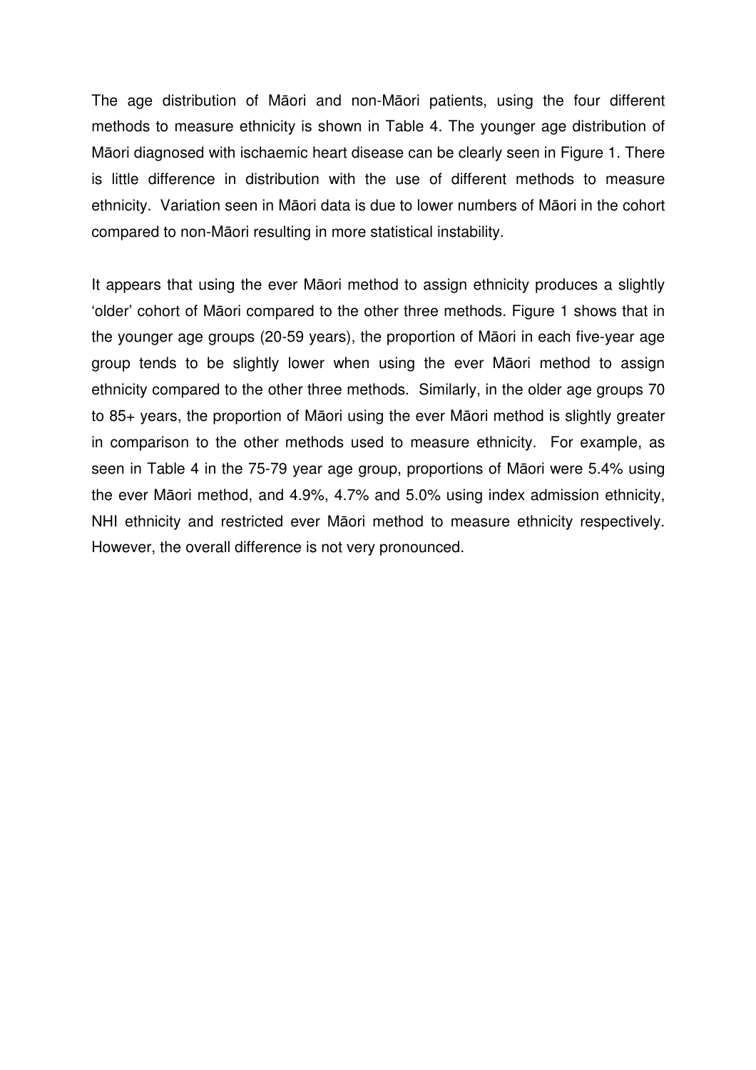The age distribution of Māori and non-Māori patients, using the four different methods to measure ethnicity is shown in Table 4. The younger age distribution of Māori diagnosed with ischaemic heart disease can be clearly seen in Figure 1. There is little difference in distribution with the use of different methods to measure ethnicity. Variation seen in Māori data is due to lower numbers of Māori in the cohort compared to non-Māori resulting in more statistical instability.

It appears that using the ever Māori method to assign ethnicity produces a slightly 'older' cohort of Māori compared to the other three methods. Figure 1 shows that in the younger age groups (20-59 years), the proportion of Māori in each five-year age group tends to be slightly lower when using the ever Māori method to assign ethnicity compared to the other three methods. Similarly, in the older age groups 70 to 85+ years, the proportion of Māori using the ever Māori method is slightly greater in comparison to the other methods used to measure ethnicity. For example, as seen in Table 4 in the 75-79 year age group, proportions of Māori were 5.4% using the ever Māori method, and 4.9%, 4.7% and 5.0% using index admission ethnicity, NHI ethnicity and restricted ever Māori method to measure ethnicity respectively. However, the overall difference is not very pronounced.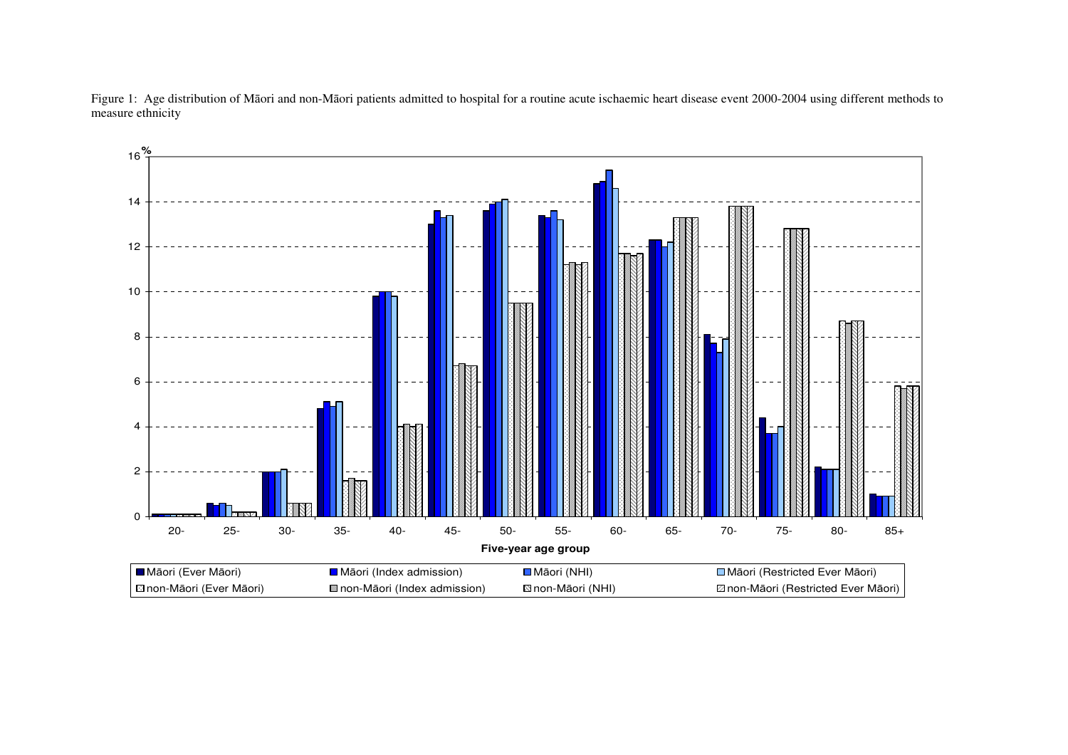Figure 1: Age distribution of Māori and non-Māori patients admitted to hospital for a routine acute ischaemic heart disease event 2000-2004 using different methods to measure ethnicity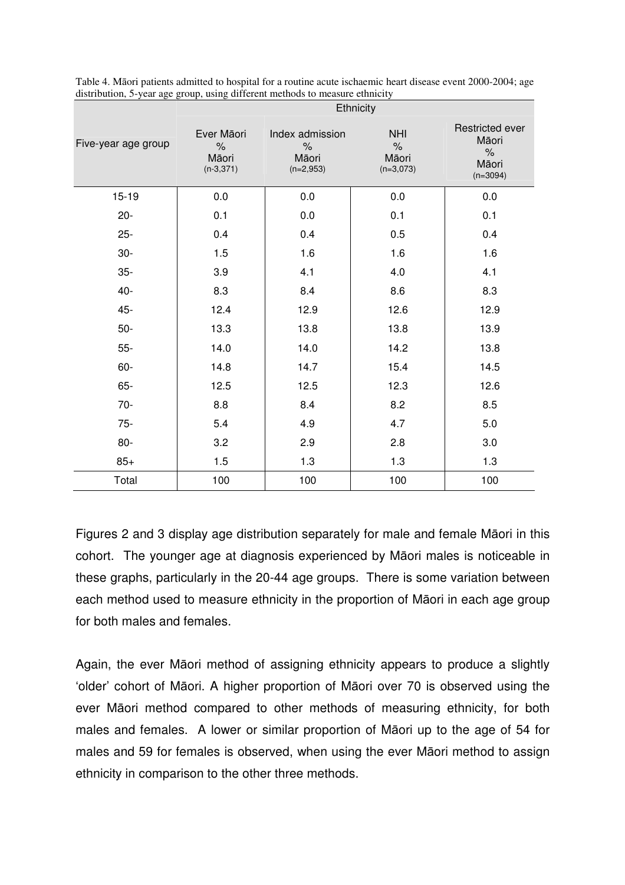Table 4. Māori patients admitted to hospital for a routine acute ischaemic heart disease event 2000-2004; age distribution, 5-year age group, using different methods to measure ethnicity

| Five-year age group | Ethnicity | | | |
|---|---|---|---|---|
| | Ever Māori % Māori (n-3,371) | Index admission % Māori (n=2,953) | NHI % Māori (n=3,073) | Restricted ever Māori % Māori (n=3094) |
| 15-19 | 0.0 | 0.0 | 0.0 | 0.0 |
| 20- | 0.1 | 0.0 | 0.1 | 0.1 |
| 25- | 0.4 | 0.4 | 0.5 | 0.4 |
| 30- | 1.5 | 1.6 | 1.6 | 1.6 |
| 35- | 3.9 | 4.1 | 4.0 | 4.1 |
| 40- | 8.3 | 8.4 | 8.6 | 8.3 |
| 45- | 12.4 | 12.9 | 12.6 | 12.9 |
| 50- | 13.3 | 13.8 | 13.8 | 13.9 |
| 55- | 14.0 | 14.0 | 14.2 | 13.8 |
| 60- | 14.8 | 14.7 | 15.4 | 14.5 |
| 65- | 12.5 | 12.5 | 12.3 | 12.6 |
| 70- | 8.8 | 8.4 | 8.2 | 8.5 |
| 75- | 5.4 | 4.9 | 4.7 | 5.0 |
| 80- | 3.2 | 2.9 | 2.8 | 3.0 |
| 85+ | 1.5 | 1.3 | 1.3 | 1.3 |
| Total | 100 | 100 | 100 | 100 |

Figures 2 and 3 display age distribution separately for male and female Māori in this cohort. The younger age at diagnosis experienced by Māori males is noticeable in these graphs, particularly in the 20-44 age groups. There is some variation between each method used to measure ethnicity in the proportion of Māori in each age group for both males and females.

Again, the ever Māori method of assigning ethnicity appears to produce a slightly 'older' cohort of Māori. A higher proportion of Māori over 70 is observed using the ever Māori method compared to other methods of measuring ethnicity, for both males and females. A lower or similar proportion of Māori up to the age of 54 for males and 59 for females is observed, when using the ever Māori method to assign ethnicity in comparison to the other three methods.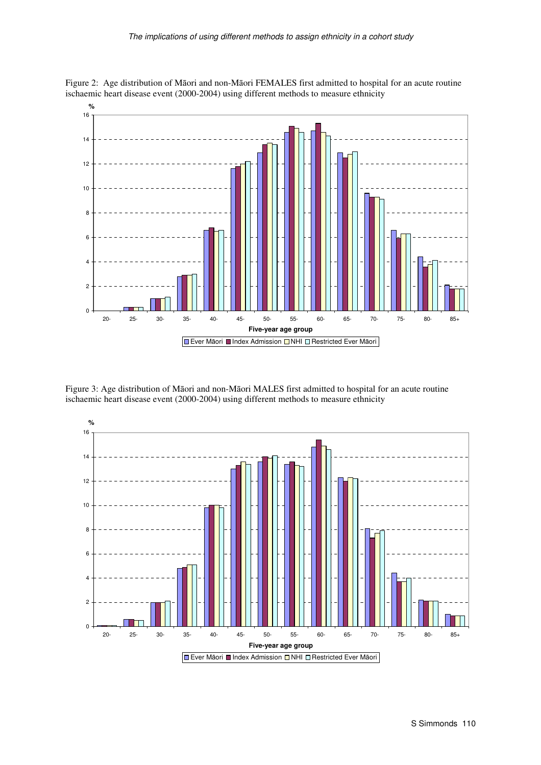Figure 2: Age distribution of Māori and non-Māori FEMALES first admitted to hospital for an acute routine ischaemic heart disease event (2000-2004) using different methods to measure ethnicity

Figure 3: Age distribution of Māori and non-Māori MALES first admitted to hospital for an acute routine ischaemic heart disease event (2000-2004) using different methods to measure ethnicity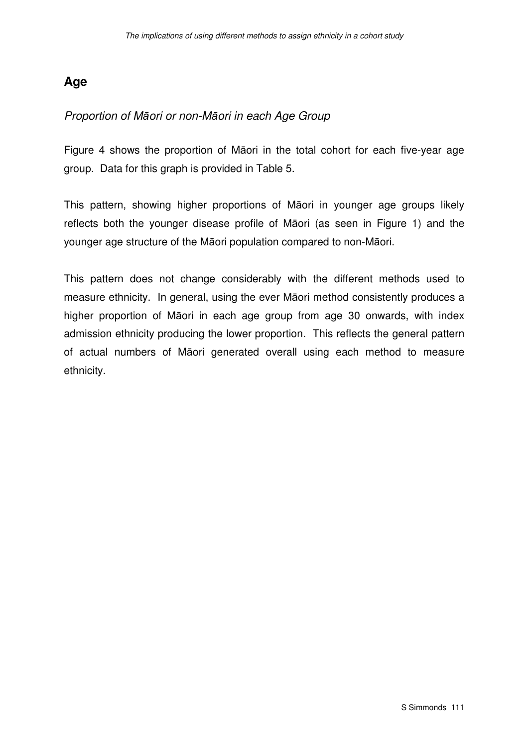## Age

### *Proportion of Māori or non-Māori in each Age Group*

Figure 4 shows the proportion of Māori in the total cohort for each five-year age group. Data for this graph is provided in Table 5.

This pattern, showing higher proportions of Māori in younger age groups likely reflects both the younger disease profile of Māori (as seen in Figure 1) and the younger age structure of the Māori population compared to non-Māori.

This pattern does not change considerably with the different methods used to measure ethnicity. In general, using the ever Māori method consistently produces a higher proportion of Māori in each age group from age 30 onwards, with index admission ethnicity producing the lower proportion. This reflects the general pattern of actual numbers of Māori generated overall using each method to measure ethnicity.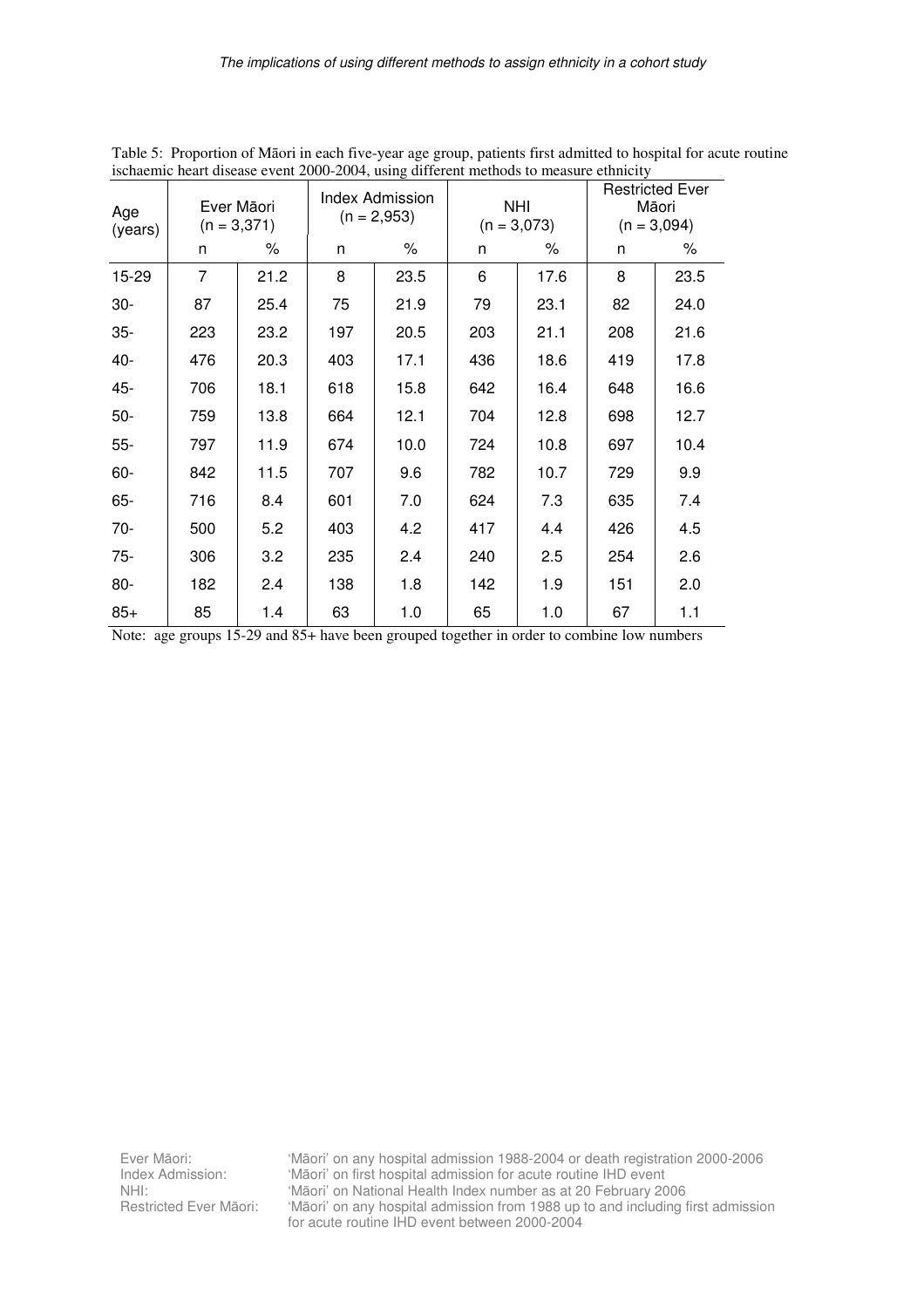Table 5: Proportion of Māori in each five-year age group, patients first admitted to hospital for acute routine ischaemic heart disease event 2000-2004, using different methods to measure ethnicity

| Age (years) | Ever Māori (n = 3,371) | | Index Admission (n = 2,953) | | NHI (n = 3,073) | | Restricted Ever Māori (n = 3,094) | |
|---|---|---|---|---|---|---|---|---|
| | n | % | n | % | n | % | n | % |
| 15-29 | 7 | 21.2 | 8 | 23.5 | 6 | 17.6 | 8 | 23.5 |
| 30- | 87 | 25.4 | 75 | 21.9 | 79 | 23.1 | 82 | 24.0 |
| 35- | 223 | 23.2 | 197 | 20.5 | 203 | 21.1 | 208 | 21.6 |
| 40- | 476 | 20.3 | 403 | 17.1 | 436 | 18.6 | 419 | 17.8 |
| 45- | 706 | 18.1 | 618 | 15.8 | 642 | 16.4 | 648 | 16.6 |
| 50- | 759 | 13.8 | 664 | 12.1 | 704 | 12.8 | 698 | 12.7 |
| 55- | 797 | 11.9 | 674 | 10.0 | 724 | 10.8 | 697 | 10.4 |
| 60- | 842 | 11.5 | 707 | 9.6 | 782 | 10.7 | 729 | 9.9 |
| 65- | 716 | 8.4 | 601 | 7.0 | 624 | 7.3 | 635 | 7.4 |
| 70- | 500 | 5.2 | 403 | 4.2 | 417 | 4.4 | 426 | 4.5 |
| 75- | 306 | 3.2 | 235 | 2.4 | 240 | 2.5 | 254 | 2.6 |
| 80- | 182 | 2.4 | 138 | 1.8 | 142 | 1.9 | 151 | 2.0 |
| 85+ | 85 | 1.4 | 63 | 1.0 | 65 | 1.0 | 67 | 1.1 |

Note: age groups 15-29 and 85+ have been grouped together in order to combine low numbers

Ever Māori: 'Māori' on any hospital admission 1988-2004 or death registration 2000-2006
Index Admission: 'Māori' on first hospital admission for acute routine IHD event
NHI: 'Māori' on National Health Index number as at 20 February 2006
Restricted Ever Māori: 'Māori' on any hospital admission from 1988 up to and including first admission for acute routine IHD event between 2000-2004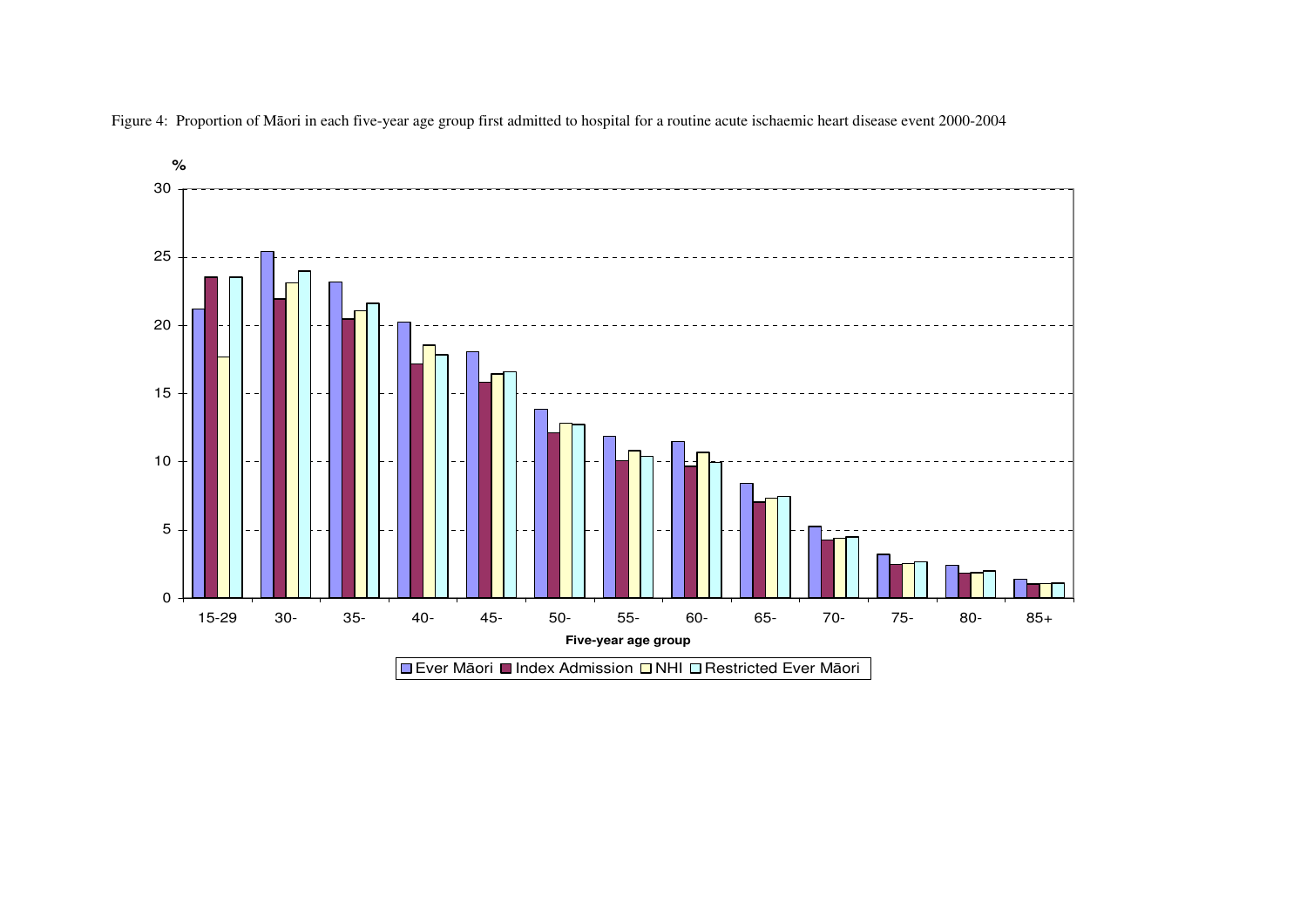Figure 4: Proportion of Māori in each five-year age group first admitted to hospital for a routine acute ischaemic heart disease event 2000-2004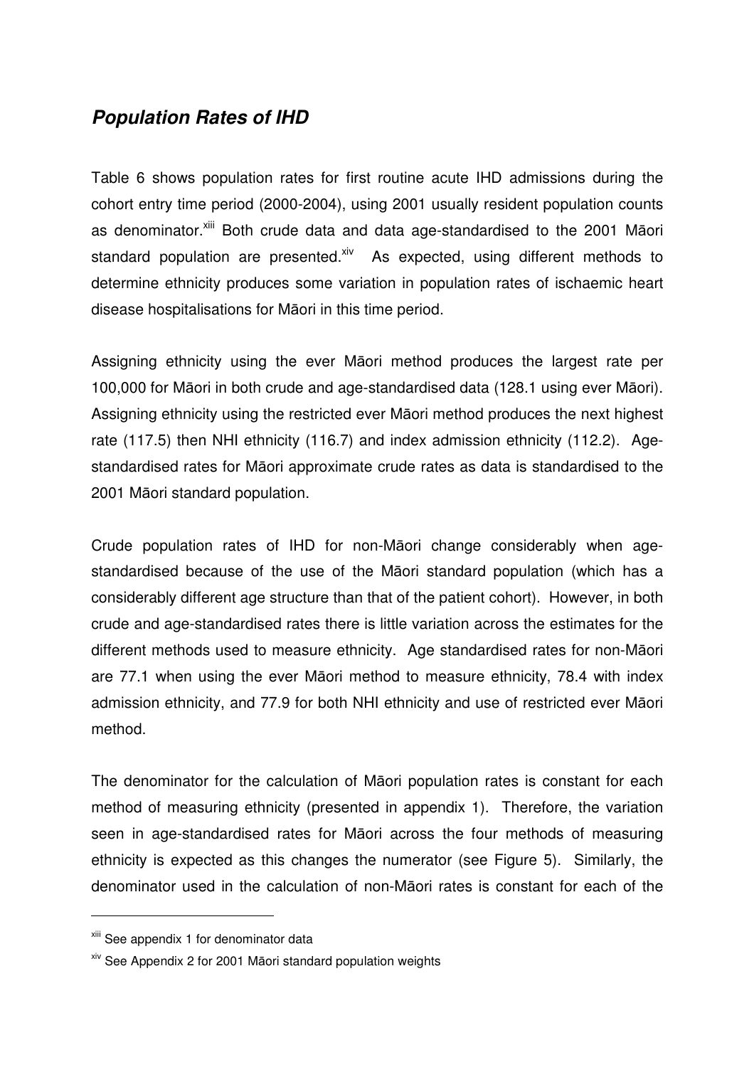## ***Population Rates of IHD***

Table 6 shows population rates for first routine acute IHD admissions during the cohort entry time period (2000-2004), using 2001 usually resident population counts as denominator.[xiii] Both crude data and data age-standardised to the 2001 Māori standard population are presented.[xiv] As expected, using different methods to determine ethnicity produces some variation in population rates of ischaemic heart disease hospitalisations for Māori in this time period.

Assigning ethnicity using the ever Māori method produces the largest rate per 100,000 for Māori in both crude and age-standardised data (128.1 using ever Māori). Assigning ethnicity using the restricted ever Māori method produces the next highest rate (117.5) then NHI ethnicity (116.7) and index admission ethnicity (112.2). Age-standardised rates for Māori approximate crude rates as data is standardised to the 2001 Māori standard population.

Crude population rates of IHD for non-Māori change considerably when age-standardised because of the use of the Māori standard population (which has a considerably different age structure than that of the patient cohort). However, in both crude and age-standardised rates there is little variation across the estimates for the different methods used to measure ethnicity. Age standardised rates for non-Māori are 77.1 when using the ever Māori method to measure ethnicity, 78.4 with index admission ethnicity, and 77.9 for both NHI ethnicity and use of restricted ever Māori method.

The denominator for the calculation of Māori population rates is constant for each method of measuring ethnicity (presented in appendix 1). Therefore, the variation seen in age-standardised rates for Māori across the four methods of measuring ethnicity is expected as this changes the numerator (see Figure 5). Similarly, the denominator used in the calculation of non-Māori rates is constant for each of the

[xiii] See appendix 1 for denominator data

[xiv] See Appendix 2 for 2001 Māori standard population weights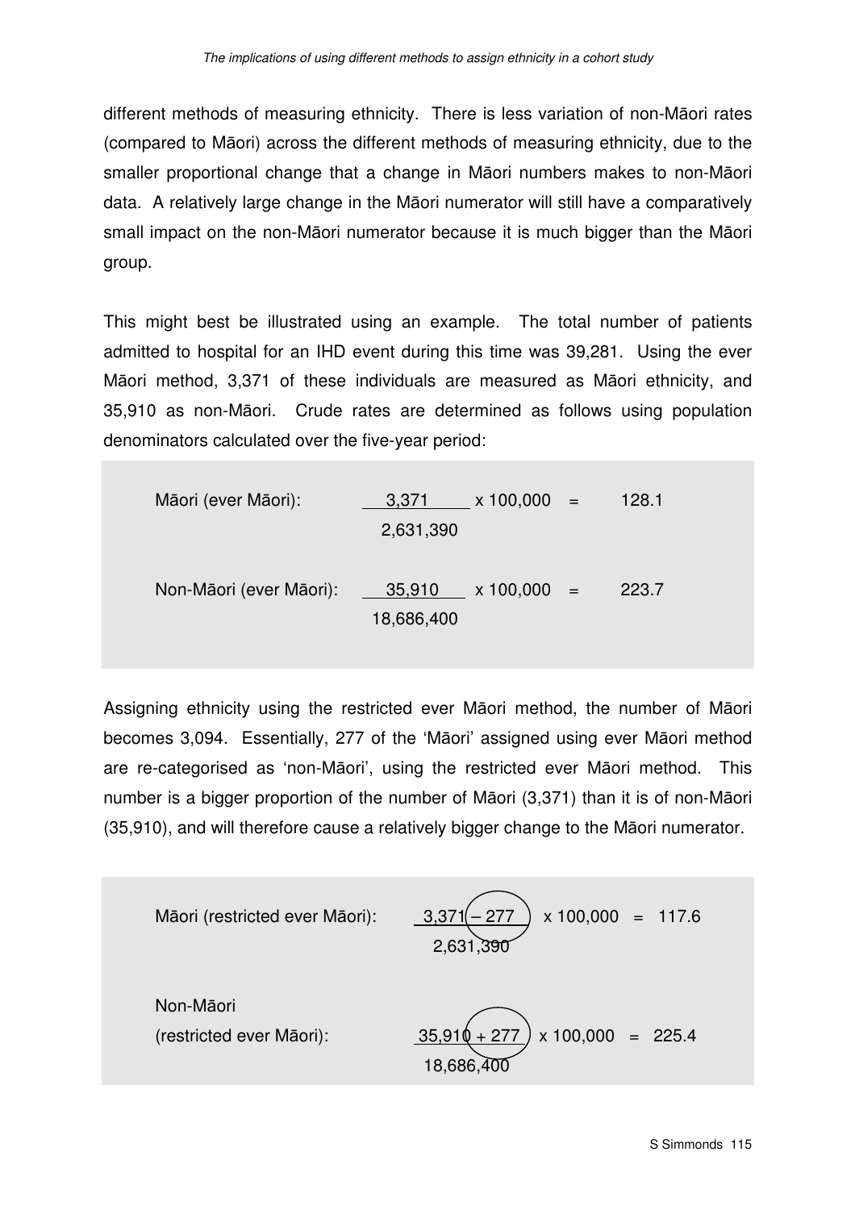different methods of measuring ethnicity. There is less variation of non-Māori rates (compared to Māori) across the different methods of measuring ethnicity, due to the smaller proportional change that a change in Māori numbers makes to non-Māori data. A relatively large change in the Māori numerator will still have a comparatively small impact on the non-Māori numerator because it is much bigger than the Māori group.

This might best be illustrated using an example. The total number of patients admitted to hospital for an IHD event during this time was 39,281. Using the ever Māori method, 3,371 of these individuals are measured as Māori ethnicity, and 35,910 as non-Māori. Crude rates are determined as follows using population denominators calculated over the five-year period:

Māori (ever Māori): $\frac{3{,}371}{2{,}631{,}390} \times 100{,}000 = 128.1$

Non-Māori (ever Māori): $\frac{35{,}910}{18{,}686{,}400} \times 100{,}000 = 223.7$

Assigning ethnicity using the restricted ever Māori method, the number of Māori becomes 3,094. Essentially, 277 of the 'Māori' assigned using ever Māori method are re-categorised as 'non-Māori', using the restricted ever Māori method. This number is a bigger proportion of the number of Māori (3,371) than it is of non-Māori (35,910), and will therefore cause a relatively bigger change to the Māori numerator.

Māori (restricted ever Māori): $\frac{3{,}371 - 277}{2{,}631{,}390} \times 100{,}000 = 117.6$

Non-Māori (restricted ever Māori): $\frac{35{,}910 + 277}{18{,}686{,}400} \times 100{,}000 = 225.4$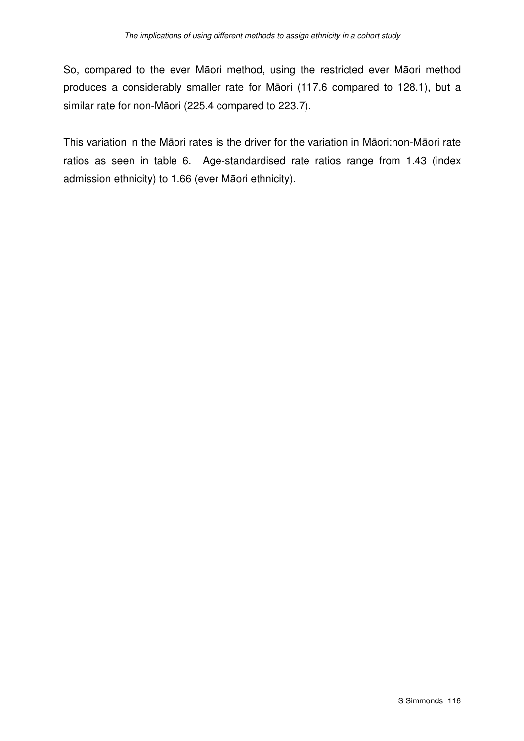So, compared to the ever Māori method, using the restricted ever Māori method produces a considerably smaller rate for Māori (117.6 compared to 128.1), but a similar rate for non-Māori (225.4 compared to 223.7).

This variation in the Māori rates is the driver for the variation in Māori:non-Māori rate ratios as seen in table 6. Age-standardised rate ratios range from 1.43 (index admission ethnicity) to 1.66 (ever Māori ethnicity).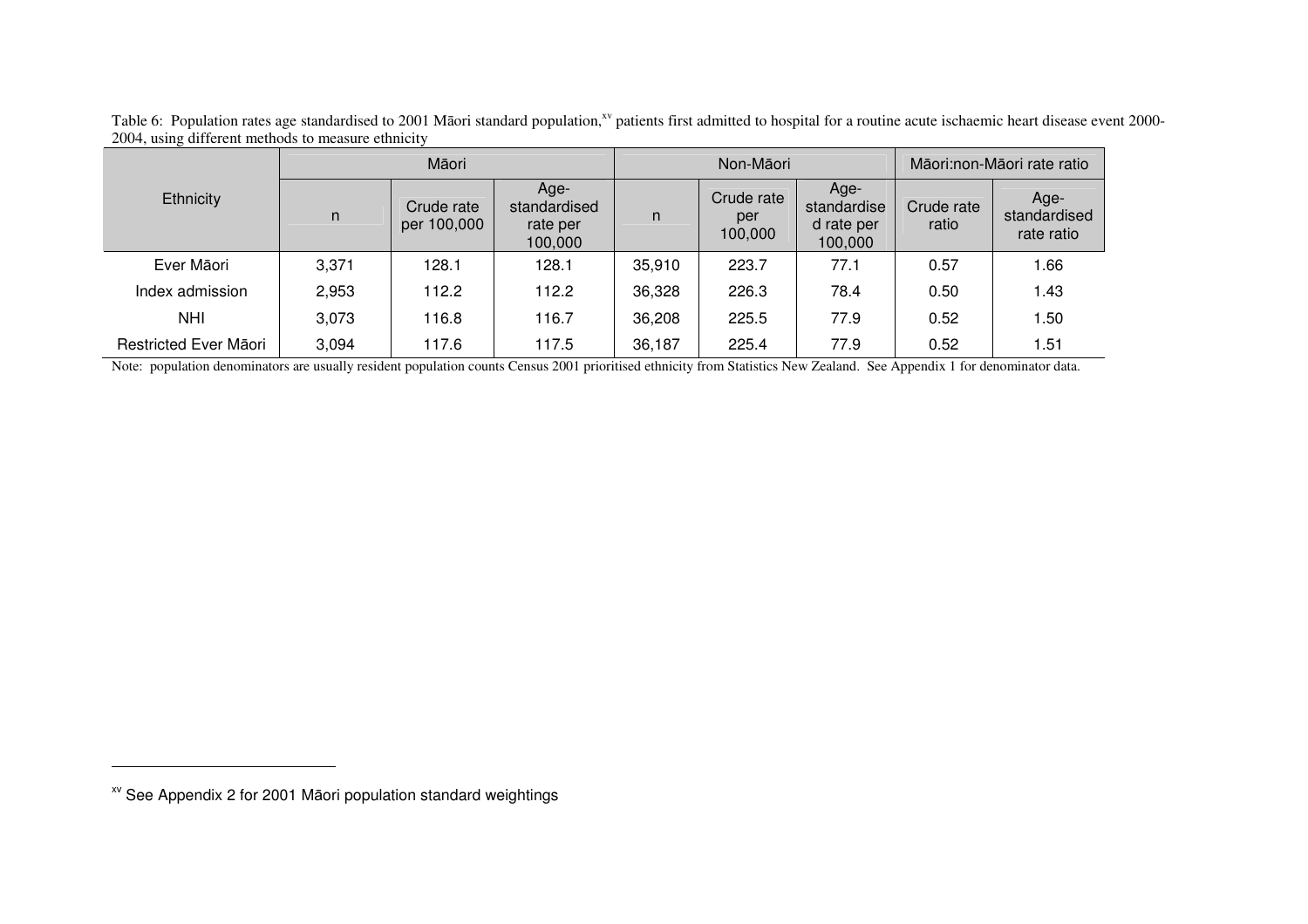Table 6: Population rates age standardised to 2001 Māori standard population,[xv] patients first admitted to hospital for a routine acute ischaemic heart disease event 2000-2004, using different methods to measure ethnicity

| Ethnicity | Māori | | | Non-Māori | | | Māori:non-Māori rate ratio | |
|---|---|---|---|---|---|---|---|---|
| | n | Crude rate per 100,000 | Age-standardised rate per 100,000 | n | Crude rate per 100,000 | Age-standardised rate per 100,000 | Crude rate ratio | Age-standardised rate ratio |
| Ever Māori | 3,371 | 128.1 | 128.1 | 35,910 | 223.7 | 77.1 | 0.57 | 1.66 |
| Index admission | 2,953 | 112.2 | 112.2 | 36,328 | 226.3 | 78.4 | 0.50 | 1.43 |
| NHI | 3,073 | 116.8 | 116.7 | 36,208 | 225.5 | 77.9 | 0.52 | 1.50 |
| Restricted Ever Māori | 3,094 | 117.6 | 117.5 | 36,187 | 225.4 | 77.9 | 0.52 | 1.51 |

Note: population denominators are usually resident population counts Census 2001 prioritised ethnicity from Statistics New Zealand. See Appendix 1 for denominator data.

[xv] See Appendix 2 for 2001 Māori population standard weightings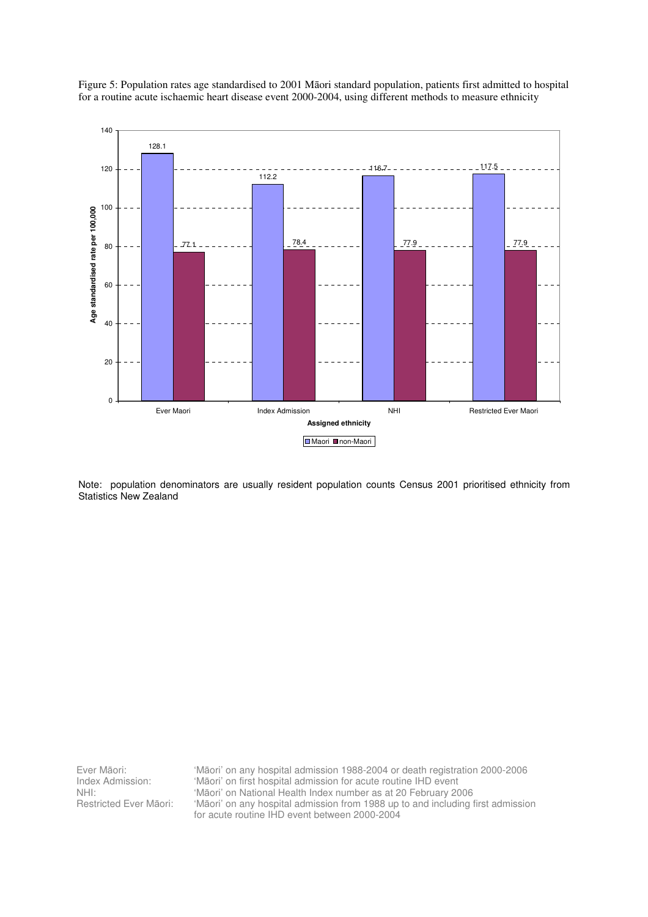Figure 5: Population rates age standardised to 2001 Māori standard population, patients first admitted to hospital for a routine acute ischaemic heart disease event 2000-2004, using different methods to measure ethnicity

| Assigned ethnicity | Maori | non-Maori |
|---|---|---|
| Ever Maori | 128.1 | 77.1 |
| Index Admission | 112.2 | 78.4 |
| NHI | 116.7 | 77.9 |
| Restricted Ever Maori | 117.5 | 77.9 |

Y-axis: Age standardised rate per 100,000

Note: population denominators are usually resident population counts Census 2001 prioritised ethnicity from Statistics New Zealand

Ever Māori: 'Māori' on any hospital admission 1988-2004 or death registration 2000-2006
Index Admission: 'Māori' on first hospital admission for acute routine IHD event
NHI: 'Māori' on National Health Index number as at 20 February 2006
Restricted Ever Māori: 'Māori' on any hospital admission from 1988 up to and including first admission for acute routine IHD event between 2000-2004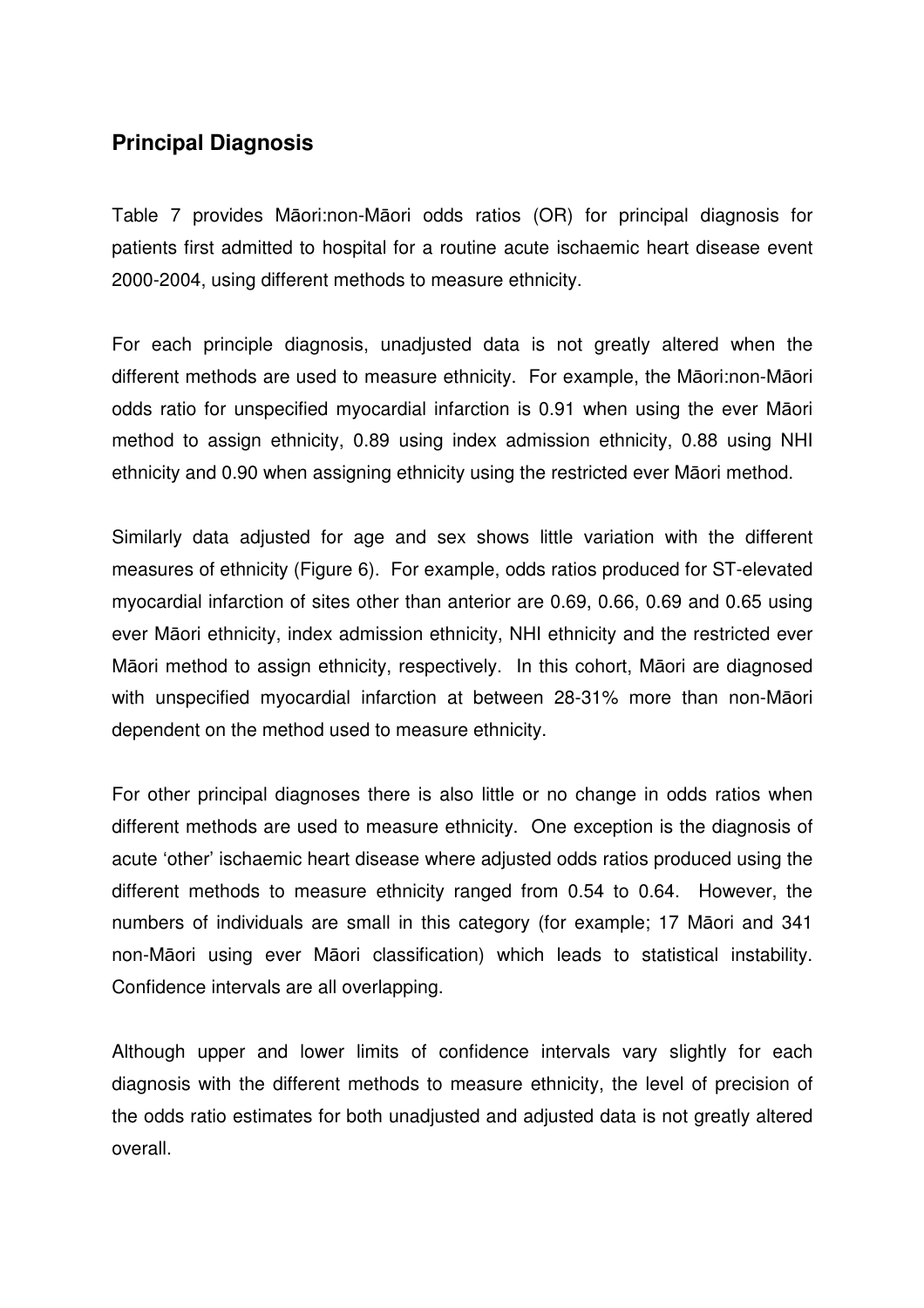## Principal Diagnosis

Table 7 provides Māori:non-Māori odds ratios (OR) for principal diagnosis for patients first admitted to hospital for a routine acute ischaemic heart disease event 2000-2004, using different methods to measure ethnicity.

For each principle diagnosis, unadjusted data is not greatly altered when the different methods are used to measure ethnicity. For example, the Māori:non-Māori odds ratio for unspecified myocardial infarction is 0.91 when using the ever Māori method to assign ethnicity, 0.89 using index admission ethnicity, 0.88 using NHI ethnicity and 0.90 when assigning ethnicity using the restricted ever Māori method.

Similarly data adjusted for age and sex shows little variation with the different measures of ethnicity (Figure 6). For example, odds ratios produced for ST-elevated myocardial infarction of sites other than anterior are 0.69, 0.66, 0.69 and 0.65 using ever Māori ethnicity, index admission ethnicity, NHI ethnicity and the restricted ever Māori method to assign ethnicity, respectively. In this cohort, Māori are diagnosed with unspecified myocardial infarction at between 28-31% more than non-Māori dependent on the method used to measure ethnicity.

For other principal diagnoses there is also little or no change in odds ratios when different methods are used to measure ethnicity. One exception is the diagnosis of acute 'other' ischaemic heart disease where adjusted odds ratios produced using the different methods to measure ethnicity ranged from 0.54 to 0.64. However, the numbers of individuals are small in this category (for example; 17 Māori and 341 non-Māori using ever Māori classification) which leads to statistical instability. Confidence intervals are all overlapping.

Although upper and lower limits of confidence intervals vary slightly for each diagnosis with the different methods to measure ethnicity, the level of precision of the odds ratio estimates for both unadjusted and adjusted data is not greatly altered overall.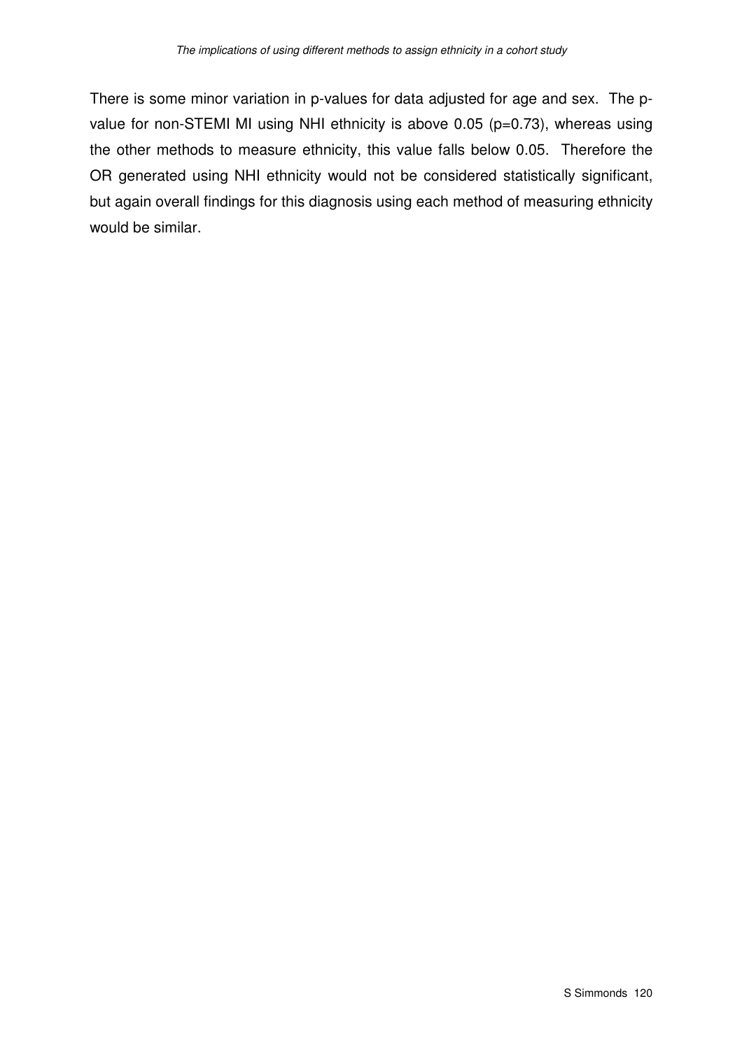There is some minor variation in p-values for data adjusted for age and sex. The p-value for non-STEMI MI using NHI ethnicity is above 0.05 (p=0.73), whereas using the other methods to measure ethnicity, this value falls below 0.05. Therefore the OR generated using NHI ethnicity would not be considered statistically significant, but again overall findings for this diagnosis using each method of measuring ethnicity would be similar.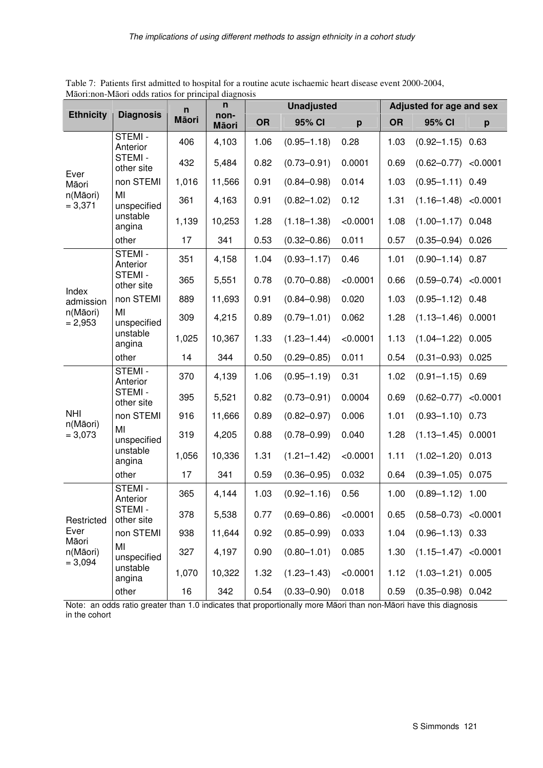Table 7: Patients first admitted to hospital for a routine acute ischaemic heart disease event 2000-2004, Māori:non-Māori odds ratios for principal diagnosis

| Ethnicity | Diagnosis | n Māori | n non-Māori | Unadjusted | | | Adjusted for age and sex | | |
|---|---|---|---|---|---|---|---|---|---|
| | | | | OR | 95% CI | p | OR | 95% CI | p |
| Ever Māori n(Māori) = 3,371 | STEMI - Anterior | 406 | 4,103 | 1.06 | (0.95–1.18) | 0.28 | 1.03 | (0.92–1.15) | 0.63 |
| | STEMI - other site | 432 | 5,484 | 0.82 | (0.73–0.91) | 0.0001 | 0.69 | (0.62–0.77) | <0.0001 |
| | non STEMI | 1,016 | 11,566 | 0.91 | (0.84–0.98) | 0.014 | 1.03 | (0.95–1.11) | 0.49 |
| | MI unspecified | 361 | 4,163 | 0.91 | (0.82–1.02) | 0.12 | 1.31 | (1.16–1.48) | <0.0001 |
| | unstable angina | 1,139 | 10,253 | 1.28 | (1.18–1.38) | <0.0001 | 1.08 | (1.00–1.17) | 0.048 |
| | other | 17 | 341 | 0.53 | (0.32–0.86) | 0.011 | 0.57 | (0.35–0.94) | 0.026 |
| Index admission n(Māori) = 2,953 | STEMI - Anterior | 351 | 4,158 | 1.04 | (0.93–1.17) | 0.46 | 1.01 | (0.90–1.14) | 0.87 |
| | STEMI - other site | 365 | 5,551 | 0.78 | (0.70–0.88) | <0.0001 | 0.66 | (0.59–0.74) | <0.0001 |
| | non STEMI | 889 | 11,693 | 0.91 | (0.84–0.98) | 0.020 | 1.03 | (0.95–1.12) | 0.48 |
| | MI unspecified | 309 | 4,215 | 0.89 | (0.79–1.01) | 0.062 | 1.28 | (1.13–1.46) | 0.0001 |
| | unstable angina | 1,025 | 10,367 | 1.33 | (1.23–1.44) | <0.0001 | 1.13 | (1.04–1.22) | 0.005 |
| | other | 14 | 344 | 0.50 | (0.29–0.85) | 0.011 | 0.54 | (0.31–0.93) | 0.025 |
| NHI n(Māori) = 3,073 | STEMI - Anterior | 370 | 4,139 | 1.06 | (0.95–1.19) | 0.31 | 1.02 | (0.91–1.15) | 0.69 |
| | STEMI - other site | 395 | 5,521 | 0.82 | (0.73–0.91) | 0.0004 | 0.69 | (0.62–0.77) | <0.0001 |
| | non STEMI | 916 | 11,666 | 0.89 | (0.82–0.97) | 0.006 | 1.01 | (0.93–1.10) | 0.73 |
| | MI unspecified | 319 | 4,205 | 0.88 | (0.78–0.99) | 0.040 | 1.28 | (1.13–1.45) | 0.0001 |
| | unstable angina | 1,056 | 10,336 | 1.31 | (1.21–1.42) | <0.0001 | 1.11 | (1.02–1.20) | 0.013 |
| | other | 17 | 341 | 0.59 | (0.36–0.95) | 0.032 | 0.64 | (0.39–1.05) | 0.075 |
| Restricted Ever Māori n(Māori) = 3,094 | STEMI - Anterior | 365 | 4,144 | 1.03 | (0.92–1.16) | 0.56 | 1.00 | (0.89–1.12) | 1.00 |
| | STEMI - other site | 378 | 5,538 | 0.77 | (0.69–0.86) | <0.0001 | 0.65 | (0.58–0.73) | <0.0001 |
| | non STEMI | 938 | 11,644 | 0.92 | (0.85–0.99) | 0.033 | 1.04 | (0.96–1.13) | 0.33 |
| | MI unspecified | 327 | 4,197 | 0.90 | (0.80–1.01) | 0.085 | 1.30 | (1.15–1.47) | <0.0001 |
| | unstable angina | 1,070 | 10,322 | 1.32 | (1.23–1.43) | <0.0001 | 1.12 | (1.03–1.21) | 0.005 |
| | other | 16 | 342 | 0.54 | (0.33–0.90) | 0.018 | 0.59 | (0.35–0.98) | 0.042 |

Note: an odds ratio greater than 1.0 indicates that proportionally more Māori than non-Māori have this diagnosis in the cohort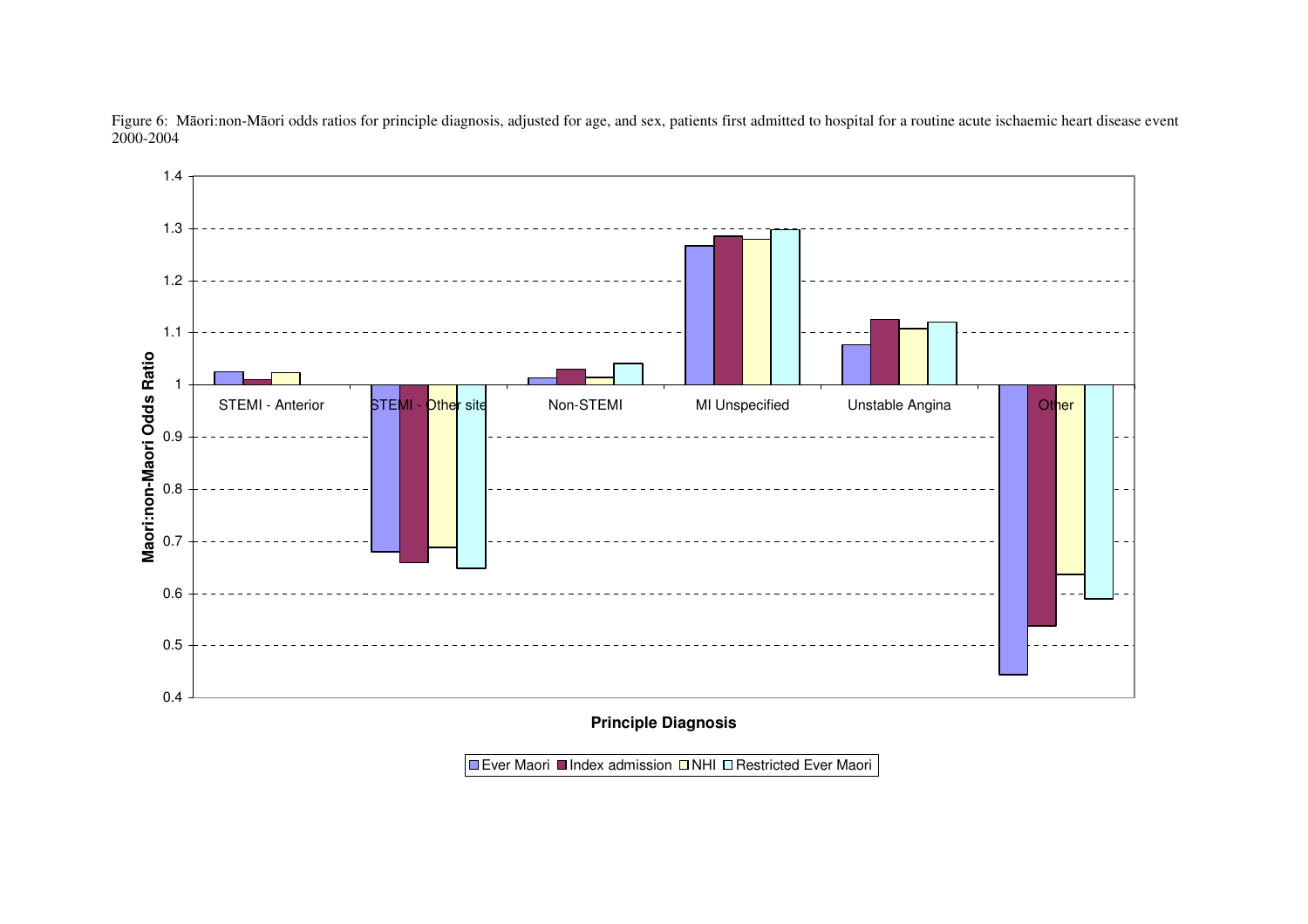Figure 6: Māori:non-Māori odds ratios for principle diagnosis, adjusted for age, and sex, patients first admitted to hospital for a routine acute ischaemic heart disease event 2000-2004

Maori:non-Maori Odds Ratio

STEMI - Anterior | STEMI - Other site | Non-STEMI | MI Unspecified | Unstable Angina | Other

Principle Diagnosis

Ever Maori | Index admission | NHI | Restricted Ever Maori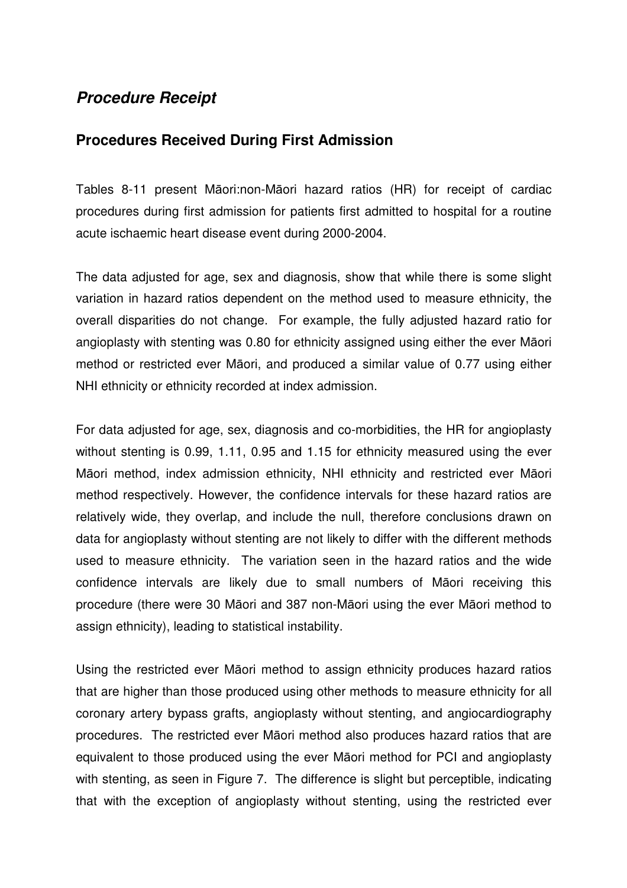## *Procedure Receipt*

### Procedures Received During First Admission

Tables 8-11 present Māori:non-Māori hazard ratios (HR) for receipt of cardiac procedures during first admission for patients first admitted to hospital for a routine acute ischaemic heart disease event during 2000-2004.

The data adjusted for age, sex and diagnosis, show that while there is some slight variation in hazard ratios dependent on the method used to measure ethnicity, the overall disparities do not change. For example, the fully adjusted hazard ratio for angioplasty with stenting was 0.80 for ethnicity assigned using either the ever Māori method or restricted ever Māori, and produced a similar value of 0.77 using either NHI ethnicity or ethnicity recorded at index admission.

For data adjusted for age, sex, diagnosis and co-morbidities, the HR for angioplasty without stenting is 0.99, 1.11, 0.95 and 1.15 for ethnicity measured using the ever Māori method, index admission ethnicity, NHI ethnicity and restricted ever Māori method respectively. However, the confidence intervals for these hazard ratios are relatively wide, they overlap, and include the null, therefore conclusions drawn on data for angioplasty without stenting are not likely to differ with the different methods used to measure ethnicity. The variation seen in the hazard ratios and the wide confidence intervals are likely due to small numbers of Māori receiving this procedure (there were 30 Māori and 387 non-Māori using the ever Māori method to assign ethnicity), leading to statistical instability.

Using the restricted ever Māori method to assign ethnicity produces hazard ratios that are higher than those produced using other methods to measure ethnicity for all coronary artery bypass grafts, angioplasty without stenting, and angiocardiography procedures. The restricted ever Māori method also produces hazard ratios that are equivalent to those produced using the ever Māori method for PCI and angioplasty with stenting, as seen in Figure 7. The difference is slight but perceptible, indicating that with the exception of angioplasty without stenting, using the restricted ever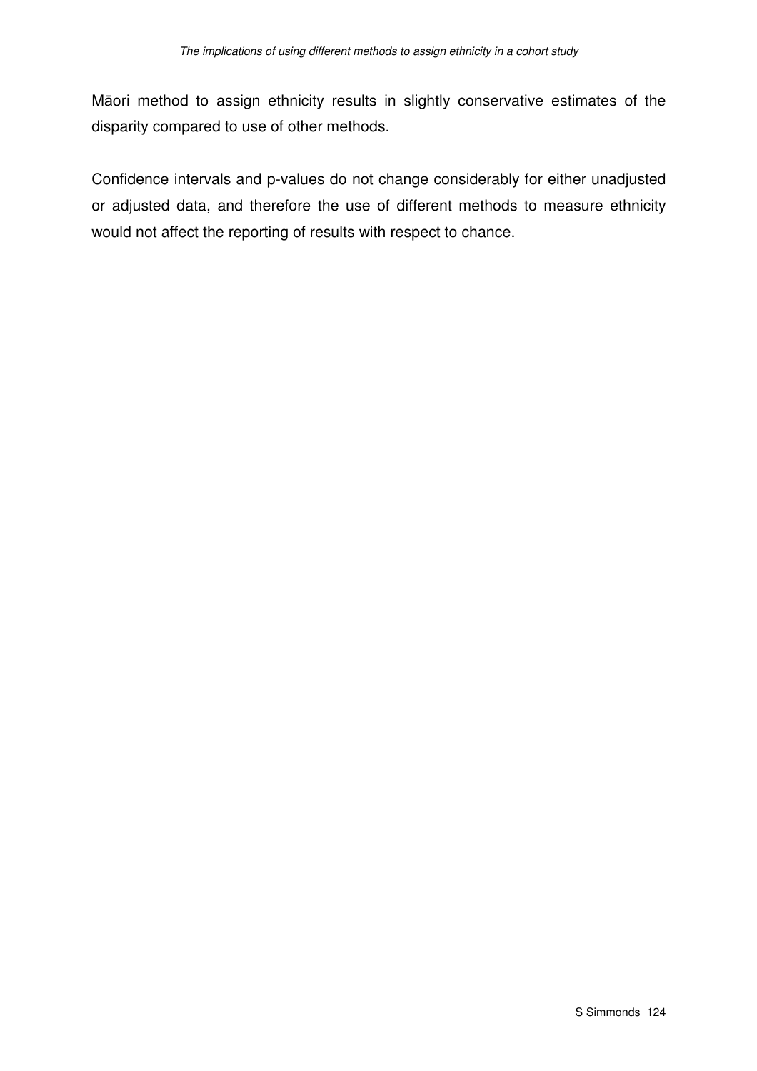Māori method to assign ethnicity results in slightly conservative estimates of the disparity compared to use of other methods.

Confidence intervals and p-values do not change considerably for either unadjusted or adjusted data, and therefore the use of different methods to measure ethnicity would not affect the reporting of results with respect to chance.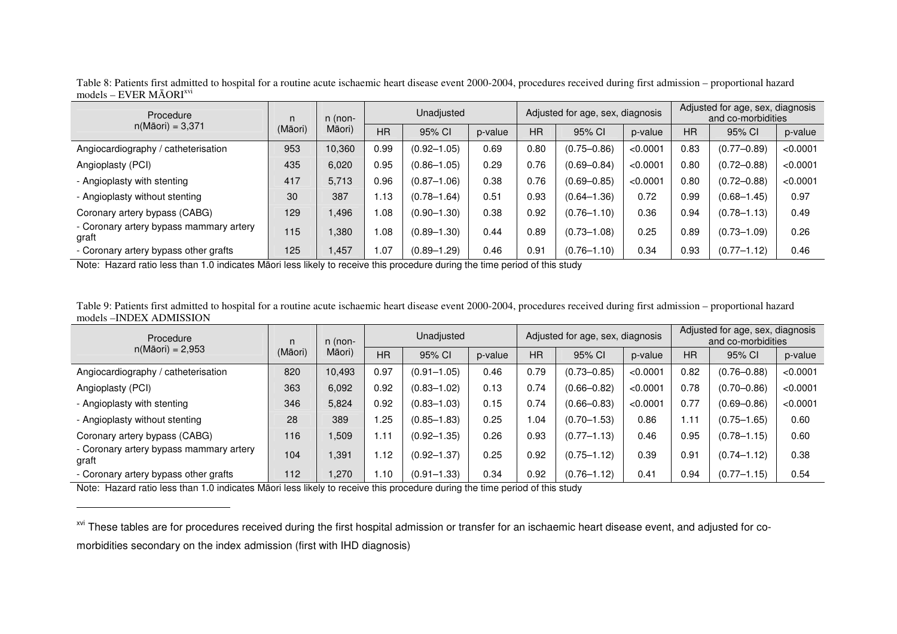Table 8: Patients first admitted to hospital for a routine acute ischaemic heart disease event 2000-2004, procedures received during first admission – proportional hazard models – EVER MĀORI[xvi]

| Procedure n(Māori) = 3,371 | n (Māori) | n (non-Māori) | Unadjusted | | | Adjusted for age, sex, diagnosis | | | Adjusted for age, sex, diagnosis and co-morbidities | | |
|---|---|---|---|---|---|---|---|---|---|---|---|
| | | | HR | 95% CI | p-value | HR | 95% CI | p-value | HR | 95% CI | p-value |
| Angiocardiography / catheterisation | 953 | 10,360 | 0.99 | (0.92–1.05) | 0.69 | 0.80 | (0.75–0.86) | <0.0001 | 0.83 | (0.77–0.89) | <0.0001 |
| Angioplasty (PCI) | 435 | 6,020 | 0.95 | (0.86–1.05) | 0.29 | 0.76 | (0.69–0.84) | <0.0001 | 0.80 | (0.72–0.88) | <0.0001 |
| - Angioplasty with stenting | 417 | 5,713 | 0.96 | (0.87–1.06) | 0.38 | 0.76 | (0.69–0.85) | <0.0001 | 0.80 | (0.72–0.88) | <0.0001 |
| - Angioplasty without stenting | 30 | 387 | 1.13 | (0.78–1.64) | 0.51 | 0.93 | (0.64–1.36) | 0.72 | 0.99 | (0.68–1.45) | 0.97 |
| Coronary artery bypass (CABG) | 129 | 1,496 | 1.08 | (0.90–1.30) | 0.38 | 0.92 | (0.76–1.10) | 0.36 | 0.94 | (0.78–1.13) | 0.49 |
| - Coronary artery bypass mammary artery graft | 115 | 1,380 | 1.08 | (0.89–1.30) | 0.44 | 0.89 | (0.73–1.08) | 0.25 | 0.89 | (0.73–1.09) | 0.26 |
| - Coronary artery bypass other grafts | 125 | 1,457 | 1.07 | (0.89–1.29) | 0.46 | 0.91 | (0.76–1.10) | 0.34 | 0.93 | (0.77–1.12) | 0.46 |

Note: Hazard ratio less than 1.0 indicates Māori less likely to receive this procedure during the time period of this study

Table 9: Patients first admitted to hospital for a routine acute ischaemic heart disease event 2000-2004, procedures received during first admission – proportional hazard models –INDEX ADMISSION

| Procedure n(Māori) = 2,953 | n (Māori) | n (non-Māori) | Unadjusted | | | Adjusted for age, sex, diagnosis | | | Adjusted for age, sex, diagnosis and co-morbidities | | |
|---|---|---|---|---|---|---|---|---|---|---|---|
| | | | HR | 95% CI | p-value | HR | 95% CI | p-value | HR | 95% CI | p-value |
| Angiocardiography / catheterisation | 820 | 10,493 | 0.97 | (0.91–1.05) | 0.46 | 0.79 | (0.73–0.85) | <0.0001 | 0.82 | (0.76–0.88) | <0.0001 |
| Angioplasty (PCI) | 363 | 6,092 | 0.92 | (0.83–1.02) | 0.13 | 0.74 | (0.66–0.82) | <0.0001 | 0.78 | (0.70–0.86) | <0.0001 |
| - Angioplasty with stenting | 346 | 5,824 | 0.92 | (0.83–1.03) | 0.15 | 0.74 | (0.66–0.83) | <0.0001 | 0.77 | (0.69–0.86) | <0.0001 |
| - Angioplasty without stenting | 28 | 389 | 1.25 | (0.85–1.83) | 0.25 | 1.04 | (0.70–1.53) | 0.86 | 1.11 | (0.75–1.65) | 0.60 |
| Coronary artery bypass (CABG) | 116 | 1,509 | 1.11 | (0.92–1.35) | 0.26 | 0.93 | (0.77–1.13) | 0.46 | 0.95 | (0.78–1.15) | 0.60 |
| - Coronary artery bypass mammary artery graft | 104 | 1,391 | 1.12 | (0.92–1.37) | 0.25 | 0.92 | (0.75–1.12) | 0.39 | 0.91 | (0.74–1.12) | 0.38 |
| - Coronary artery bypass other grafts | 112 | 1,270 | 1.10 | (0.91–1.33) | 0.34 | 0.92 | (0.76–1.12) | 0.41 | 0.94 | (0.77–1.15) | 0.54 |

Note: Hazard ratio less than 1.0 indicates Māori less likely to receive this procedure during the time period of this study

[xvi] These tables are for procedures received during the first hospital admission or transfer for an ischaemic heart disease event, and adjusted for co-morbidities secondary on the index admission (first with IHD diagnosis)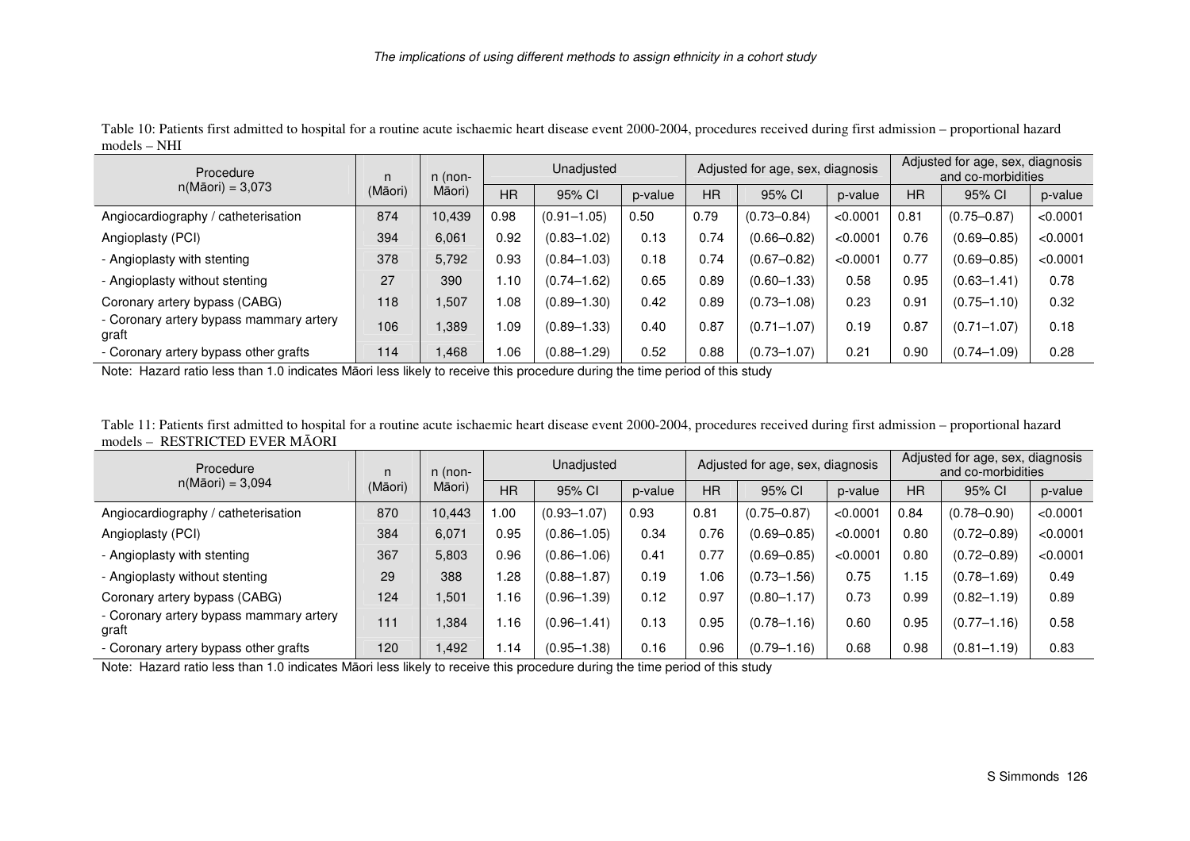Table 10: Patients first admitted to hospital for a routine acute ischaemic heart disease event 2000-2004, procedures received during first admission – proportional hazard models – NHI

| Procedure n(Māori) = 3,073 | n (Māori) | n (non-Māori) | Unadjusted | | | Adjusted for age, sex, diagnosis | | | Adjusted for age, sex, diagnosis and co-morbidities | | |
|---|---|---|---|---|---|---|---|---|---|---|---|
| | | | HR | 95% CI | p-value | HR | 95% CI | p-value | HR | 95% CI | p-value |
| Angiocardiography / catheterisation | 874 | 10,439 | 0.98 | (0.91–1.05) | 0.50 | 0.79 | (0.73–0.84) | <0.0001 | 0.81 | (0.75–0.87) | <0.0001 |
| Angioplasty (PCI) | 394 | 6,061 | 0.92 | (0.83–1.02) | 0.13 | 0.74 | (0.66–0.82) | <0.0001 | 0.76 | (0.69–0.85) | <0.0001 |
| - Angioplasty with stenting | 378 | 5,792 | 0.93 | (0.84–1.03) | 0.18 | 0.74 | (0.67–0.82) | <0.0001 | 0.77 | (0.69–0.85) | <0.0001 |
| - Angioplasty without stenting | 27 | 390 | 1.10 | (0.74–1.62) | 0.65 | 0.89 | (0.60–1.33) | 0.58 | 0.95 | (0.63–1.41) | 0.78 |
| Coronary artery bypass (CABG) | 118 | 1,507 | 1.08 | (0.89–1.30) | 0.42 | 0.89 | (0.73–1.08) | 0.23 | 0.91 | (0.75–1.10) | 0.32 |
| - Coronary artery bypass mammary artery graft | 106 | 1,389 | 1.09 | (0.89–1.33) | 0.40 | 0.87 | (0.71–1.07) | 0.19 | 0.87 | (0.71–1.07) | 0.18 |
| - Coronary artery bypass other grafts | 114 | 1,468 | 1.06 | (0.88–1.29) | 0.52 | 0.88 | (0.73–1.07) | 0.21 | 0.90 | (0.74–1.09) | 0.28 |

Note: Hazard ratio less than 1.0 indicates Māori less likely to receive this procedure during the time period of this study

Table 11: Patients first admitted to hospital for a routine acute ischaemic heart disease event 2000-2004, procedures received during first admission – proportional hazard models – RESTRICTED EVER MĀORI

| Procedure n(Māori) = 3,094 | n (Māori) | n (non-Māori) | Unadjusted | | | Adjusted for age, sex, diagnosis | | | Adjusted for age, sex, diagnosis and co-morbidities | | |
|---|---|---|---|---|---|---|---|---|---|---|---|
| | | | HR | 95% CI | p-value | HR | 95% CI | p-value | HR | 95% CI | p-value |
| Angiocardiography / catheterisation | 870 | 10,443 | 1.00 | (0.93–1.07) | 0.93 | 0.81 | (0.75–0.87) | <0.0001 | 0.84 | (0.78–0.90) | <0.0001 |
| Angioplasty (PCI) | 384 | 6,071 | 0.95 | (0.86–1.05) | 0.34 | 0.76 | (0.69–0.85) | <0.0001 | 0.80 | (0.72–0.89) | <0.0001 |
| - Angioplasty with stenting | 367 | 5,803 | 0.96 | (0.86–1.06) | 0.41 | 0.77 | (0.69–0.85) | <0.0001 | 0.80 | (0.72–0.89) | <0.0001 |
| - Angioplasty without stenting | 29 | 388 | 1.28 | (0.88–1.87) | 0.19 | 1.06 | (0.73–1.56) | 0.75 | 1.15 | (0.78–1.69) | 0.49 |
| Coronary artery bypass (CABG) | 124 | 1,501 | 1.16 | (0.96–1.39) | 0.12 | 0.97 | (0.80–1.17) | 0.73 | 0.99 | (0.82–1.19) | 0.89 |
| - Coronary artery bypass mammary artery graft | 111 | 1,384 | 1.16 | (0.96–1.41) | 0.13 | 0.95 | (0.78–1.16) | 0.60 | 0.95 | (0.77–1.16) | 0.58 |
| - Coronary artery bypass other grafts | 120 | 1,492 | 1.14 | (0.95–1.38) | 0.16 | 0.96 | (0.79–1.16) | 0.68 | 0.98 | (0.81–1.19) | 0.83 |

Note: Hazard ratio less than 1.0 indicates Māori less likely to receive this procedure during the time period of this study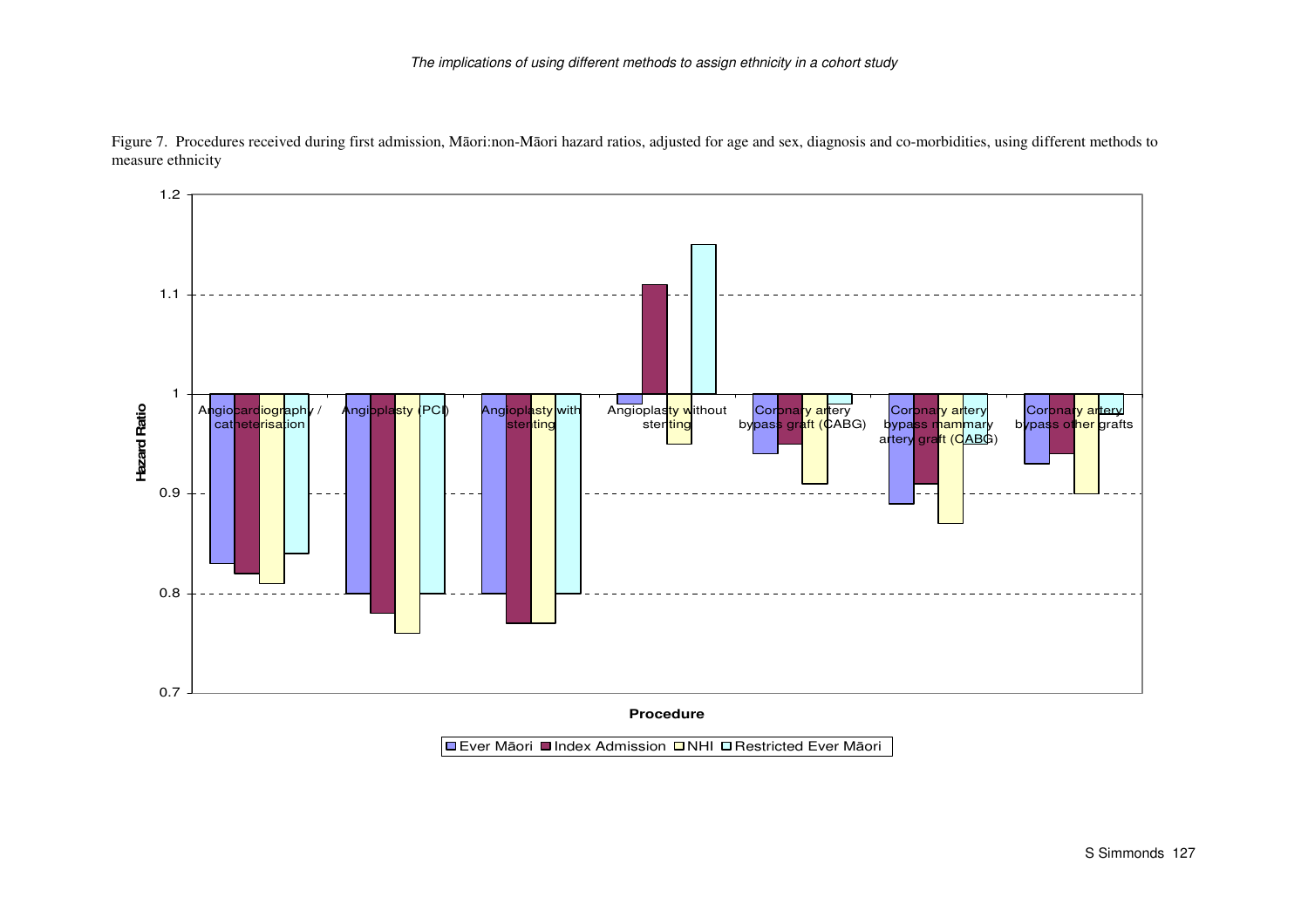Figure 7. Procedures received during first admission, Māori:non-Māori hazard ratios, adjusted for age and sex, diagnosis and co-morbidities, using different methods to measure ethnicity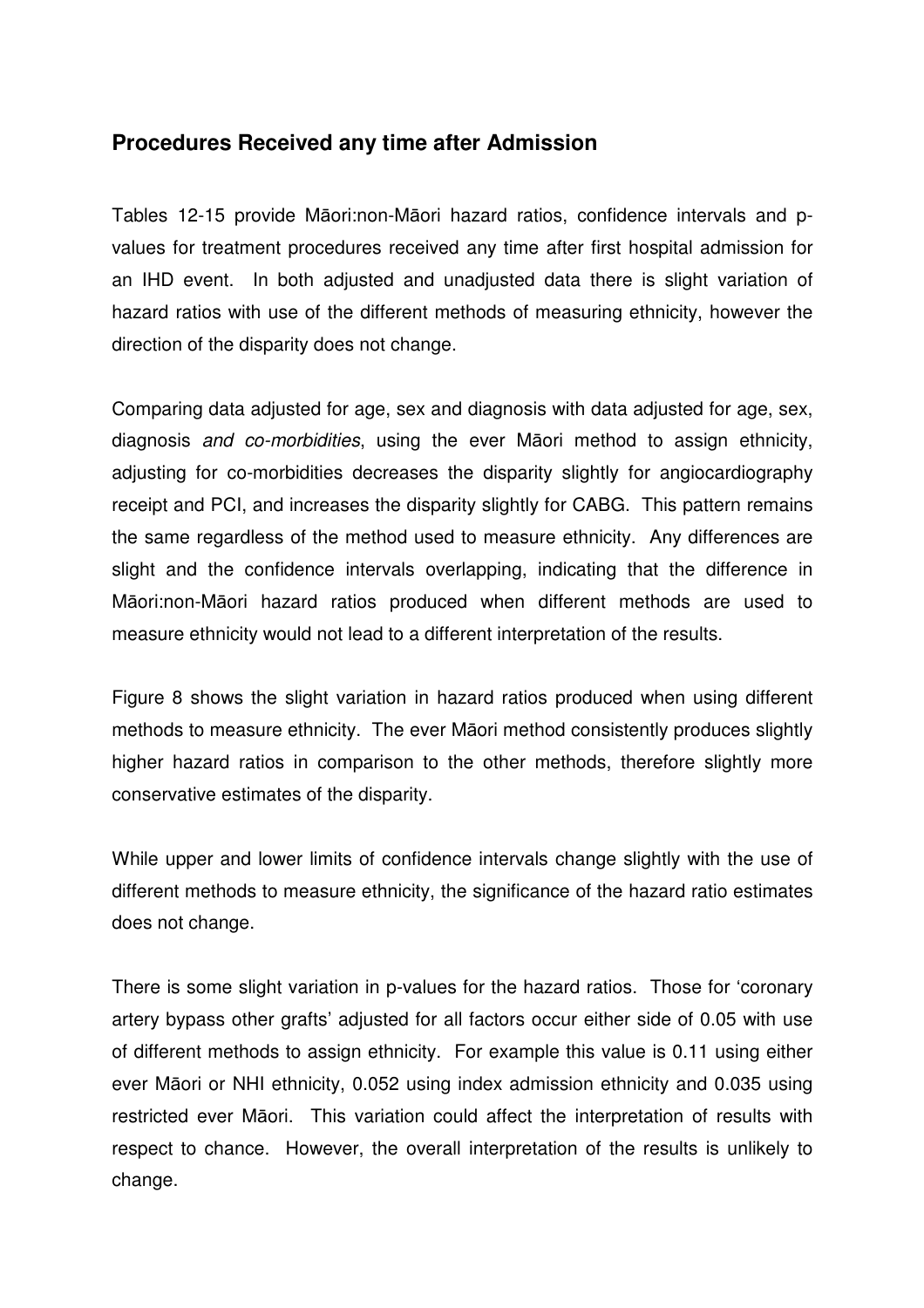## Procedures Received any time after Admission

Tables 12-15 provide Māori:non-Māori hazard ratios, confidence intervals and p-values for treatment procedures received any time after first hospital admission for an IHD event. In both adjusted and unadjusted data there is slight variation of hazard ratios with use of the different methods of measuring ethnicity, however the direction of the disparity does not change.

Comparing data adjusted for age, sex and diagnosis with data adjusted for age, sex, diagnosis *and co-morbidities*, using the ever Māori method to assign ethnicity, adjusting for co-morbidities decreases the disparity slightly for angiocardiography receipt and PCI, and increases the disparity slightly for CABG. This pattern remains the same regardless of the method used to measure ethnicity. Any differences are slight and the confidence intervals overlapping, indicating that the difference in Māori:non-Māori hazard ratios produced when different methods are used to measure ethnicity would not lead to a different interpretation of the results.

Figure 8 shows the slight variation in hazard ratios produced when using different methods to measure ethnicity. The ever Māori method consistently produces slightly higher hazard ratios in comparison to the other methods, therefore slightly more conservative estimates of the disparity.

While upper and lower limits of confidence intervals change slightly with the use of different methods to measure ethnicity, the significance of the hazard ratio estimates does not change.

There is some slight variation in p-values for the hazard ratios. Those for 'coronary artery bypass other grafts' adjusted for all factors occur either side of 0.05 with use of different methods to assign ethnicity. For example this value is 0.11 using either ever Māori or NHI ethnicity, 0.052 using index admission ethnicity and 0.035 using restricted ever Māori. This variation could affect the interpretation of results with respect to chance. However, the overall interpretation of the results is unlikely to change.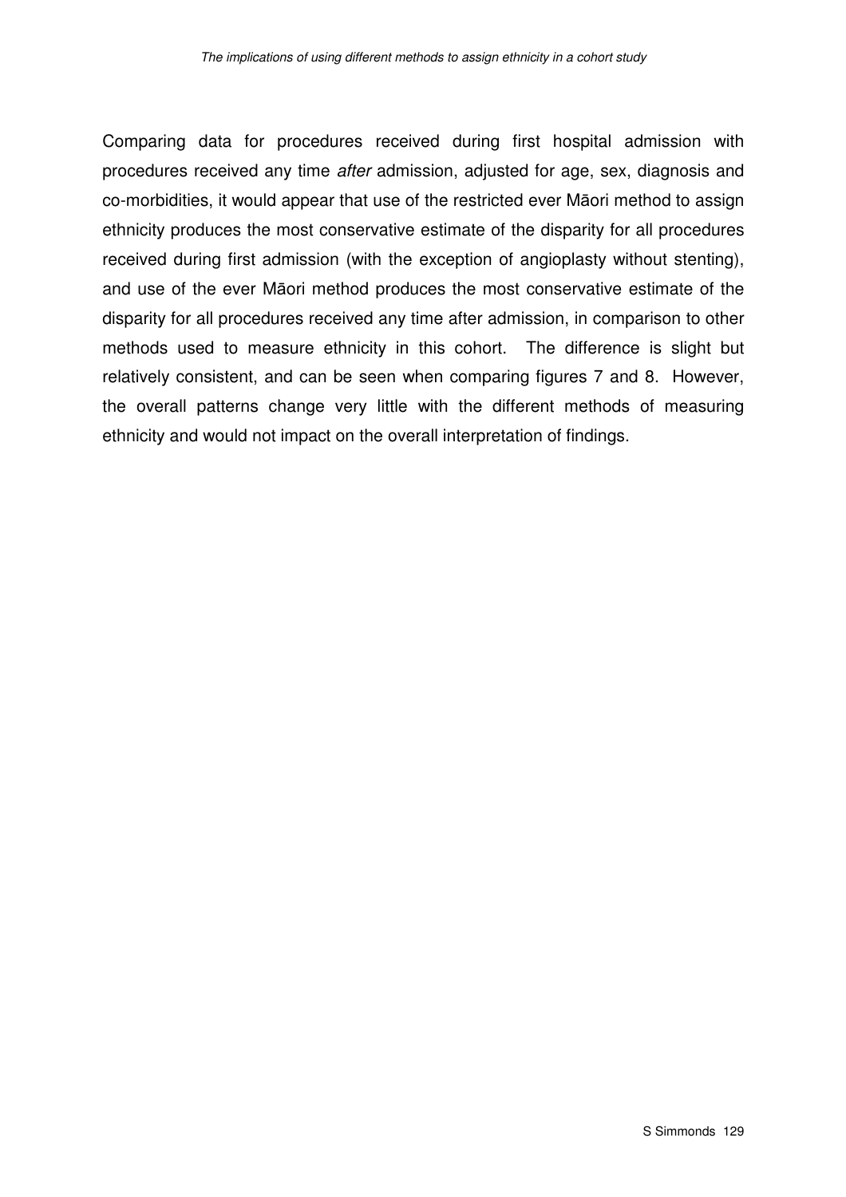Comparing data for procedures received during first hospital admission with procedures received any time *after* admission, adjusted for age, sex, diagnosis and co-morbidities, it would appear that use of the restricted ever Māori method to assign ethnicity produces the most conservative estimate of the disparity for all procedures received during first admission (with the exception of angioplasty without stenting), and use of the ever Māori method produces the most conservative estimate of the disparity for all procedures received any time after admission, in comparison to other methods used to measure ethnicity in this cohort. The difference is slight but relatively consistent, and can be seen when comparing figures 7 and 8. However, the overall patterns change very little with the different methods of measuring ethnicity and would not impact on the overall interpretation of findings.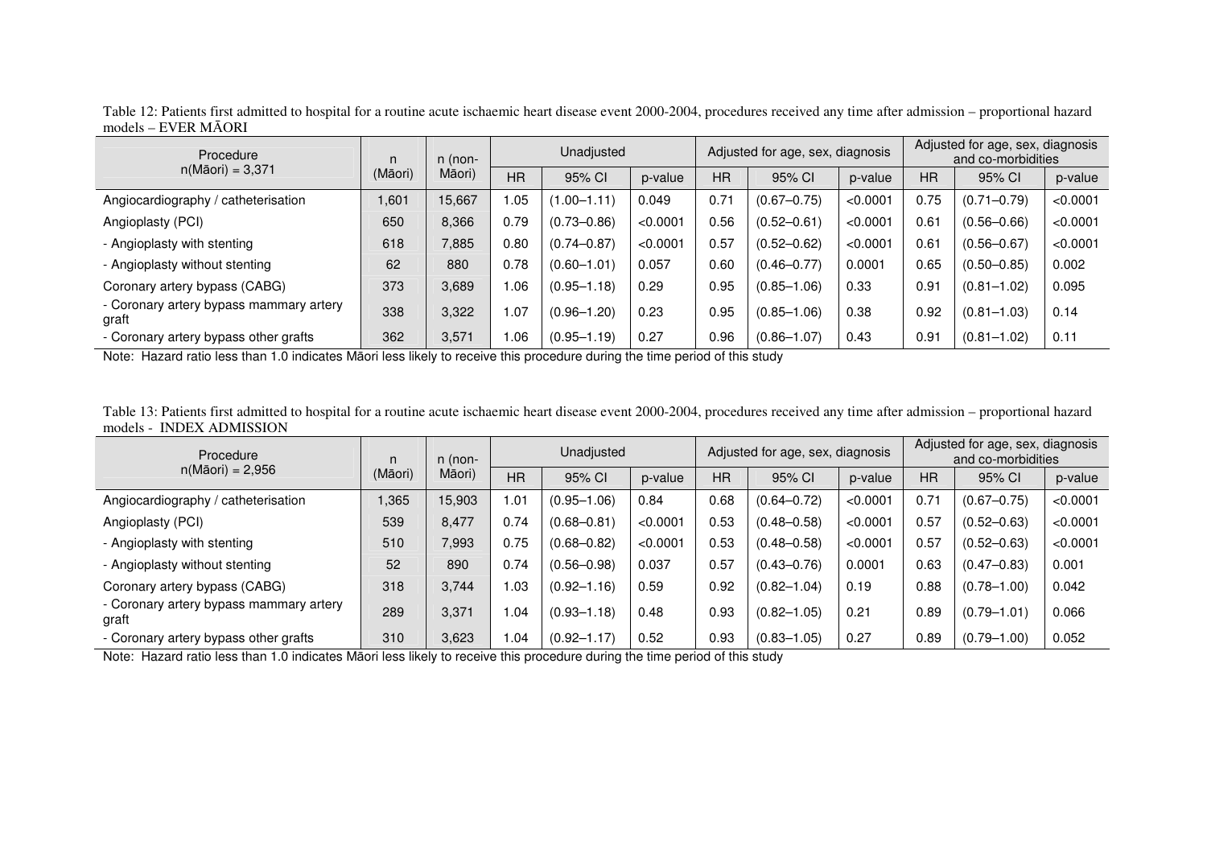Table 12: Patients first admitted to hospital for a routine acute ischaemic heart disease event 2000-2004, procedures received any time after admission – proportional hazard models – EVER MĀORI

| Procedure n(Māori) = 3,371 | n (Māori) | n (non-Māori) | Unadjusted | | | Adjusted for age, sex, diagnosis | | | Adjusted for age, sex, diagnosis and co-morbidities | | |
|---|---|---|---|---|---|---|---|---|---|---|---|
| | | | HR | 95% CI | p-value | HR | 95% CI | p-value | HR | 95% CI | p-value |
| Angiocardiography / catheterisation | 1,601 | 15,667 | 1.05 | (1.00–1.11) | 0.049 | 0.71 | (0.67–0.75) | <0.0001 | 0.75 | (0.71–0.79) | <0.0001 |
| Angioplasty (PCI) | 650 | 8,366 | 0.79 | (0.73–0.86) | <0.0001 | 0.56 | (0.52–0.61) | <0.0001 | 0.61 | (0.56–0.66) | <0.0001 |
| - Angioplasty with stenting | 618 | 7,885 | 0.80 | (0.74–0.87) | <0.0001 | 0.57 | (0.52–0.62) | <0.0001 | 0.61 | (0.56–0.67) | <0.0001 |
| - Angioplasty without stenting | 62 | 880 | 0.78 | (0.60–1.01) | 0.057 | 0.60 | (0.46–0.77) | 0.0001 | 0.65 | (0.50–0.85) | 0.002 |
| Coronary artery bypass (CABG) | 373 | 3,689 | 1.06 | (0.95–1.18) | 0.29 | 0.95 | (0.85–1.06) | 0.33 | 0.91 | (0.81–1.02) | 0.095 |
| - Coronary artery bypass mammary artery graft | 338 | 3,322 | 1.07 | (0.96–1.20) | 0.23 | 0.95 | (0.85–1.06) | 0.38 | 0.92 | (0.81–1.03) | 0.14 |
| - Coronary artery bypass other grafts | 362 | 3,571 | 1.06 | (0.95–1.19) | 0.27 | 0.96 | (0.86–1.07) | 0.43 | 0.91 | (0.81–1.02) | 0.11 |

Note: Hazard ratio less than 1.0 indicates Māori less likely to receive this procedure during the time period of this study

Table 13: Patients first admitted to hospital for a routine acute ischaemic heart disease event 2000-2004, procedures received any time after admission – proportional hazard models - INDEX ADMISSION

| Procedure n(Māori) = 2,956 | n (Māori) | n (non-Māori) | Unadjusted | | | Adjusted for age, sex, diagnosis | | | Adjusted for age, sex, diagnosis and co-morbidities | | |
|---|---|---|---|---|---|---|---|---|---|---|---|
| | | | HR | 95% CI | p-value | HR | 95% CI | p-value | HR | 95% CI | p-value |
| Angiocardiography / catheterisation | 1,365 | 15,903 | 1.01 | (0.95–1.06) | 0.84 | 0.68 | (0.64–0.72) | <0.0001 | 0.71 | (0.67–0.75) | <0.0001 |
| Angioplasty (PCI) | 539 | 8,477 | 0.74 | (0.68–0.81) | <0.0001 | 0.53 | (0.48–0.58) | <0.0001 | 0.57 | (0.52–0.63) | <0.0001 |
| - Angioplasty with stenting | 510 | 7,993 | 0.75 | (0.68–0.82) | <0.0001 | 0.53 | (0.48–0.58) | <0.0001 | 0.57 | (0.52–0.63) | <0.0001 |
| - Angioplasty without stenting | 52 | 890 | 0.74 | (0.56–0.98) | 0.037 | 0.57 | (0.43–0.76) | 0.0001 | 0.63 | (0.47–0.83) | 0.001 |
| Coronary artery bypass (CABG) | 318 | 3,744 | 1.03 | (0.92–1.16) | 0.59 | 0.92 | (0.82–1.04) | 0.19 | 0.88 | (0.78–1.00) | 0.042 |
| - Coronary artery bypass mammary artery graft | 289 | 3,371 | 1.04 | (0.93–1.18) | 0.48 | 0.93 | (0.82–1.05) | 0.21 | 0.89 | (0.79–1.01) | 0.066 |
| - Coronary artery bypass other grafts | 310 | 3,623 | 1.04 | (0.92–1.17) | 0.52 | 0.93 | (0.83–1.05) | 0.27 | 0.89 | (0.79–1.00) | 0.052 |

Note: Hazard ratio less than 1.0 indicates Māori less likely to receive this procedure during the time period of this study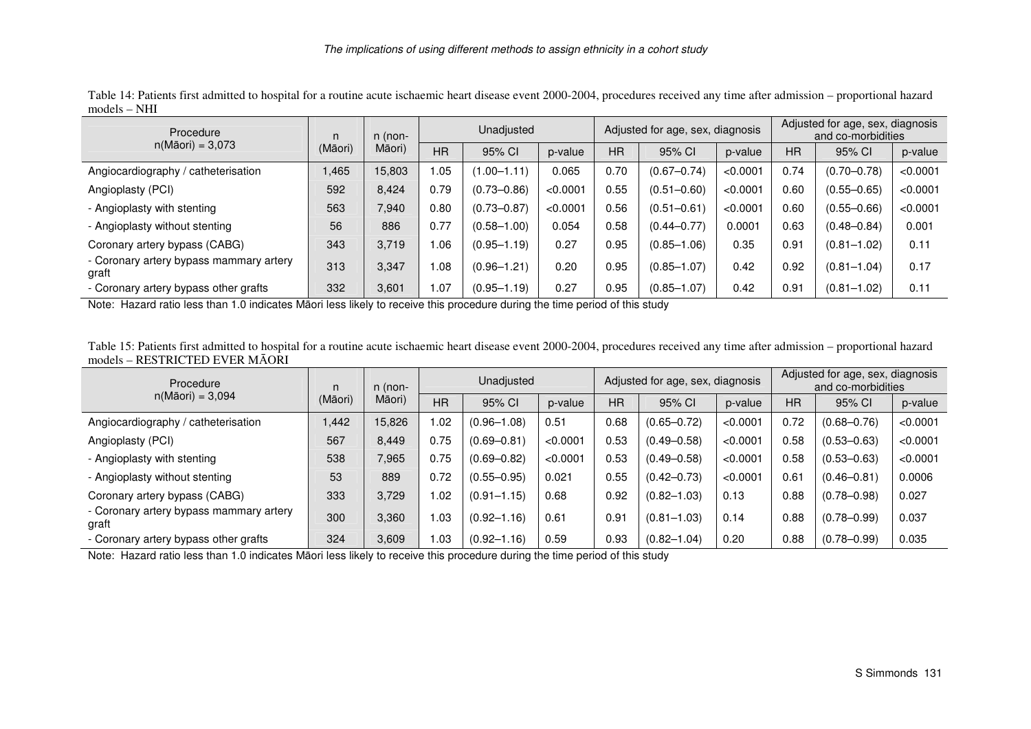Table 14: Patients first admitted to hospital for a routine acute ischaemic heart disease event 2000-2004, procedures received any time after admission – proportional hazard models – NHI

| Procedure n(Māori) = 3,073 | n (Māori) | n (non-Māori) | Unadjusted | | | Adjusted for age, sex, diagnosis | | | Adjusted for age, sex, diagnosis and co-morbidities | | |
|---|---|---|---|---|---|---|---|---|---|---|---|
| | | | HR | 95% CI | p-value | HR | 95% CI | p-value | HR | 95% CI | p-value |
| Angiocardiography / catheterisation | 1,465 | 15,803 | 1.05 | (1.00–1.11) | 0.065 | 0.70 | (0.67–0.74) | <0.0001 | 0.74 | (0.70–0.78) | <0.0001 |
| Angioplasty (PCI) | 592 | 8,424 | 0.79 | (0.73–0.86) | <0.0001 | 0.55 | (0.51–0.60) | <0.0001 | 0.60 | (0.55–0.65) | <0.0001 |
| - Angioplasty with stenting | 563 | 7,940 | 0.80 | (0.73–0.87) | <0.0001 | 0.56 | (0.51–0.61) | <0.0001 | 0.60 | (0.55–0.66) | <0.0001 |
| - Angioplasty without stenting | 56 | 886 | 0.77 | (0.58–1.00) | 0.054 | 0.58 | (0.44–0.77) | 0.0001 | 0.63 | (0.48–0.84) | 0.001 |
| Coronary artery bypass (CABG) | 343 | 3,719 | 1.06 | (0.95–1.19) | 0.27 | 0.95 | (0.85–1.06) | 0.35 | 0.91 | (0.81–1.02) | 0.11 |
| - Coronary artery bypass mammary artery graft | 313 | 3,347 | 1.08 | (0.96–1.21) | 0.20 | 0.95 | (0.85–1.07) | 0.42 | 0.92 | (0.81–1.04) | 0.17 |
| - Coronary artery bypass other grafts | 332 | 3,601 | 1.07 | (0.95–1.19) | 0.27 | 0.95 | (0.85–1.07) | 0.42 | 0.91 | (0.81–1.02) | 0.11 |

Note: Hazard ratio less than 1.0 indicates Māori less likely to receive this procedure during the time period of this study

Table 15: Patients first admitted to hospital for a routine acute ischaemic heart disease event 2000-2004, procedures received any time after admission – proportional hazard models – RESTRICTED EVER MĀORI

| Procedure n(Māori) = 3,094 | n (Māori) | n (non-Māori) | Unadjusted | | | Adjusted for age, sex, diagnosis | | | Adjusted for age, sex, diagnosis and co-morbidities | | |
|---|---|---|---|---|---|---|---|---|---|---|---|
| | | | HR | 95% CI | p-value | HR | 95% CI | p-value | HR | 95% CI | p-value |
| Angiocardiography / catheterisation | 1,442 | 15,826 | 1.02 | (0.96–1.08) | 0.51 | 0.68 | (0.65–0.72) | <0.0001 | 0.72 | (0.68–0.76) | <0.0001 |
| Angioplasty (PCI) | 567 | 8,449 | 0.75 | (0.69–0.81) | <0.0001 | 0.53 | (0.49–0.58) | <0.0001 | 0.58 | (0.53–0.63) | <0.0001 |
| - Angioplasty with stenting | 538 | 7,965 | 0.75 | (0.69–0.82) | <0.0001 | 0.53 | (0.49–0.58) | <0.0001 | 0.58 | (0.53–0.63) | <0.0001 |
| - Angioplasty without stenting | 53 | 889 | 0.72 | (0.55–0.95) | 0.021 | 0.55 | (0.42–0.73) | <0.0001 | 0.61 | (0.46–0.81) | 0.0006 |
| Coronary artery bypass (CABG) | 333 | 3,729 | 1.02 | (0.91–1.15) | 0.68 | 0.92 | (0.82–1.03) | 0.13 | 0.88 | (0.78–0.98) | 0.027 |
| - Coronary artery bypass mammary artery graft | 300 | 3,360 | 1.03 | (0.92–1.16) | 0.61 | 0.91 | (0.81–1.03) | 0.14 | 0.88 | (0.78–0.99) | 0.037 |
| - Coronary artery bypass other grafts | 324 | 3,609 | 1.03 | (0.92–1.16) | 0.59 | 0.93 | (0.82–1.04) | 0.20 | 0.88 | (0.78–0.99) | 0.035 |

Note: Hazard ratio less than 1.0 indicates Māori less likely to receive this procedure during the time period of this study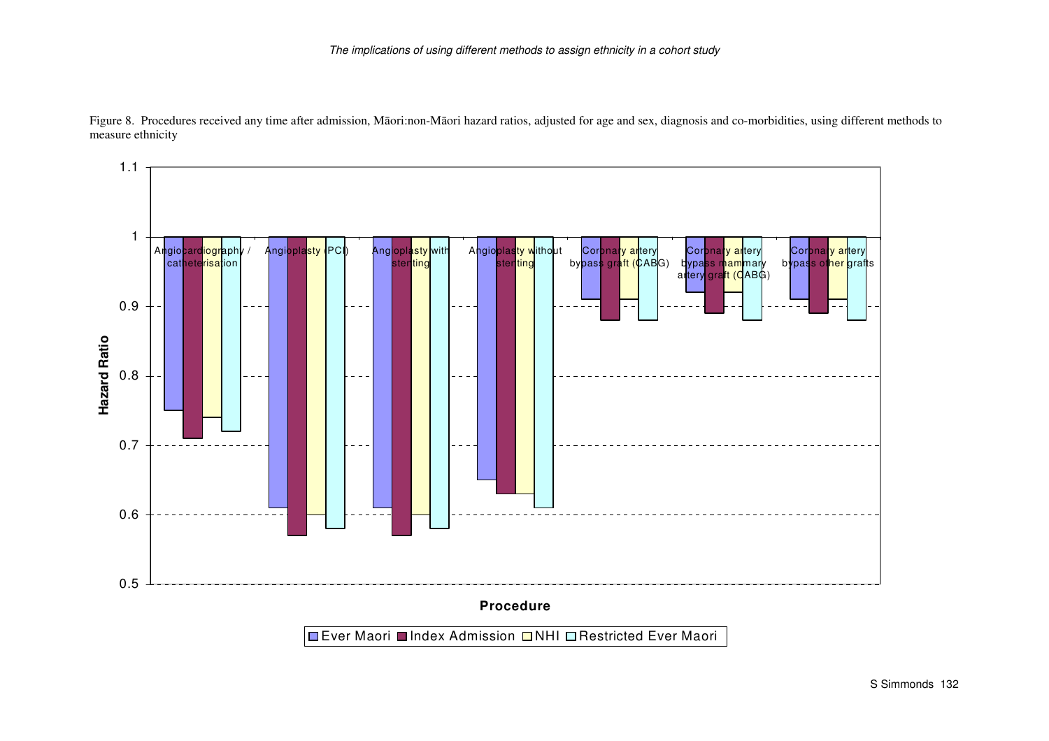Figure 8. Procedures received any time after admission, Māori:non-Māori hazard ratios, adjusted for age and sex, diagnosis and co-morbidities, using different methods to measure ethnicity

| Procedure | Ever Maori | Index Admission | NHI | Restricted Ever Maori |
|---|---|---|---|---|
| Angiocardiography / catheterisation | 0.75 | 0.71 | 0.74 | 0.72 |
| Angioplasty (PCI) | 0.61 | 0.57 | 0.60 | 0.58 |
| Angioplasty with stenting | 0.61 | 0.57 | 0.60 | 0.58 |
| Angioplasty without stenting | 0.65 | 0.63 | 0.63 | 0.61 |
| Coronary artery bypass graft (CABG) | 0.91 | 0.88 | 0.91 | 0.88 |
| Coronary artery bypass mammary artery graft (CABG) | 0.92 | 0.89 | 0.92 | 0.88 |
| Coronary artery bypass other grafts | 0.91 | 0.89 | 0.91 | 0.88 |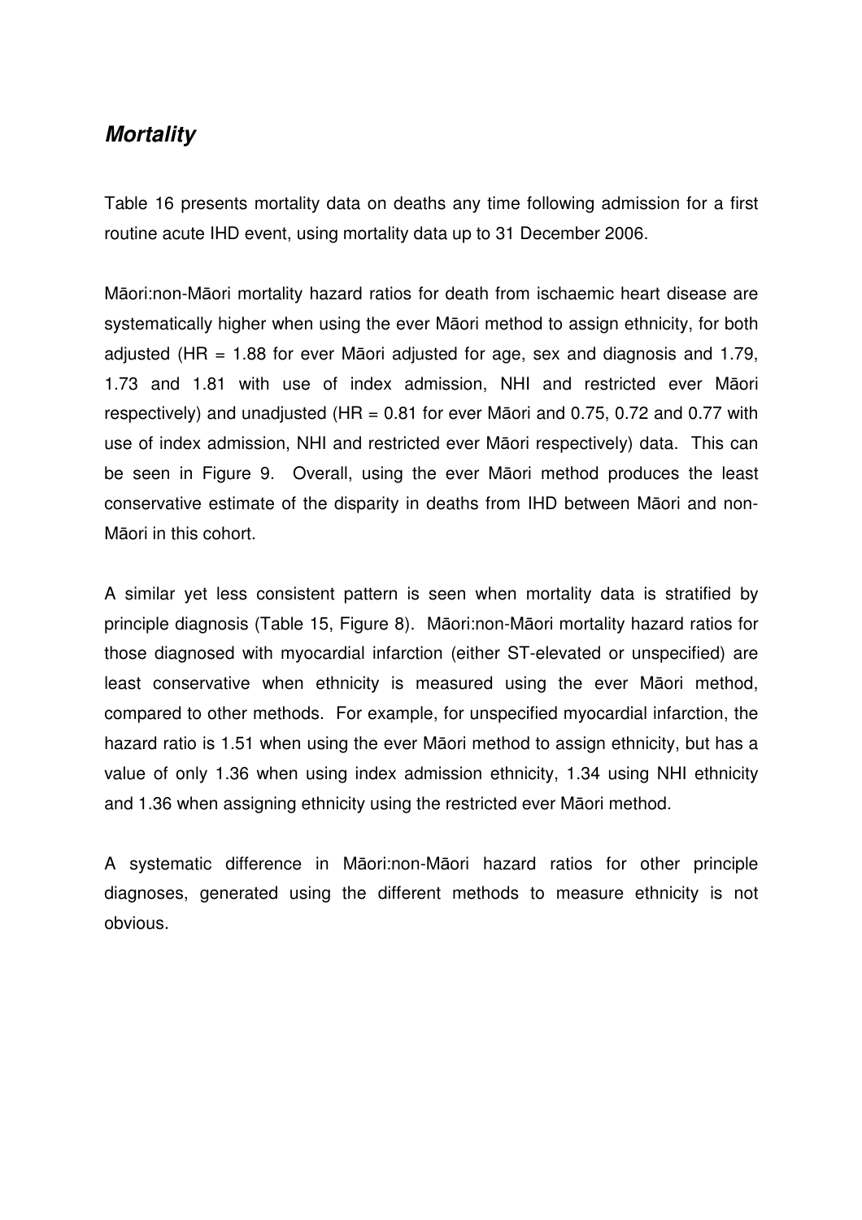### *Mortality*

Table 16 presents mortality data on deaths any time following admission for a first routine acute IHD event, using mortality data up to 31 December 2006.

Māori:non-Māori mortality hazard ratios for death from ischaemic heart disease are systematically higher when using the ever Māori method to assign ethnicity, for both adjusted (HR = 1.88 for ever Māori adjusted for age, sex and diagnosis and 1.79, 1.73 and 1.81 with use of index admission, NHI and restricted ever Māori respectively) and unadjusted (HR = 0.81 for ever Māori and 0.75, 0.72 and 0.77 with use of index admission, NHI and restricted ever Māori respectively) data. This can be seen in Figure 9. Overall, using the ever Māori method produces the least conservative estimate of the disparity in deaths from IHD between Māori and non-Māori in this cohort.

A similar yet less consistent pattern is seen when mortality data is stratified by principle diagnosis (Table 15, Figure 8). Māori:non-Māori mortality hazard ratios for those diagnosed with myocardial infarction (either ST-elevated or unspecified) are least conservative when ethnicity is measured using the ever Māori method, compared to other methods. For example, for unspecified myocardial infarction, the hazard ratio is 1.51 when using the ever Māori method to assign ethnicity, but has a value of only 1.36 when using index admission ethnicity, 1.34 using NHI ethnicity and 1.36 when assigning ethnicity using the restricted ever Māori method.

A systematic difference in Māori:non-Māori hazard ratios for other principle diagnoses, generated using the different methods to measure ethnicity is not obvious.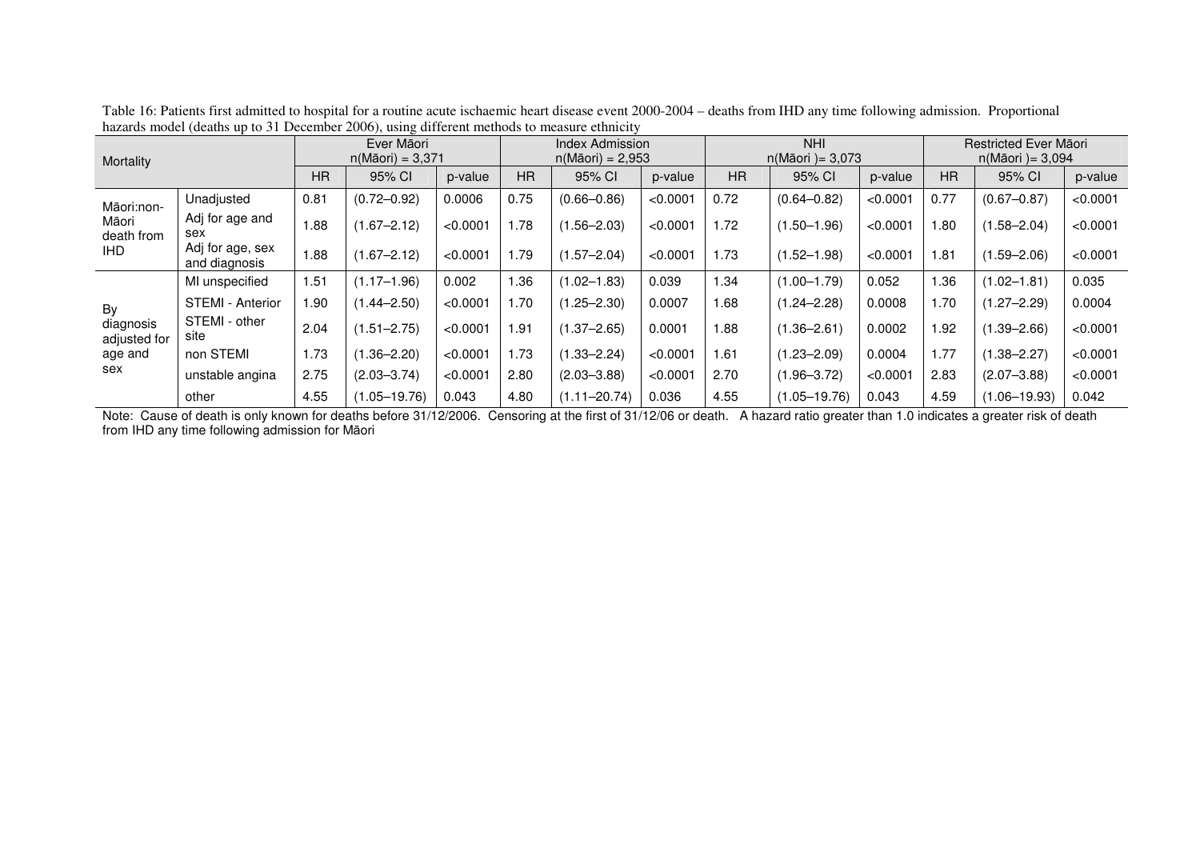Table 16: Patients first admitted to hospital for a routine acute ischaemic heart disease event 2000-2004 – deaths from IHD any time following admission. Proportional hazards model (deaths up to 31 December 2006), using different methods to measure ethnicity

| Mortality | | Ever Māori n(Māori) = 3,371 | | | Index Admission n(Māori) = 2,953 | | | NHI n(Māori )= 3,073 | | | Restricted Ever Māori n(Māori )= 3,094 | | |
|---|---|---|---|---|---|---|---|---|---|---|---|---|---|
| | | HR | 95% CI | p-value | HR | 95% CI | p-value | HR | 95% CI | p-value | HR | 95% CI | p-value |
| Māori:non-Māori death from IHD | Unadjusted | 0.81 | (0.72–0.92) | 0.0006 | 0.75 | (0.66–0.86) | <0.0001 | 0.72 | (0.64–0.82) | <0.0001 | 0.77 | (0.67–0.87) | <0.0001 |
| | Adj for age and sex | 1.88 | (1.67–2.12) | <0.0001 | 1.78 | (1.56–2.03) | <0.0001 | 1.72 | (1.50–1.96) | <0.0001 | 1.80 | (1.58–2.04) | <0.0001 |
| | Adj for age, sex and diagnosis | 1.88 | (1.67–2.12) | <0.0001 | 1.79 | (1.57–2.04) | <0.0001 | 1.73 | (1.52–1.98) | <0.0001 | 1.81 | (1.59–2.06) | <0.0001 |
| By diagnosis adjusted for age and sex | MI unspecified | 1.51 | (1.17–1.96) | 0.002 | 1.36 | (1.02–1.83) | 0.039 | 1.34 | (1.00–1.79) | 0.052 | 1.36 | (1.02–1.81) | 0.035 |
| | STEMI - Anterior | 1.90 | (1.44–2.50) | <0.0001 | 1.70 | (1.25–2.30) | 0.0007 | 1.68 | (1.24–2.28) | 0.0008 | 1.70 | (1.27–2.29) | 0.0004 |
| | STEMI - other site | 2.04 | (1.51–2.75) | <0.0001 | 1.91 | (1.37–2.65) | 0.0001 | 1.88 | (1.36–2.61) | 0.0002 | 1.92 | (1.39–2.66) | <0.0001 |
| | non STEMI | 1.73 | (1.36–2.20) | <0.0001 | 1.73 | (1.33–2.24) | <0.0001 | 1.61 | (1.23–2.09) | 0.0004 | 1.77 | (1.38–2.27) | <0.0001 |
| | unstable angina | 2.75 | (2.03–3.74) | <0.0001 | 2.80 | (2.03–3.88) | <0.0001 | 2.70 | (1.96–3.72) | <0.0001 | 2.83 | (2.07–3.88) | <0.0001 |
| | other | 4.55 | (1.05–19.76) | 0.043 | 4.80 | (1.11–20.74) | 0.036 | 4.55 | (1.05–19.76) | 0.043 | 4.59 | (1.06–19.93) | 0.042 |

Note: Cause of death is only known for deaths before 31/12/2006. Censoring at the first of 31/12/06 or death. A hazard ratio greater than 1.0 indicates a greater risk of death from IHD any time following admission for Māori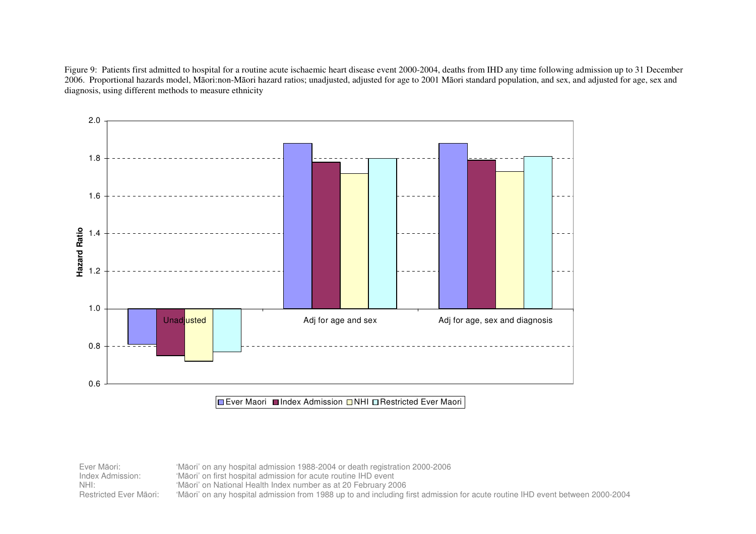Figure 9: Patients first admitted to hospital for a routine acute ischaemic heart disease event 2000-2004, deaths from IHD any time following admission up to 31 December 2006. Proportional hazards model, Māori:non-Māori hazard ratios; unadjusted, adjusted for age to 2001 Māori standard population, and sex, and adjusted for age, sex and diagnosis, using different methods to measure ethnicity

| Hazard Ratio | Ever Maori | Index Admission | NHI | Restricted Ever Maori |
|---|---|---|---|---|
| Unadjusted | 0.81 | 0.75 | 0.72 | 0.77 |
| Adj for age and sex | 1.88 | 1.78 | 1.72 | 1.80 |
| Adj for age, sex and diagnosis | 1.88 | 1.79 | 1.73 | 1.81 |

Ever Māori: 'Māori' on any hospital admission 1988-2004 or death registration 2000-2006
Index Admission: 'Māori' on first hospital admission for acute routine IHD event
NHI: 'Māori' on National Health Index number as at 20 February 2006
Restricted Ever Māori: 'Māori' on any hospital admission from 1988 up to and including first admission for acute routine IHD event between 2000-2004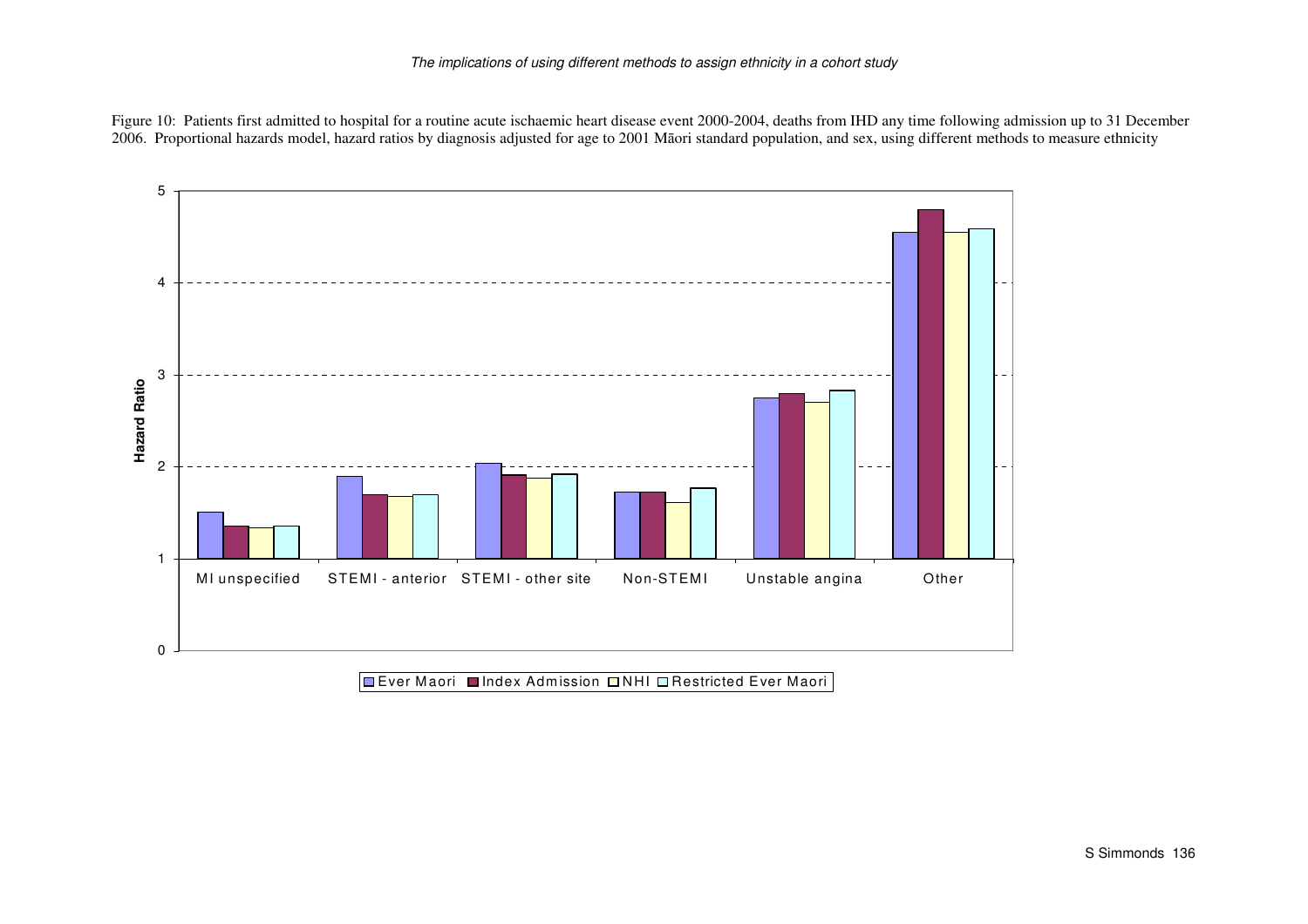Figure 10: Patients first admitted to hospital for a routine acute ischaemic heart disease event 2000-2004, deaths from IHD any time following admission up to 31 December 2006. Proportional hazards model, hazard ratios by diagnosis adjusted for age to 2001 Māori standard population, and sex, using different methods to measure ethnicity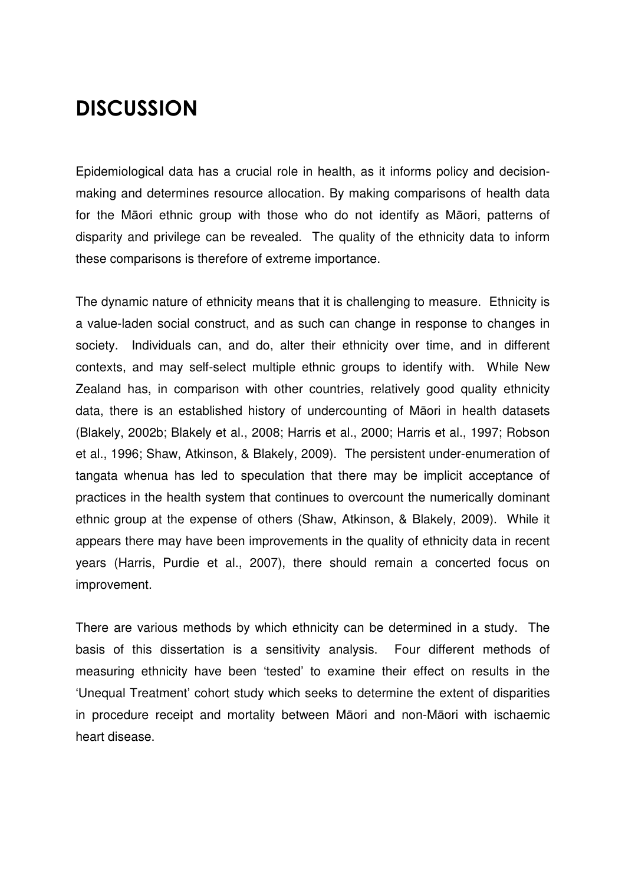# DISCUSSION

Epidemiological data has a crucial role in health, as it informs policy and decision-making and determines resource allocation. By making comparisons of health data for the Māori ethnic group with those who do not identify as Māori, patterns of disparity and privilege can be revealed. The quality of the ethnicity data to inform these comparisons is therefore of extreme importance.

The dynamic nature of ethnicity means that it is challenging to measure. Ethnicity is a value-laden social construct, and as such can change in response to changes in society. Individuals can, and do, alter their ethnicity over time, and in different contexts, and may self-select multiple ethnic groups to identify with. While New Zealand has, in comparison with other countries, relatively good quality ethnicity data, there is an established history of undercounting of Māori in health datasets (Blakely, 2002b; Blakely et al., 2008; Harris et al., 2000; Harris et al., 1997; Robson et al., 1996; Shaw, Atkinson, & Blakely, 2009). The persistent under-enumeration of tangata whenua has led to speculation that there may be implicit acceptance of practices in the health system that continues to overcount the numerically dominant ethnic group at the expense of others (Shaw, Atkinson, & Blakely, 2009). While it appears there may have been improvements in the quality of ethnicity data in recent years (Harris, Purdie et al., 2007), there should remain a concerted focus on improvement.

There are various methods by which ethnicity can be determined in a study. The basis of this dissertation is a sensitivity analysis. Four different methods of measuring ethnicity have been 'tested' to examine their effect on results in the 'Unequal Treatment' cohort study which seeks to determine the extent of disparities in procedure receipt and mortality between Māori and non-Māori with ischaemic heart disease.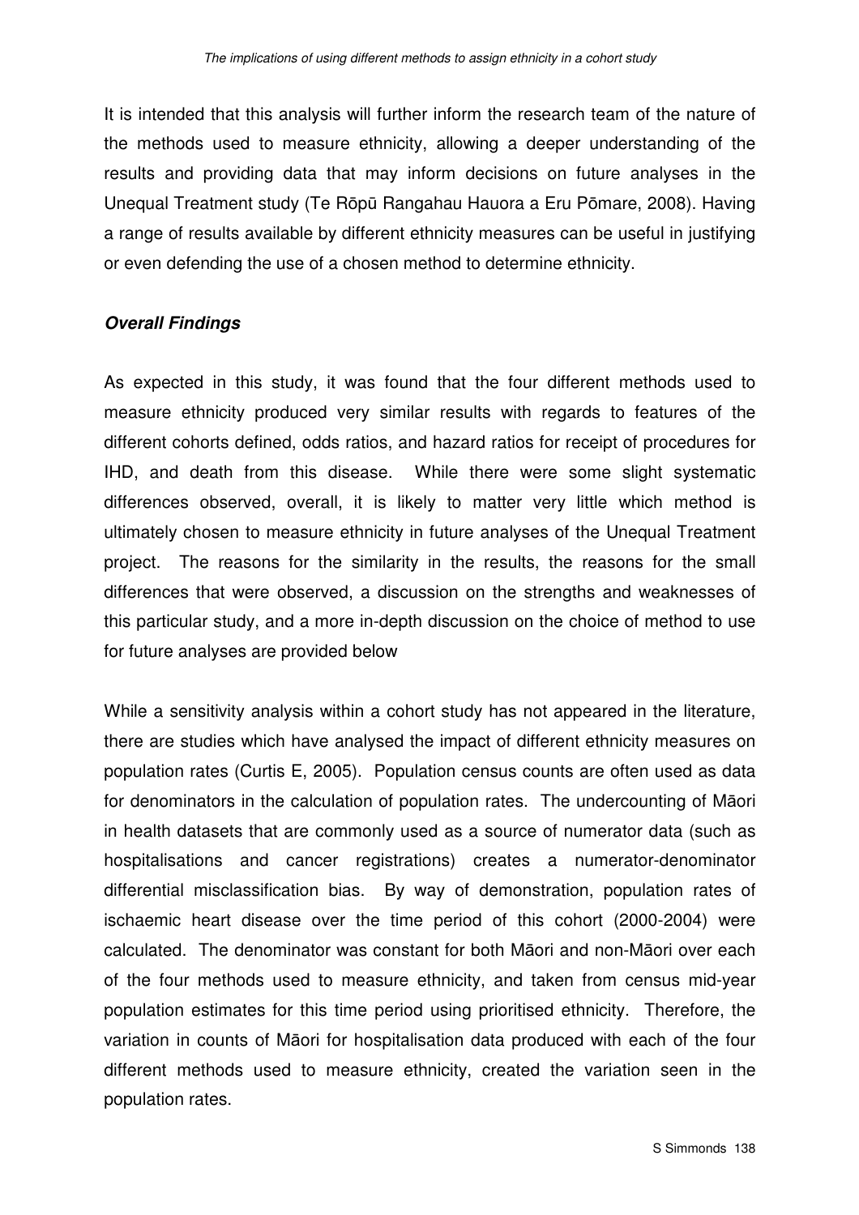It is intended that this analysis will further inform the research team of the nature of the methods used to measure ethnicity, allowing a deeper understanding of the results and providing data that may inform decisions on future analyses in the Unequal Treatment study (Te Rōpū Rangahau Hauora a Eru Pōmare, 2008). Having a range of results available by different ethnicity measures can be useful in justifying or even defending the use of a chosen method to determine ethnicity.

### *Overall Findings*

As expected in this study, it was found that the four different methods used to measure ethnicity produced very similar results with regards to features of the different cohorts defined, odds ratios, and hazard ratios for receipt of procedures for IHD, and death from this disease. While there were some slight systematic differences observed, overall, it is likely to matter very little which method is ultimately chosen to measure ethnicity in future analyses of the Unequal Treatment project. The reasons for the similarity in the results, the reasons for the small differences that were observed, a discussion on the strengths and weaknesses of this particular study, and a more in-depth discussion on the choice of method to use for future analyses are provided below

While a sensitivity analysis within a cohort study has not appeared in the literature, there are studies which have analysed the impact of different ethnicity measures on population rates (Curtis E, 2005). Population census counts are often used as data for denominators in the calculation of population rates. The undercounting of Māori in health datasets that are commonly used as a source of numerator data (such as hospitalisations and cancer registrations) creates a numerator-denominator differential misclassification bias. By way of demonstration, population rates of ischaemic heart disease over the time period of this cohort (2000-2004) were calculated. The denominator was constant for both Māori and non-Māori over each of the four methods used to measure ethnicity, and taken from census mid-year population estimates for this time period using prioritised ethnicity. Therefore, the variation in counts of Māori for hospitalisation data produced with each of the four different methods used to measure ethnicity, created the variation seen in the population rates.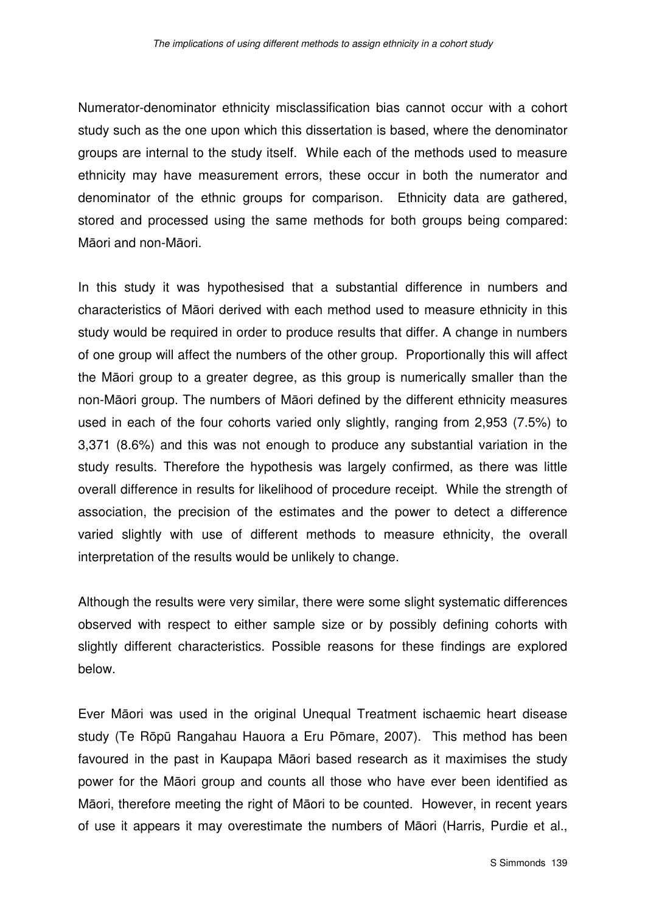Numerator-denominator ethnicity misclassification bias cannot occur with a cohort study such as the one upon which this dissertation is based, where the denominator groups are internal to the study itself. While each of the methods used to measure ethnicity may have measurement errors, these occur in both the numerator and denominator of the ethnic groups for comparison. Ethnicity data are gathered, stored and processed using the same methods for both groups being compared: Māori and non-Māori.

In this study it was hypothesised that a substantial difference in numbers and characteristics of Māori derived with each method used to measure ethnicity in this study would be required in order to produce results that differ. A change in numbers of one group will affect the numbers of the other group. Proportionally this will affect the Māori group to a greater degree, as this group is numerically smaller than the non-Māori group. The numbers of Māori defined by the different ethnicity measures used in each of the four cohorts varied only slightly, ranging from 2,953 (7.5%) to 3,371 (8.6%) and this was not enough to produce any substantial variation in the study results. Therefore the hypothesis was largely confirmed, as there was little overall difference in results for likelihood of procedure receipt. While the strength of association, the precision of the estimates and the power to detect a difference varied slightly with use of different methods to measure ethnicity, the overall interpretation of the results would be unlikely to change.

Although the results were very similar, there were some slight systematic differences observed with respect to either sample size or by possibly defining cohorts with slightly different characteristics. Possible reasons for these findings are explored below.

Ever Māori was used in the original Unequal Treatment ischaemic heart disease study (Te Rōpū Rangahau Hauora a Eru Pōmare, 2007). This method has been favoured in the past in Kaupapa Māori based research as it maximises the study power for the Māori group and counts all those who have ever been identified as Māori, therefore meeting the right of Māori to be counted. However, in recent years of use it appears it may overestimate the numbers of Māori (Harris, Purdie et al.,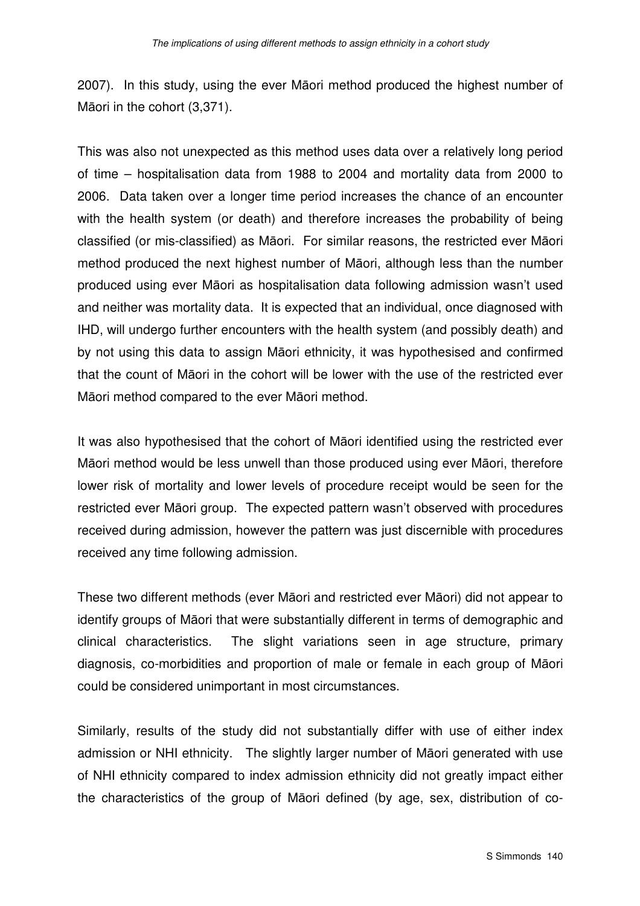2007). In this study, using the ever Māori method produced the highest number of Māori in the cohort (3,371).

This was also not unexpected as this method uses data over a relatively long period of time – hospitalisation data from 1988 to 2004 and mortality data from 2000 to 2006. Data taken over a longer time period increases the chance of an encounter with the health system (or death) and therefore increases the probability of being classified (or mis-classified) as Māori. For similar reasons, the restricted ever Māori method produced the next highest number of Māori, although less than the number produced using ever Māori as hospitalisation data following admission wasn't used and neither was mortality data. It is expected that an individual, once diagnosed with IHD, will undergo further encounters with the health system (and possibly death) and by not using this data to assign Māori ethnicity, it was hypothesised and confirmed that the count of Māori in the cohort will be lower with the use of the restricted ever Māori method compared to the ever Māori method.

It was also hypothesised that the cohort of Māori identified using the restricted ever Māori method would be less unwell than those produced using ever Māori, therefore lower risk of mortality and lower levels of procedure receipt would be seen for the restricted ever Māori group. The expected pattern wasn't observed with procedures received during admission, however the pattern was just discernible with procedures received any time following admission.

These two different methods (ever Māori and restricted ever Māori) did not appear to identify groups of Māori that were substantially different in terms of demographic and clinical characteristics. The slight variations seen in age structure, primary diagnosis, co-morbidities and proportion of male or female in each group of Māori could be considered unimportant in most circumstances.

Similarly, results of the study did not substantially differ with use of either index admission or NHI ethnicity. The slightly larger number of Māori generated with use of NHI ethnicity compared to index admission ethnicity did not greatly impact either the characteristics of the group of Māori defined (by age, sex, distribution of co-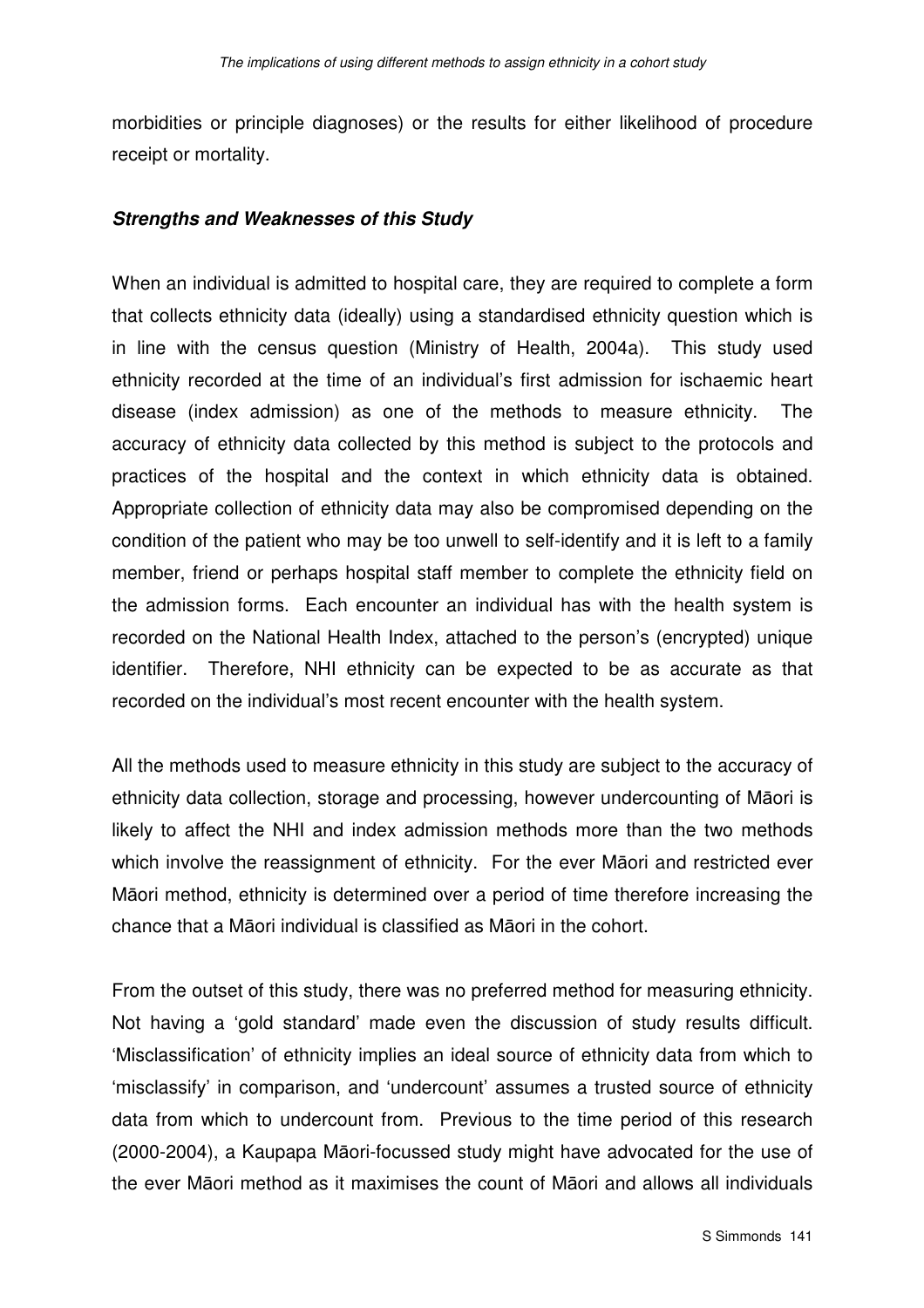morbidities or principle diagnoses) or the results for either likelihood of procedure receipt or mortality.

***Strengths and Weaknesses of this Study***

When an individual is admitted to hospital care, they are required to complete a form that collects ethnicity data (ideally) using a standardised ethnicity question which is in line with the census question (Ministry of Health, 2004a). This study used ethnicity recorded at the time of an individual's first admission for ischaemic heart disease (index admission) as one of the methods to measure ethnicity. The accuracy of ethnicity data collected by this method is subject to the protocols and practices of the hospital and the context in which ethnicity data is obtained. Appropriate collection of ethnicity data may also be compromised depending on the condition of the patient who may be too unwell to self-identify and it is left to a family member, friend or perhaps hospital staff member to complete the ethnicity field on the admission forms. Each encounter an individual has with the health system is recorded on the National Health Index, attached to the person's (encrypted) unique identifier. Therefore, NHI ethnicity can be expected to be as accurate as that recorded on the individual's most recent encounter with the health system.

All the methods used to measure ethnicity in this study are subject to the accuracy of ethnicity data collection, storage and processing, however undercounting of Māori is likely to affect the NHI and index admission methods more than the two methods which involve the reassignment of ethnicity. For the ever Māori and restricted ever Māori method, ethnicity is determined over a period of time therefore increasing the chance that a Māori individual is classified as Māori in the cohort.

From the outset of this study, there was no preferred method for measuring ethnicity. Not having a 'gold standard' made even the discussion of study results difficult. 'Misclassification' of ethnicity implies an ideal source of ethnicity data from which to 'misclassify' in comparison, and 'undercount' assumes a trusted source of ethnicity data from which to undercount from. Previous to the time period of this research (2000-2004), a Kaupapa Māori-focussed study might have advocated for the use of the ever Māori method as it maximises the count of Māori and allows all individuals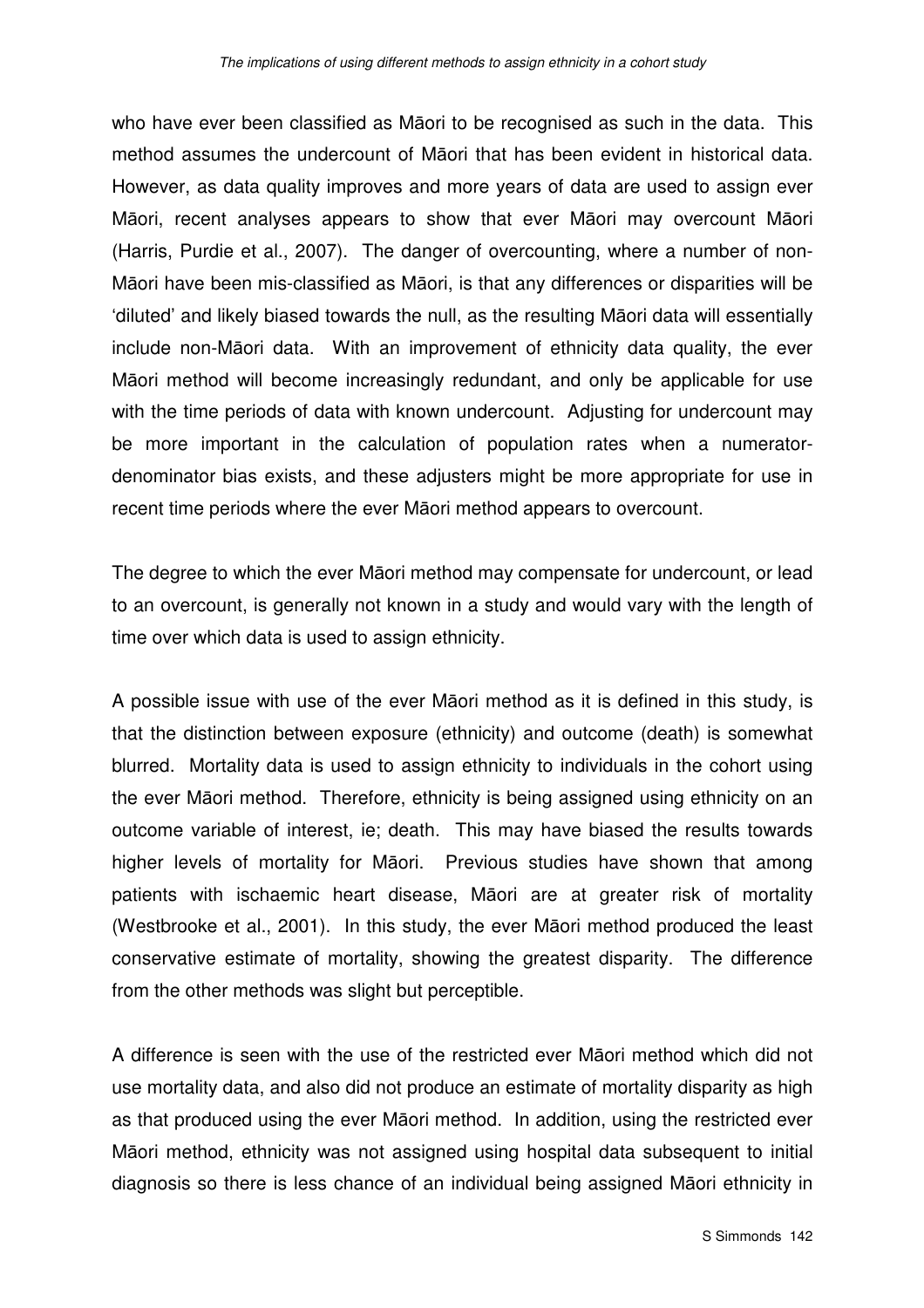who have ever been classified as Māori to be recognised as such in the data. This method assumes the undercount of Māori that has been evident in historical data. However, as data quality improves and more years of data are used to assign ever Māori, recent analyses appears to show that ever Māori may overcount Māori (Harris, Purdie et al., 2007). The danger of overcounting, where a number of non-Māori have been mis-classified as Māori, is that any differences or disparities will be 'diluted' and likely biased towards the null, as the resulting Māori data will essentially include non-Māori data. With an improvement of ethnicity data quality, the ever Māori method will become increasingly redundant, and only be applicable for use with the time periods of data with known undercount. Adjusting for undercount may be more important in the calculation of population rates when a numerator-denominator bias exists, and these adjusters might be more appropriate for use in recent time periods where the ever Māori method appears to overcount.

The degree to which the ever Māori method may compensate for undercount, or lead to an overcount, is generally not known in a study and would vary with the length of time over which data is used to assign ethnicity.

A possible issue with use of the ever Māori method as it is defined in this study, is that the distinction between exposure (ethnicity) and outcome (death) is somewhat blurred. Mortality data is used to assign ethnicity to individuals in the cohort using the ever Māori method. Therefore, ethnicity is being assigned using ethnicity on an outcome variable of interest, ie; death. This may have biased the results towards higher levels of mortality for Māori. Previous studies have shown that among patients with ischaemic heart disease, Māori are at greater risk of mortality (Westbrooke et al., 2001). In this study, the ever Māori method produced the least conservative estimate of mortality, showing the greatest disparity. The difference from the other methods was slight but perceptible.

A difference is seen with the use of the restricted ever Māori method which did not use mortality data, and also did not produce an estimate of mortality disparity as high as that produced using the ever Māori method. In addition, using the restricted ever Māori method, ethnicity was not assigned using hospital data subsequent to initial diagnosis so there is less chance of an individual being assigned Māori ethnicity in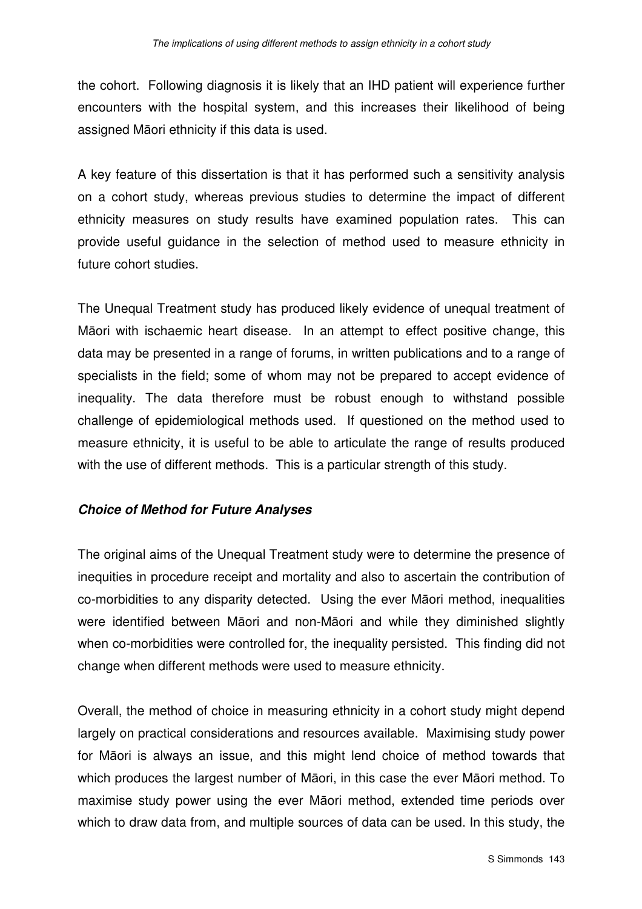the cohort. Following diagnosis it is likely that an IHD patient will experience further encounters with the hospital system, and this increases their likelihood of being assigned Māori ethnicity if this data is used.

A key feature of this dissertation is that it has performed such a sensitivity analysis on a cohort study, whereas previous studies to determine the impact of different ethnicity measures on study results have examined population rates. This can provide useful guidance in the selection of method used to measure ethnicity in future cohort studies.

The Unequal Treatment study has produced likely evidence of unequal treatment of Māori with ischaemic heart disease. In an attempt to effect positive change, this data may be presented in a range of forums, in written publications and to a range of specialists in the field; some of whom may not be prepared to accept evidence of inequality. The data therefore must be robust enough to withstand possible challenge of epidemiological methods used. If questioned on the method used to measure ethnicity, it is useful to be able to articulate the range of results produced with the use of different methods. This is a particular strength of this study.

***Choice of Method for Future Analyses***

The original aims of the Unequal Treatment study were to determine the presence of inequities in procedure receipt and mortality and also to ascertain the contribution of co-morbidities to any disparity detected. Using the ever Māori method, inequalities were identified between Māori and non-Māori and while they diminished slightly when co-morbidities were controlled for, the inequality persisted. This finding did not change when different methods were used to measure ethnicity.

Overall, the method of choice in measuring ethnicity in a cohort study might depend largely on practical considerations and resources available. Maximising study power for Māori is always an issue, and this might lend choice of method towards that which produces the largest number of Māori, in this case the ever Māori method. To maximise study power using the ever Māori method, extended time periods over which to draw data from, and multiple sources of data can be used. In this study, the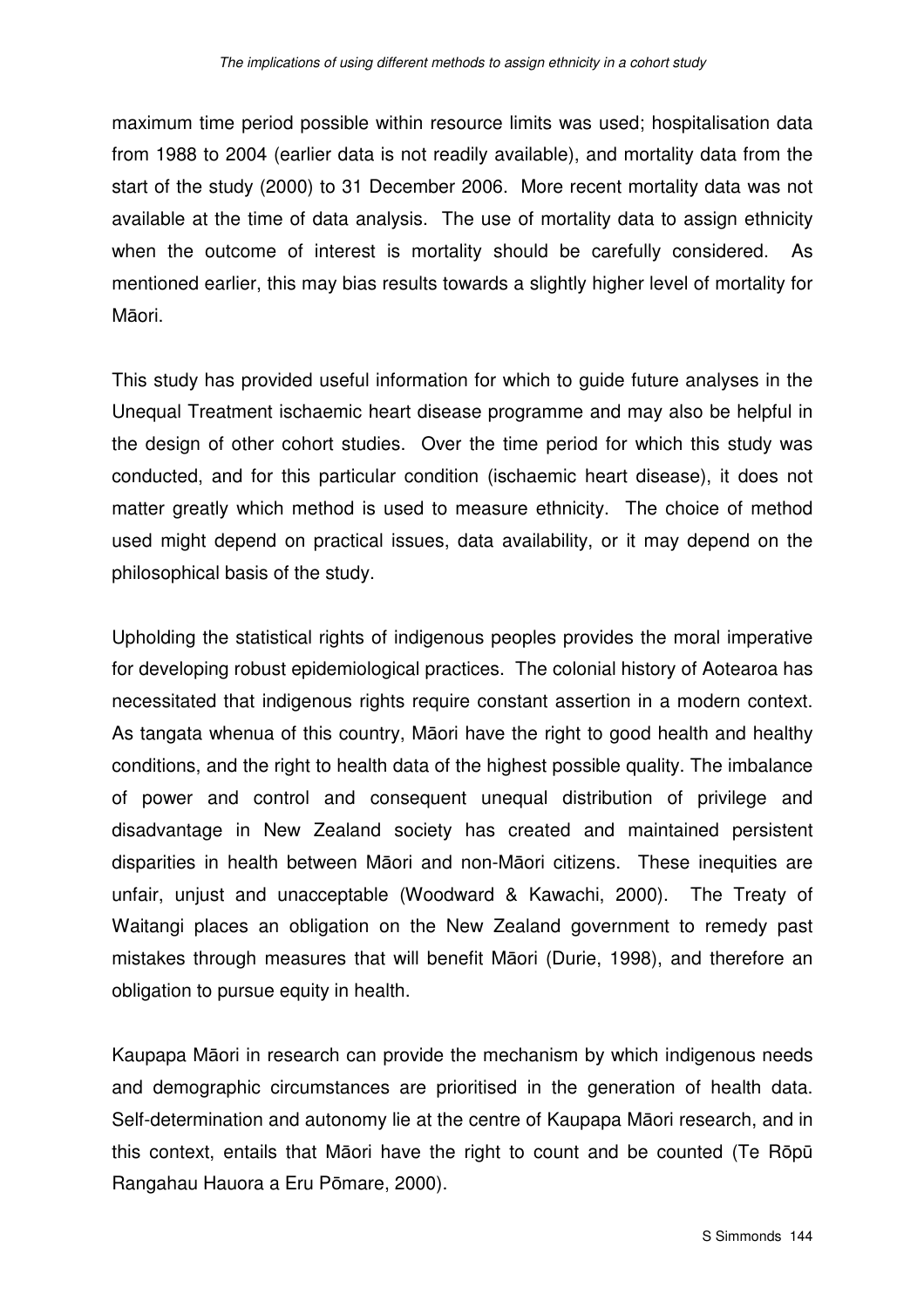maximum time period possible within resource limits was used; hospitalisation data from 1988 to 2004 (earlier data is not readily available), and mortality data from the start of the study (2000) to 31 December 2006. More recent mortality data was not available at the time of data analysis. The use of mortality data to assign ethnicity when the outcome of interest is mortality should be carefully considered. As mentioned earlier, this may bias results towards a slightly higher level of mortality for Māori.

This study has provided useful information for which to guide future analyses in the Unequal Treatment ischaemic heart disease programme and may also be helpful in the design of other cohort studies. Over the time period for which this study was conducted, and for this particular condition (ischaemic heart disease), it does not matter greatly which method is used to measure ethnicity. The choice of method used might depend on practical issues, data availability, or it may depend on the philosophical basis of the study.

Upholding the statistical rights of indigenous peoples provides the moral imperative for developing robust epidemiological practices. The colonial history of Aotearoa has necessitated that indigenous rights require constant assertion in a modern context. As tangata whenua of this country, Māori have the right to good health and healthy conditions, and the right to health data of the highest possible quality. The imbalance of power and control and consequent unequal distribution of privilege and disadvantage in New Zealand society has created and maintained persistent disparities in health between Māori and non-Māori citizens. These inequities are unfair, unjust and unacceptable (Woodward & Kawachi, 2000). The Treaty of Waitangi places an obligation on the New Zealand government to remedy past mistakes through measures that will benefit Māori (Durie, 1998), and therefore an obligation to pursue equity in health.

Kaupapa Māori in research can provide the mechanism by which indigenous needs and demographic circumstances are prioritised in the generation of health data. Self-determination and autonomy lie at the centre of Kaupapa Māori research, and in this context, entails that Māori have the right to count and be counted (Te Rōpū Rangahau Hauora a Eru Pōmare, 2000).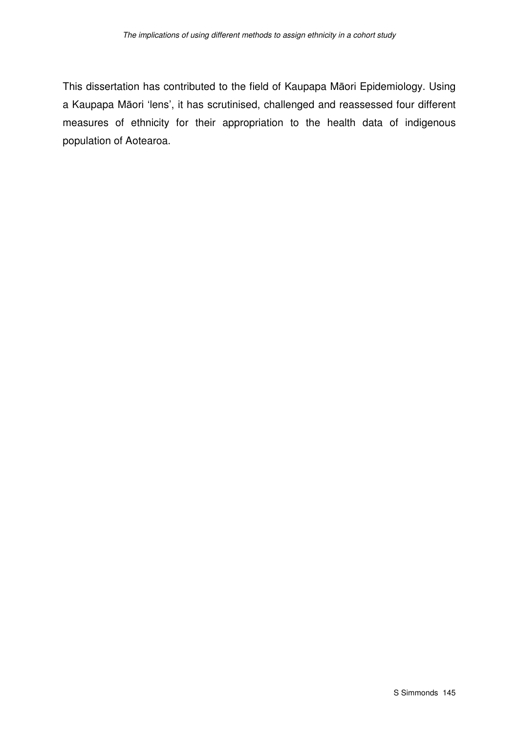This dissertation has contributed to the field of Kaupapa Māori Epidemiology. Using a Kaupapa Māori 'lens', it has scrutinised, challenged and reassessed four different measures of ethnicity for their appropriation to the health data of indigenous population of Aotearoa.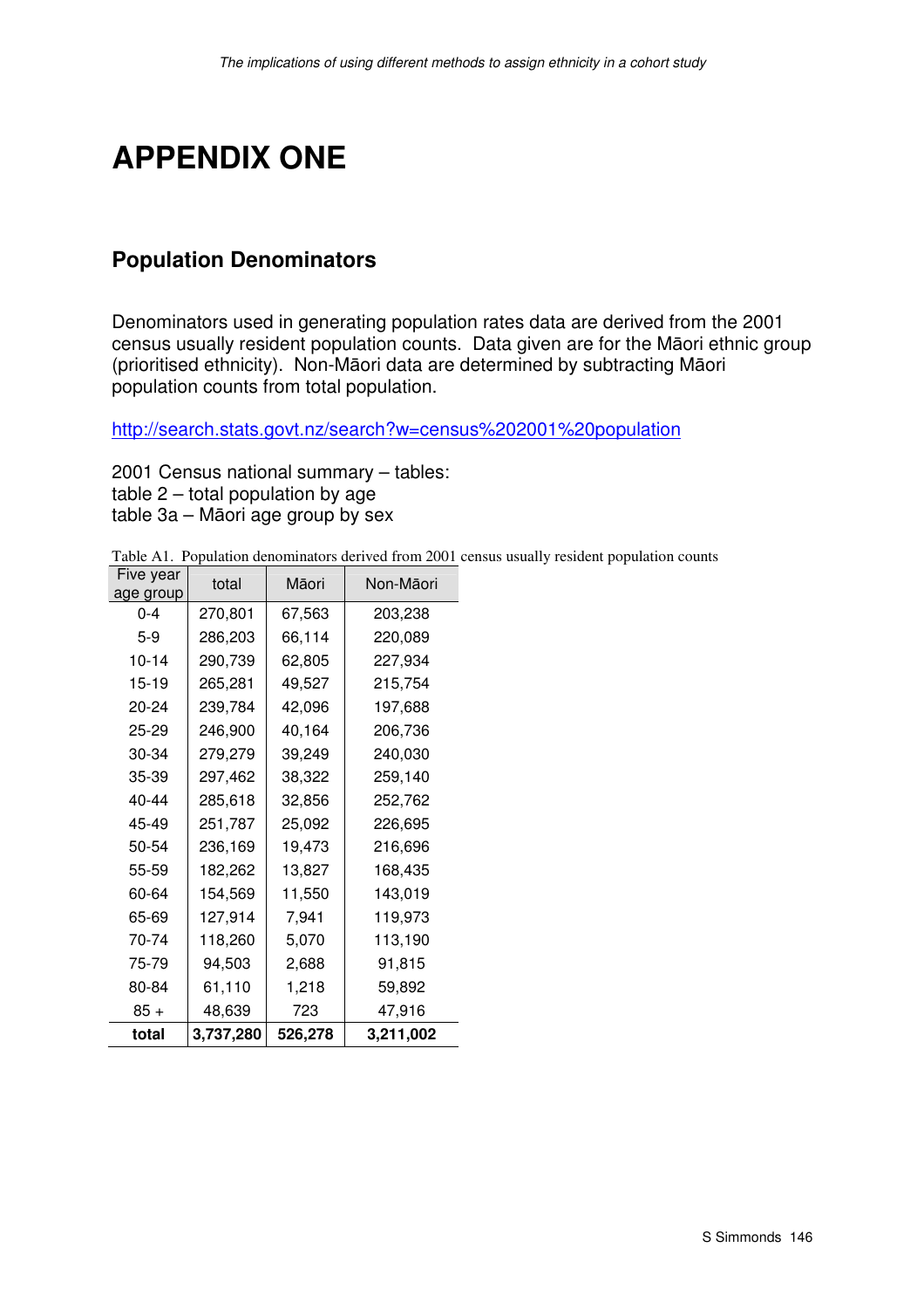# APPENDIX ONE

## Population Denominators

Denominators used in generating population rates data are derived from the 2001 census usually resident population counts. Data given are for the Māori ethnic group (prioritised ethnicity). Non-Māori data are determined by subtracting Māori population counts from total population.

http://search.stats.govt.nz/search?w=census%202001%20population

2001 Census national summary – tables:
table 2 – total population by age
table 3a – Māori age group by sex

Table A1. Population denominators derived from 2001 census usually resident population counts

| Five year age group | total | Māori | Non-Māori |
|---|---|---|---|
| 0-4 | 270,801 | 67,563 | 203,238 |
| 5-9 | 286,203 | 66,114 | 220,089 |
| 10-14 | 290,739 | 62,805 | 227,934 |
| 15-19 | 265,281 | 49,527 | 215,754 |
| 20-24 | 239,784 | 42,096 | 197,688 |
| 25-29 | 246,900 | 40,164 | 206,736 |
| 30-34 | 279,279 | 39,249 | 240,030 |
| 35-39 | 297,462 | 38,322 | 259,140 |
| 40-44 | 285,618 | 32,856 | 252,762 |
| 45-49 | 251,787 | 25,092 | 226,695 |
| 50-54 | 236,169 | 19,473 | 216,696 |
| 55-59 | 182,262 | 13,827 | 168,435 |
| 60-64 | 154,569 | 11,550 | 143,019 |
| 65-69 | 127,914 | 7,941 | 119,973 |
| 70-74 | 118,260 | 5,070 | 113,190 |
| 75-79 | 94,503 | 2,688 | 91,815 |
| 80-84 | 61,110 | 1,218 | 59,892 |
| 85 + | 48,639 | 723 | 47,916 |
| **total** | **3,737,280** | **526,278** | **3,211,002** |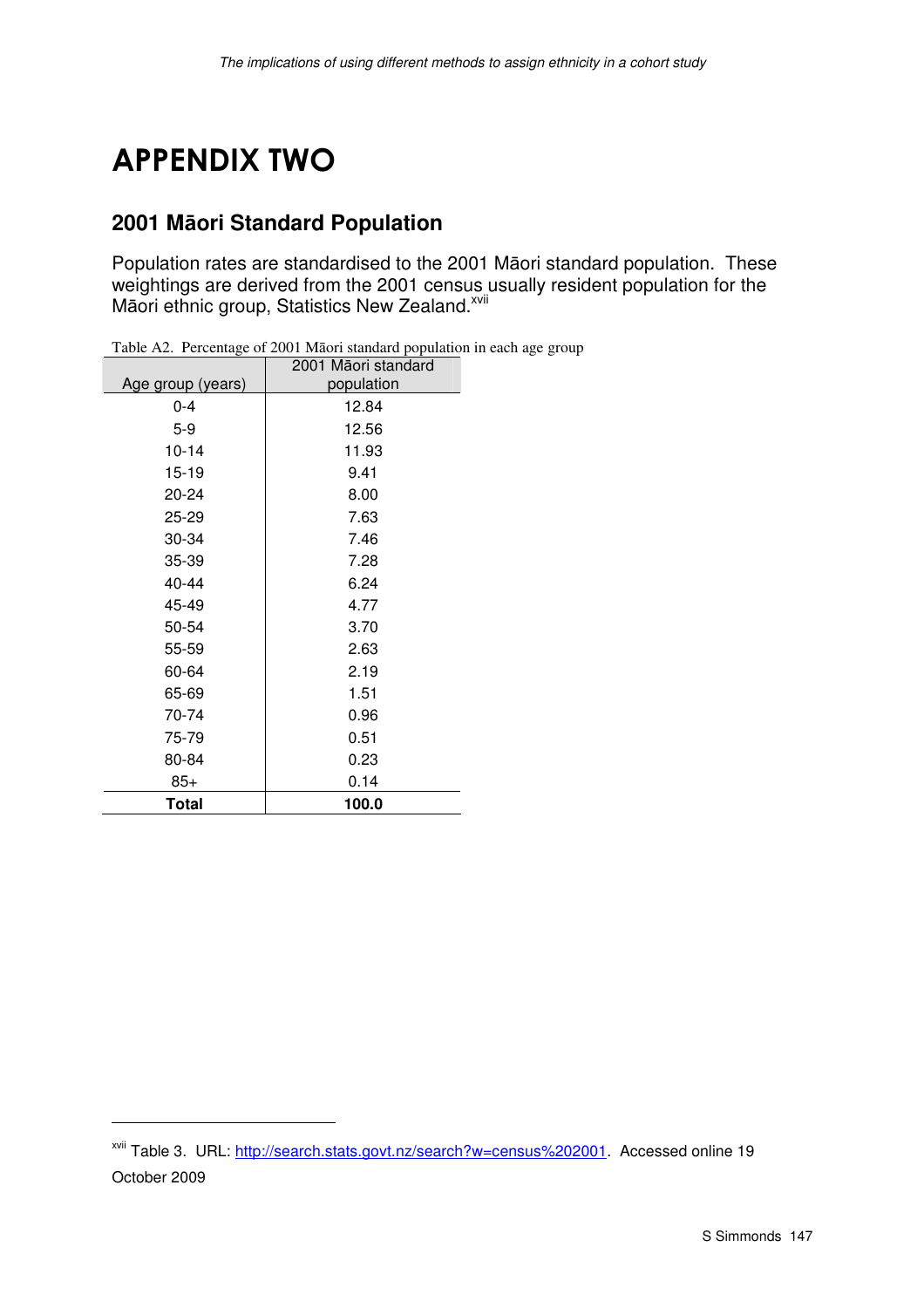# APPENDIX TWO

## 2001 Māori Standard Population

Population rates are standardised to the 2001 Māori standard population. These weightings are derived from the 2001 census usually resident population for the Māori ethnic group, Statistics New Zealand.[xvii]

Table A2. Percentage of 2001 Māori standard population in each age group

| Age group (years) | 2001 Māori standard population |
|---|---|
| 0-4 | 12.84 |
| 5-9 | 12.56 |
| 10-14 | 11.93 |
| 15-19 | 9.41 |
| 20-24 | 8.00 |
| 25-29 | 7.63 |
| 30-34 | 7.46 |
| 35-39 | 7.28 |
| 40-44 | 6.24 |
| 45-49 | 4.77 |
| 50-54 | 3.70 |
| 55-59 | 2.63 |
| 60-64 | 2.19 |
| 65-69 | 1.51 |
| 70-74 | 0.96 |
| 75-79 | 0.51 |
| 80-84 | 0.23 |
| 85+ | 0.14 |
| **Total** | **100.0** |

---

[xvii] Table 3. URL: http://search.stats.govt.nz/search?w=census%202001. Accessed online 19 October 2009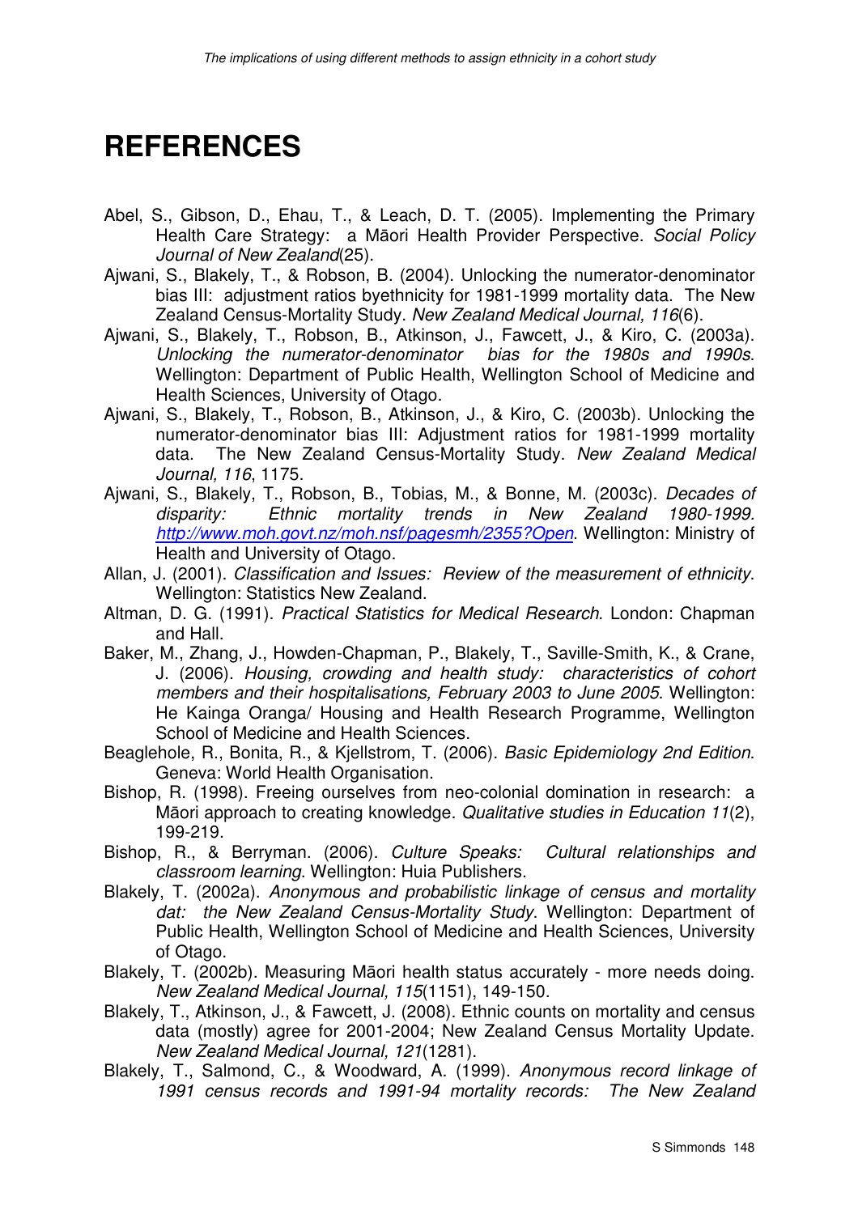# REFERENCES

Abel, S., Gibson, D., Ehau, T., & Leach, D. T. (2005). Implementing the Primary Health Care Strategy: a Māori Health Provider Perspective. *Social Policy Journal of New Zealand*(25).

Ajwani, S., Blakely, T., & Robson, B. (2004). Unlocking the numerator-denominator bias III: adjustment ratios byethnicity for 1981-1999 mortality data. The New Zealand Census-Mortality Study. *New Zealand Medical Journal, 116*(6).

Ajwani, S., Blakely, T., Robson, B., Atkinson, J., Fawcett, J., & Kiro, C. (2003a). *Unlocking the numerator-denominator bias for the 1980s and 1990s*. Wellington: Department of Public Health, Wellington School of Medicine and Health Sciences, University of Otago.

Ajwani, S., Blakely, T., Robson, B., Atkinson, J., & Kiro, C. (2003b). Unlocking the numerator-denominator bias III: Adjustment ratios for 1981-1999 mortality data. The New Zealand Census-Mortality Study. *New Zealand Medical Journal, 116*, 1175.

Ajwani, S., Blakely, T., Robson, B., Tobias, M., & Bonne, M. (2003c). *Decades of disparity: Ethnic mortality trends in New Zealand 1980-1999. http://www.moh.govt.nz/moh.nsf/pagesmh/2355?Open*. Wellington: Ministry of Health and University of Otago.

Allan, J. (2001). *Classification and Issues: Review of the measurement of ethnicity*. Wellington: Statistics New Zealand.

Altman, D. G. (1991). *Practical Statistics for Medical Research*. London: Chapman and Hall.

Baker, M., Zhang, J., Howden-Chapman, P., Blakely, T., Saville-Smith, K., & Crane, J. (2006). *Housing, crowding and health study: characteristics of cohort members and their hospitalisations, February 2003 to June 2005*. Wellington: He Kainga Oranga/ Housing and Health Research Programme, Wellington School of Medicine and Health Sciences.

Beaglehole, R., Bonita, R., & Kjellstrom, T. (2006). *Basic Epidemiology 2nd Edition*. Geneva: World Health Organisation.

Bishop, R. (1998). Freeing ourselves from neo-colonial domination in research: a Māori approach to creating knowledge. *Qualitative studies in Education 11*(2), 199-219.

Bishop, R., & Berryman. (2006). *Culture Speaks: Cultural relationships and classroom learning*. Wellington: Huia Publishers.

Blakely, T. (2002a). *Anonymous and probabilistic linkage of census and mortality dat: the New Zealand Census-Mortality Study*. Wellington: Department of Public Health, Wellington School of Medicine and Health Sciences, University of Otago.

Blakely, T. (2002b). Measuring Māori health status accurately - more needs doing. *New Zealand Medical Journal, 115*(1151), 149-150.

Blakely, T., Atkinson, J., & Fawcett, J. (2008). Ethnic counts on mortality and census data (mostly) agree for 2001-2004; New Zealand Census Mortality Update. *New Zealand Medical Journal, 121*(1281).

Blakely, T., Salmond, C., & Woodward, A. (1999). *Anonymous record linkage of 1991 census records and 1991-94 mortality records: The New Zealand*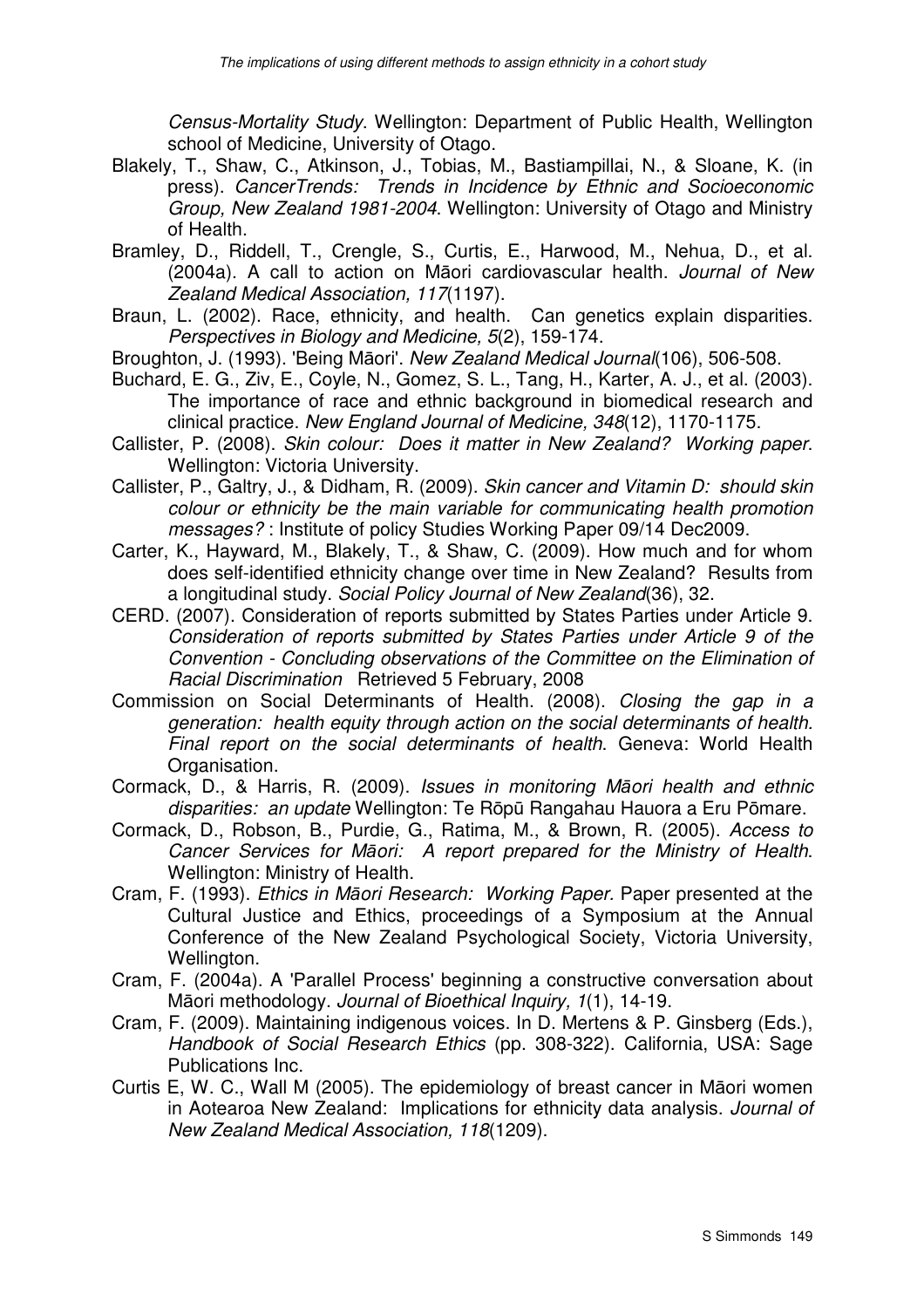*Census-Mortality Study*. Wellington: Department of Public Health, Wellington school of Medicine, University of Otago.

Blakely, T., Shaw, C., Atkinson, J., Tobias, M., Bastiampillai, N., & Sloane, K. (in press). *CancerTrends: Trends in Incidence by Ethnic and Socioeconomic Group, New Zealand 1981-2004*. Wellington: University of Otago and Ministry of Health.

Bramley, D., Riddell, T., Crengle, S., Curtis, E., Harwood, M., Nehua, D., et al. (2004a). A call to action on Māori cardiovascular health. *Journal of New Zealand Medical Association, 117*(1197).

Braun, L. (2002). Race, ethnicity, and health. Can genetics explain disparities. *Perspectives in Biology and Medicine, 5*(2), 159-174.

Broughton, J. (1993). 'Being Māori'. *New Zealand Medical Journal*(106), 506-508.

Buchard, E. G., Ziv, E., Coyle, N., Gomez, S. L., Tang, H., Karter, A. J., et al. (2003). The importance of race and ethnic background in biomedical research and clinical practice. *New England Journal of Medicine, 348*(12), 1170-1175.

Callister, P. (2008). *Skin colour: Does it matter in New Zealand? Working paper*. Wellington: Victoria University.

Callister, P., Galtry, J., & Didham, R. (2009). *Skin cancer and Vitamin D: should skin colour or ethnicity be the main variable for communicating health promotion messages?* : Institute of policy Studies Working Paper 09/14 Dec2009.

Carter, K., Hayward, M., Blakely, T., & Shaw, C. (2009). How much and for whom does self-identified ethnicity change over time in New Zealand? Results from a longitudinal study. *Social Policy Journal of New Zealand*(36), 32.

CERD. (2007). Consideration of reports submitted by States Parties under Article 9. *Consideration of reports submitted by States Parties under Article 9 of the Convention - Concluding observations of the Committee on the Elimination of Racial Discrimination* Retrieved 5 February, 2008

Commission on Social Determinants of Health. (2008). *Closing the gap in a generation: health equity through action on the social determinants of health. Final report on the social determinants of health*. Geneva: World Health Organisation.

Cormack, D., & Harris, R. (2009). *Issues in monitoring Māori health and ethnic disparities: an update* Wellington: Te Rōpū Rangahau Hauora a Eru Pōmare.

Cormack, D., Robson, B., Purdie, G., Ratima, M., & Brown, R. (2005). *Access to Cancer Services for Māori: A report prepared for the Ministry of Health*. Wellington: Ministry of Health.

Cram, F. (1993). *Ethics in Māori Research: Working Paper.* Paper presented at the Cultural Justice and Ethics, proceedings of a Symposium at the Annual Conference of the New Zealand Psychological Society, Victoria University, Wellington.

Cram, F. (2004a). A 'Parallel Process' beginning a constructive conversation about Māori methodology. *Journal of Bioethical Inquiry, 1*(1), 14-19.

Cram, F. (2009). Maintaining indigenous voices. In D. Mertens & P. Ginsberg (Eds.), *Handbook of Social Research Ethics* (pp. 308-322). California, USA: Sage Publications Inc.

Curtis E, W. C., Wall M (2005). The epidemiology of breast cancer in Māori women in Aotearoa New Zealand: Implications for ethnicity data analysis. *Journal of New Zealand Medical Association, 118*(1209).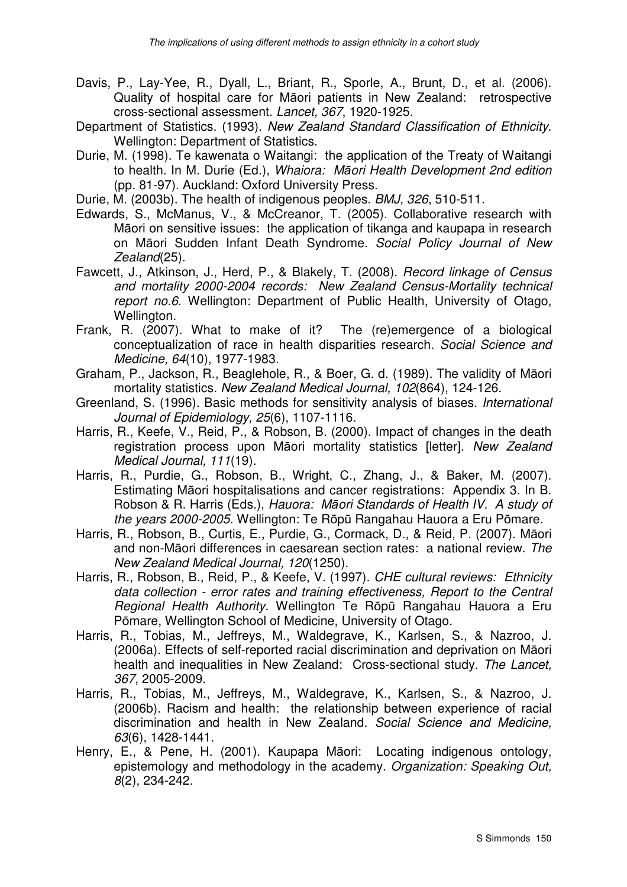Davis, P., Lay-Yee, R., Dyall, L., Briant, R., Sporle, A., Brunt, D., et al. (2006). Quality of hospital care for Māori patients in New Zealand: retrospective cross-sectional assessment. *Lancet, 367*, 1920-1925.

Department of Statistics. (1993). *New Zealand Standard Classification of Ethnicity*. Wellington: Department of Statistics.

Durie, M. (1998). Te kawenata o Waitangi: the application of the Treaty of Waitangi to health. In M. Durie (Ed.), *Whaiora: Māori Health Development 2nd edition* (pp. 81-97). Auckland: Oxford University Press.

Durie, M. (2003b). The health of indigenous peoples. *BMJ, 326*, 510-511.

Edwards, S., McManus, V., & McCreanor, T. (2005). Collaborative research with Māori on sensitive issues: the application of tikanga and kaupapa in research on Māori Sudden Infant Death Syndrome. *Social Policy Journal of New Zealand*(25).

Fawcett, J., Atkinson, J., Herd, P., & Blakely, T. (2008). *Record linkage of Census and mortality 2000-2004 records: New Zealand Census-Mortality technical report no.6*. Wellington: Department of Public Health, University of Otago, Wellington.

Frank, R. (2007). What to make of it? The (re)emergence of a biological conceptualization of race in health disparities research. *Social Science and Medicine, 64*(10), 1977-1983.

Graham, P., Jackson, R., Beaglehole, R., & Boer, G. d. (1989). The validity of Māori mortality statistics. *New Zealand Medical Journal, 102*(864), 124-126.

Greenland, S. (1996). Basic methods for sensitivity analysis of biases. *International Journal of Epidemiology, 25*(6), 1107-1116.

Harris, R., Keefe, V., Reid, P., & Robson, B. (2000). Impact of changes in the death registration process upon Māori mortality statistics [letter]. *New Zealand Medical Journal, 111*(19).

Harris, R., Purdie, G., Robson, B., Wright, C., Zhang, J., & Baker, M. (2007). Estimating Māori hospitalisations and cancer registrations: Appendix 3. In B. Robson & R. Harris (Eds.), *Hauora: Māori Standards of Health IV. A study of the years 2000-2005*. Wellington: Te Rōpū Rangahau Hauora a Eru Pōmare.

Harris, R., Robson, B., Curtis, E., Purdie, G., Cormack, D., & Reid, P. (2007). Māori and non-Māori differences in caesarean section rates: a national review. *The New Zealand Medical Journal, 120*(1250).

Harris, R., Robson, B., Reid, P., & Keefe, V. (1997). *CHE cultural reviews: Ethnicity data collection - error rates and training effectiveness, Report to the Central Regional Health Authority*. Wellington Te Rōpū Rangahau Hauora a Eru Pōmare, Wellington School of Medicine, University of Otago.

Harris, R., Tobias, M., Jeffreys, M., Waldegrave, K., Karlsen, S., & Nazroo, J. (2006a). Effects of self-reported racial discrimination and deprivation on Māori health and inequalities in New Zealand: Cross-sectional study. *The Lancet, 367*, 2005-2009.

Harris, R., Tobias, M., Jeffreys, M., Waldegrave, K., Karlsen, S., & Nazroo, J. (2006b). Racism and health: the relationship between experience of racial discrimination and health in New Zealand. *Social Science and Medicine, 63*(6), 1428-1441.

Henry, E., & Pene, H. (2001). Kaupapa Māori: Locating indigenous ontology, epistemology and methodology in the academy. *Organization: Speaking Out, 8*(2), 234-242.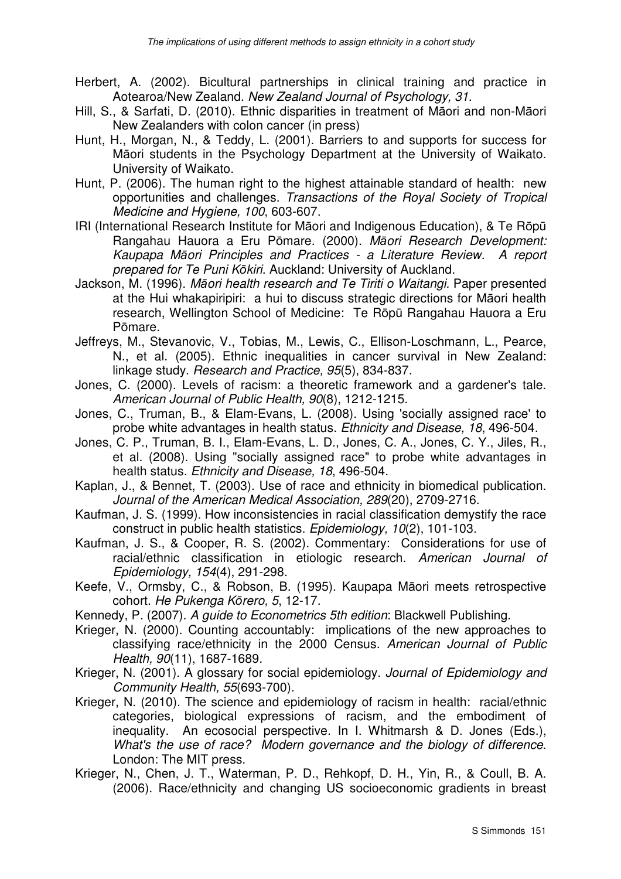Herbert, A. (2002). Bicultural partnerships in clinical training and practice in Aotearoa/New Zealand. *New Zealand Journal of Psychology, 31*.

Hill, S., & Sarfati, D. (2010). Ethnic disparities in treatment of Māori and non-Māori New Zealanders with colon cancer (in press)

Hunt, H., Morgan, N., & Teddy, L. (2001). Barriers to and supports for success for Māori students in the Psychology Department at the University of Waikato. University of Waikato.

Hunt, P. (2006). The human right to the highest attainable standard of health: new opportunities and challenges. *Transactions of the Royal Society of Tropical Medicine and Hygiene, 100*, 603-607.

IRI (International Research Institute for Māori and Indigenous Education), & Te Rōpū Rangahau Hauora a Eru Pōmare. (2000). *Māori Research Development: Kaupapa Māori Principles and Practices - a Literature Review. A report prepared for Te Puni Kōkiri*. Auckland: University of Auckland.

Jackson, M. (1996). *Māori health research and Te Tiriti o Waitangi.* Paper presented at the Hui whakapiripiri: a hui to discuss strategic directions for Māori health research, Wellington School of Medicine: Te Rōpū Rangahau Hauora a Eru Pōmare.

Jeffreys, M., Stevanovic, V., Tobias, M., Lewis, C., Ellison-Loschmann, L., Pearce, N., et al. (2005). Ethnic inequalities in cancer survival in New Zealand: linkage study. *Research and Practice, 95*(5), 834-837.

Jones, C. (2000). Levels of racism: a theoretic framework and a gardener's tale. *American Journal of Public Health, 90*(8), 1212-1215.

Jones, C., Truman, B., & Elam-Evans, L. (2008). Using 'socially assigned race' to probe white advantages in health status. *Ethnicity and Disease, 18*, 496-504.

Jones, C. P., Truman, B. I., Elam-Evans, L. D., Jones, C. A., Jones, C. Y., Jiles, R., et al. (2008). Using "socially assigned race" to probe white advantages in health status. *Ethnicity and Disease, 18*, 496-504.

Kaplan, J., & Bennet, T. (2003). Use of race and ethnicity in biomedical publication. *Journal of the American Medical Association, 289*(20), 2709-2716.

Kaufman, J. S. (1999). How inconsistencies in racial classification demystify the race construct in public health statistics. *Epidemiology, 10*(2), 101-103.

Kaufman, J. S., & Cooper, R. S. (2002). Commentary: Considerations for use of racial/ethnic classification in etiologic research. *American Journal of Epidemiology, 154*(4), 291-298.

Keefe, V., Ormsby, C., & Robson, B. (1995). Kaupapa Māori meets retrospective cohort. *He Pukenga Kōrero, 5*, 12-17.

Kennedy, P. (2007). *A guide to Econometrics 5th edition*: Blackwell Publishing.

Krieger, N. (2000). Counting accountably: implications of the new approaches to classifying race/ethnicity in the 2000 Census. *American Journal of Public Health, 90*(11), 1687-1689.

Krieger, N. (2001). A glossary for social epidemiology. *Journal of Epidemiology and Community Health, 55*(693-700).

Krieger, N. (2010). The science and epidemiology of racism in health: racial/ethnic categories, biological expressions of racism, and the embodiment of inequality. An ecosocial perspective. In I. Whitmarsh & D. Jones (Eds.), *What's the use of race? Modern governance and the biology of difference*. London: The MIT press.

Krieger, N., Chen, J. T., Waterman, P. D., Rehkopf, D. H., Yin, R., & Coull, B. A. (2006). Race/ethnicity and changing US socioeconomic gradients in breast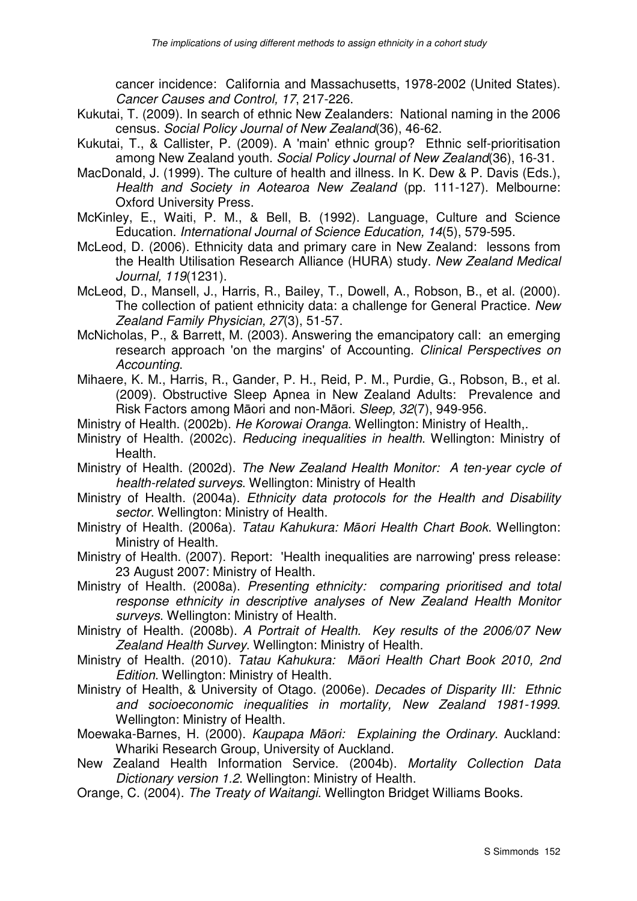cancer incidence: California and Massachusetts, 1978-2002 (United States). *Cancer Causes and Control, 17*, 217-226.

Kukutai, T. (2009). In search of ethnic New Zealanders: National naming in the 2006 census. *Social Policy Journal of New Zealand*(36), 46-62.

Kukutai, T., & Callister, P. (2009). A 'main' ethnic group? Ethnic self-prioritisation among New Zealand youth. *Social Policy Journal of New Zealand*(36), 16-31.

MacDonald, J. (1999). The culture of health and illness. In K. Dew & P. Davis (Eds.), *Health and Society in Aotearoa New Zealand* (pp. 111-127). Melbourne: Oxford University Press.

McKinley, E., Waiti, P. M., & Bell, B. (1992). Language, Culture and Science Education. *International Journal of Science Education, 14*(5), 579-595.

McLeod, D. (2006). Ethnicity data and primary care in New Zealand: lessons from the Health Utilisation Research Alliance (HURA) study. *New Zealand Medical Journal, 119*(1231).

McLeod, D., Mansell, J., Harris, R., Bailey, T., Dowell, A., Robson, B., et al. (2000). The collection of patient ethnicity data: a challenge for General Practice. *New Zealand Family Physician, 27*(3), 51-57.

McNicholas, P., & Barrett, M. (2003). Answering the emancipatory call: an emerging research approach 'on the margins' of Accounting. *Clinical Perspectives on Accounting*.

Mihaere, K. M., Harris, R., Gander, P. H., Reid, P. M., Purdie, G., Robson, B., et al. (2009). Obstructive Sleep Apnea in New Zealand Adults: Prevalence and Risk Factors among Māori and non-Māori. *Sleep, 32*(7), 949-956.

Ministry of Health. (2002b). *He Korowai Oranga*. Wellington: Ministry of Health,.

Ministry of Health. (2002c). *Reducing inequalities in health*. Wellington: Ministry of Health.

Ministry of Health. (2002d). *The New Zealand Health Monitor: A ten-year cycle of health-related surveys*. Wellington: Ministry of Health

Ministry of Health. (2004a). *Ethnicity data protocols for the Health and Disability sector*. Wellington: Ministry of Health.

Ministry of Health. (2006a). *Tatau Kahukura: Māori Health Chart Book*. Wellington: Ministry of Health.

Ministry of Health. (2007). Report: 'Health inequalities are narrowing' press release: 23 August 2007: Ministry of Health.

Ministry of Health. (2008a). *Presenting ethnicity: comparing prioritised and total response ethnicity in descriptive analyses of New Zealand Health Monitor surveys*. Wellington: Ministry of Health.

Ministry of Health. (2008b). *A Portrait of Health. Key results of the 2006/07 New Zealand Health Survey*. Wellington: Ministry of Health.

Ministry of Health. (2010). *Tatau Kahukura: Māori Health Chart Book 2010, 2nd Edition*. Wellington: Ministry of Health.

Ministry of Health, & University of Otago. (2006e). *Decades of Disparity III: Ethnic and socioeconomic inequalities in mortality, New Zealand 1981-1999*. Wellington: Ministry of Health.

Moewaka-Barnes, H. (2000). *Kaupapa Māori: Explaining the Ordinary*. Auckland: Whariki Research Group, University of Auckland.

New Zealand Health Information Service. (2004b). *Mortality Collection Data Dictionary version 1.2*. Wellington: Ministry of Health.

Orange, C. (2004). *The Treaty of Waitangi*. Wellington Bridget Williams Books.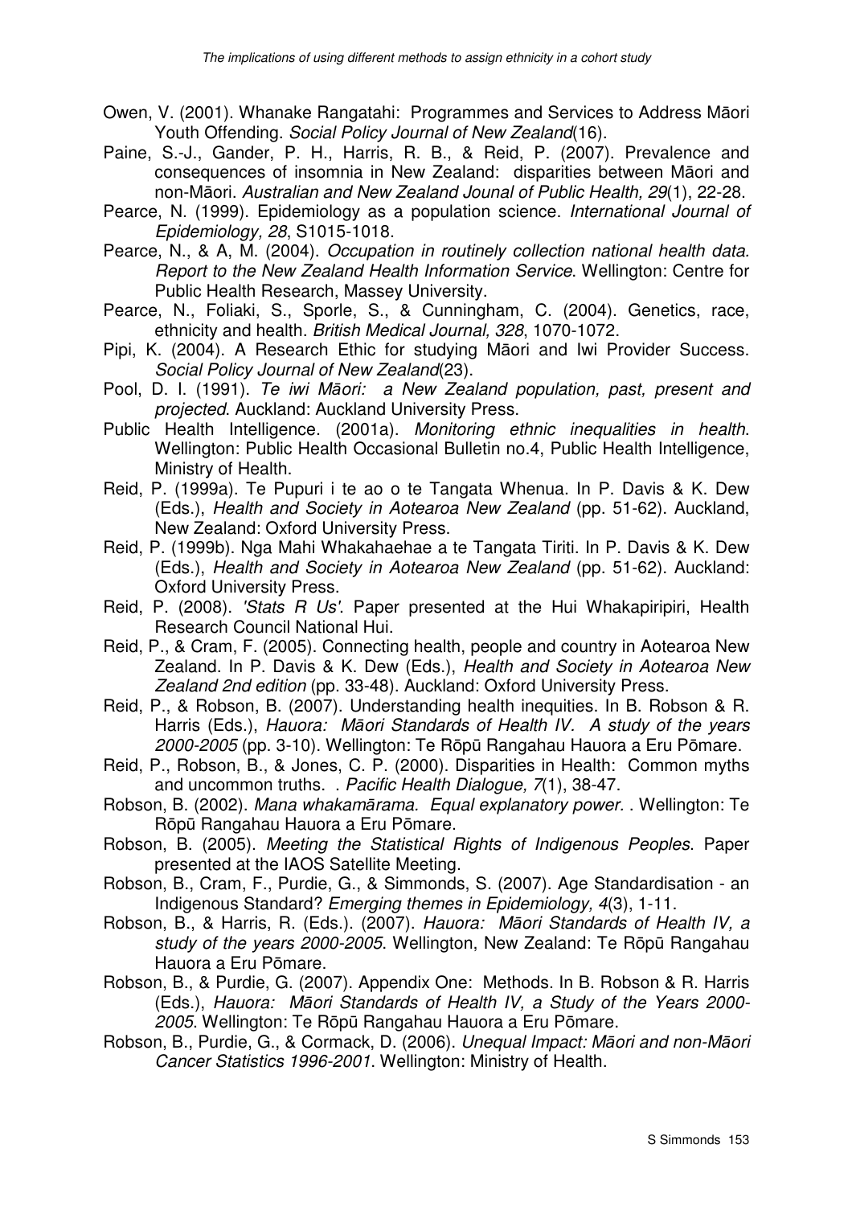Owen, V. (2001). Whanake Rangatahi: Programmes and Services to Address Māori Youth Offending. *Social Policy Journal of New Zealand*(16).

Paine, S.-J., Gander, P. H., Harris, R. B., & Reid, P. (2007). Prevalence and consequences of insomnia in New Zealand: disparities between Māori and non-Māori. *Australian and New Zealand Jounal of Public Health, 29*(1), 22-28.

Pearce, N. (1999). Epidemiology as a population science. *International Journal of Epidemiology, 28*, S1015-1018.

Pearce, N., & A, M. (2004). *Occupation in routinely collection national health data. Report to the New Zealand Health Information Service*. Wellington: Centre for Public Health Research, Massey University.

Pearce, N., Foliaki, S., Sporle, S., & Cunningham, C. (2004). Genetics, race, ethnicity and health. *British Medical Journal, 328*, 1070-1072.

Pipi, K. (2004). A Research Ethic for studying Māori and Iwi Provider Success. *Social Policy Journal of New Zealand*(23).

Pool, D. I. (1991). *Te iwi Māori: a New Zealand population, past, present and projected*. Auckland: Auckland University Press.

Public Health Intelligence. (2001a). *Monitoring ethnic inequalities in health*. Wellington: Public Health Occasional Bulletin no.4, Public Health Intelligence, Ministry of Health.

Reid, P. (1999a). Te Pupuri i te ao o te Tangata Whenua. In P. Davis & K. Dew (Eds.), *Health and Society in Aotearoa New Zealand* (pp. 51-62). Auckland, New Zealand: Oxford University Press.

Reid, P. (1999b). Nga Mahi Whakahaehae a te Tangata Tiriti. In P. Davis & K. Dew (Eds.), *Health and Society in Aotearoa New Zealand* (pp. 51-62). Auckland: Oxford University Press.

Reid, P. (2008). *'Stats R Us'*. Paper presented at the Hui Whakapiripiri, Health Research Council National Hui.

Reid, P., & Cram, F. (2005). Connecting health, people and country in Aotearoa New Zealand. In P. Davis & K. Dew (Eds.), *Health and Society in Aotearoa New Zealand 2nd edition* (pp. 33-48). Auckland: Oxford University Press.

Reid, P., & Robson, B. (2007). Understanding health inequities. In B. Robson & R. Harris (Eds.), *Hauora: Māori Standards of Health IV. A study of the years 2000-2005* (pp. 3-10). Wellington: Te Rōpū Rangahau Hauora a Eru Pōmare.

Reid, P., Robson, B., & Jones, C. P. (2000). Disparities in Health: Common myths and uncommon truths. . *Pacific Health Dialogue, 7*(1), 38-47.

Robson, B. (2002). *Mana whakamārama. Equal explanatory power.* . Wellington: Te Rōpū Rangahau Hauora a Eru Pōmare.

Robson, B. (2005). *Meeting the Statistical Rights of Indigenous Peoples*. Paper presented at the IAOS Satellite Meeting.

Robson, B., Cram, F., Purdie, G., & Simmonds, S. (2007). Age Standardisation - an Indigenous Standard? *Emerging themes in Epidemiology, 4*(3), 1-11.

Robson, B., & Harris, R. (Eds.). (2007). *Hauora: Māori Standards of Health IV, a study of the years 2000-2005*. Wellington, New Zealand: Te Rōpū Rangahau Hauora a Eru Pōmare.

Robson, B., & Purdie, G. (2007). Appendix One: Methods. In B. Robson & R. Harris (Eds.), *Hauora: Māori Standards of Health IV, a Study of the Years 2000-2005*. Wellington: Te Rōpū Rangahau Hauora a Eru Pōmare.

Robson, B., Purdie, G., & Cormack, D. (2006). *Unequal Impact: Māori and non-Māori Cancer Statistics 1996-2001*. Wellington: Ministry of Health.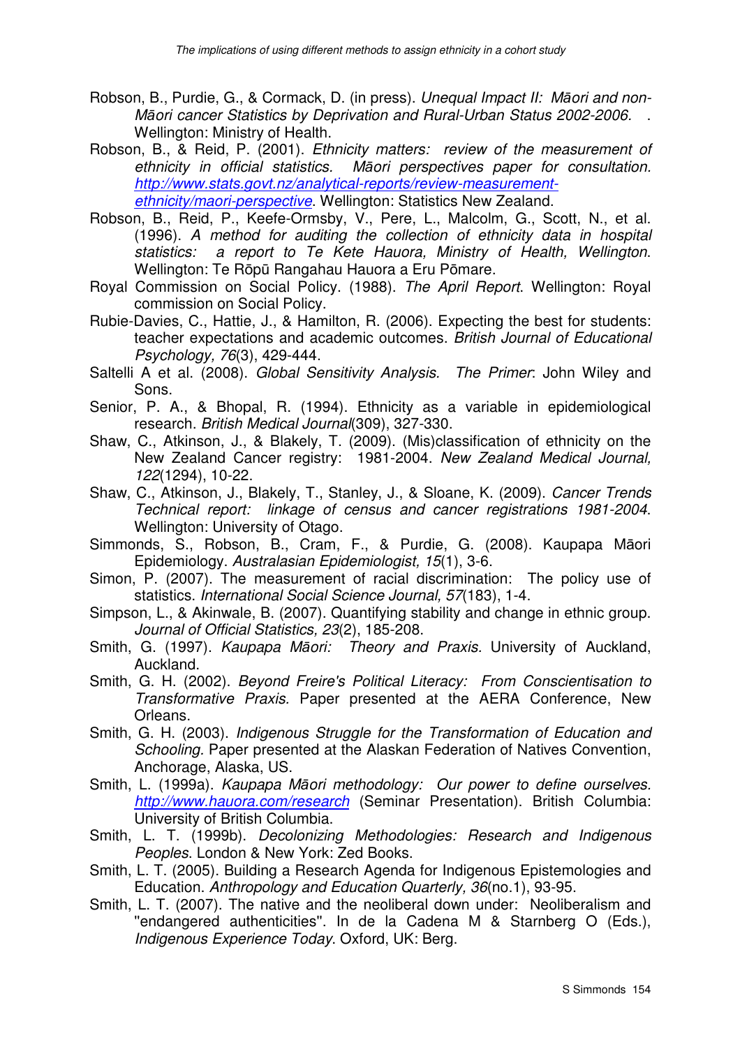Robson, B., Purdie, G., & Cormack, D. (in press). *Unequal Impact II: Māori and non-Māori cancer Statistics by Deprivation and Rural-Urban Status 2002-2006*. . Wellington: Ministry of Health.

Robson, B., & Reid, P. (2001). *Ethnicity matters: review of the measurement of ethnicity in official statistics. Māori perspectives paper for consultation.* *http://www.stats.govt.nz/analytical-reports/review-measurement-ethnicity/maori-perspective*. Wellington: Statistics New Zealand.

Robson, B., Reid, P., Keefe-Ormsby, V., Pere, L., Malcolm, G., Scott, N., et al. (1996). *A method for auditing the collection of ethnicity data in hospital statistics: a report to Te Kete Hauora, Ministry of Health, Wellington*. Wellington: Te Rōpū Rangahau Hauora a Eru Pōmare.

Royal Commission on Social Policy. (1988). *The April Report*. Wellington: Royal commission on Social Policy.

Rubie-Davies, C., Hattie, J., & Hamilton, R. (2006). Expecting the best for students: teacher expectations and academic outcomes. *British Journal of Educational Psychology, 76*(3), 429-444.

Saltelli A et al. (2008). *Global Sensitivity Analysis. The Primer*: John Wiley and Sons.

Senior, P. A., & Bhopal, R. (1994). Ethnicity as a variable in epidemiological research. *British Medical Journal*(309), 327-330.

Shaw, C., Atkinson, J., & Blakely, T. (2009). (Mis)classification of ethnicity on the New Zealand Cancer registry: 1981-2004. *New Zealand Medical Journal, 122*(1294), 10-22.

Shaw, C., Atkinson, J., Blakely, T., Stanley, J., & Sloane, K. (2009). *Cancer Trends Technical report: linkage of census and cancer registrations 1981-2004*. Wellington: University of Otago.

Simmonds, S., Robson, B., Cram, F., & Purdie, G. (2008). Kaupapa Māori Epidemiology. *Australasian Epidemiologist, 15*(1), 3-6.

Simon, P. (2007). The measurement of racial discrimination: The policy use of statistics. *International Social Science Journal, 57*(183), 1-4.

Simpson, L., & Akinwale, B. (2007). Quantifying stability and change in ethnic group. *Journal of Official Statistics, 23*(2), 185-208.

Smith, G. (1997). *Kaupapa Māori: Theory and Praxis.* University of Auckland, Auckland.

Smith, G. H. (2002). *Beyond Freire's Political Literacy: From Conscientisation to Transformative Praxis*. Paper presented at the AERA Conference, New Orleans.

Smith, G. H. (2003). *Indigenous Struggle for the Transformation of Education and Schooling.* Paper presented at the Alaskan Federation of Natives Convention, Anchorage, Alaska, US.

Smith, L. (1999a). *Kaupapa Māori methodology: Our power to define ourselves.* *http://www.hauora.com/research* (Seminar Presentation). British Columbia: University of British Columbia.

Smith, L. T. (1999b). *Decolonizing Methodologies: Research and Indigenous Peoples*. London & New York: Zed Books.

Smith, L. T. (2005). Building a Research Agenda for Indigenous Epistemologies and Education. *Anthropology and Education Quarterly, 36*(no.1), 93-95.

Smith, L. T. (2007). The native and the neoliberal down under: Neoliberalism and "endangered authenticities". In de la Cadena M & Starnberg O (Eds.), *Indigenous Experience Today*. Oxford, UK: Berg.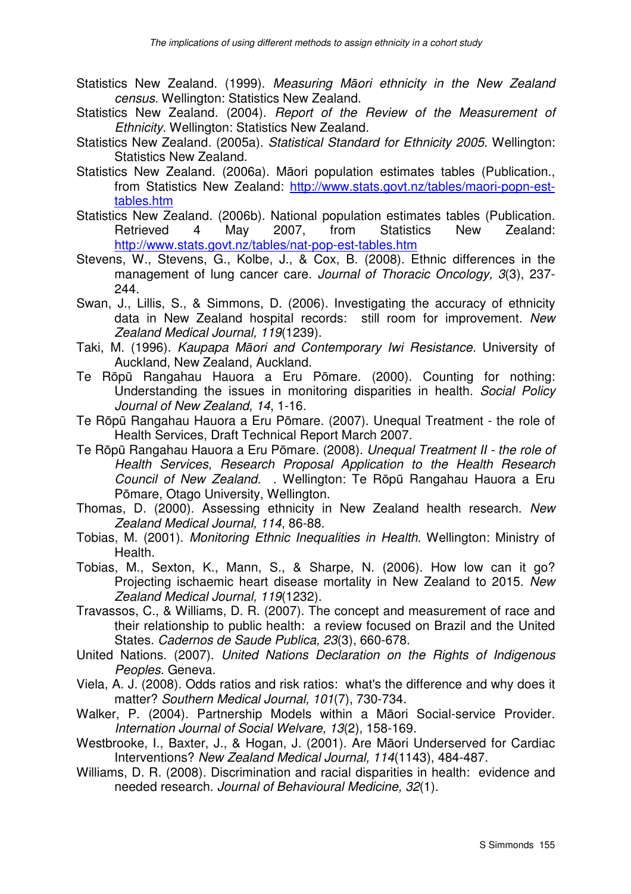Statistics New Zealand. (1999). *Measuring Māori ethnicity in the New Zealand census*. Wellington: Statistics New Zealand.

Statistics New Zealand. (2004). *Report of the Review of the Measurement of Ethnicity*. Wellington: Statistics New Zealand.

Statistics New Zealand. (2005a). *Statistical Standard for Ethnicity 2005*. Wellington: Statistics New Zealand.

Statistics New Zealand. (2006a). Māori population estimates tables (Publication., from Statistics New Zealand: http://www.stats.govt.nz/tables/maori-popn-est-tables.htm

Statistics New Zealand. (2006b). National population estimates tables (Publication. Retrieved 4 May 2007, from Statistics New Zealand: http://www.stats.govt.nz/tables/nat-pop-est-tables.htm

Stevens, W., Stevens, G., Kolbe, J., & Cox, B. (2008). Ethnic differences in the management of lung cancer care. *Journal of Thoracic Oncology, 3*(3), 237-244.

Swan, J., Lillis, S., & Simmons, D. (2006). Investigating the accuracy of ethnicity data in New Zealand hospital records: still room for improvement. *New Zealand Medical Journal, 119*(1239).

Taki, M. (1996). *Kaupapa Māori and Contemporary Iwi Resistance.* University of Auckland, New Zealand, Auckland.

Te Rōpū Rangahau Hauora a Eru Pōmare. (2000). Counting for nothing: Understanding the issues in monitoring disparities in health. *Social Policy Journal of New Zealand, 14*, 1-16.

Te Rōpū Rangahau Hauora a Eru Pōmare. (2007). Unequal Treatment - the role of Health Services, Draft Technical Report March 2007.

Te Rōpū Rangahau Hauora a Eru Pōmare. (2008). *Unequal Treatment II - the role of Health Services, Research Proposal Application to the Health Research Council of New Zealand.* . Wellington: Te Rōpū Rangahau Hauora a Eru Pōmare, Otago University, Wellington.

Thomas, D. (2000). Assessing ethnicity in New Zealand health research. *New Zealand Medical Journal, 114*, 86-88.

Tobias, M. (2001). *Monitoring Ethnic Inequalities in Health*. Wellington: Ministry of Health.

Tobias, M., Sexton, K., Mann, S., & Sharpe, N. (2006). How low can it go? Projecting ischaemic heart disease mortality in New Zealand to 2015. *New Zealand Medical Journal, 119*(1232).

Travassos, C., & Williams, D. R. (2007). The concept and measurement of race and their relationship to public health: a review focused on Brazil and the United States. *Cadernos de Saude Publica, 23*(3), 660-678.

United Nations. (2007). *United Nations Declaration on the Rights of Indigenous Peoples*. Geneva.

Viela, A. J. (2008). Odds ratios and risk ratios: what's the difference and why does it matter? *Southern Medical Journal, 101*(7), 730-734.

Walker, P. (2004). Partnership Models within a Māori Social-service Provider. *Internation Journal of Social Welvare, 13*(2), 158-169.

Westbrooke, I., Baxter, J., & Hogan, J. (2001). Are Māori Underserved for Cardiac Interventions? *New Zealand Medical Journal, 114*(1143), 484-487.

Williams, D. R. (2008). Discrimination and racial disparities in health: evidence and needed research. *Journal of Behavioural Medicine, 32*(1).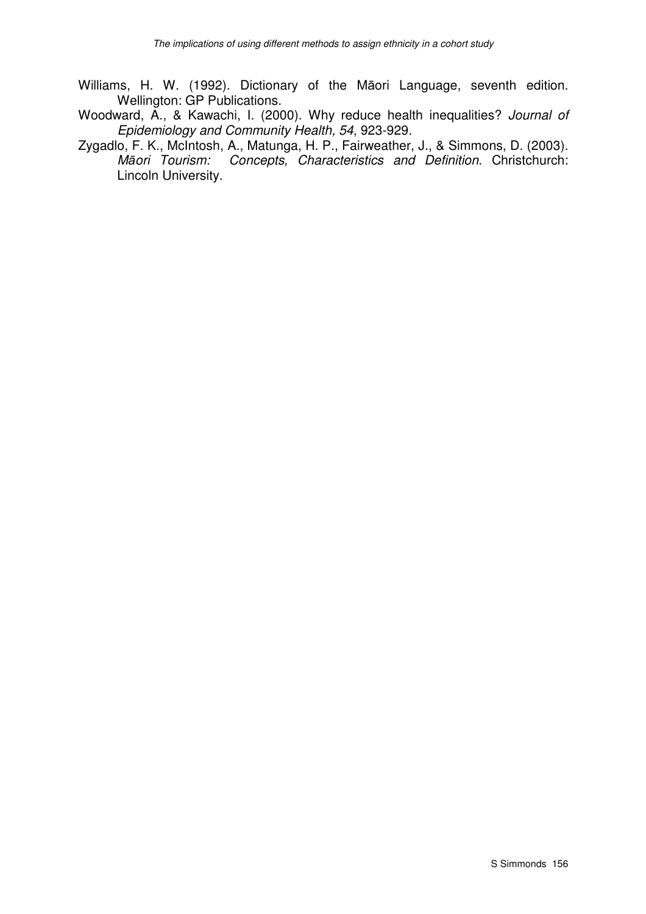Williams, H. W. (1992). Dictionary of the Māori Language, seventh edition. Wellington: GP Publications.

Woodward, A., & Kawachi, I. (2000). Why reduce health inequalities? *Journal of Epidemiology and Community Health, 54*, 923-929.

Zygadlo, F. K., McIntosh, A., Matunga, H. P., Fairweather, J., & Simmons, D. (2003). *Māori Tourism: Concepts, Characteristics and Definition*. Christchurch: Lincoln University.